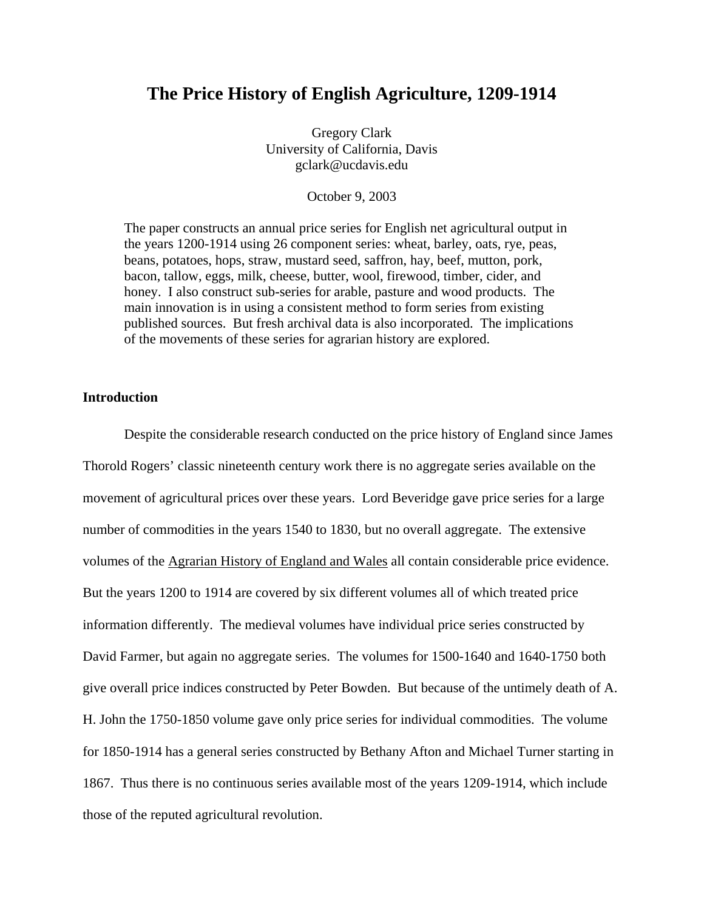# The Price History of English Agriculture, 1209-1914

Gregory Clark
University of California, Davis
gclark@ucdavis.edu

October 9, 2003

The paper constructs an annual price series for English net agricultural output in the years 1200-1914 using 26 component series: wheat, barley, oats, rye, peas, beans, potatoes, hops, straw, mustard seed, saffron, hay, beef, mutton, pork, bacon, tallow, eggs, milk, cheese, butter, wool, firewood, timber, cider, and honey. I also construct sub-series for arable, pasture and wood products. The main innovation is in using a consistent method to form series from existing published sources. But fresh archival data is also incorporated. The implications of the movements of these series for agrarian history are explored.

## Introduction

Despite the considerable research conducted on the price history of England since James Thorold Rogers' classic nineteenth century work there is no aggregate series available on the movement of agricultural prices over these years. Lord Beveridge gave price series for a large number of commodities in the years 1540 to 1830, but no overall aggregate. The extensive volumes of the Agrarian History of England and Wales all contain considerable price evidence. But the years 1200 to 1914 are covered by six different volumes all of which treated price information differently. The medieval volumes have individual price series constructed by David Farmer, but again no aggregate series. The volumes for 1500-1640 and 1640-1750 both give overall price indices constructed by Peter Bowden. But because of the untimely death of A. H. John the 1750-1850 volume gave only price series for individual commodities. The volume for 1850-1914 has a general series constructed by Bethany Afton and Michael Turner starting in 1867. Thus there is no continuous series available most of the years 1209-1914, which include those of the reputed agricultural revolution.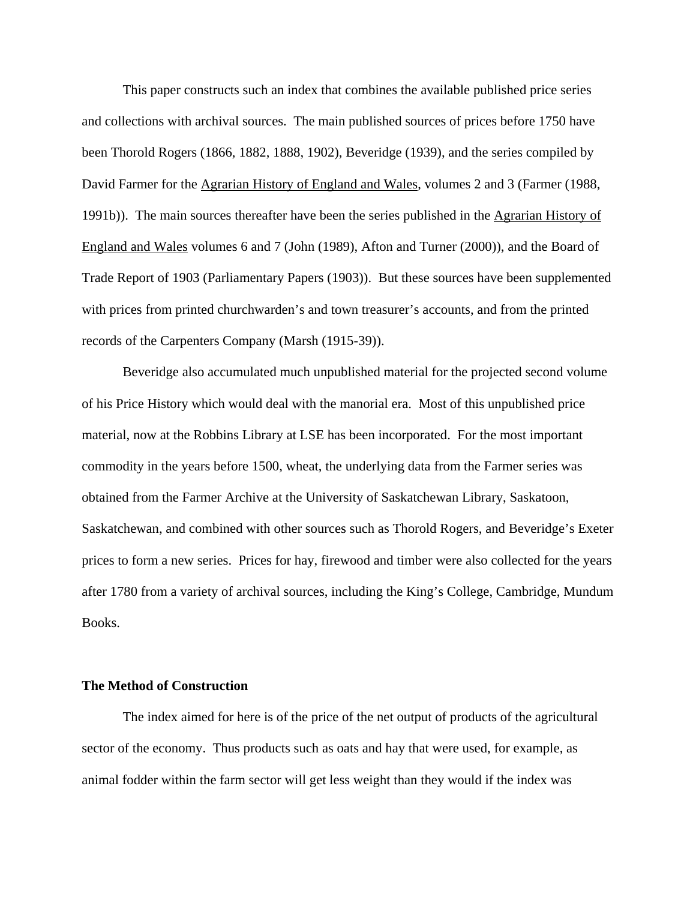This paper constructs such an index that combines the available published price series and collections with archival sources. The main published sources of prices before 1750 have been Thorold Rogers (1866, 1882, 1888, 1902), Beveridge (1939), and the series compiled by David Farmer for the Agrarian History of England and Wales, volumes 2 and 3 (Farmer (1988, 1991b)). The main sources thereafter have been the series published in the Agrarian History of England and Wales volumes 6 and 7 (John (1989), Afton and Turner (2000)), and the Board of Trade Report of 1903 (Parliamentary Papers (1903)). But these sources have been supplemented with prices from printed churchwarden's and town treasurer's accounts, and from the printed records of the Carpenters Company (Marsh (1915-39)).

Beveridge also accumulated much unpublished material for the projected second volume of his Price History which would deal with the manorial era. Most of this unpublished price material, now at the Robbins Library at LSE has been incorporated. For the most important commodity in the years before 1500, wheat, the underlying data from the Farmer series was obtained from the Farmer Archive at the University of Saskatchewan Library, Saskatoon, Saskatchewan, and combined with other sources such as Thorold Rogers, and Beveridge's Exeter prices to form a new series. Prices for hay, firewood and timber were also collected for the years after 1780 from a variety of archival sources, including the King's College, Cambridge, Mundum Books.

**The Method of Construction**

The index aimed for here is of the price of the net output of products of the agricultural sector of the economy. Thus products such as oats and hay that were used, for example, as animal fodder within the farm sector will get less weight than they would if the index was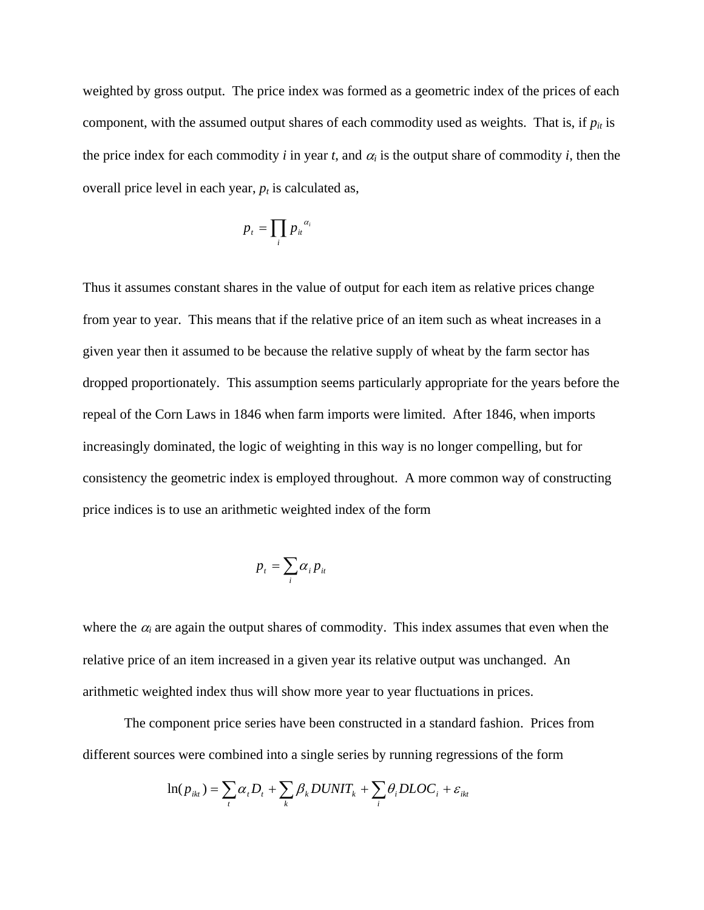weighted by gross output. The price index was formed as a geometric index of the prices of each component, with the assumed output shares of each commodity used as weights. That is, if $p_{it}$ is the price index for each commodity $i$ in year $t$, and $\alpha_i$ is the output share of commodity $i$, then the overall price level in each year, $p_t$ is calculated as,

$$p_t = \prod_i p_{it}^{\alpha_i}$$

Thus it assumes constant shares in the value of output for each item as relative prices change from year to year. This means that if the relative price of an item such as wheat increases in a given year then it assumed to be because the relative supply of wheat by the farm sector has dropped proportionately. This assumption seems particularly appropriate for the years before the repeal of the Corn Laws in 1846 when farm imports were limited. After 1846, when imports increasingly dominated, the logic of weighting in this way is no longer compelling, but for consistency the geometric index is employed throughout. A more common way of constructing price indices is to use an arithmetic weighted index of the form

$$p_t = \sum_i \alpha_i p_{it}$$

where the $\alpha_i$ are again the output shares of commodity. This index assumes that even when the relative price of an item increased in a given year its relative output was unchanged. An arithmetic weighted index thus will show more year to year fluctuations in prices.

The component price series have been constructed in a standard fashion. Prices from different sources were combined into a single series by running regressions of the form

$$\ln(p_{ikt}) = \sum_t \alpha_t D_t + \sum_k \beta_k DUNIT_k + \sum_i \theta_i DLOC_i + \varepsilon_{ikt}$$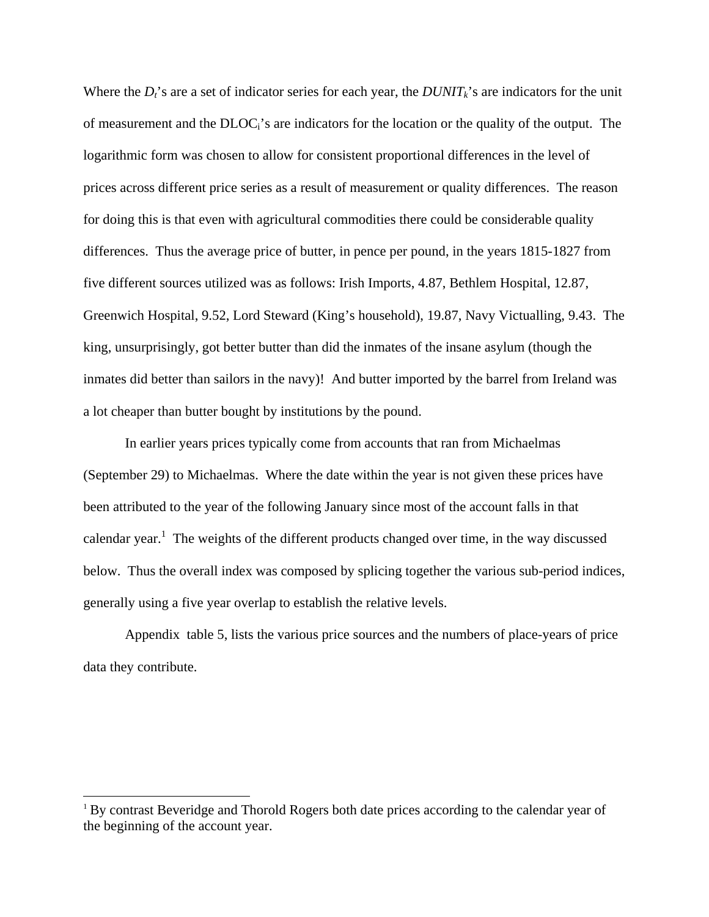Where the $D_t$'s are a set of indicator series for each year, the $DUNIT_k$'s are indicators for the unit of measurement and the $DLOC_i$'s are indicators for the location or the quality of the output. The logarithmic form was chosen to allow for consistent proportional differences in the level of prices across different price series as a result of measurement or quality differences. The reason for doing this is that even with agricultural commodities there could be considerable quality differences. Thus the average price of butter, in pence per pound, in the years 1815-1827 from five different sources utilized was as follows: Irish Imports, 4.87, Bethlem Hospital, 12.87, Greenwich Hospital, 9.52, Lord Steward (King's household), 19.87, Navy Victualling, 9.43. The king, unsurprisingly, got better butter than did the inmates of the insane asylum (though the inmates did better than sailors in the navy)! And butter imported by the barrel from Ireland was a lot cheaper than butter bought by institutions by the pound.

In earlier years prices typically come from accounts that ran from Michaelmas (September 29) to Michaelmas. Where the date within the year is not given these prices have been attributed to the year of the following January since most of the account falls in that calendar year.[1] The weights of the different products changed over time, in the way discussed below. Thus the overall index was composed by splicing together the various sub-period indices, generally using a five year overlap to establish the relative levels.

Appendix table 5, lists the various price sources and the numbers of place-years of price data they contribute.

[1] By contrast Beveridge and Thorold Rogers both date prices according to the calendar year of the beginning of the account year.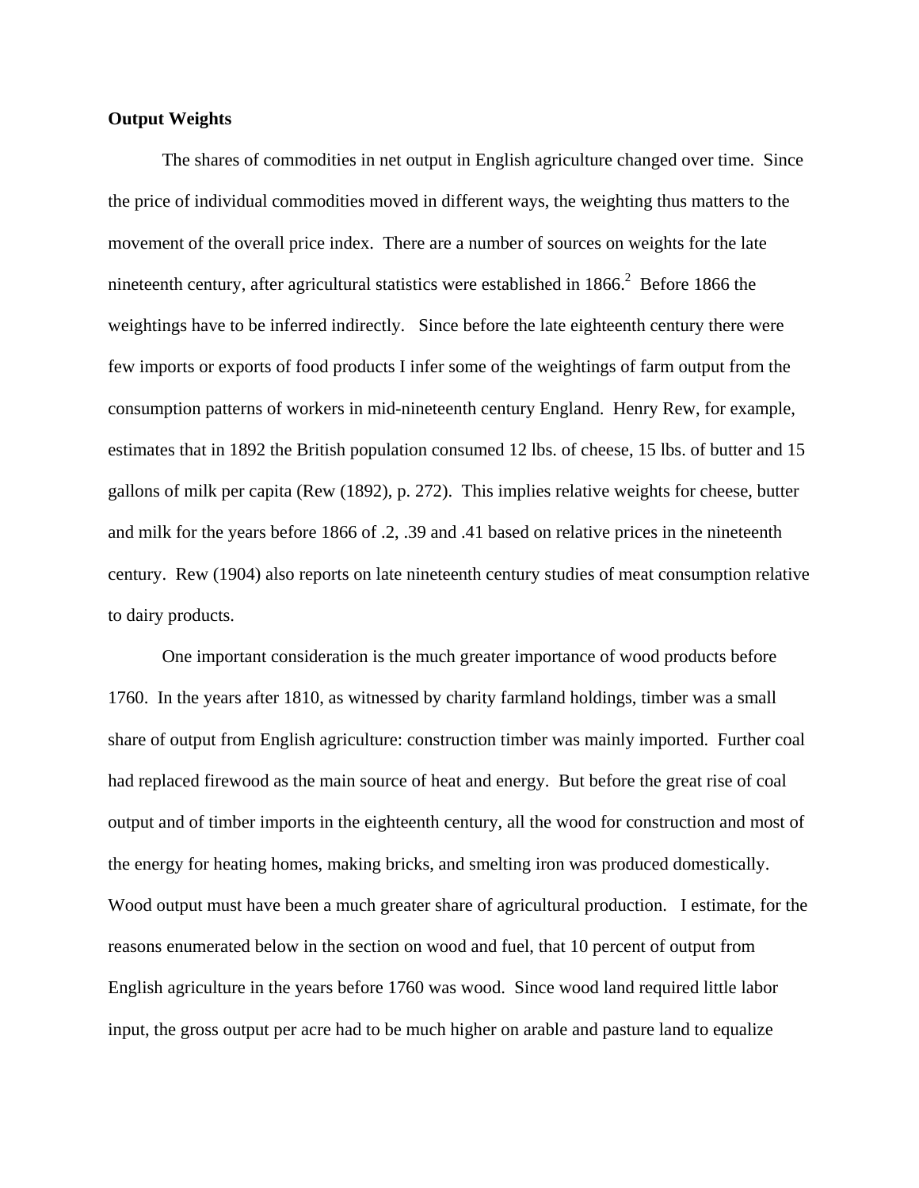**Output Weights**

The shares of commodities in net output in English agriculture changed over time. Since the price of individual commodities moved in different ways, the weighting thus matters to the movement of the overall price index. There are a number of sources on weights for the late nineteenth century, after agricultural statistics were established in 1866.[2] Before 1866 the weightings have to be inferred indirectly. Since before the late eighteenth century there were few imports or exports of food products I infer some of the weightings of farm output from the consumption patterns of workers in mid-nineteenth century England. Henry Rew, for example, estimates that in 1892 the British population consumed 12 lbs. of cheese, 15 lbs. of butter and 15 gallons of milk per capita (Rew (1892), p. 272). This implies relative weights for cheese, butter and milk for the years before 1866 of .2, .39 and .41 based on relative prices in the nineteenth century. Rew (1904) also reports on late nineteenth century studies of meat consumption relative to dairy products.

One important consideration is the much greater importance of wood products before 1760. In the years after 1810, as witnessed by charity farmland holdings, timber was a small share of output from English agriculture: construction timber was mainly imported. Further coal had replaced firewood as the main source of heat and energy. But before the great rise of coal output and of timber imports in the eighteenth century, all the wood for construction and most of the energy for heating homes, making bricks, and smelting iron was produced domestically. Wood output must have been a much greater share of agricultural production. I estimate, for the reasons enumerated below in the section on wood and fuel, that 10 percent of output from English agriculture in the years before 1760 was wood. Since wood land required little labor input, the gross output per acre had to be much higher on arable and pasture land to equalize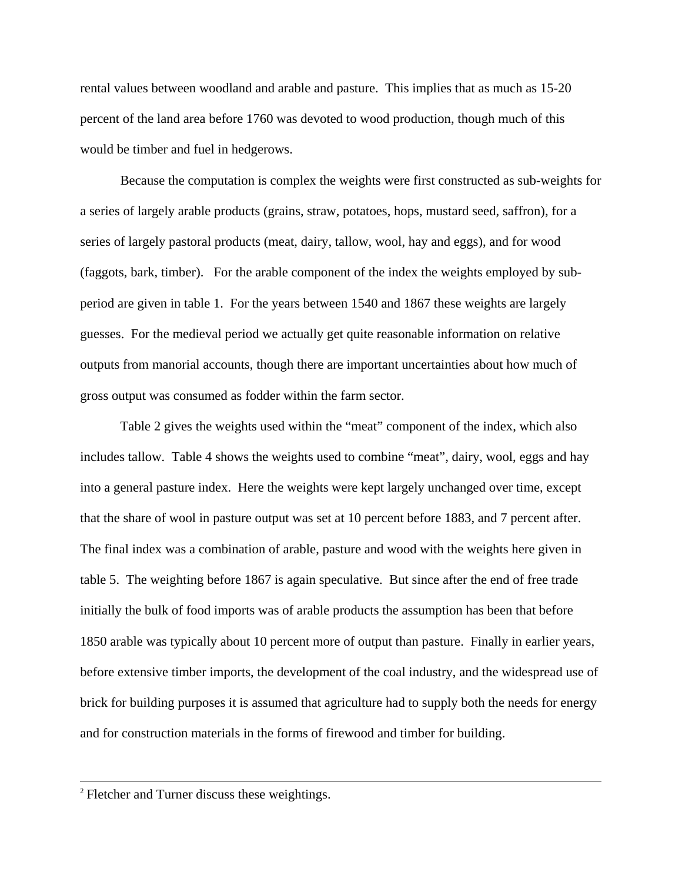rental values between woodland and arable and pasture. This implies that as much as 15-20 percent of the land area before 1760 was devoted to wood production, though much of this would be timber and fuel in hedgerows.

Because the computation is complex the weights were first constructed as sub-weights for a series of largely arable products (grains, straw, potatoes, hops, mustard seed, saffron), for a series of largely pastoral products (meat, dairy, tallow, wool, hay and eggs), and for wood (faggots, bark, timber). For the arable component of the index the weights employed by sub-period are given in table 1. For the years between 1540 and 1867 these weights are largely guesses. For the medieval period we actually get quite reasonable information on relative outputs from manorial accounts, though there are important uncertainties about how much of gross output was consumed as fodder within the farm sector.

Table 2 gives the weights used within the "meat" component of the index, which also includes tallow. Table 4 shows the weights used to combine "meat", dairy, wool, eggs and hay into a general pasture index. Here the weights were kept largely unchanged over time, except that the share of wool in pasture output was set at 10 percent before 1883, and 7 percent after. The final index was a combination of arable, pasture and wood with the weights here given in table 5. The weighting before 1867 is again speculative. But since after the end of free trade initially the bulk of food imports was of arable products the assumption has been that before 1850 arable was typically about 10 percent more of output than pasture. Finally in earlier years, before extensive timber imports, the development of the coal industry, and the widespread use of brick for building purposes it is assumed that agriculture had to supply both the needs for energy and for construction materials in the forms of firewood and timber for building.

---

[2] Fletcher and Turner discuss these weightings.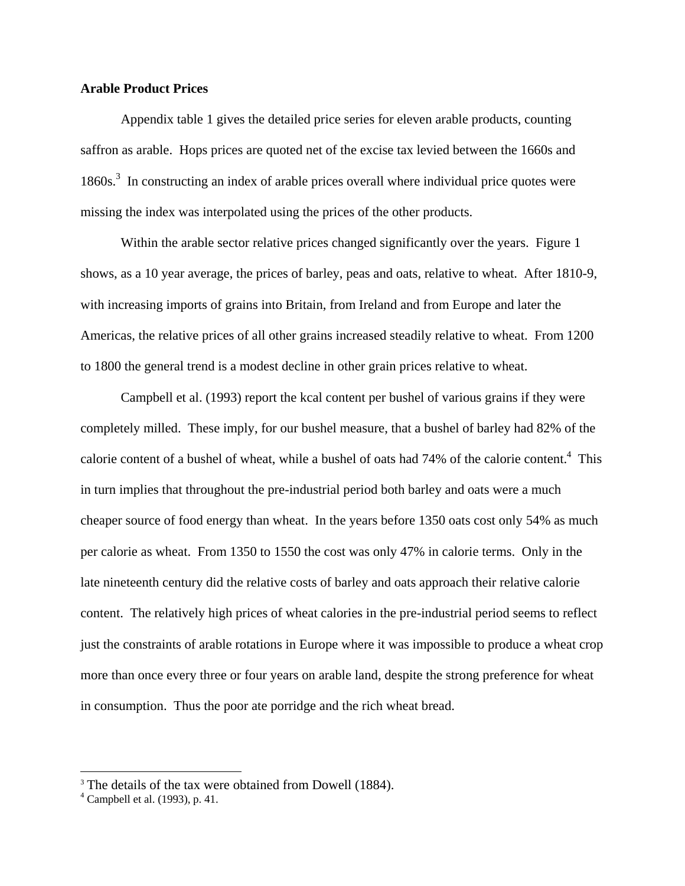**Arable Product Prices**

Appendix table 1 gives the detailed price series for eleven arable products, counting saffron as arable. Hops prices are quoted net of the excise tax levied between the 1660s and 1860s.[3] In constructing an index of arable prices overall where individual price quotes were missing the index was interpolated using the prices of the other products.

Within the arable sector relative prices changed significantly over the years. Figure 1 shows, as a 10 year average, the prices of barley, peas and oats, relative to wheat. After 1810-9, with increasing imports of grains into Britain, from Ireland and from Europe and later the Americas, the relative prices of all other grains increased steadily relative to wheat. From 1200 to 1800 the general trend is a modest decline in other grain prices relative to wheat.

Campbell et al. (1993) report the kcal content per bushel of various grains if they were completely milled. These imply, for our bushel measure, that a bushel of barley had 82% of the calorie content of a bushel of wheat, while a bushel of oats had 74% of the calorie content.[4] This in turn implies that throughout the pre-industrial period both barley and oats were a much cheaper source of food energy than wheat. In the years before 1350 oats cost only 54% as much per calorie as wheat. From 1350 to 1550 the cost was only 47% in calorie terms. Only in the late nineteenth century did the relative costs of barley and oats approach their relative calorie content. The relatively high prices of wheat calories in the pre-industrial period seems to reflect just the constraints of arable rotations in Europe where it was impossible to produce a wheat crop more than once every three or four years on arable land, despite the strong preference for wheat in consumption. Thus the poor ate porridge and the rich wheat bread.

---

[3] The details of the tax were obtained from Dowell (1884).

[4] Campbell et al. (1993), p. 41.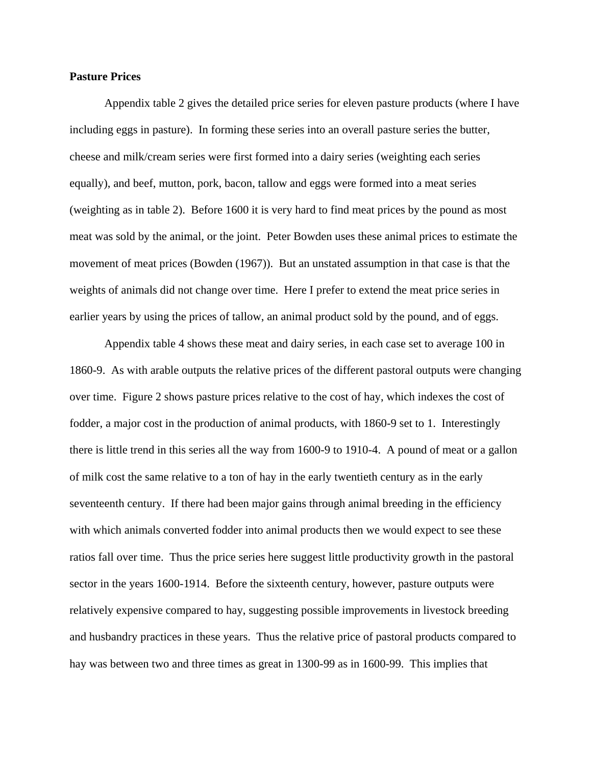**Pasture Prices**

Appendix table 2 gives the detailed price series for eleven pasture products (where I have including eggs in pasture). In forming these series into an overall pasture series the butter, cheese and milk/cream series were first formed into a dairy series (weighting each series equally), and beef, mutton, pork, bacon, tallow and eggs were formed into a meat series (weighting as in table 2). Before 1600 it is very hard to find meat prices by the pound as most meat was sold by the animal, or the joint. Peter Bowden uses these animal prices to estimate the movement of meat prices (Bowden (1967)). But an unstated assumption in that case is that the weights of animals did not change over time. Here I prefer to extend the meat price series in earlier years by using the prices of tallow, an animal product sold by the pound, and of eggs.

Appendix table 4 shows these meat and dairy series, in each case set to average 100 in 1860-9. As with arable outputs the relative prices of the different pastoral outputs were changing over time. Figure 2 shows pasture prices relative to the cost of hay, which indexes the cost of fodder, a major cost in the production of animal products, with 1860-9 set to 1. Interestingly there is little trend in this series all the way from 1600-9 to 1910-4. A pound of meat or a gallon of milk cost the same relative to a ton of hay in the early twentieth century as in the early seventeenth century. If there had been major gains through animal breeding in the efficiency with which animals converted fodder into animal products then we would expect to see these ratios fall over time. Thus the price series here suggest little productivity growth in the pastoral sector in the years 1600-1914. Before the sixteenth century, however, pasture outputs were relatively expensive compared to hay, suggesting possible improvements in livestock breeding and husbandry practices in these years. Thus the relative price of pastoral products compared to hay was between two and three times as great in 1300-99 as in 1600-99. This implies that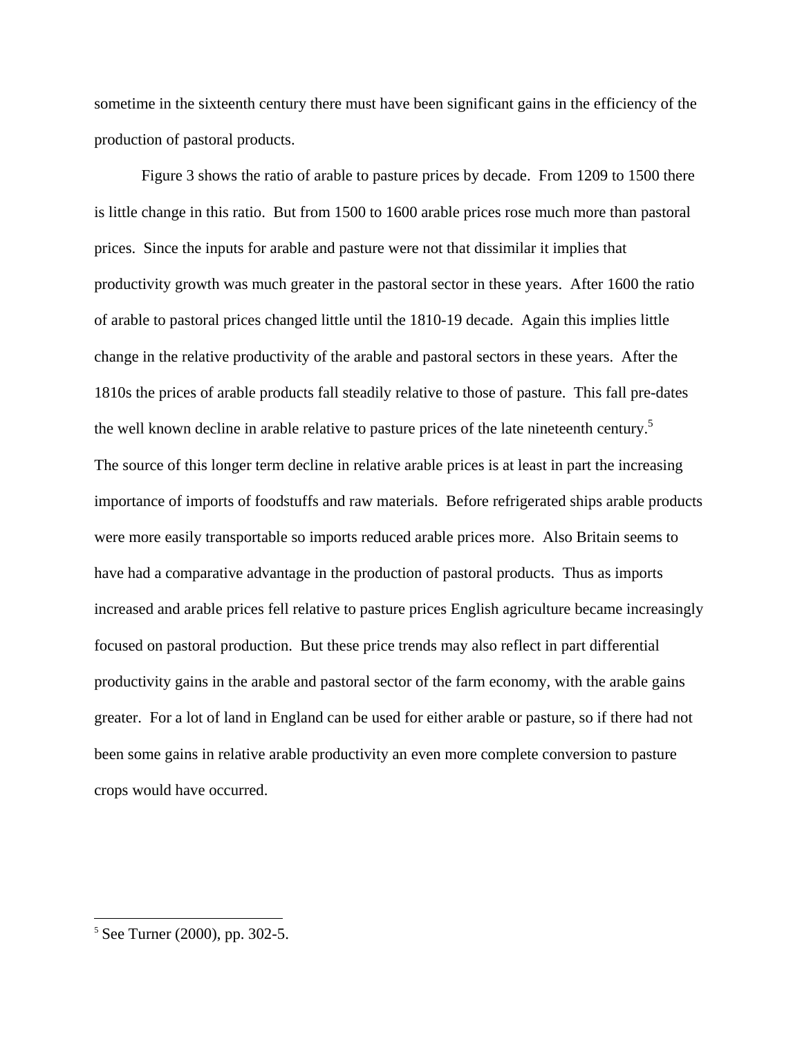sometime in the sixteenth century there must have been significant gains in the efficiency of the production of pastoral products.

Figure 3 shows the ratio of arable to pasture prices by decade. From 1209 to 1500 there is little change in this ratio. But from 1500 to 1600 arable prices rose much more than pastoral prices. Since the inputs for arable and pasture were not that dissimilar it implies that productivity growth was much greater in the pastoral sector in these years. After 1600 the ratio of arable to pastoral prices changed little until the 1810-19 decade. Again this implies little change in the relative productivity of the arable and pastoral sectors in these years. After the 1810s the prices of arable products fall steadily relative to those of pasture. This fall pre-dates the well known decline in arable relative to pasture prices of the late nineteenth century.[5] The source of this longer term decline in relative arable prices is at least in part the increasing importance of imports of foodstuffs and raw materials. Before refrigerated ships arable products were more easily transportable so imports reduced arable prices more. Also Britain seems to have had a comparative advantage in the production of pastoral products. Thus as imports increased and arable prices fell relative to pasture prices English agriculture became increasingly focused on pastoral production. But these price trends may also reflect in part differential productivity gains in the arable and pastoral sector of the farm economy, with the arable gains greater. For a lot of land in England can be used for either arable or pasture, so if there had not been some gains in relative arable productivity an even more complete conversion to pasture crops would have occurred.

[5] See Turner (2000), pp. 302-5.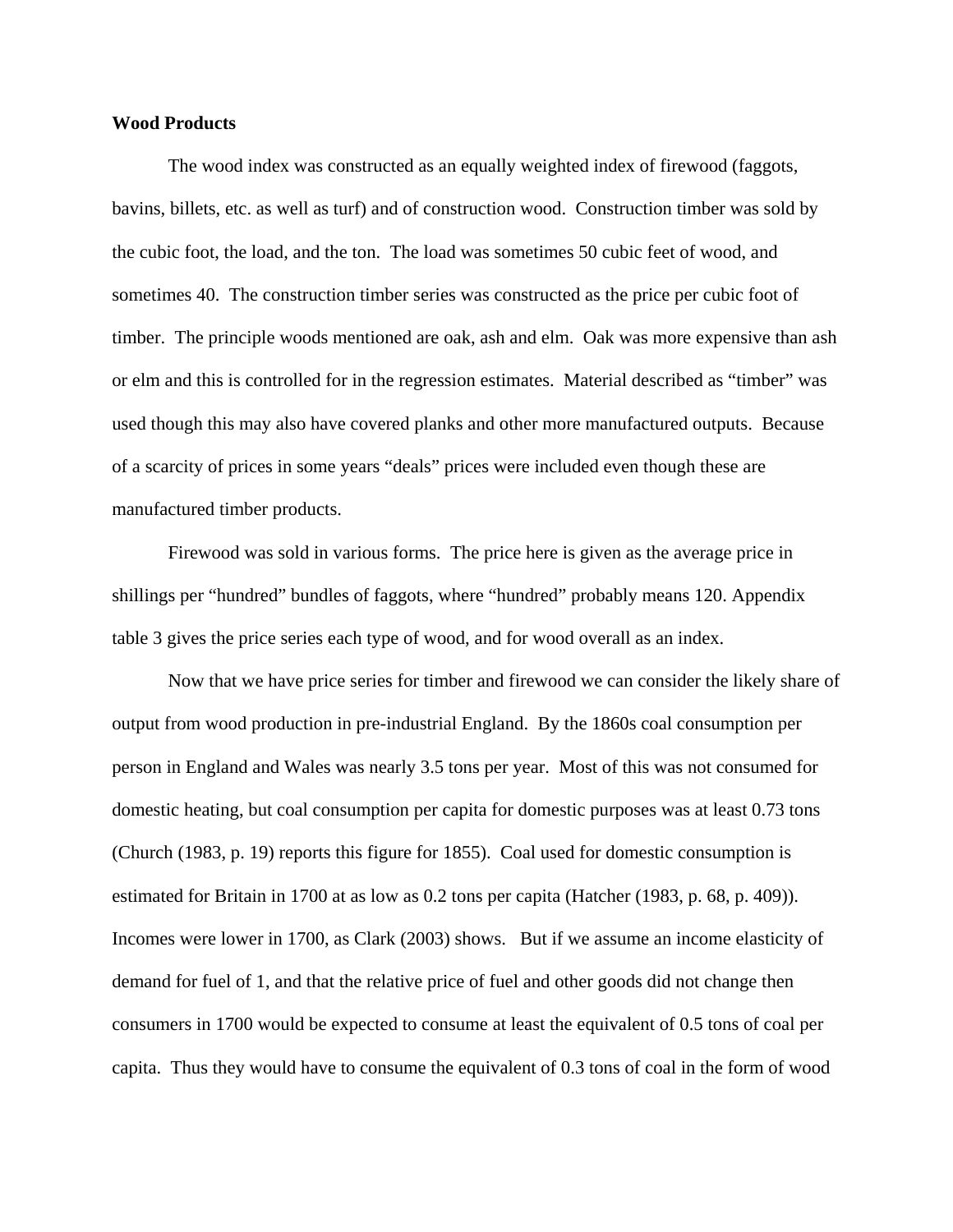**Wood Products**

The wood index was constructed as an equally weighted index of firewood (faggots, bavins, billets, etc. as well as turf) and of construction wood. Construction timber was sold by the cubic foot, the load, and the ton. The load was sometimes 50 cubic feet of wood, and sometimes 40. The construction timber series was constructed as the price per cubic foot of timber. The principle woods mentioned are oak, ash and elm. Oak was more expensive than ash or elm and this is controlled for in the regression estimates. Material described as "timber" was used though this may also have covered planks and other more manufactured outputs. Because of a scarcity of prices in some years "deals" prices were included even though these are manufactured timber products.

Firewood was sold in various forms. The price here is given as the average price in shillings per "hundred" bundles of faggots, where "hundred" probably means 120. Appendix table 3 gives the price series each type of wood, and for wood overall as an index.

Now that we have price series for timber and firewood we can consider the likely share of output from wood production in pre-industrial England. By the 1860s coal consumption per person in England and Wales was nearly 3.5 tons per year. Most of this was not consumed for domestic heating, but coal consumption per capita for domestic purposes was at least 0.73 tons (Church (1983, p. 19) reports this figure for 1855). Coal used for domestic consumption is estimated for Britain in 1700 at as low as 0.2 tons per capita (Hatcher (1983, p. 68, p. 409)). Incomes were lower in 1700, as Clark (2003) shows. But if we assume an income elasticity of demand for fuel of 1, and that the relative price of fuel and other goods did not change then consumers in 1700 would be expected to consume at least the equivalent of 0.5 tons of coal per capita. Thus they would have to consume the equivalent of 0.3 tons of coal in the form of wood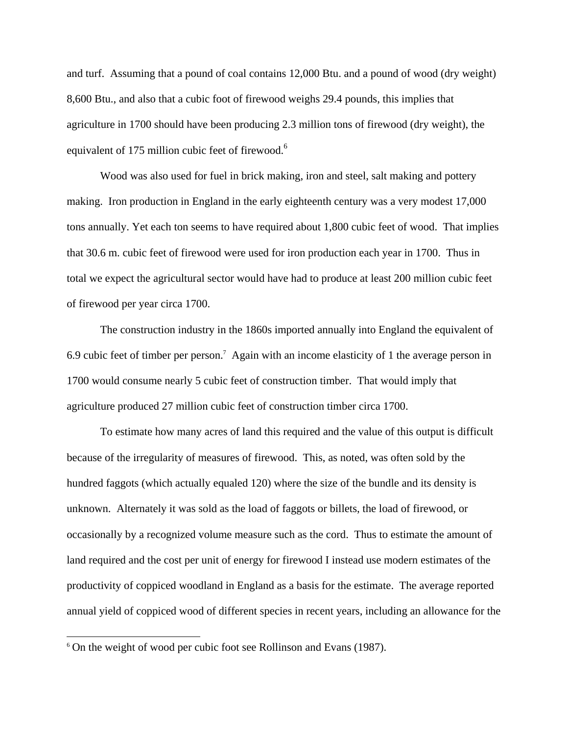and turf. Assuming that a pound of coal contains 12,000 Btu. and a pound of wood (dry weight) 8,600 Btu., and also that a cubic foot of firewood weighs 29.4 pounds, this implies that agriculture in 1700 should have been producing 2.3 million tons of firewood (dry weight), the equivalent of 175 million cubic feet of firewood.[6]

Wood was also used for fuel in brick making, iron and steel, salt making and pottery making. Iron production in England in the early eighteenth century was a very modest 17,000 tons annually. Yet each ton seems to have required about 1,800 cubic feet of wood. That implies that 30.6 m. cubic feet of firewood were used for iron production each year in 1700. Thus in total we expect the agricultural sector would have had to produce at least 200 million cubic feet of firewood per year circa 1700.

The construction industry in the 1860s imported annually into England the equivalent of 6.9 cubic feet of timber per person.[7] Again with an income elasticity of 1 the average person in 1700 would consume nearly 5 cubic feet of construction timber. That would imply that agriculture produced 27 million cubic feet of construction timber circa 1700.

To estimate how many acres of land this required and the value of this output is difficult because of the irregularity of measures of firewood. This, as noted, was often sold by the hundred faggots (which actually equaled 120) where the size of the bundle and its density is unknown. Alternately it was sold as the load of faggots or billets, the load of firewood, or occasionally by a recognized volume measure such as the cord. Thus to estimate the amount of land required and the cost per unit of energy for firewood I instead use modern estimates of the productivity of coppiced woodland in England as a basis for the estimate. The average reported annual yield of coppiced wood of different species in recent years, including an allowance for the

[6] On the weight of wood per cubic foot see Rollinson and Evans (1987).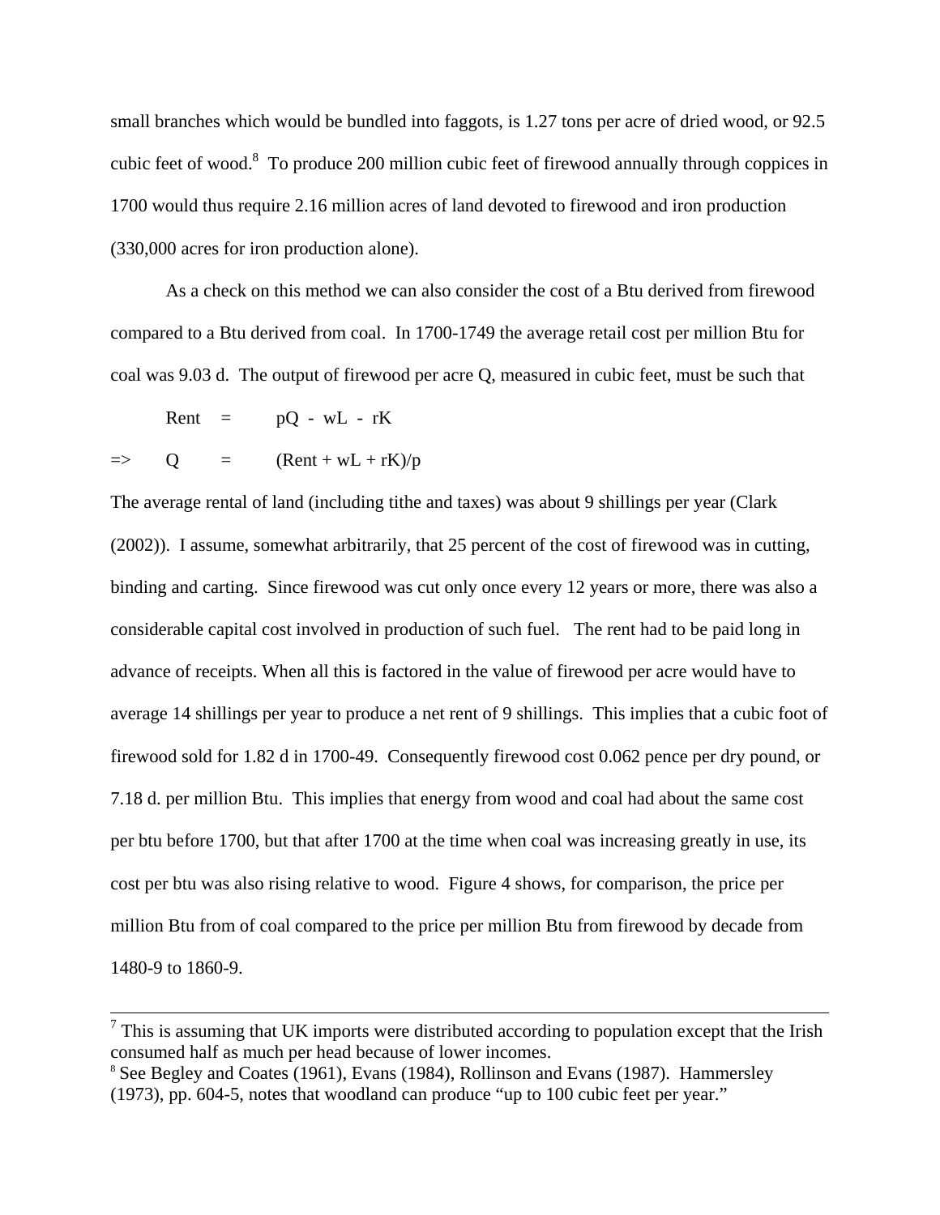small branches which would be bundled into faggots, is 1.27 tons per acre of dried wood, or 92.5 cubic feet of wood.[8] To produce 200 million cubic feet of firewood annually through coppices in 1700 would thus require 2.16 million acres of land devoted to firewood and iron production (330,000 acres for iron production alone).

As a check on this method we can also consider the cost of a Btu derived from firewood compared to a Btu derived from coal. In 1700-1749 the average retail cost per million Btu for coal was 9.03 d. The output of firewood per acre Q, measured in cubic feet, must be such that

$$\text{Rent} = pQ - wL - rK$$

$$\Rightarrow \quad Q = (\text{Rent} + wL + rK)/p$$

The average rental of land (including tithe and taxes) was about 9 shillings per year (Clark (2002)). I assume, somewhat arbitrarily, that 25 percent of the cost of firewood was in cutting, binding and carting. Since firewood was cut only once every 12 years or more, there was also a considerable capital cost involved in production of such fuel. The rent had to be paid long in advance of receipts. When all this is factored in the value of firewood per acre would have to average 14 shillings per year to produce a net rent of 9 shillings. This implies that a cubic foot of firewood sold for 1.82 d in 1700-49. Consequently firewood cost 0.062 pence per dry pound, or 7.18 d. per million Btu. This implies that energy from wood and coal had about the same cost per btu before 1700, but that after 1700 at the time when coal was increasing greatly in use, its cost per btu was also rising relative to wood. Figure 4 shows, for comparison, the price per million Btu from of coal compared to the price per million Btu from firewood by decade from 1480-9 to 1860-9.

---

[7] This is assuming that UK imports were distributed according to population except that the Irish consumed half as much per head because of lower incomes.

[8] See Begley and Coates (1961), Evans (1984), Rollinson and Evans (1987). Hammersley (1973), pp. 604-5, notes that woodland can produce "up to 100 cubic feet per year."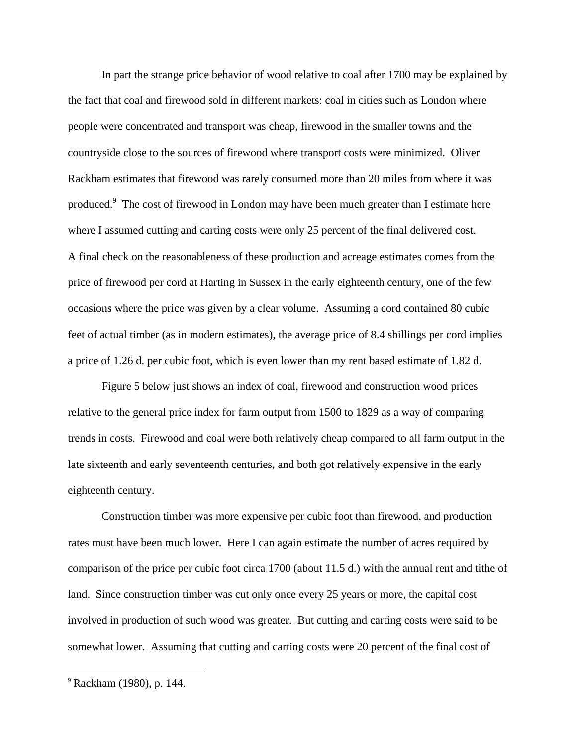In part the strange price behavior of wood relative to coal after 1700 may be explained by the fact that coal and firewood sold in different markets: coal in cities such as London where people were concentrated and transport was cheap, firewood in the smaller towns and the countryside close to the sources of firewood where transport costs were minimized. Oliver Rackham estimates that firewood was rarely consumed more than 20 miles from where it was produced.[9] The cost of firewood in London may have been much greater than I estimate here where I assumed cutting and carting costs were only 25 percent of the final delivered cost.

A final check on the reasonableness of these production and acreage estimates comes from the price of firewood per cord at Harting in Sussex in the early eighteenth century, one of the few occasions where the price was given by a clear volume. Assuming a cord contained 80 cubic feet of actual timber (as in modern estimates), the average price of 8.4 shillings per cord implies a price of 1.26 d. per cubic foot, which is even lower than my rent based estimate of 1.82 d.

Figure 5 below just shows an index of coal, firewood and construction wood prices relative to the general price index for farm output from 1500 to 1829 as a way of comparing trends in costs. Firewood and coal were both relatively cheap compared to all farm output in the late sixteenth and early seventeenth centuries, and both got relatively expensive in the early eighteenth century.

Construction timber was more expensive per cubic foot than firewood, and production rates must have been much lower. Here I can again estimate the number of acres required by comparison of the price per cubic foot circa 1700 (about 11.5 d.) with the annual rent and tithe of land. Since construction timber was cut only once every 25 years or more, the capital cost involved in production of such wood was greater. But cutting and carting costs were said to be somewhat lower. Assuming that cutting and carting costs were 20 percent of the final cost of

[9] Rackham (1980), p. 144.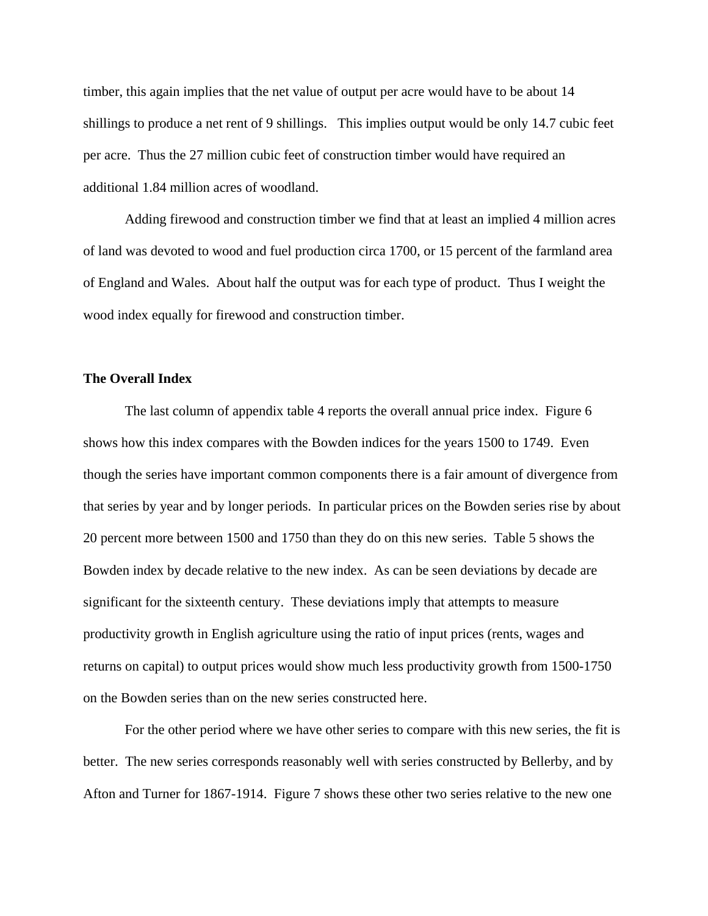timber, this again implies that the net value of output per acre would have to be about 14 shillings to produce a net rent of 9 shillings. This implies output would be only 14.7 cubic feet per acre. Thus the 27 million cubic feet of construction timber would have required an additional 1.84 million acres of woodland.

Adding firewood and construction timber we find that at least an implied 4 million acres of land was devoted to wood and fuel production circa 1700, or 15 percent of the farmland area of England and Wales. About half the output was for each type of product. Thus I weight the wood index equally for firewood and construction timber.

## The Overall Index

The last column of appendix table 4 reports the overall annual price index. Figure 6 shows how this index compares with the Bowden indices for the years 1500 to 1749. Even though the series have important common components there is a fair amount of divergence from that series by year and by longer periods. In particular prices on the Bowden series rise by about 20 percent more between 1500 and 1750 than they do on this new series. Table 5 shows the Bowden index by decade relative to the new index. As can be seen deviations by decade are significant for the sixteenth century. These deviations imply that attempts to measure productivity growth in English agriculture using the ratio of input prices (rents, wages and returns on capital) to output prices would show much less productivity growth from 1500-1750 on the Bowden series than on the new series constructed here.

For the other period where we have other series to compare with this new series, the fit is better. The new series corresponds reasonably well with series constructed by Bellerby, and by Afton and Turner for 1867-1914. Figure 7 shows these other two series relative to the new one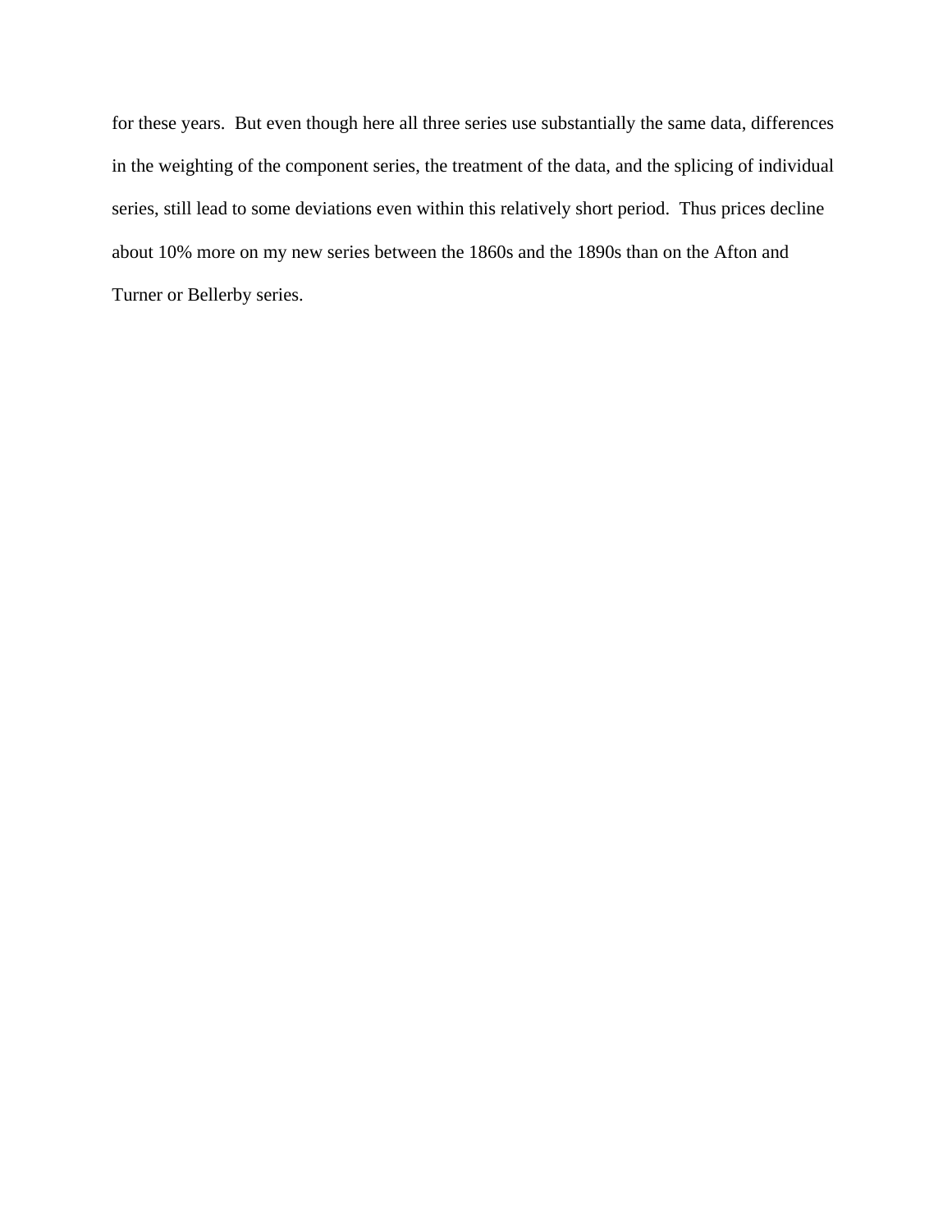for these years. But even though here all three series use substantially the same data, differences in the weighting of the component series, the treatment of the data, and the splicing of individual series, still lead to some deviations even within this relatively short period. Thus prices decline about 10% more on my new series between the 1860s and the 1890s than on the Afton and Turner or Bellerby series.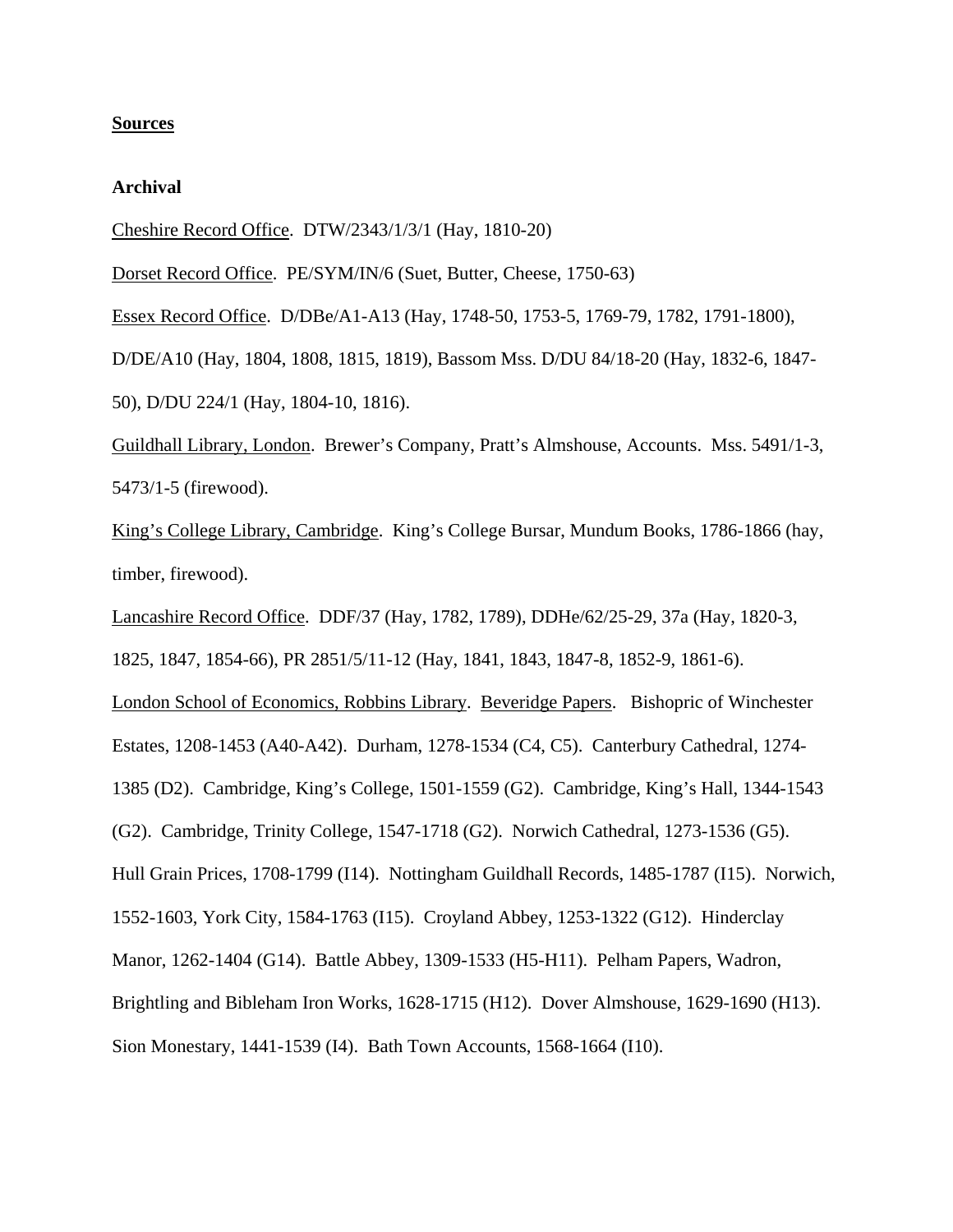## Sources

### Archival

Cheshire Record Office. DTW/2343/1/3/1 (Hay, 1810-20)

Dorset Record Office. PE/SYM/IN/6 (Suet, Butter, Cheese, 1750-63)

Essex Record Office. D/DBe/A1-A13 (Hay, 1748-50, 1753-5, 1769-79, 1782, 1791-1800), D/DE/A10 (Hay, 1804, 1808, 1815, 1819), Bassom Mss. D/DU 84/18-20 (Hay, 1832-6, 1847-50), D/DU 224/1 (Hay, 1804-10, 1816).

Guildhall Library, London. Brewer's Company, Pratt's Almshouse, Accounts. Mss. 5491/1-3, 5473/1-5 (firewood).

King's College Library, Cambridge. King's College Bursar, Mundum Books, 1786-1866 (hay, timber, firewood).

Lancashire Record Office. DDF/37 (Hay, 1782, 1789), DDHe/62/25-29, 37a (Hay, 1820-3, 1825, 1847, 1854-66), PR 2851/5/11-12 (Hay, 1841, 1843, 1847-8, 1852-9, 1861-6).

London School of Economics, Robbins Library. Beveridge Papers. Bishopric of Winchester Estates, 1208-1453 (A40-A42). Durham, 1278-1534 (C4, C5). Canterbury Cathedral, 1274-1385 (D2). Cambridge, King's College, 1501-1559 (G2). Cambridge, King's Hall, 1344-1543 (G2). Cambridge, Trinity College, 1547-1718 (G2). Norwich Cathedral, 1273-1536 (G5). Hull Grain Prices, 1708-1799 (I14). Nottingham Guildhall Records, 1485-1787 (I15). Norwich, 1552-1603, York City, 1584-1763 (I15). Croyland Abbey, 1253-1322 (G12). Hinderclay Manor, 1262-1404 (G14). Battle Abbey, 1309-1533 (H5-H11). Pelham Papers, Wadron, Brightling and Bibleham Iron Works, 1628-1715 (H12). Dover Almshouse, 1629-1690 (H13). Sion Monestary, 1441-1539 (I4). Bath Town Accounts, 1568-1664 (I10).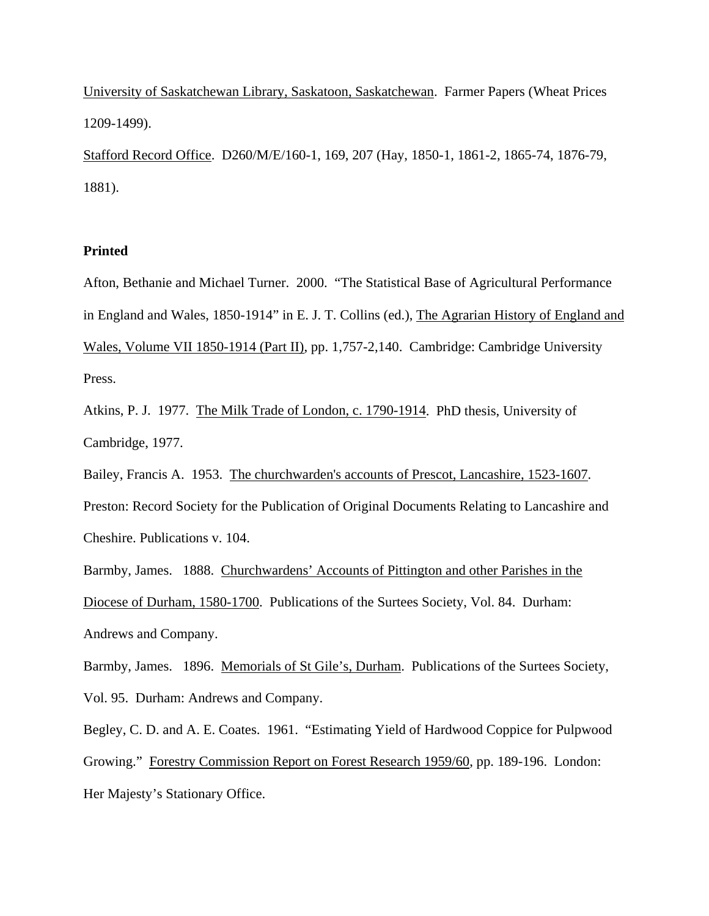University of Saskatchewan Library, Saskatoon, Saskatchewan. Farmer Papers (Wheat Prices 1209-1499).

Stafford Record Office. D260/M/E/160-1, 169, 207 (Hay, 1850-1, 1861-2, 1865-74, 1876-79, 1881).

**Printed**

Afton, Bethanie and Michael Turner. 2000. "The Statistical Base of Agricultural Performance in England and Wales, 1850-1914" in E. J. T. Collins (ed.), The Agrarian History of England and Wales, Volume VII 1850-1914 (Part II), pp. 1,757-2,140. Cambridge: Cambridge University Press.

Atkins, P. J. 1977. The Milk Trade of London, c. 1790-1914. PhD thesis, University of Cambridge, 1977.

Bailey, Francis A. 1953. The churchwarden's accounts of Prescot, Lancashire, 1523-1607. Preston: Record Society for the Publication of Original Documents Relating to Lancashire and Cheshire. Publications v. 104.

Barmby, James. 1888. Churchwardens' Accounts of Pittington and other Parishes in the Diocese of Durham, 1580-1700. Publications of the Surtees Society, Vol. 84. Durham: Andrews and Company.

Barmby, James. 1896. Memorials of St Gile's, Durham. Publications of the Surtees Society, Vol. 95. Durham: Andrews and Company.

Begley, C. D. and A. E. Coates. 1961. "Estimating Yield of Hardwood Coppice for Pulpwood Growing." Forestry Commission Report on Forest Research 1959/60, pp. 189-196. London: Her Majesty's Stationary Office.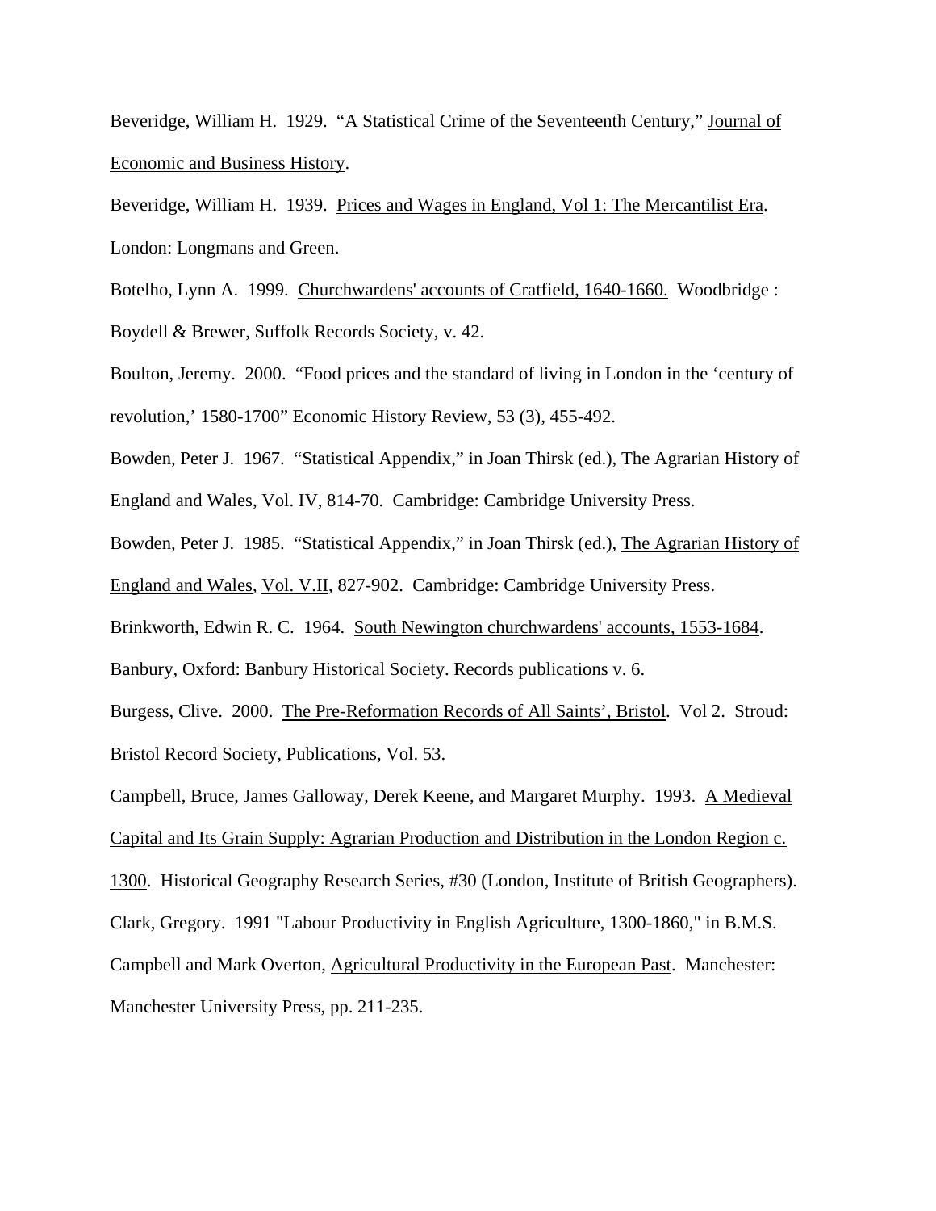Beveridge, William H. 1929. "A Statistical Crime of the Seventeenth Century," Journal of Economic and Business History.

Beveridge, William H. 1939. Prices and Wages in England, Vol 1: The Mercantilist Era. London: Longmans and Green.

Botelho, Lynn A. 1999. Churchwardens' accounts of Cratfield, 1640-1660. Woodbridge : Boydell & Brewer, Suffolk Records Society, v. 42.

Boulton, Jeremy. 2000. "Food prices and the standard of living in London in the 'century of revolution,' 1580-1700" Economic History Review, 53 (3), 455-492.

Bowden, Peter J. 1967. "Statistical Appendix," in Joan Thirsk (ed.), The Agrarian History of England and Wales, Vol. IV, 814-70. Cambridge: Cambridge University Press.

Bowden, Peter J. 1985. "Statistical Appendix," in Joan Thirsk (ed.), The Agrarian History of England and Wales, Vol. V.II, 827-902. Cambridge: Cambridge University Press.

Brinkworth, Edwin R. C. 1964. South Newington churchwardens' accounts, 1553-1684. Banbury, Oxford: Banbury Historical Society. Records publications v. 6.

Burgess, Clive. 2000. The Pre-Reformation Records of All Saints', Bristol. Vol 2. Stroud: Bristol Record Society, Publications, Vol. 53.

Campbell, Bruce, James Galloway, Derek Keene, and Margaret Murphy. 1993. A Medieval Capital and Its Grain Supply: Agrarian Production and Distribution in the London Region c. 1300. Historical Geography Research Series, #30 (London, Institute of British Geographers).

Clark, Gregory. 1991 "Labour Productivity in English Agriculture, 1300-1860," in B.M.S. Campbell and Mark Overton, Agricultural Productivity in the European Past. Manchester: Manchester University Press, pp. 211-235.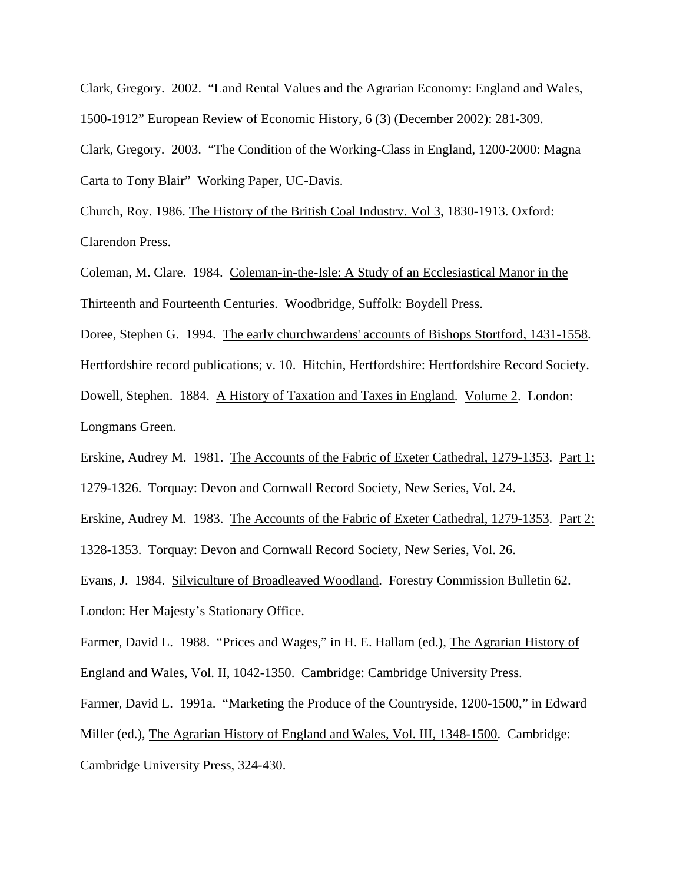Clark, Gregory. 2002. "Land Rental Values and the Agrarian Economy: England and Wales, 1500-1912" European Review of Economic History, 6 (3) (December 2002): 281-309.

Clark, Gregory. 2003. "The Condition of the Working-Class in England, 1200-2000: Magna Carta to Tony Blair" Working Paper, UC-Davis.

Church, Roy. 1986. The History of the British Coal Industry. Vol 3, 1830-1913. Oxford: Clarendon Press.

Coleman, M. Clare. 1984. Coleman-in-the-Isle: A Study of an Ecclesiastical Manor in the Thirteenth and Fourteenth Centuries. Woodbridge, Suffolk: Boydell Press.

Doree, Stephen G. 1994. The early churchwardens' accounts of Bishops Stortford, 1431-1558. Hertfordshire record publications; v. 10. Hitchin, Hertfordshire: Hertfordshire Record Society.

Dowell, Stephen. 1884. A History of Taxation and Taxes in England. Volume 2. London: Longmans Green.

Erskine, Audrey M. 1981. The Accounts of the Fabric of Exeter Cathedral, 1279-1353. Part 1: 1279-1326. Torquay: Devon and Cornwall Record Society, New Series, Vol. 24.

Erskine, Audrey M. 1983. The Accounts of the Fabric of Exeter Cathedral, 1279-1353. Part 2: 1328-1353. Torquay: Devon and Cornwall Record Society, New Series, Vol. 26.

Evans, J. 1984. Silviculture of Broadleaved Woodland. Forestry Commission Bulletin 62. London: Her Majesty's Stationary Office.

Farmer, David L. 1988. "Prices and Wages," in H. E. Hallam (ed.), The Agrarian History of England and Wales, Vol. II, 1042-1350. Cambridge: Cambridge University Press.

Farmer, David L. 1991a. "Marketing the Produce of the Countryside, 1200-1500," in Edward Miller (ed.), The Agrarian History of England and Wales, Vol. III, 1348-1500. Cambridge: Cambridge University Press, 324-430.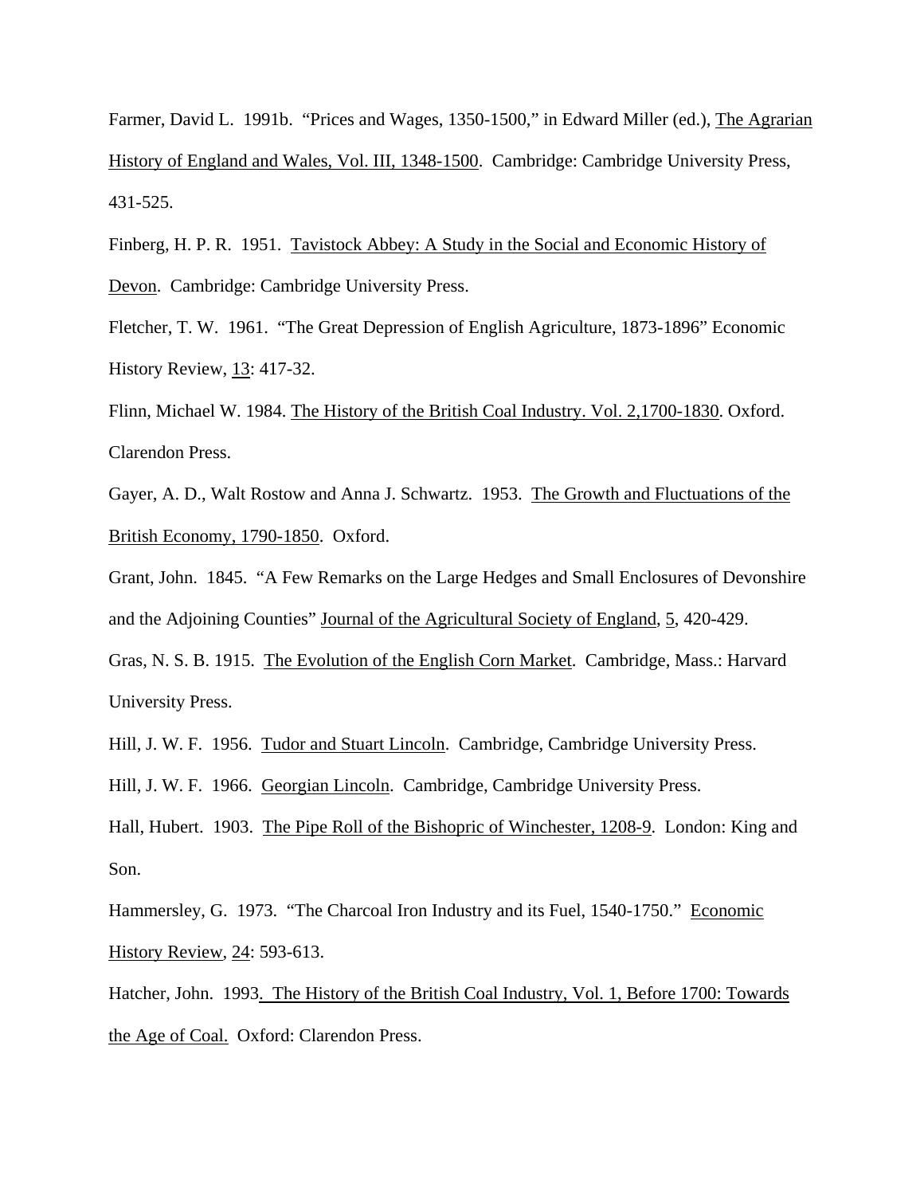Farmer, David L. 1991b. "Prices and Wages, 1350-1500," in Edward Miller (ed.), <u>The Agrarian History of England and Wales, Vol. III, 1348-1500</u>. Cambridge: Cambridge University Press, 431-525.

Finberg, H. P. R. 1951. <u>Tavistock Abbey: A Study in the Social and Economic History of Devon</u>. Cambridge: Cambridge University Press.

Fletcher, T. W. 1961. "The Great Depression of English Agriculture, 1873-1896" Economic History Review, <u>13</u>: 417-32.

Flinn, Michael W. 1984. <u>The History of the British Coal Industry. Vol. 2,1700-1830</u>. Oxford. Clarendon Press.

Gayer, A. D., Walt Rostow and Anna J. Schwartz. 1953. <u>The Growth and Fluctuations of the British Economy, 1790-1850</u>. Oxford.

Grant, John. 1845. "A Few Remarks on the Large Hedges and Small Enclosures of Devonshire and the Adjoining Counties" <u>Journal of the Agricultural Society of England</u>, <u>5</u>, 420-429.

Gras, N. S. B. 1915. <u>The Evolution of the English Corn Market</u>. Cambridge, Mass.: Harvard University Press.

Hill, J. W. F. 1956. <u>Tudor and Stuart Lincoln</u>. Cambridge, Cambridge University Press.

Hill, J. W. F. 1966. <u>Georgian Lincoln</u>. Cambridge, Cambridge University Press.

Hall, Hubert. 1903. <u>The Pipe Roll of the Bishopric of Winchester, 1208-9</u>. London: King and Son.

Hammersley, G. 1973. "The Charcoal Iron Industry and its Fuel, 1540-1750." <u>Economic History Review</u>, <u>24</u>: 593-613.

Hatcher, John. 1993. <u>The History of the British Coal Industry, Vol. 1, Before 1700: Towards the Age of Coal.</u> Oxford: Clarendon Press.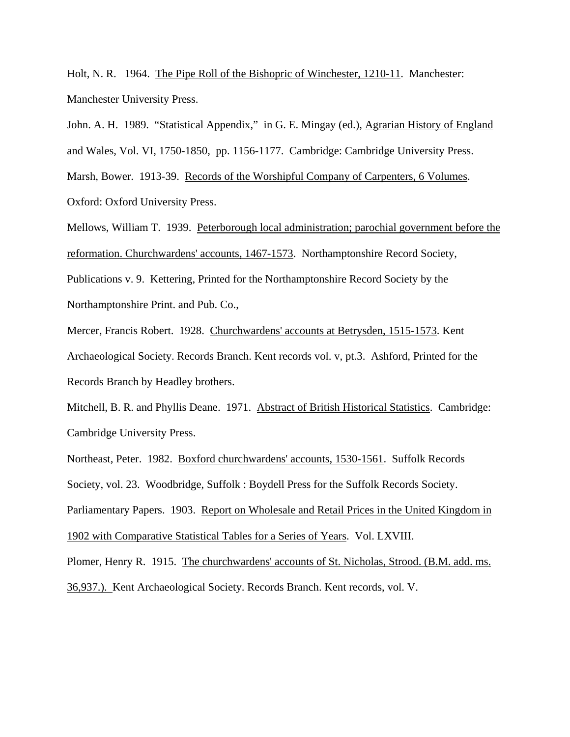Holt, N. R. 1964. <u>The Pipe Roll of the Bishopric of Winchester, 1210-11</u>. Manchester: Manchester University Press.

John. A. H. 1989. "Statistical Appendix," in G. E. Mingay (ed.), <u>Agrarian History of England and Wales, Vol. VI, 1750-1850</u>, pp. 1156-1177. Cambridge: Cambridge University Press.

Marsh, Bower. 1913-39. <u>Records of the Worshipful Company of Carpenters, 6 Volumes</u>. Oxford: Oxford University Press.

Mellows, William T. 1939. <u>Peterborough local administration; parochial government before the reformation. Churchwardens' accounts, 1467-1573</u>. Northamptonshire Record Society, Publications v. 9. Kettering, Printed for the Northamptonshire Record Society by the Northamptonshire Print. and Pub. Co.,

Mercer, Francis Robert. 1928. <u>Churchwardens' accounts at Betrysden, 1515-1573</u>. Kent Archaeological Society. Records Branch. Kent records vol. v, pt.3. Ashford, Printed for the Records Branch by Headley brothers.

Mitchell, B. R. and Phyllis Deane. 1971. <u>Abstract of British Historical Statistics</u>. Cambridge: Cambridge University Press.

Northeast, Peter. 1982. <u>Boxford churchwardens' accounts, 1530-1561</u>. Suffolk Records Society, vol. 23. Woodbridge, Suffolk : Boydell Press for the Suffolk Records Society.

Parliamentary Papers. 1903. <u>Report on Wholesale and Retail Prices in the United Kingdom in 1902 with Comparative Statistical Tables for a Series of Years</u>. Vol. LXVIII.

Plomer, Henry R. 1915. <u>The churchwardens' accounts of St. Nicholas, Strood. (B.M. add. ms. 36,937.).</u> Kent Archaeological Society. Records Branch. Kent records, vol. V.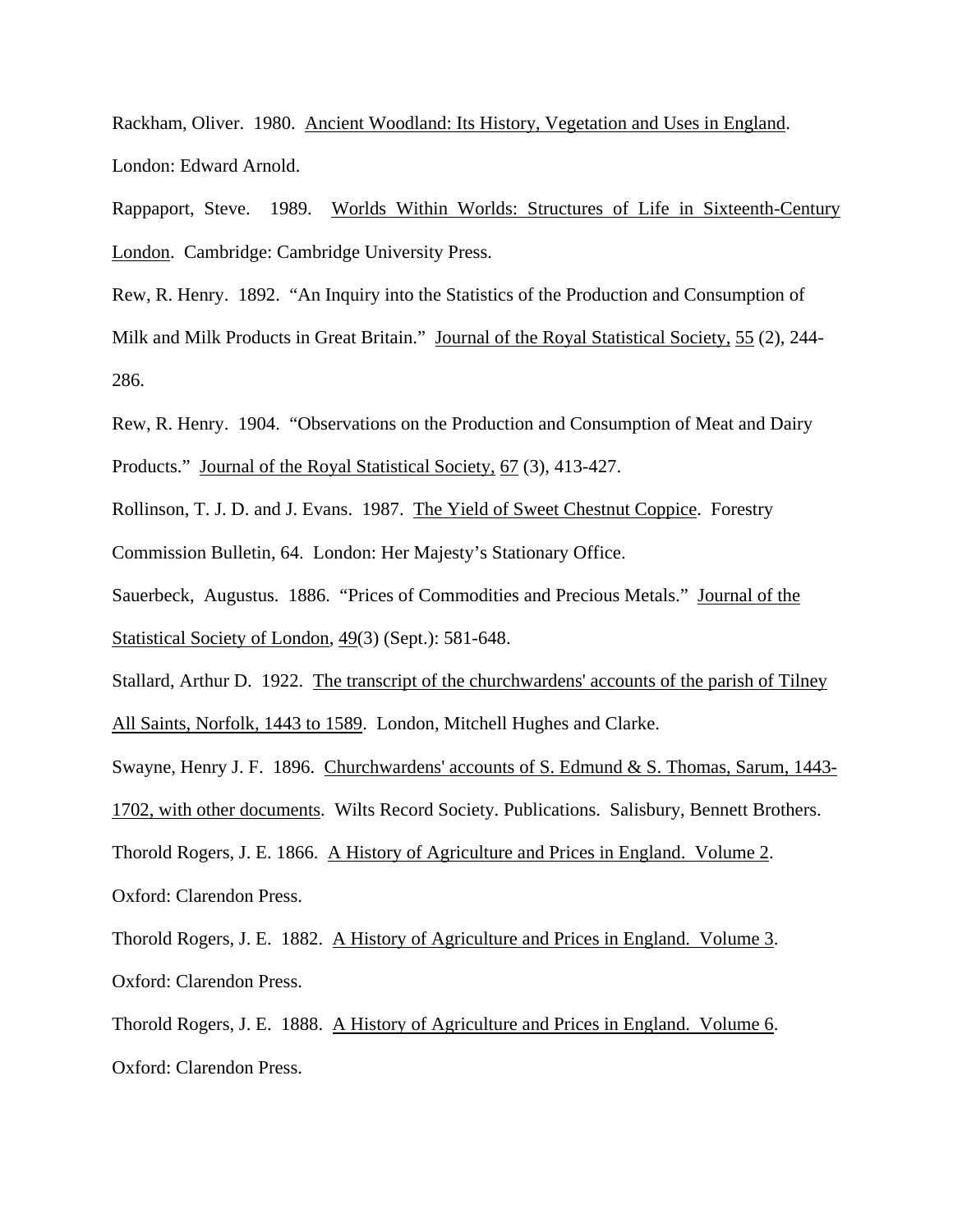Rackham, Oliver. 1980. Ancient Woodland: Its History, Vegetation and Uses in England. London: Edward Arnold.

Rappaport, Steve. 1989. Worlds Within Worlds: Structures of Life in Sixteenth-Century London. Cambridge: Cambridge University Press.

Rew, R. Henry. 1892. "An Inquiry into the Statistics of the Production and Consumption of Milk and Milk Products in Great Britain." Journal of the Royal Statistical Society, 55 (2), 244-286.

Rew, R. Henry. 1904. "Observations on the Production and Consumption of Meat and Dairy Products." Journal of the Royal Statistical Society, 67 (3), 413-427.

Rollinson, T. J. D. and J. Evans. 1987. The Yield of Sweet Chestnut Coppice. Forestry Commission Bulletin, 64. London: Her Majesty's Stationary Office.

Sauerbeck, Augustus. 1886. "Prices of Commodities and Precious Metals." Journal of the Statistical Society of London, 49(3) (Sept.): 581-648.

Stallard, Arthur D. 1922. The transcript of the churchwardens' accounts of the parish of Tilney All Saints, Norfolk, 1443 to 1589. London, Mitchell Hughes and Clarke.

Swayne, Henry J. F. 1896. Churchwardens' accounts of S. Edmund & S. Thomas, Sarum, 1443-1702, with other documents. Wilts Record Society. Publications. Salisbury, Bennett Brothers.

Thorold Rogers, J. E. 1866. A History of Agriculture and Prices in England. Volume 2. Oxford: Clarendon Press.

Thorold Rogers, J. E. 1882. A History of Agriculture and Prices in England. Volume 3. Oxford: Clarendon Press.

Thorold Rogers, J. E. 1888. A History of Agriculture and Prices in England. Volume 6. Oxford: Clarendon Press.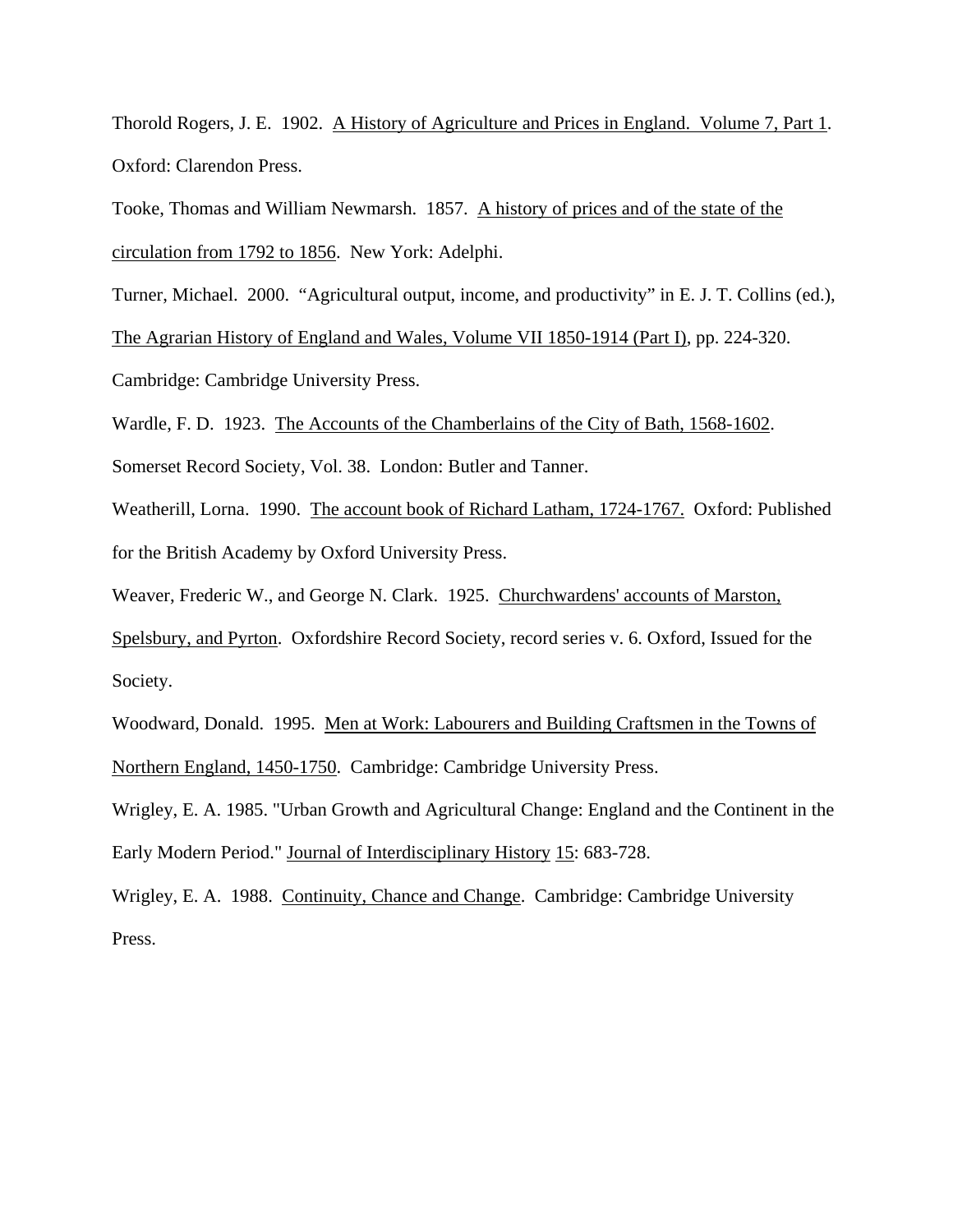Thorold Rogers, J. E. 1902. A History of Agriculture and Prices in England. Volume 7, Part 1. Oxford: Clarendon Press.

Tooke, Thomas and William Newmarsh. 1857. A history of prices and of the state of the circulation from 1792 to 1856. New York: Adelphi.

Turner, Michael. 2000. "Agricultural output, income, and productivity" in E. J. T. Collins (ed.), The Agrarian History of England and Wales, Volume VII 1850-1914 (Part I), pp. 224-320. Cambridge: Cambridge University Press.

Wardle, F. D. 1923. The Accounts of the Chamberlains of the City of Bath, 1568-1602. Somerset Record Society, Vol. 38. London: Butler and Tanner.

Weatherill, Lorna. 1990. The account book of Richard Latham, 1724-1767. Oxford: Published for the British Academy by Oxford University Press.

Weaver, Frederic W., and George N. Clark. 1925. Churchwardens' accounts of Marston, Spelsbury, and Pyrton. Oxfordshire Record Society, record series v. 6. Oxford, Issued for the Society.

Woodward, Donald. 1995. Men at Work: Labourers and Building Craftsmen in the Towns of Northern England, 1450-1750. Cambridge: Cambridge University Press.

Wrigley, E. A. 1985. "Urban Growth and Agricultural Change: England and the Continent in the Early Modern Period." Journal of Interdisciplinary History 15: 683-728.

Wrigley, E. A. 1988. Continuity, Chance and Change. Cambridge: Cambridge University Press.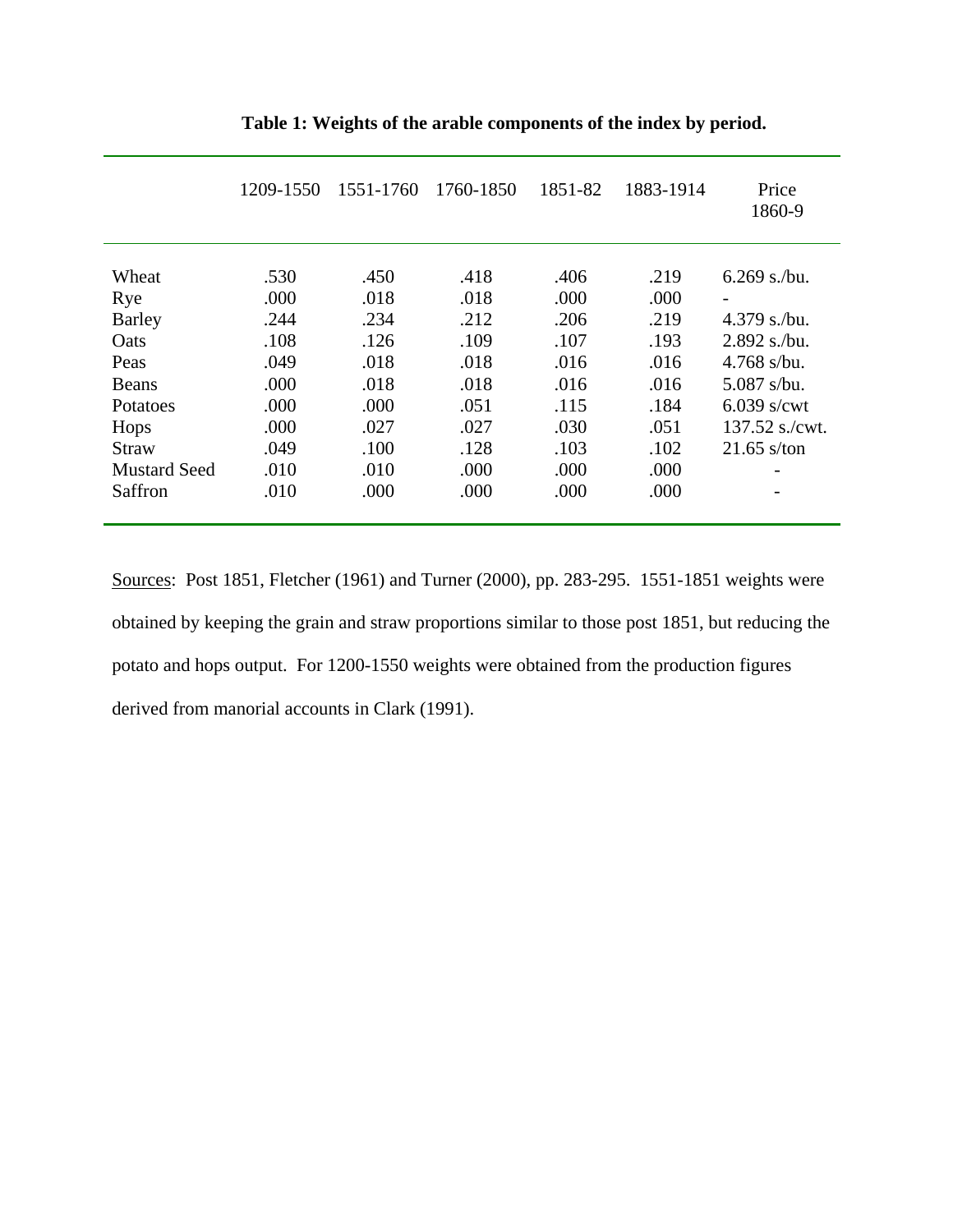**Table 1: Weights of the arable components of the index by period.**

| | 1209-1550 | 1551-1760 | 1760-1850 | 1851-82 | 1883-1914 | Price 1860-9 |
|---|---|---|---|---|---|---|
| Wheat | .530 | .450 | .418 | .406 | .219 | 6.269 s./bu. |
| Rye | .000 | .018 | .018 | .000 | .000 | - |
| Barley | .244 | .234 | .212 | .206 | .219 | 4.379 s./bu. |
| Oats | .108 | .126 | .109 | .107 | .193 | 2.892 s./bu. |
| Peas | .049 | .018 | .018 | .016 | .016 | 4.768 s/bu. |
| Beans | .000 | .018 | .018 | .016 | .016 | 5.087 s/bu. |
| Potatoes | .000 | .000 | .051 | .115 | .184 | 6.039 s/cwt |
| Hops | .000 | .027 | .027 | .030 | .051 | 137.52 s./cwt. |
| Straw | .049 | .100 | .128 | .103 | .102 | 21.65 s/ton |
| Mustard Seed | .010 | .010 | .000 | .000 | .000 | - |
| Saffron | .010 | .000 | .000 | .000 | .000 | - |

Sources: Post 1851, Fletcher (1961) and Turner (2000), pp. 283-295. 1551-1851 weights were obtained by keeping the grain and straw proportions similar to those post 1851, but reducing the potato and hops output. For 1200-1550 weights were obtained from the production figures derived from manorial accounts in Clark (1991).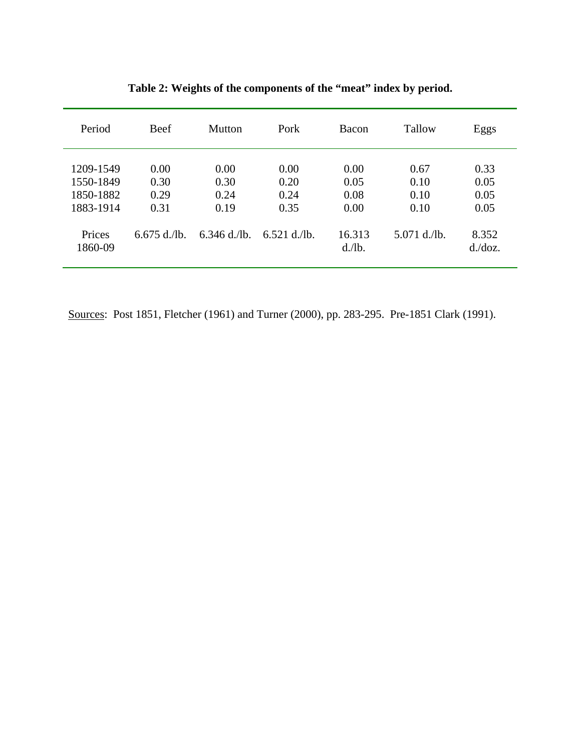**Table 2: Weights of the components of the "meat" index by period.**

| Period | Beef | Mutton | Pork | Bacon | Tallow | Eggs |
|---|---|---|---|---|---|---|
| 1209-1549 | 0.00 | 0.00 | 0.00 | 0.00 | 0.67 | 0.33 |
| 1550-1849 | 0.30 | 0.30 | 0.20 | 0.05 | 0.10 | 0.05 |
| 1850-1882 | 0.29 | 0.24 | 0.24 | 0.08 | 0.10 | 0.05 |
| 1883-1914 | 0.31 | 0.19 | 0.35 | 0.00 | 0.10 | 0.05 |
| Prices 1860-09 | 6.675 d./lb. | 6.346 d./lb. | 6.521 d./lb. | 16.313 d./lb. | 5.071 d./lb. | 8.352 d./doz. |

Sources: Post 1851, Fletcher (1961) and Turner (2000), pp. 283-295. Pre-1851 Clark (1991).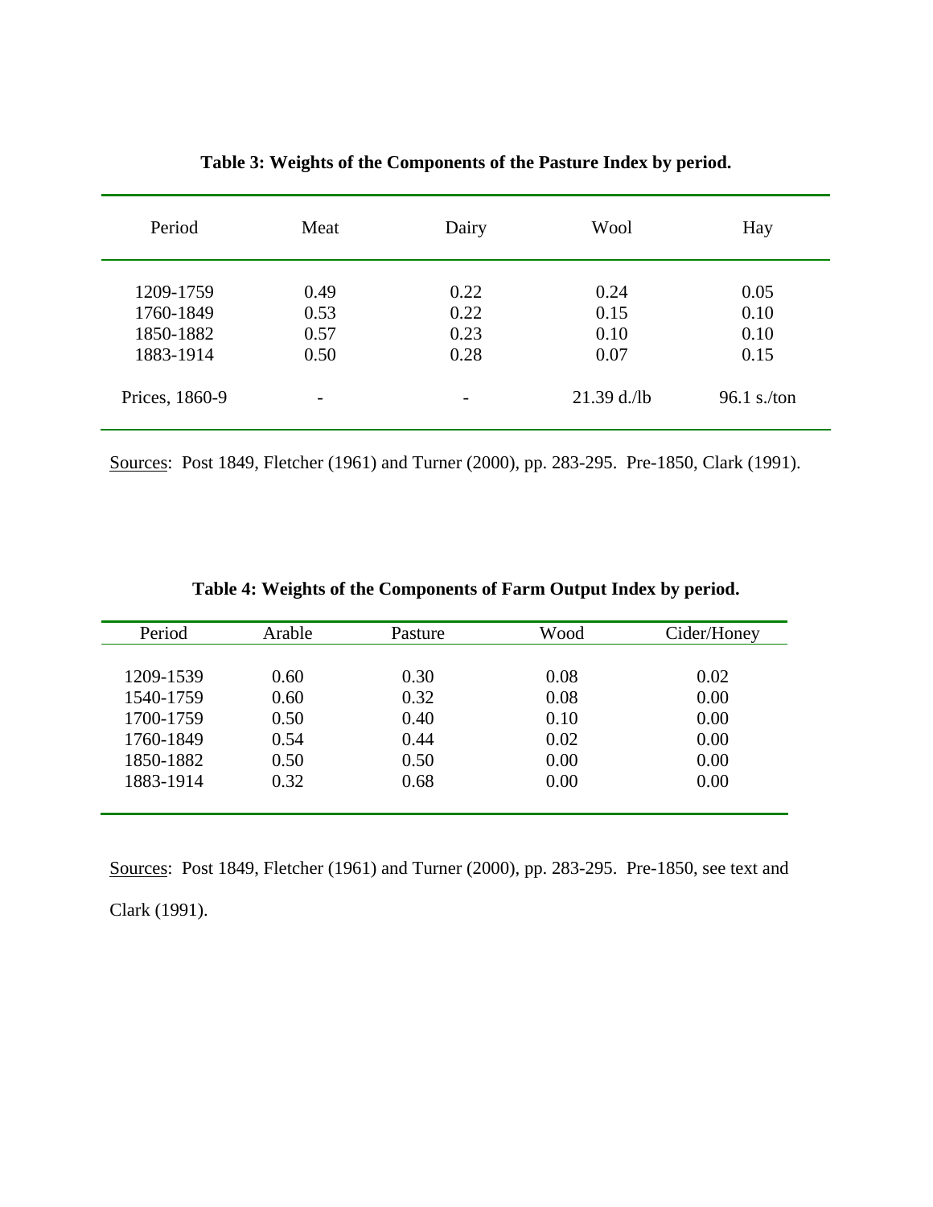**Table 3: Weights of the Components of the Pasture Index by period.**

| Period | Meat | Dairy | Wool | Hay |
|---|---|---|---|---|
| 1209-1759 | 0.49 | 0.22 | 0.24 | 0.05 |
| 1760-1849 | 0.53 | 0.22 | 0.15 | 0.10 |
| 1850-1882 | 0.57 | 0.23 | 0.10 | 0.10 |
| 1883-1914 | 0.50 | 0.28 | 0.07 | 0.15 |
| Prices, 1860-9 | - | - | 21.39 d./lb | 96.1 s./ton |

Sources: Post 1849, Fletcher (1961) and Turner (2000), pp. 283-295. Pre-1850, Clark (1991).

**Table 4: Weights of the Components of Farm Output Index by period.**

| Period | Arable | Pasture | Wood | Cider/Honey |
|---|---|---|---|---|
| 1209-1539 | 0.60 | 0.30 | 0.08 | 0.02 |
| 1540-1759 | 0.60 | 0.32 | 0.08 | 0.00 |
| 1700-1759 | 0.50 | 0.40 | 0.10 | 0.00 |
| 1760-1849 | 0.54 | 0.44 | 0.02 | 0.00 |
| 1850-1882 | 0.50 | 0.50 | 0.00 | 0.00 |
| 1883-1914 | 0.32 | 0.68 | 0.00 | 0.00 |

Sources: Post 1849, Fletcher (1961) and Turner (2000), pp. 283-295. Pre-1850, see text and Clark (1991).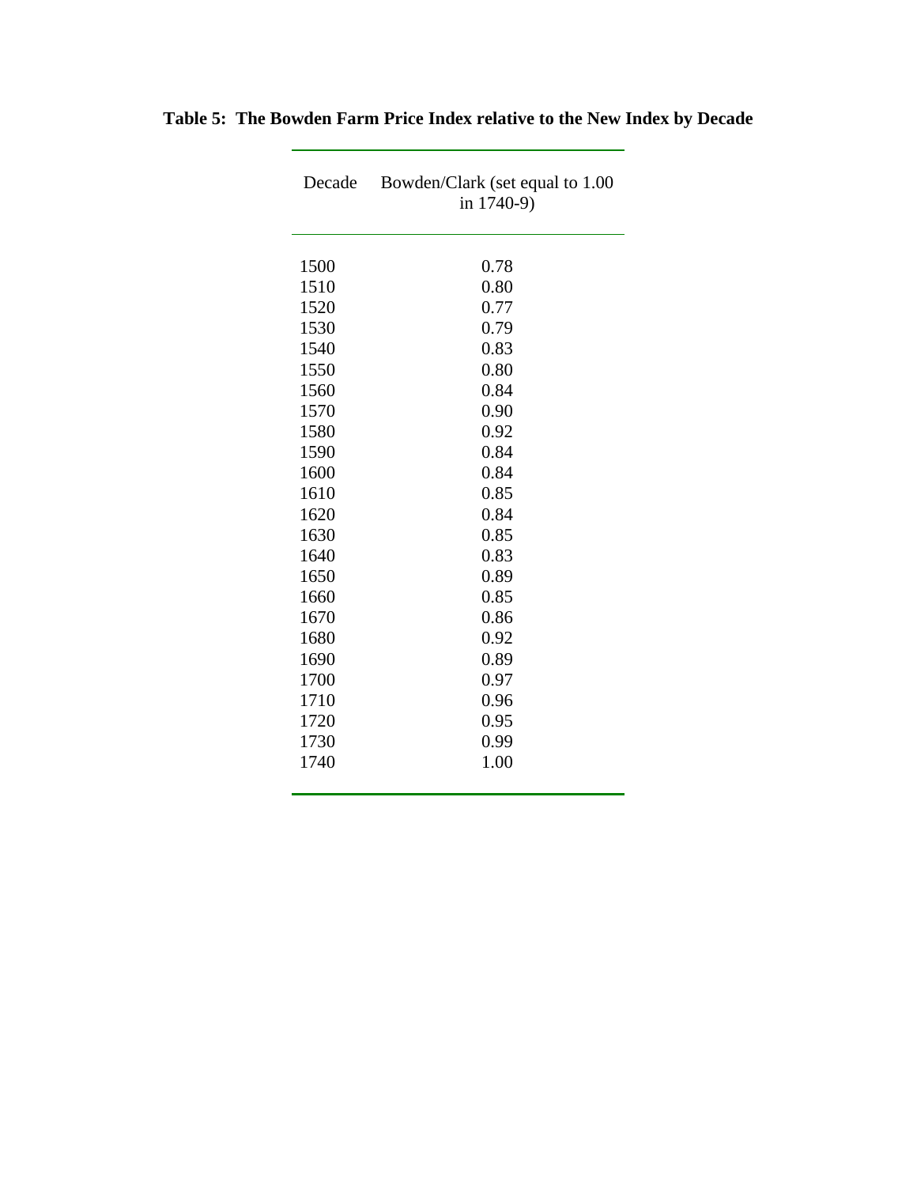**Table 5: The Bowden Farm Price Index relative to the New Index by Decade**

| Decade | Bowden/Clark (set equal to 1.00 in 1740-9) |
|---|---|
| 1500 | 0.78 |
| 1510 | 0.80 |
| 1520 | 0.77 |
| 1530 | 0.79 |
| 1540 | 0.83 |
| 1550 | 0.80 |
| 1560 | 0.84 |
| 1570 | 0.90 |
| 1580 | 0.92 |
| 1590 | 0.84 |
| 1600 | 0.84 |
| 1610 | 0.85 |
| 1620 | 0.84 |
| 1630 | 0.85 |
| 1640 | 0.83 |
| 1650 | 0.89 |
| 1660 | 0.85 |
| 1670 | 0.86 |
| 1680 | 0.92 |
| 1690 | 0.89 |
| 1700 | 0.97 |
| 1710 | 0.96 |
| 1720 | 0.95 |
| 1730 | 0.99 |
| 1740 | 1.00 |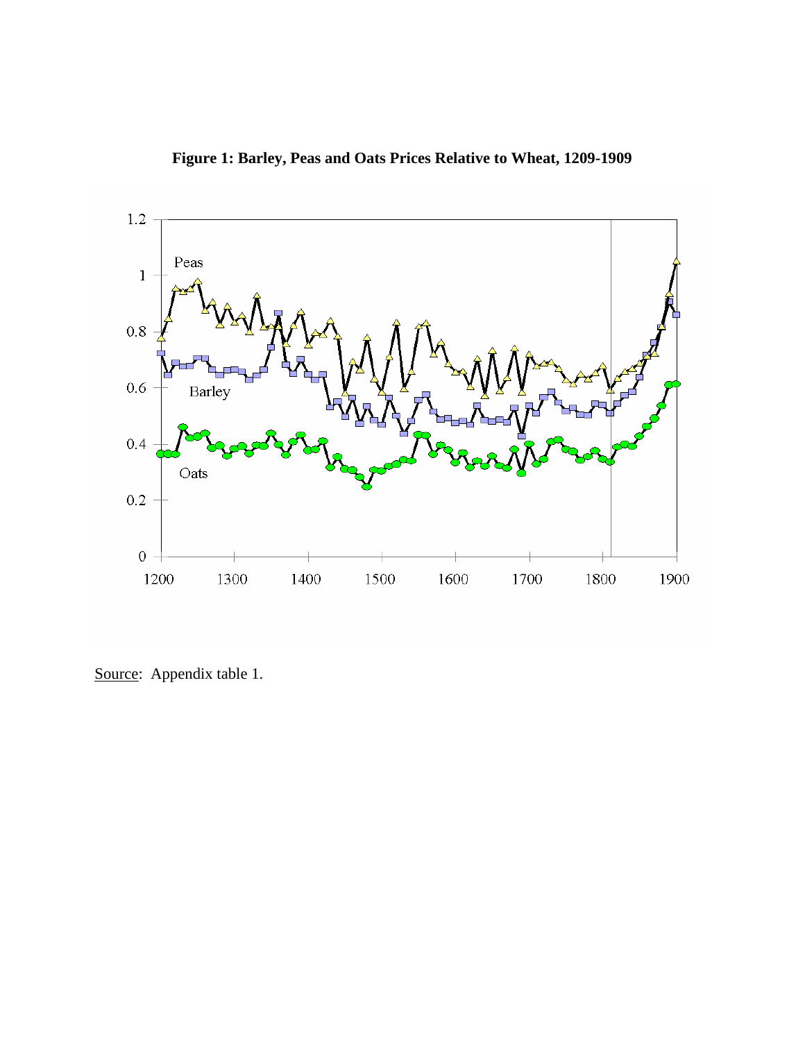**Figure 1: Barley, Peas and Oats Prices Relative to Wheat, 1209-1909**

Source: Appendix table 1.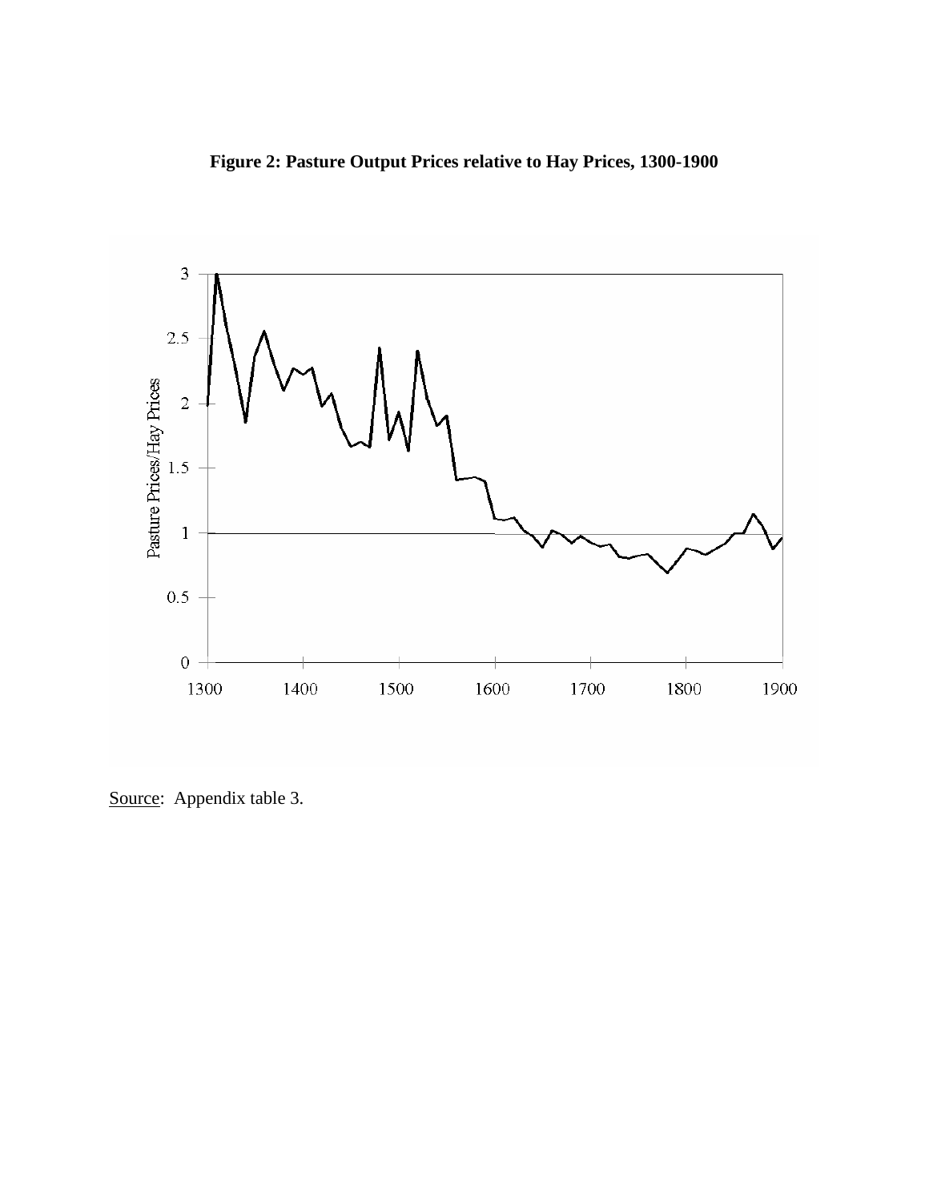**Figure 2: Pasture Output Prices relative to Hay Prices, 1300-1900**

Source: Appendix table 3.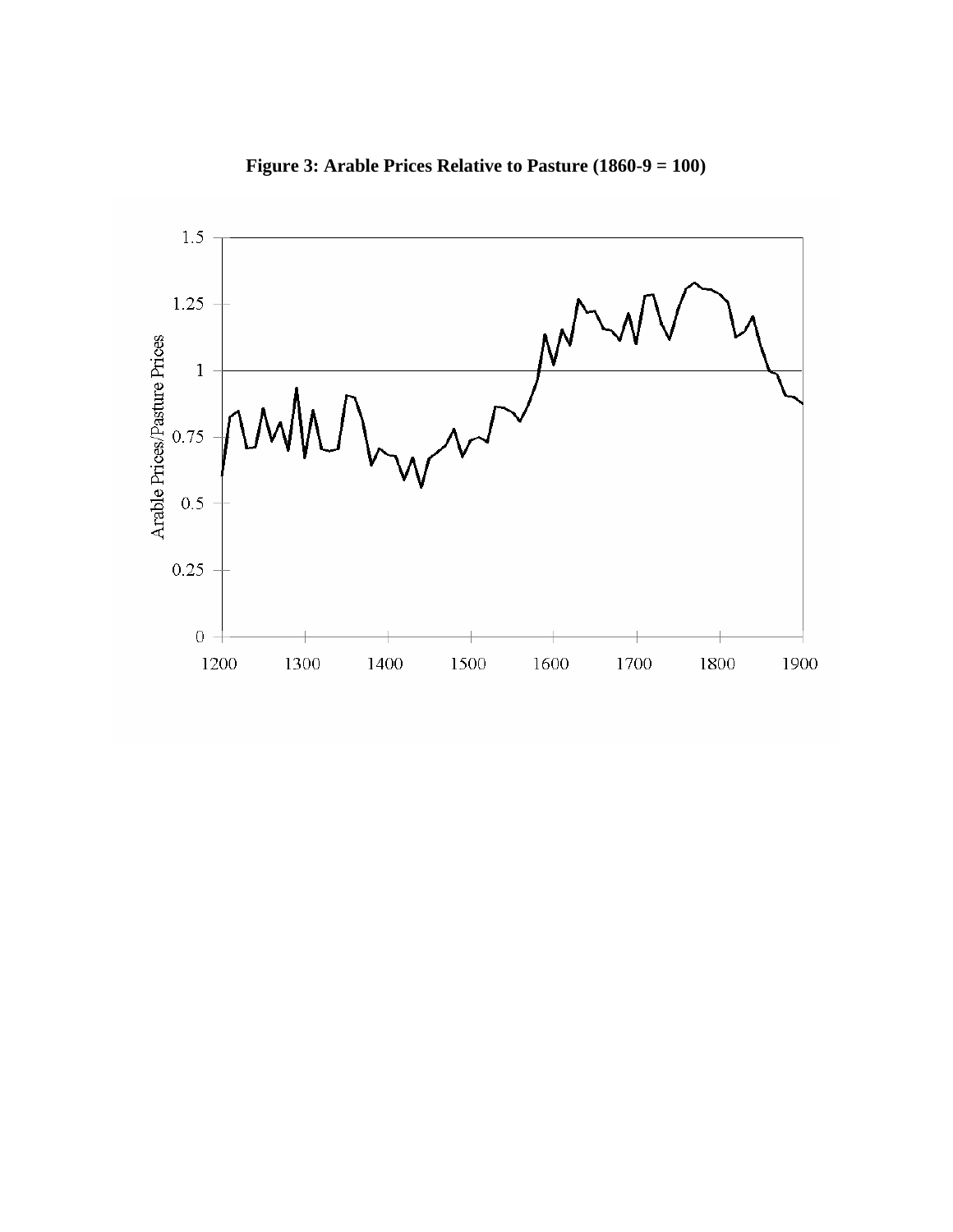**Figure 3: Arable Prices Relative to Pasture (1860-9 = 100)**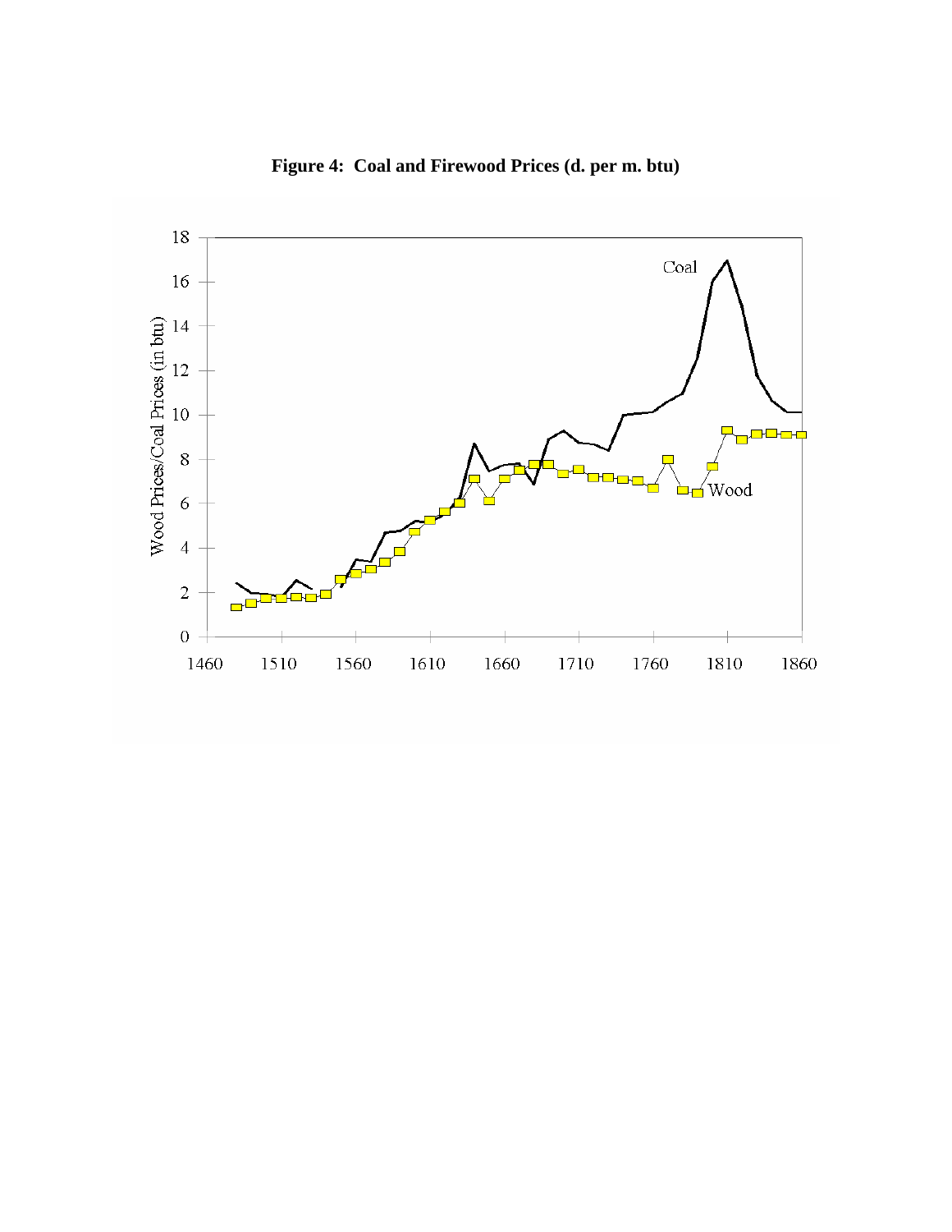**Figure 4: Coal and Firewood Prices (d. per m. btu)**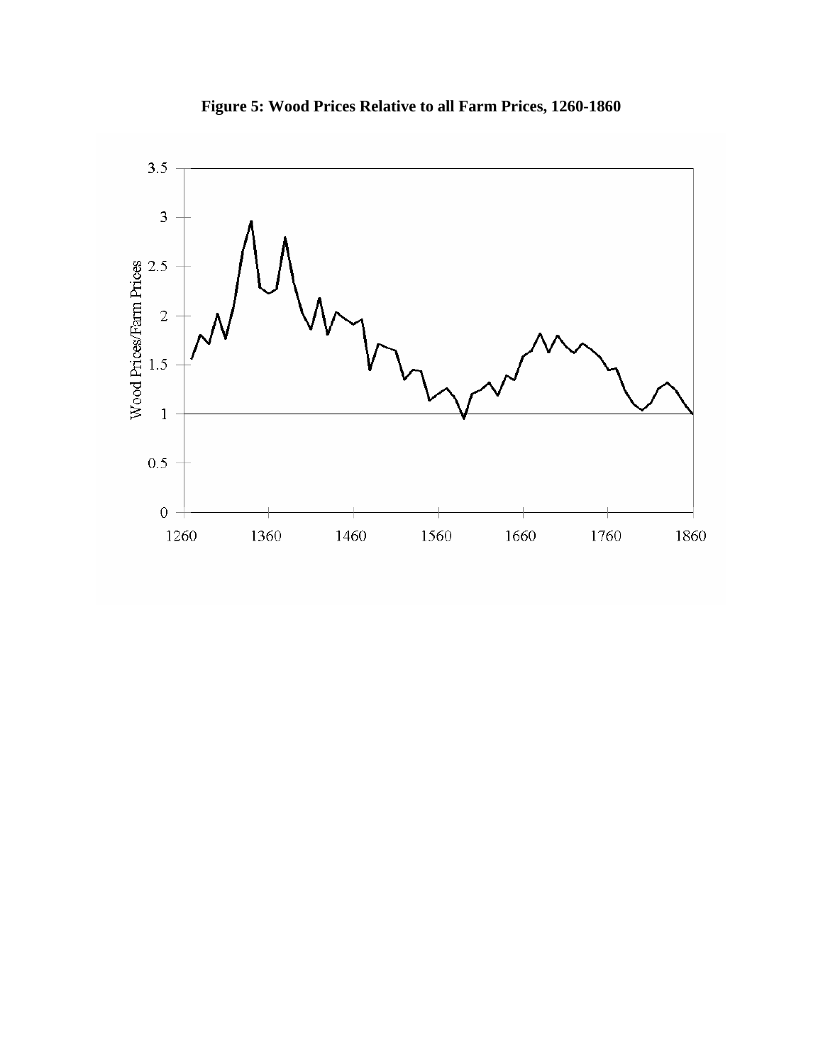**Figure 5: Wood Prices Relative to all Farm Prices, 1260-1860**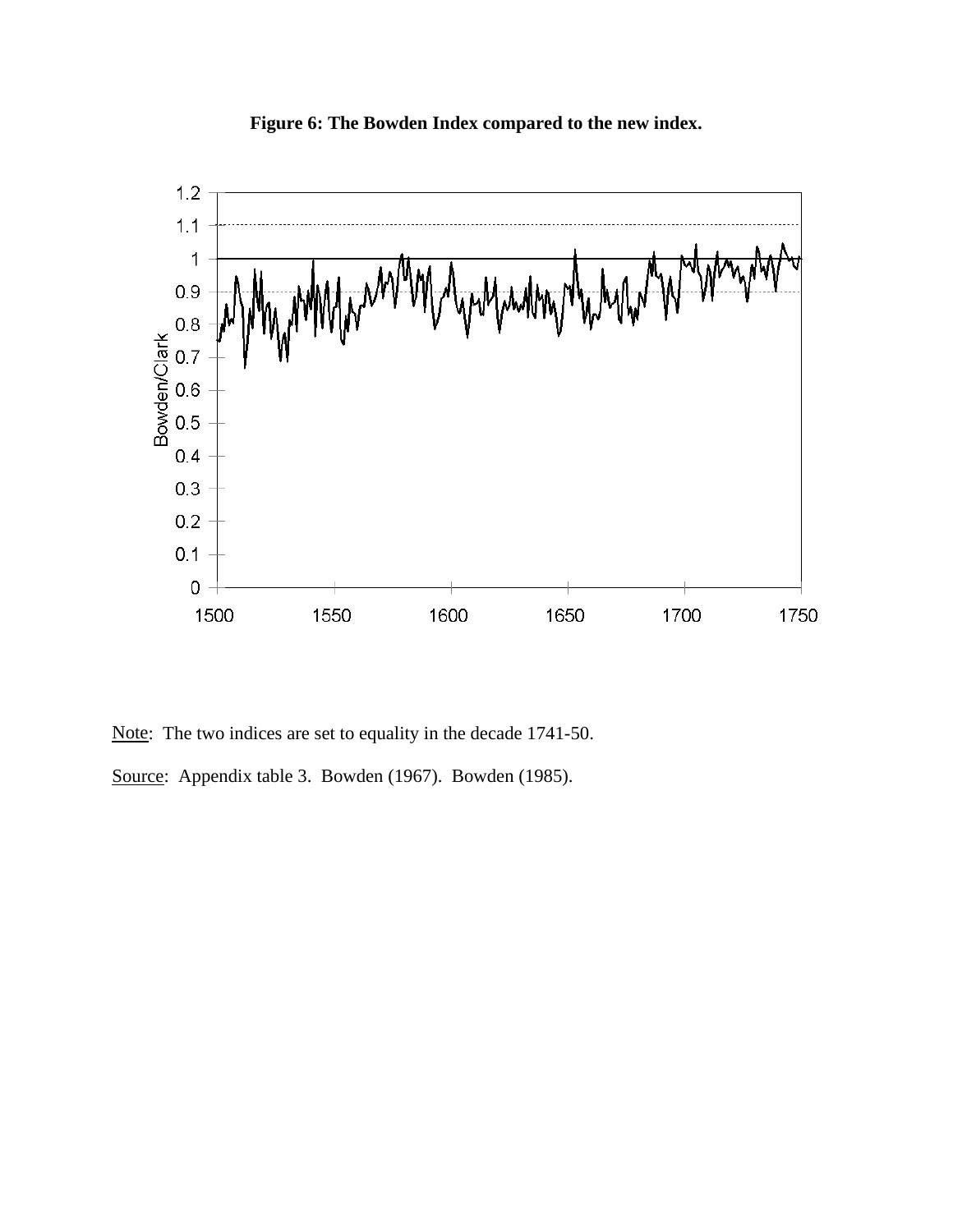**Figure 6: The Bowden Index compared to the new index.**

Note: The two indices are set to equality in the decade 1741-50.

Source: Appendix table 3. Bowden (1967). Bowden (1985).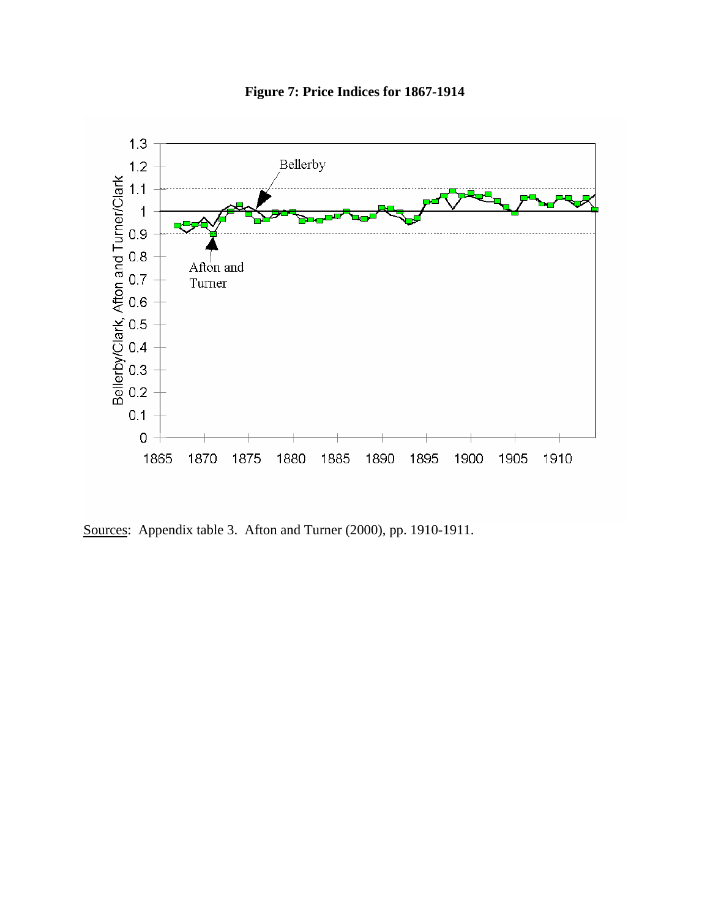**Figure 7: Price Indices for 1867-1914**

Sources: Appendix table 3. Afton and Turner (2000), pp. 1910-1911.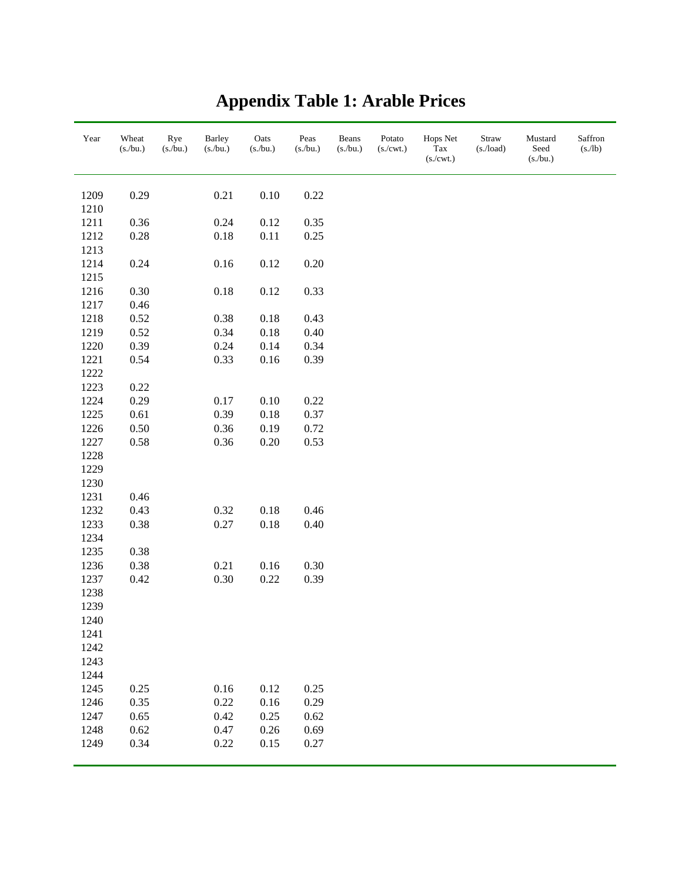# Appendix Table 1: Arable Prices

| Year | Wheat (s./bu.) | Rye (s./bu.) | Barley (s./bu.) | Oats (s./bu.) | Peas (s./bu.) | Beans (s./bu.) | Potato (s./cwt.) | Hops Net Tax (s./cwt.) | Straw (s./load) | Mustard Seed (s./bu.) | Saffron (s./lb) |
|---|---|---|---|---|---|---|---|---|---|---|---|
| 1209 | 0.29 | | 0.21 | 0.10 | 0.22 | | | | | | |
| 1210 | | | | | | | | | | | |
| 1211 | 0.36 | | 0.24 | 0.12 | 0.35 | | | | | | |
| 1212 | 0.28 | | 0.18 | 0.11 | 0.25 | | | | | | |
| 1213 | | | | | | | | | | | |
| 1214 | 0.24 | | 0.16 | 0.12 | 0.20 | | | | | | |
| 1215 | | | | | | | | | | | |
| 1216 | 0.30 | | 0.18 | 0.12 | 0.33 | | | | | | |
| 1217 | 0.46 | | | | | | | | | | |
| 1218 | 0.52 | | 0.38 | 0.18 | 0.43 | | | | | | |
| 1219 | 0.52 | | 0.34 | 0.18 | 0.40 | | | | | | |
| 1220 | 0.39 | | 0.24 | 0.14 | 0.34 | | | | | | |
| 1221 | 0.54 | | 0.33 | 0.16 | 0.39 | | | | | | |
| 1222 | | | | | | | | | | | |
| 1223 | 0.22 | | | | | | | | | | |
| 1224 | 0.29 | | 0.17 | 0.10 | 0.22 | | | | | | |
| 1225 | 0.61 | | 0.39 | 0.18 | 0.37 | | | | | | |
| 1226 | 0.50 | | 0.36 | 0.19 | 0.72 | | | | | | |
| 1227 | 0.58 | | 0.36 | 0.20 | 0.53 | | | | | | |
| 1228 | | | | | | | | | | | |
| 1229 | | | | | | | | | | | |
| 1230 | | | | | | | | | | | |
| 1231 | 0.46 | | | | | | | | | | |
| 1232 | 0.43 | | 0.32 | 0.18 | 0.46 | | | | | | |
| 1233 | 0.38 | | 0.27 | 0.18 | 0.40 | | | | | | |
| 1234 | | | | | | | | | | | |
| 1235 | 0.38 | | | | | | | | | | |
| 1236 | 0.38 | | 0.21 | 0.16 | 0.30 | | | | | | |
| 1237 | 0.42 | | 0.30 | 0.22 | 0.39 | | | | | | |
| 1238 | | | | | | | | | | | |
| 1239 | | | | | | | | | | | |
| 1240 | | | | | | | | | | | |
| 1241 | | | | | | | | | | | |
| 1242 | | | | | | | | | | | |
| 1243 | | | | | | | | | | | |
| 1244 | | | | | | | | | | | |
| 1245 | 0.25 | | 0.16 | 0.12 | 0.25 | | | | | | |
| 1246 | 0.35 | | 0.22 | 0.16 | 0.29 | | | | | | |
| 1247 | 0.65 | | 0.42 | 0.25 | 0.62 | | | | | | |
| 1248 | 0.62 | | 0.47 | 0.26 | 0.69 | | | | | | |
| 1249 | 0.34 | | 0.22 | 0.15 | 0.27 | | | | | | |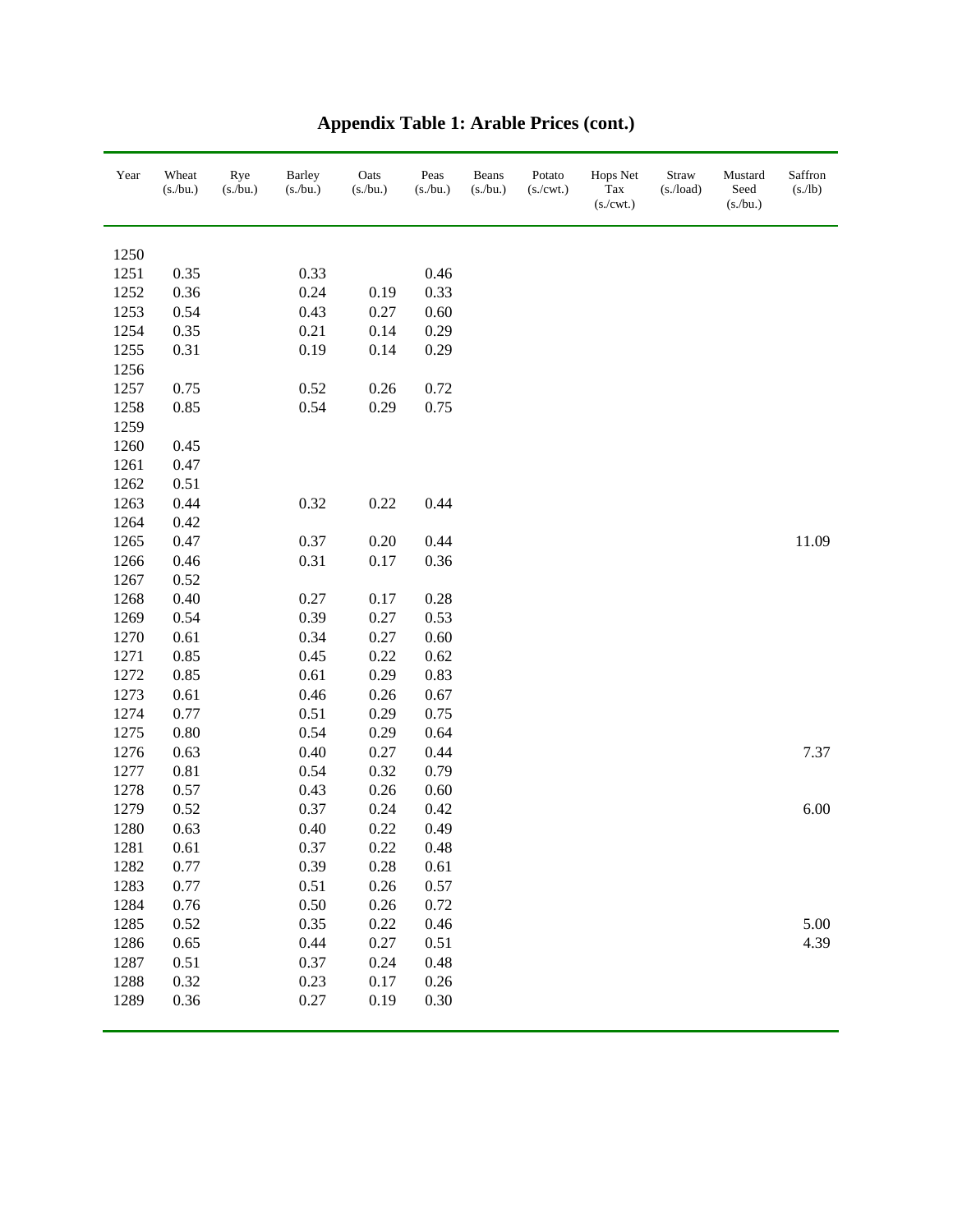# Appendix Table 1: Arable Prices (cont.)

| Year | Wheat (s./bu.) | Rye (s./bu.) | Barley (s./bu.) | Oats (s./bu.) | Peas (s./bu.) | Beans (s./bu.) | Potato (s./cwt.) | Hops Net Tax (s./cwt.) | Straw (s./load) | Mustard Seed (s./bu.) | Saffron (s./lb) |
|---|---|---|---|---|---|---|---|---|---|---|---|
| 1250 | | | | | | | | | | | |
| 1251 | 0.35 | | 0.33 | | 0.46 | | | | | | |
| 1252 | 0.36 | | 0.24 | 0.19 | 0.33 | | | | | | |
| 1253 | 0.54 | | 0.43 | 0.27 | 0.60 | | | | | | |
| 1254 | 0.35 | | 0.21 | 0.14 | 0.29 | | | | | | |
| 1255 | 0.31 | | 0.19 | 0.14 | 0.29 | | | | | | |
| 1256 | | | | | | | | | | | |
| 1257 | 0.75 | | 0.52 | 0.26 | 0.72 | | | | | | |
| 1258 | 0.85 | | 0.54 | 0.29 | 0.75 | | | | | | |
| 1259 | | | | | | | | | | | |
| 1260 | 0.45 | | | | | | | | | | |
| 1261 | 0.47 | | | | | | | | | | |
| 1262 | 0.51 | | | | | | | | | | |
| 1263 | 0.44 | | 0.32 | 0.22 | 0.44 | | | | | | |
| 1264 | 0.42 | | | | | | | | | | |
| 1265 | 0.47 | | 0.37 | 0.20 | 0.44 | | | | | | 11.09 |
| 1266 | 0.46 | | 0.31 | 0.17 | 0.36 | | | | | | |
| 1267 | 0.52 | | | | | | | | | | |
| 1268 | 0.40 | | 0.27 | 0.17 | 0.28 | | | | | | |
| 1269 | 0.54 | | 0.39 | 0.27 | 0.53 | | | | | | |
| 1270 | 0.61 | | 0.34 | 0.27 | 0.60 | | | | | | |
| 1271 | 0.85 | | 0.45 | 0.22 | 0.62 | | | | | | |
| 1272 | 0.85 | | 0.61 | 0.29 | 0.83 | | | | | | |
| 1273 | 0.61 | | 0.46 | 0.26 | 0.67 | | | | | | |
| 1274 | 0.77 | | 0.51 | 0.29 | 0.75 | | | | | | |
| 1275 | 0.80 | | 0.54 | 0.29 | 0.64 | | | | | | |
| 1276 | 0.63 | | 0.40 | 0.27 | 0.44 | | | | | | 7.37 |
| 1277 | 0.81 | | 0.54 | 0.32 | 0.79 | | | | | | |
| 1278 | 0.57 | | 0.43 | 0.26 | 0.60 | | | | | | |
| 1279 | 0.52 | | 0.37 | 0.24 | 0.42 | | | | | | 6.00 |
| 1280 | 0.63 | | 0.40 | 0.22 | 0.49 | | | | | | |
| 1281 | 0.61 | | 0.37 | 0.22 | 0.48 | | | | | | |
| 1282 | 0.77 | | 0.39 | 0.28 | 0.61 | | | | | | |
| 1283 | 0.77 | | 0.51 | 0.26 | 0.57 | | | | | | |
| 1284 | 0.76 | | 0.50 | 0.26 | 0.72 | | | | | | |
| 1285 | 0.52 | | 0.35 | 0.22 | 0.46 | | | | | | 5.00 |
| 1286 | 0.65 | | 0.44 | 0.27 | 0.51 | | | | | | 4.39 |
| 1287 | 0.51 | | 0.37 | 0.24 | 0.48 | | | | | | |
| 1288 | 0.32 | | 0.23 | 0.17 | 0.26 | | | | | | |
| 1289 | 0.36 | | 0.27 | 0.19 | 0.30 | | | | | | |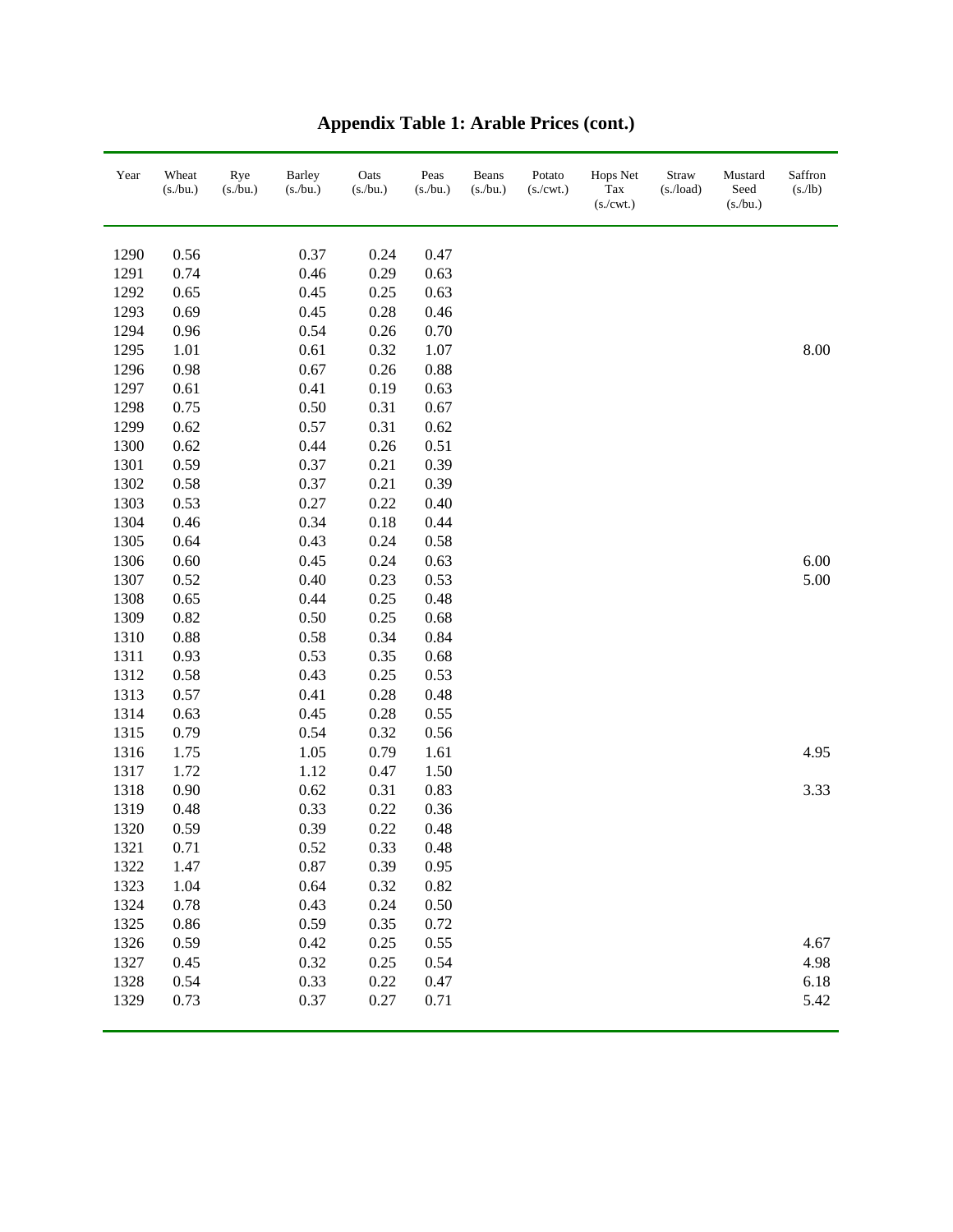# Appendix Table 1: Arable Prices (cont.)

| Year | Wheat (s./bu.) | Rye (s./bu.) | Barley (s./bu.) | Oats (s./bu.) | Peas (s./bu.) | Beans (s./bu.) | Potato (s./cwt.) | Hops Net Tax (s./cwt.) | Straw (s./load) | Mustard Seed (s./bu.) | Saffron (s./lb) |
|---|---|---|---|---|---|---|---|---|---|---|---|
| 1290 | 0.56 | | 0.37 | 0.24 | 0.47 | | | | | | |
| 1291 | 0.74 | | 0.46 | 0.29 | 0.63 | | | | | | |
| 1292 | 0.65 | | 0.45 | 0.25 | 0.63 | | | | | | |
| 1293 | 0.69 | | 0.45 | 0.28 | 0.46 | | | | | | |
| 1294 | 0.96 | | 0.54 | 0.26 | 0.70 | | | | | | |
| 1295 | 1.01 | | 0.61 | 0.32 | 1.07 | | | | | | 8.00 |
| 1296 | 0.98 | | 0.67 | 0.26 | 0.88 | | | | | | |
| 1297 | 0.61 | | 0.41 | 0.19 | 0.63 | | | | | | |
| 1298 | 0.75 | | 0.50 | 0.31 | 0.67 | | | | | | |
| 1299 | 0.62 | | 0.57 | 0.31 | 0.62 | | | | | | |
| 1300 | 0.62 | | 0.44 | 0.26 | 0.51 | | | | | | |
| 1301 | 0.59 | | 0.37 | 0.21 | 0.39 | | | | | | |
| 1302 | 0.58 | | 0.37 | 0.21 | 0.39 | | | | | | |
| 1303 | 0.53 | | 0.27 | 0.22 | 0.40 | | | | | | |
| 1304 | 0.46 | | 0.34 | 0.18 | 0.44 | | | | | | |
| 1305 | 0.64 | | 0.43 | 0.24 | 0.58 | | | | | | |
| 1306 | 0.60 | | 0.45 | 0.24 | 0.63 | | | | | | 6.00 |
| 1307 | 0.52 | | 0.40 | 0.23 | 0.53 | | | | | | 5.00 |
| 1308 | 0.65 | | 0.44 | 0.25 | 0.48 | | | | | | |
| 1309 | 0.82 | | 0.50 | 0.25 | 0.68 | | | | | | |
| 1310 | 0.88 | | 0.58 | 0.34 | 0.84 | | | | | | |
| 1311 | 0.93 | | 0.53 | 0.35 | 0.68 | | | | | | |
| 1312 | 0.58 | | 0.43 | 0.25 | 0.53 | | | | | | |
| 1313 | 0.57 | | 0.41 | 0.28 | 0.48 | | | | | | |
| 1314 | 0.63 | | 0.45 | 0.28 | 0.55 | | | | | | |
| 1315 | 0.79 | | 0.54 | 0.32 | 0.56 | | | | | | |
| 1316 | 1.75 | | 1.05 | 0.79 | 1.61 | | | | | | 4.95 |
| 1317 | 1.72 | | 1.12 | 0.47 | 1.50 | | | | | | |
| 1318 | 0.90 | | 0.62 | 0.31 | 0.83 | | | | | | 3.33 |
| 1319 | 0.48 | | 0.33 | 0.22 | 0.36 | | | | | | |
| 1320 | 0.59 | | 0.39 | 0.22 | 0.48 | | | | | | |
| 1321 | 0.71 | | 0.52 | 0.33 | 0.48 | | | | | | |
| 1322 | 1.47 | | 0.87 | 0.39 | 0.95 | | | | | | |
| 1323 | 1.04 | | 0.64 | 0.32 | 0.82 | | | | | | |
| 1324 | 0.78 | | 0.43 | 0.24 | 0.50 | | | | | | |
| 1325 | 0.86 | | 0.59 | 0.35 | 0.72 | | | | | | |
| 1326 | 0.59 | | 0.42 | 0.25 | 0.55 | | | | | | 4.67 |
| 1327 | 0.45 | | 0.32 | 0.25 | 0.54 | | | | | | 4.98 |
| 1328 | 0.54 | | 0.33 | 0.22 | 0.47 | | | | | | 6.18 |
| 1329 | 0.73 | | 0.37 | 0.27 | 0.71 | | | | | | 5.42 |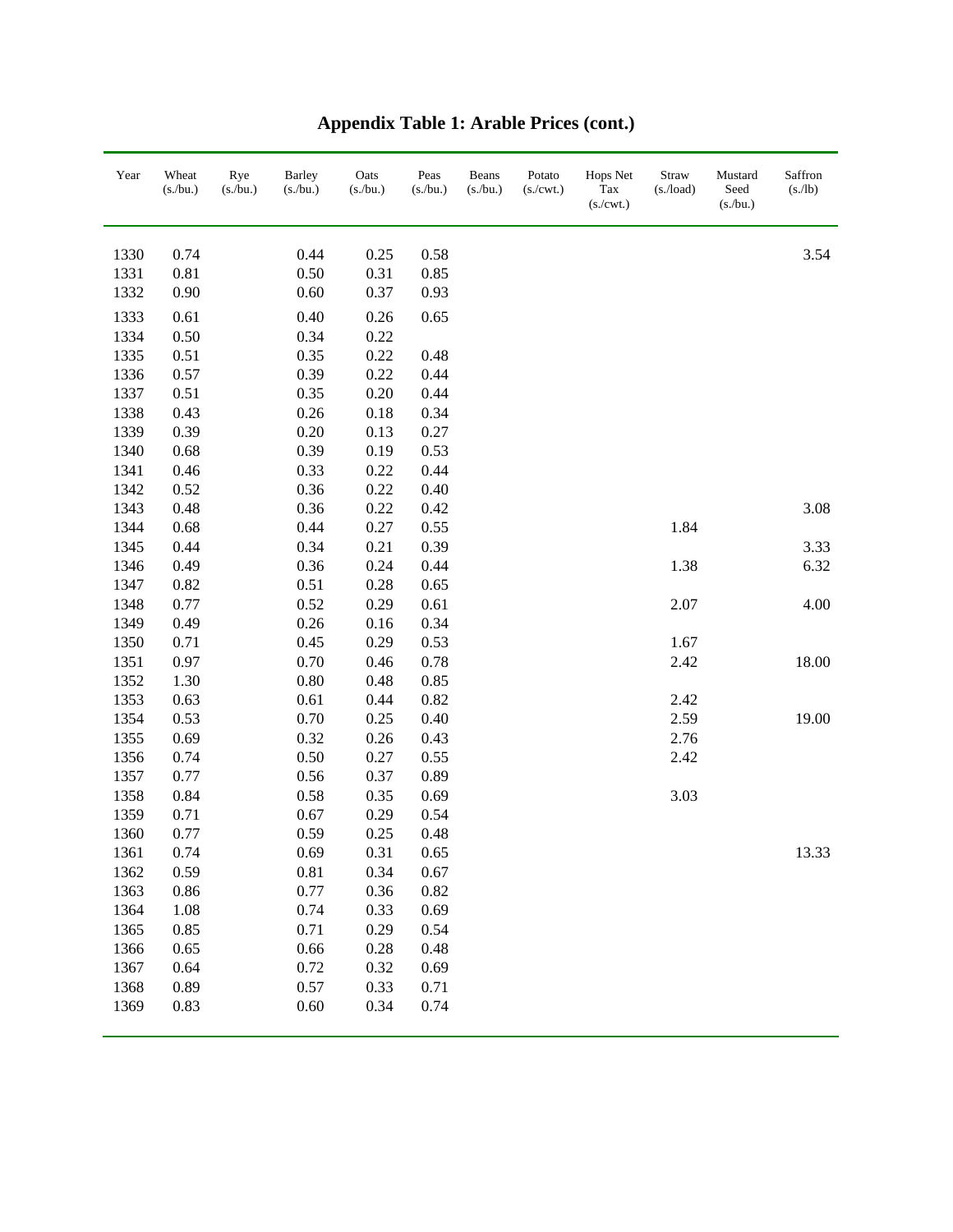# Appendix Table 1: Arable Prices (cont.)

| Year | Wheat (s./bu.) | Rye (s./bu.) | Barley (s./bu.) | Oats (s./bu.) | Peas (s./bu.) | Beans (s./bu.) | Potato (s./cwt.) | Hops Net Tax (s./cwt.) | Straw (s./load) | Mustard Seed (s./bu.) | Saffron (s./lb) |
|---|---|---|---|---|---|---|---|---|---|---|---|
| 1330 | 0.74 | | 0.44 | 0.25 | 0.58 | | | | | | 3.54 |
| 1331 | 0.81 | | 0.50 | 0.31 | 0.85 | | | | | | |
| 1332 | 0.90 | | 0.60 | 0.37 | 0.93 | | | | | | |
| 1333 | 0.61 | | 0.40 | 0.26 | 0.65 | | | | | | |
| 1334 | 0.50 | | 0.34 | 0.22 | | | | | | | |
| 1335 | 0.51 | | 0.35 | 0.22 | 0.48 | | | | | | |
| 1336 | 0.57 | | 0.39 | 0.22 | 0.44 | | | | | | |
| 1337 | 0.51 | | 0.35 | 0.20 | 0.44 | | | | | | |
| 1338 | 0.43 | | 0.26 | 0.18 | 0.34 | | | | | | |
| 1339 | 0.39 | | 0.20 | 0.13 | 0.27 | | | | | | |
| 1340 | 0.68 | | 0.39 | 0.19 | 0.53 | | | | | | |
| 1341 | 0.46 | | 0.33 | 0.22 | 0.44 | | | | | | |
| 1342 | 0.52 | | 0.36 | 0.22 | 0.40 | | | | | | |
| 1343 | 0.48 | | 0.36 | 0.22 | 0.42 | | | | | | 3.08 |
| 1344 | 0.68 | | 0.44 | 0.27 | 0.55 | | | | 1.84 | | |
| 1345 | 0.44 | | 0.34 | 0.21 | 0.39 | | | | | | 3.33 |
| 1346 | 0.49 | | 0.36 | 0.24 | 0.44 | | | | 1.38 | | 6.32 |
| 1347 | 0.82 | | 0.51 | 0.28 | 0.65 | | | | | | |
| 1348 | 0.77 | | 0.52 | 0.29 | 0.61 | | | | 2.07 | | 4.00 |
| 1349 | 0.49 | | 0.26 | 0.16 | 0.34 | | | | | | |
| 1350 | 0.71 | | 0.45 | 0.29 | 0.53 | | | | 1.67 | | |
| 1351 | 0.97 | | 0.70 | 0.46 | 0.78 | | | | 2.42 | | 18.00 |
| 1352 | 1.30 | | 0.80 | 0.48 | 0.85 | | | | | | |
| 1353 | 0.63 | | 0.61 | 0.44 | 0.82 | | | | 2.42 | | |
| 1354 | 0.53 | | 0.70 | 0.25 | 0.40 | | | | 2.59 | | 19.00 |
| 1355 | 0.69 | | 0.32 | 0.26 | 0.43 | | | | 2.76 | | |
| 1356 | 0.74 | | 0.50 | 0.27 | 0.55 | | | | 2.42 | | |
| 1357 | 0.77 | | 0.56 | 0.37 | 0.89 | | | | | | |
| 1358 | 0.84 | | 0.58 | 0.35 | 0.69 | | | | 3.03 | | |
| 1359 | 0.71 | | 0.67 | 0.29 | 0.54 | | | | | | |
| 1360 | 0.77 | | 0.59 | 0.25 | 0.48 | | | | | | |
| 1361 | 0.74 | | 0.69 | 0.31 | 0.65 | | | | | | 13.33 |
| 1362 | 0.59 | | 0.81 | 0.34 | 0.67 | | | | | | |
| 1363 | 0.86 | | 0.77 | 0.36 | 0.82 | | | | | | |
| 1364 | 1.08 | | 0.74 | 0.33 | 0.69 | | | | | | |
| 1365 | 0.85 | | 0.71 | 0.29 | 0.54 | | | | | | |
| 1366 | 0.65 | | 0.66 | 0.28 | 0.48 | | | | | | |
| 1367 | 0.64 | | 0.72 | 0.32 | 0.69 | | | | | | |
| 1368 | 0.89 | | 0.57 | 0.33 | 0.71 | | | | | | |
| 1369 | 0.83 | | 0.60 | 0.34 | 0.74 | | | | | | |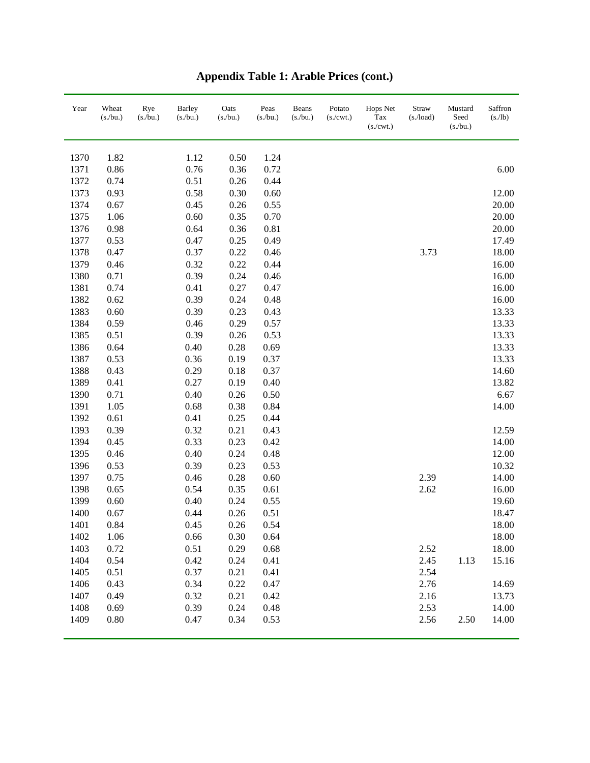## Appendix Table 1: Arable Prices (cont.)

| Year | Wheat (s./bu.) | Rye (s./bu.) | Barley (s./bu.) | Oats (s./bu.) | Peas (s./bu.) | Beans (s./bu.) | Potato (s./cwt.) | Hops Net Tax (s./cwt.) | Straw (s./load) | Mustard Seed (s./bu.) | Saffron (s./lb) |
|---|---|---|---|---|---|---|---|---|---|---|---|
| 1370 | 1.82 | | 1.12 | 0.50 | 1.24 | | | | | | |
| 1371 | 0.86 | | 0.76 | 0.36 | 0.72 | | | | | | 6.00 |
| 1372 | 0.74 | | 0.51 | 0.26 | 0.44 | | | | | | |
| 1373 | 0.93 | | 0.58 | 0.30 | 0.60 | | | | | | 12.00 |
| 1374 | 0.67 | | 0.45 | 0.26 | 0.55 | | | | | | 20.00 |
| 1375 | 1.06 | | 0.60 | 0.35 | 0.70 | | | | | | 20.00 |
| 1376 | 0.98 | | 0.64 | 0.36 | 0.81 | | | | | | 20.00 |
| 1377 | 0.53 | | 0.47 | 0.25 | 0.49 | | | | | | 17.49 |
| 1378 | 0.47 | | 0.37 | 0.22 | 0.46 | | | | 3.73 | | 18.00 |
| 1379 | 0.46 | | 0.32 | 0.22 | 0.44 | | | | | | 16.00 |
| 1380 | 0.71 | | 0.39 | 0.24 | 0.46 | | | | | | 16.00 |
| 1381 | 0.74 | | 0.41 | 0.27 | 0.47 | | | | | | 16.00 |
| 1382 | 0.62 | | 0.39 | 0.24 | 0.48 | | | | | | 16.00 |
| 1383 | 0.60 | | 0.39 | 0.23 | 0.43 | | | | | | 13.33 |
| 1384 | 0.59 | | 0.46 | 0.29 | 0.57 | | | | | | 13.33 |
| 1385 | 0.51 | | 0.39 | 0.26 | 0.53 | | | | | | 13.33 |
| 1386 | 0.64 | | 0.40 | 0.28 | 0.69 | | | | | | 13.33 |
| 1387 | 0.53 | | 0.36 | 0.19 | 0.37 | | | | | | 13.33 |
| 1388 | 0.43 | | 0.29 | 0.18 | 0.37 | | | | | | 14.60 |
| 1389 | 0.41 | | 0.27 | 0.19 | 0.40 | | | | | | 13.82 |
| 1390 | 0.71 | | 0.40 | 0.26 | 0.50 | | | | | | 6.67 |
| 1391 | 1.05 | | 0.68 | 0.38 | 0.84 | | | | | | 14.00 |
| 1392 | 0.61 | | 0.41 | 0.25 | 0.44 | | | | | | |
| 1393 | 0.39 | | 0.32 | 0.21 | 0.43 | | | | | | 12.59 |
| 1394 | 0.45 | | 0.33 | 0.23 | 0.42 | | | | | | 14.00 |
| 1395 | 0.46 | | 0.40 | 0.24 | 0.48 | | | | | | 12.00 |
| 1396 | 0.53 | | 0.39 | 0.23 | 0.53 | | | | | | 10.32 |
| 1397 | 0.75 | | 0.46 | 0.28 | 0.60 | | | | 2.39 | | 14.00 |
| 1398 | 0.65 | | 0.54 | 0.35 | 0.61 | | | | 2.62 | | 16.00 |
| 1399 | 0.60 | | 0.40 | 0.24 | 0.55 | | | | | | 19.60 |
| 1400 | 0.67 | | 0.44 | 0.26 | 0.51 | | | | | | 18.47 |
| 1401 | 0.84 | | 0.45 | 0.26 | 0.54 | | | | | | 18.00 |
| 1402 | 1.06 | | 0.66 | 0.30 | 0.64 | | | | | | 18.00 |
| 1403 | 0.72 | | 0.51 | 0.29 | 0.68 | | | | 2.52 | | 18.00 |
| 1404 | 0.54 | | 0.42 | 0.24 | 0.41 | | | | 2.45 | 1.13 | 15.16 |
| 1405 | 0.51 | | 0.37 | 0.21 | 0.41 | | | | 2.54 | | |
| 1406 | 0.43 | | 0.34 | 0.22 | 0.47 | | | | 2.76 | | 14.69 |
| 1407 | 0.49 | | 0.32 | 0.21 | 0.42 | | | | 2.16 | | 13.73 |
| 1408 | 0.69 | | 0.39 | 0.24 | 0.48 | | | | 2.53 | | 14.00 |
| 1409 | 0.80 | | 0.47 | 0.34 | 0.53 | | | | 2.56 | 2.50 | 14.00 |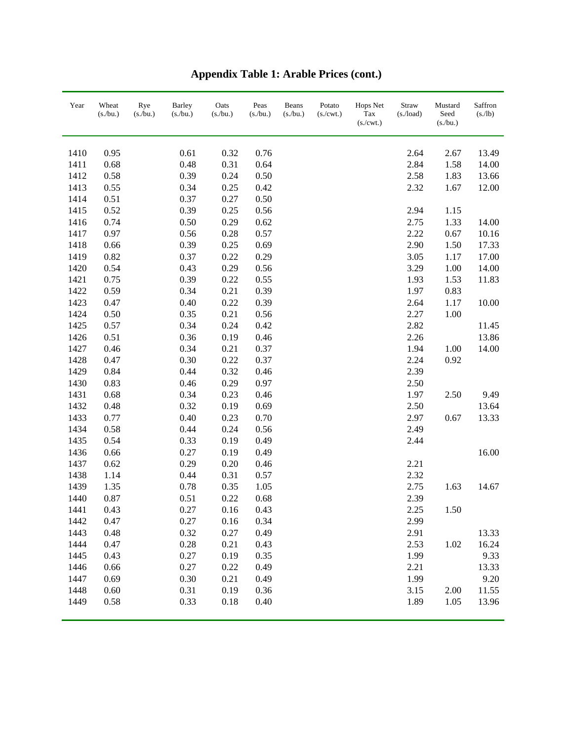# Appendix Table 1: Arable Prices (cont.)

| Year | Wheat (s./bu.) | Rye (s./bu.) | Barley (s./bu.) | Oats (s./bu.) | Peas (s./bu.) | Beans (s./bu.) | Potato (s./cwt.) | Hops Net Tax (s./cwt.) | Straw (s./load) | Mustard Seed (s./bu.) | Saffron (s./lb) |
|---|---|---|---|---|---|---|---|---|---|---|---|
| 1410 | 0.95 | | 0.61 | 0.32 | 0.76 | | | | 2.64 | 2.67 | 13.49 |
| 1411 | 0.68 | | 0.48 | 0.31 | 0.64 | | | | 2.84 | 1.58 | 14.00 |
| 1412 | 0.58 | | 0.39 | 0.24 | 0.50 | | | | 2.58 | 1.83 | 13.66 |
| 1413 | 0.55 | | 0.34 | 0.25 | 0.42 | | | | 2.32 | 1.67 | 12.00 |
| 1414 | 0.51 | | 0.37 | 0.27 | 0.50 | | | | | | |
| 1415 | 0.52 | | 0.39 | 0.25 | 0.56 | | | | 2.94 | 1.15 | |
| 1416 | 0.74 | | 0.50 | 0.29 | 0.62 | | | | 2.75 | 1.33 | 14.00 |
| 1417 | 0.97 | | 0.56 | 0.28 | 0.57 | | | | 2.22 | 0.67 | 10.16 |
| 1418 | 0.66 | | 0.39 | 0.25 | 0.69 | | | | 2.90 | 1.50 | 17.33 |
| 1419 | 0.82 | | 0.37 | 0.22 | 0.29 | | | | 3.05 | 1.17 | 17.00 |
| 1420 | 0.54 | | 0.43 | 0.29 | 0.56 | | | | 3.29 | 1.00 | 14.00 |
| 1421 | 0.75 | | 0.39 | 0.22 | 0.55 | | | | 1.93 | 1.53 | 11.83 |
| 1422 | 0.59 | | 0.34 | 0.21 | 0.39 | | | | 1.97 | 0.83 | |
| 1423 | 0.47 | | 0.40 | 0.22 | 0.39 | | | | 2.64 | 1.17 | 10.00 |
| 1424 | 0.50 | | 0.35 | 0.21 | 0.56 | | | | 2.27 | 1.00 | |
| 1425 | 0.57 | | 0.34 | 0.24 | 0.42 | | | | 2.82 | | 11.45 |
| 1426 | 0.51 | | 0.36 | 0.19 | 0.46 | | | | 2.26 | | 13.86 |
| 1427 | 0.46 | | 0.34 | 0.21 | 0.37 | | | | 1.94 | 1.00 | 14.00 |
| 1428 | 0.47 | | 0.30 | 0.22 | 0.37 | | | | 2.24 | 0.92 | |
| 1429 | 0.84 | | 0.44 | 0.32 | 0.46 | | | | 2.39 | | |
| 1430 | 0.83 | | 0.46 | 0.29 | 0.97 | | | | 2.50 | | |
| 1431 | 0.68 | | 0.34 | 0.23 | 0.46 | | | | 1.97 | 2.50 | 9.49 |
| 1432 | 0.48 | | 0.32 | 0.19 | 0.69 | | | | 2.50 | | 13.64 |
| 1433 | 0.77 | | 0.40 | 0.23 | 0.70 | | | | 2.97 | 0.67 | 13.33 |
| 1434 | 0.58 | | 0.44 | 0.24 | 0.56 | | | | 2.49 | | |
| 1435 | 0.54 | | 0.33 | 0.19 | 0.49 | | | | 2.44 | | |
| 1436 | 0.66 | | 0.27 | 0.19 | 0.49 | | | | | | 16.00 |
| 1437 | 0.62 | | 0.29 | 0.20 | 0.46 | | | | 2.21 | | |
| 1438 | 1.14 | | 0.44 | 0.31 | 0.57 | | | | 2.32 | | |
| 1439 | 1.35 | | 0.78 | 0.35 | 1.05 | | | | 2.75 | 1.63 | 14.67 |
| 1440 | 0.87 | | 0.51 | 0.22 | 0.68 | | | | 2.39 | | |
| 1441 | 0.43 | | 0.27 | 0.16 | 0.43 | | | | 2.25 | 1.50 | |
| 1442 | 0.47 | | 0.27 | 0.16 | 0.34 | | | | 2.99 | | |
| 1443 | 0.48 | | 0.32 | 0.27 | 0.49 | | | | 2.91 | | 13.33 |
| 1444 | 0.47 | | 0.28 | 0.21 | 0.43 | | | | 2.53 | 1.02 | 16.24 |
| 1445 | 0.43 | | 0.27 | 0.19 | 0.35 | | | | 1.99 | | 9.33 |
| 1446 | 0.66 | | 0.27 | 0.22 | 0.49 | | | | 2.21 | | 13.33 |
| 1447 | 0.69 | | 0.30 | 0.21 | 0.49 | | | | 1.99 | | 9.20 |
| 1448 | 0.60 | | 0.31 | 0.19 | 0.36 | | | | 3.15 | 2.00 | 11.55 |
| 1449 | 0.58 | | 0.33 | 0.18 | 0.40 | | | | 1.89 | 1.05 | 13.96 |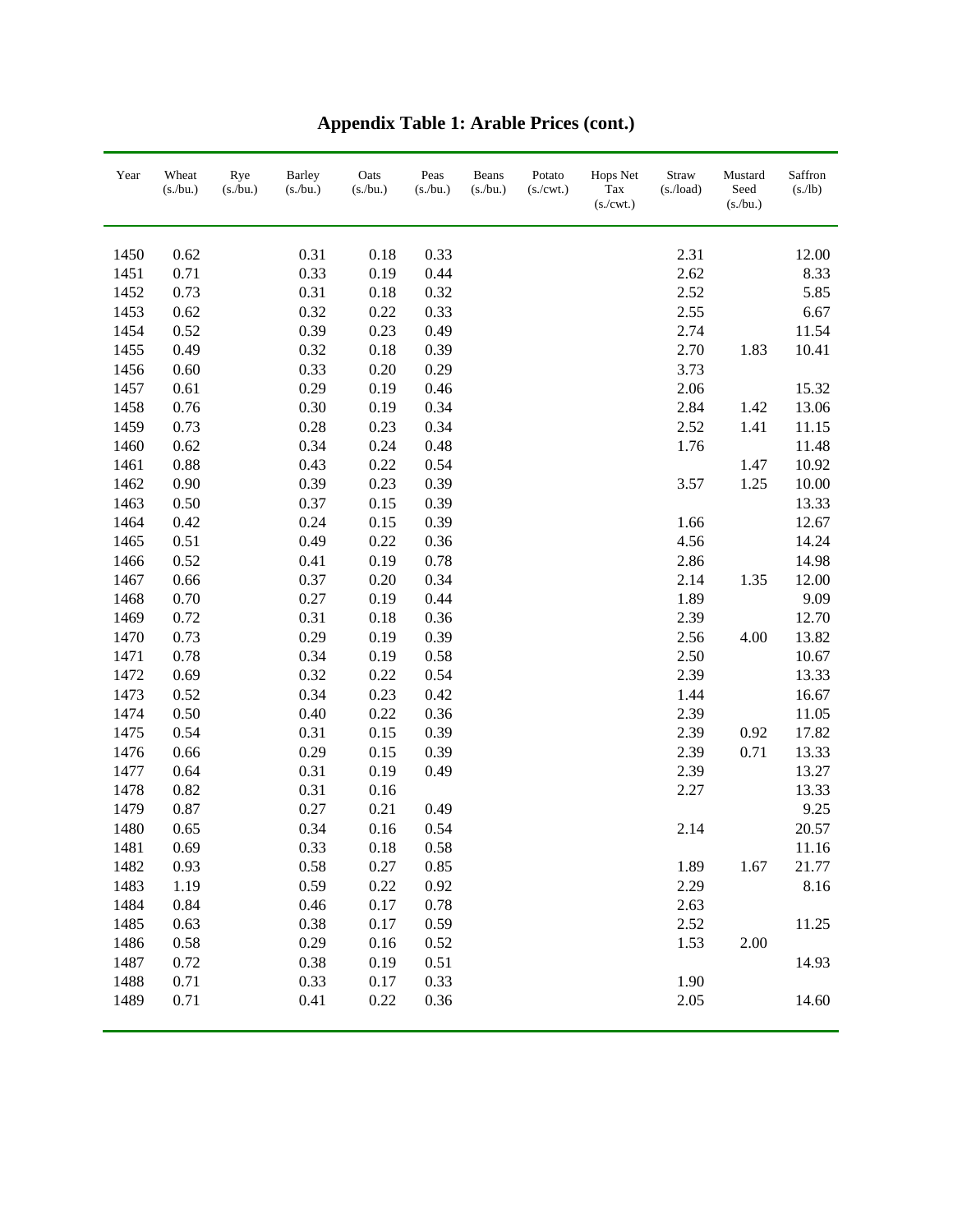# Appendix Table 1: Arable Prices (cont.)

| Year | Wheat (s./bu.) | Rye (s./bu.) | Barley (s./bu.) | Oats (s./bu.) | Peas (s./bu.) | Beans (s./bu.) | Potato (s./cwt.) | Hops Net Tax (s./cwt.) | Straw (s./load) | Mustard Seed (s./bu.) | Saffron (s./lb) |
|---|---|---|---|---|---|---|---|---|---|---|---|
| 1450 | 0.62 | | 0.31 | 0.18 | 0.33 | | | | 2.31 | | 12.00 |
| 1451 | 0.71 | | 0.33 | 0.19 | 0.44 | | | | 2.62 | | 8.33 |
| 1452 | 0.73 | | 0.31 | 0.18 | 0.32 | | | | 2.52 | | 5.85 |
| 1453 | 0.62 | | 0.32 | 0.22 | 0.33 | | | | 2.55 | | 6.67 |
| 1454 | 0.52 | | 0.39 | 0.23 | 0.49 | | | | 2.74 | | 11.54 |
| 1455 | 0.49 | | 0.32 | 0.18 | 0.39 | | | | 2.70 | 1.83 | 10.41 |
| 1456 | 0.60 | | 0.33 | 0.20 | 0.29 | | | | 3.73 | | |
| 1457 | 0.61 | | 0.29 | 0.19 | 0.46 | | | | 2.06 | | 15.32 |
| 1458 | 0.76 | | 0.30 | 0.19 | 0.34 | | | | 2.84 | 1.42 | 13.06 |
| 1459 | 0.73 | | 0.28 | 0.23 | 0.34 | | | | 2.52 | 1.41 | 11.15 |
| 1460 | 0.62 | | 0.34 | 0.24 | 0.48 | | | | 1.76 | | 11.48 |
| 1461 | 0.88 | | 0.43 | 0.22 | 0.54 | | | | | 1.47 | 10.92 |
| 1462 | 0.90 | | 0.39 | 0.23 | 0.39 | | | | 3.57 | 1.25 | 10.00 |
| 1463 | 0.50 | | 0.37 | 0.15 | 0.39 | | | | | | 13.33 |
| 1464 | 0.42 | | 0.24 | 0.15 | 0.39 | | | | 1.66 | | 12.67 |
| 1465 | 0.51 | | 0.49 | 0.22 | 0.36 | | | | 4.56 | | 14.24 |
| 1466 | 0.52 | | 0.41 | 0.19 | 0.78 | | | | 2.86 | | 14.98 |
| 1467 | 0.66 | | 0.37 | 0.20 | 0.34 | | | | 2.14 | 1.35 | 12.00 |
| 1468 | 0.70 | | 0.27 | 0.19 | 0.44 | | | | 1.89 | | 9.09 |
| 1469 | 0.72 | | 0.31 | 0.18 | 0.36 | | | | 2.39 | | 12.70 |
| 1470 | 0.73 | | 0.29 | 0.19 | 0.39 | | | | 2.56 | 4.00 | 13.82 |
| 1471 | 0.78 | | 0.34 | 0.19 | 0.58 | | | | 2.50 | | 10.67 |
| 1472 | 0.69 | | 0.32 | 0.22 | 0.54 | | | | 2.39 | | 13.33 |
| 1473 | 0.52 | | 0.34 | 0.23 | 0.42 | | | | 1.44 | | 16.67 |
| 1474 | 0.50 | | 0.40 | 0.22 | 0.36 | | | | 2.39 | | 11.05 |
| 1475 | 0.54 | | 0.31 | 0.15 | 0.39 | | | | 2.39 | 0.92 | 17.82 |
| 1476 | 0.66 | | 0.29 | 0.15 | 0.39 | | | | 2.39 | 0.71 | 13.33 |
| 1477 | 0.64 | | 0.31 | 0.19 | 0.49 | | | | 2.39 | | 13.27 |
| 1478 | 0.82 | | 0.31 | 0.16 | | | | | 2.27 | | 13.33 |
| 1479 | 0.87 | | 0.27 | 0.21 | 0.49 | | | | | | 9.25 |
| 1480 | 0.65 | | 0.34 | 0.16 | 0.54 | | | | 2.14 | | 20.57 |
| 1481 | 0.69 | | 0.33 | 0.18 | 0.58 | | | | | | 11.16 |
| 1482 | 0.93 | | 0.58 | 0.27 | 0.85 | | | | 1.89 | 1.67 | 21.77 |
| 1483 | 1.19 | | 0.59 | 0.22 | 0.92 | | | | 2.29 | | 8.16 |
| 1484 | 0.84 | | 0.46 | 0.17 | 0.78 | | | | 2.63 | | |
| 1485 | 0.63 | | 0.38 | 0.17 | 0.59 | | | | 2.52 | | 11.25 |
| 1486 | 0.58 | | 0.29 | 0.16 | 0.52 | | | | 1.53 | 2.00 | |
| 1487 | 0.72 | | 0.38 | 0.19 | 0.51 | | | | | | 14.93 |
| 1488 | 0.71 | | 0.33 | 0.17 | 0.33 | | | | 1.90 | | |
| 1489 | 0.71 | | 0.41 | 0.22 | 0.36 | | | | 2.05 | | 14.60 |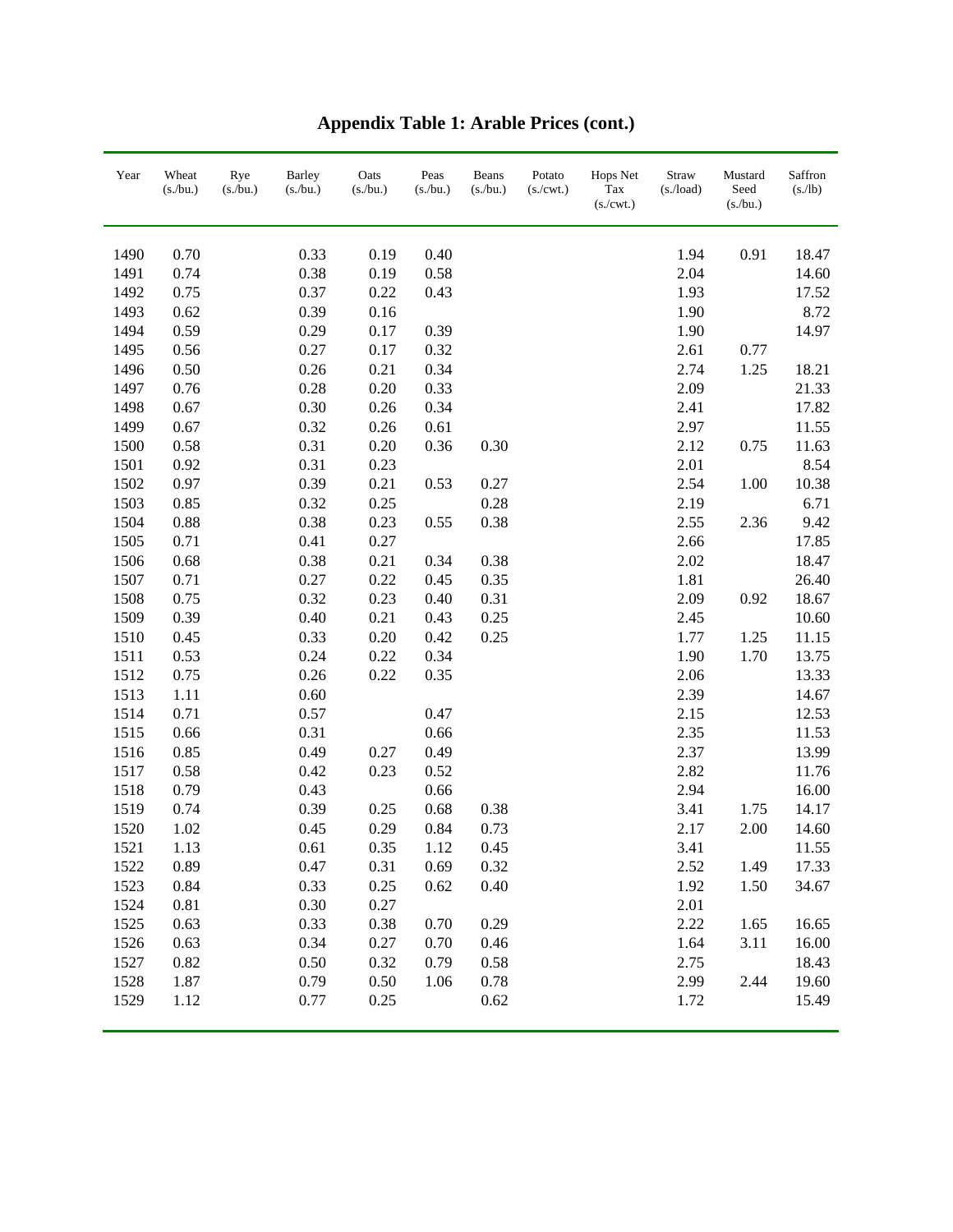# Appendix Table 1: Arable Prices (cont.)

| Year | Wheat (s./bu.) | Rye (s./bu.) | Barley (s./bu.) | Oats (s./bu.) | Peas (s./bu.) | Beans (s./bu.) | Potato (s./cwt.) | Hops Net Tax (s./cwt.) | Straw (s./load) | Mustard Seed (s./bu.) | Saffron (s./lb) |
|---|---|---|---|---|---|---|---|---|---|---|---|
| 1490 | 0.70 | | 0.33 | 0.19 | 0.40 | | | | 1.94 | 0.91 | 18.47 |
| 1491 | 0.74 | | 0.38 | 0.19 | 0.58 | | | | 2.04 | | 14.60 |
| 1492 | 0.75 | | 0.37 | 0.22 | 0.43 | | | | 1.93 | | 17.52 |
| 1493 | 0.62 | | 0.39 | 0.16 | | | | | 1.90 | | 8.72 |
| 1494 | 0.59 | | 0.29 | 0.17 | 0.39 | | | | 1.90 | | 14.97 |
| 1495 | 0.56 | | 0.27 | 0.17 | 0.32 | | | | 2.61 | 0.77 | |
| 1496 | 0.50 | | 0.26 | 0.21 | 0.34 | | | | 2.74 | 1.25 | 18.21 |
| 1497 | 0.76 | | 0.28 | 0.20 | 0.33 | | | | 2.09 | | 21.33 |
| 1498 | 0.67 | | 0.30 | 0.26 | 0.34 | | | | 2.41 | | 17.82 |
| 1499 | 0.67 | | 0.32 | 0.26 | 0.61 | | | | 2.97 | | 11.55 |
| 1500 | 0.58 | | 0.31 | 0.20 | 0.36 | 0.30 | | | 2.12 | 0.75 | 11.63 |
| 1501 | 0.92 | | 0.31 | 0.23 | | | | | 2.01 | | 8.54 |
| 1502 | 0.97 | | 0.39 | 0.21 | 0.53 | 0.27 | | | 2.54 | 1.00 | 10.38 |
| 1503 | 0.85 | | 0.32 | 0.25 | | 0.28 | | | 2.19 | | 6.71 |
| 1504 | 0.88 | | 0.38 | 0.23 | 0.55 | 0.38 | | | 2.55 | 2.36 | 9.42 |
| 1505 | 0.71 | | 0.41 | 0.27 | | | | | 2.66 | | 17.85 |
| 1506 | 0.68 | | 0.38 | 0.21 | 0.34 | 0.38 | | | 2.02 | | 18.47 |
| 1507 | 0.71 | | 0.27 | 0.22 | 0.45 | 0.35 | | | 1.81 | | 26.40 |
| 1508 | 0.75 | | 0.32 | 0.23 | 0.40 | 0.31 | | | 2.09 | 0.92 | 18.67 |
| 1509 | 0.39 | | 0.40 | 0.21 | 0.43 | 0.25 | | | 2.45 | | 10.60 |
| 1510 | 0.45 | | 0.33 | 0.20 | 0.42 | 0.25 | | | 1.77 | 1.25 | 11.15 |
| 1511 | 0.53 | | 0.24 | 0.22 | 0.34 | | | | 1.90 | 1.70 | 13.75 |
| 1512 | 0.75 | | 0.26 | 0.22 | 0.35 | | | | 2.06 | | 13.33 |
| 1513 | 1.11 | | 0.60 | | | | | | 2.39 | | 14.67 |
| 1514 | 0.71 | | 0.57 | | 0.47 | | | | 2.15 | | 12.53 |
| 1515 | 0.66 | | 0.31 | | 0.66 | | | | 2.35 | | 11.53 |
| 1516 | 0.85 | | 0.49 | 0.27 | 0.49 | | | | 2.37 | | 13.99 |
| 1517 | 0.58 | | 0.42 | 0.23 | 0.52 | | | | 2.82 | | 11.76 |
| 1518 | 0.79 | | 0.43 | | 0.66 | | | | 2.94 | | 16.00 |
| 1519 | 0.74 | | 0.39 | 0.25 | 0.68 | 0.38 | | | 3.41 | 1.75 | 14.17 |
| 1520 | 1.02 | | 0.45 | 0.29 | 0.84 | 0.73 | | | 2.17 | 2.00 | 14.60 |
| 1521 | 1.13 | | 0.61 | 0.35 | 1.12 | 0.45 | | | 3.41 | | 11.55 |
| 1522 | 0.89 | | 0.47 | 0.31 | 0.69 | 0.32 | | | 2.52 | 1.49 | 17.33 |
| 1523 | 0.84 | | 0.33 | 0.25 | 0.62 | 0.40 | | | 1.92 | 1.50 | 34.67 |
| 1524 | 0.81 | | 0.30 | 0.27 | | | | | 2.01 | | |
| 1525 | 0.63 | | 0.33 | 0.38 | 0.70 | 0.29 | | | 2.22 | 1.65 | 16.65 |
| 1526 | 0.63 | | 0.34 | 0.27 | 0.70 | 0.46 | | | 1.64 | 3.11 | 16.00 |
| 1527 | 0.82 | | 0.50 | 0.32 | 0.79 | 0.58 | | | 2.75 | | 18.43 |
| 1528 | 1.87 | | 0.79 | 0.50 | 1.06 | 0.78 | | | 2.99 | 2.44 | 19.60 |
| 1529 | 1.12 | | 0.77 | 0.25 | | 0.62 | | | 1.72 | | 15.49 |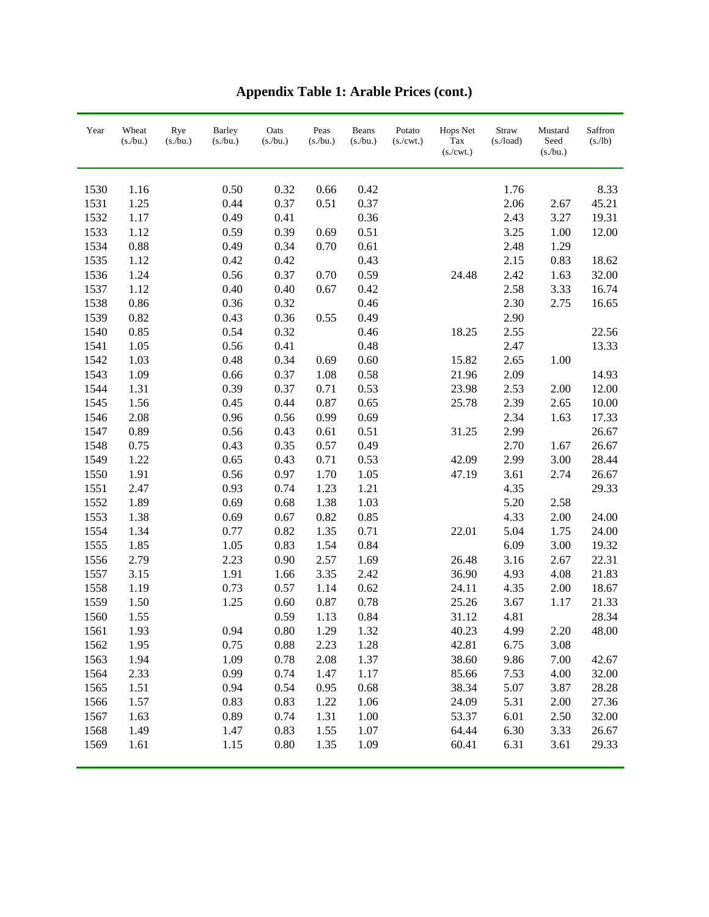## Appendix Table 1: Arable Prices (cont.)

| Year | Wheat (s./bu.) | Rye (s./bu.) | Barley (s./bu.) | Oats (s./bu.) | Peas (s./bu.) | Beans (s./bu.) | Potato (s./cwt.) | Hops Net Tax (s./cwt.) | Straw (s./load) | Mustard Seed (s./bu.) | Saffron (s./lb) |
|---|---|---|---|---|---|---|---|---|---|---|---|
| 1530 | 1.16 | | 0.50 | 0.32 | 0.66 | 0.42 | | | 1.76 | | 8.33 |
| 1531 | 1.25 | | 0.44 | 0.37 | 0.51 | 0.37 | | | 2.06 | 2.67 | 45.21 |
| 1532 | 1.17 | | 0.49 | 0.41 | | 0.36 | | | 2.43 | 3.27 | 19.31 |
| 1533 | 1.12 | | 0.59 | 0.39 | 0.69 | 0.51 | | | 3.25 | 1.00 | 12.00 |
| 1534 | 0.88 | | 0.49 | 0.34 | 0.70 | 0.61 | | | 2.48 | 1.29 | |
| 1535 | 1.12 | | 0.42 | 0.42 | | 0.43 | | | 2.15 | 0.83 | 18.62 |
| 1536 | 1.24 | | 0.56 | 0.37 | 0.70 | 0.59 | | 24.48 | 2.42 | 1.63 | 32.00 |
| 1537 | 1.12 | | 0.40 | 0.40 | 0.67 | 0.42 | | | 2.58 | 3.33 | 16.74 |
| 1538 | 0.86 | | 0.36 | 0.32 | | 0.46 | | | 2.30 | 2.75 | 16.65 |
| 1539 | 0.82 | | 0.43 | 0.36 | 0.55 | 0.49 | | | 2.90 | | |
| 1540 | 0.85 | | 0.54 | 0.32 | | 0.46 | | 18.25 | 2.55 | | 22.56 |
| 1541 | 1.05 | | 0.56 | 0.41 | | 0.48 | | | 2.47 | | 13.33 |
| 1542 | 1.03 | | 0.48 | 0.34 | 0.69 | 0.60 | | 15.82 | 2.65 | 1.00 | |
| 1543 | 1.09 | | 0.66 | 0.37 | 1.08 | 0.58 | | 21.96 | 2.09 | | 14.93 |
| 1544 | 1.31 | | 0.39 | 0.37 | 0.71 | 0.53 | | 23.98 | 2.53 | 2.00 | 12.00 |
| 1545 | 1.56 | | 0.45 | 0.44 | 0.87 | 0.65 | | 25.78 | 2.39 | 2.65 | 10.00 |
| 1546 | 2.08 | | 0.96 | 0.56 | 0.99 | 0.69 | | | 2.34 | 1.63 | 17.33 |
| 1547 | 0.89 | | 0.56 | 0.43 | 0.61 | 0.51 | | 31.25 | 2.99 | | 26.67 |
| 1548 | 0.75 | | 0.43 | 0.35 | 0.57 | 0.49 | | | 2.70 | 1.67 | 26.67 |
| 1549 | 1.22 | | 0.65 | 0.43 | 0.71 | 0.53 | | 42.09 | 2.99 | 3.00 | 28.44 |
| 1550 | 1.91 | | 0.56 | 0.97 | 1.70 | 1.05 | | 47.19 | 3.61 | 2.74 | 26.67 |
| 1551 | 2.47 | | 0.93 | 0.74 | 1.23 | 1.21 | | | 4.35 | | 29.33 |
| 1552 | 1.89 | | 0.69 | 0.68 | 1.38 | 1.03 | | | 5.20 | 2.58 | |
| 1553 | 1.38 | | 0.69 | 0.67 | 0.82 | 0.85 | | | 4.33 | 2.00 | 24.00 |
| 1554 | 1.34 | | 0.77 | 0.82 | 1.35 | 0.71 | | 22.01 | 5.04 | 1.75 | 24.00 |
| 1555 | 1.85 | | 1.05 | 0.83 | 1.54 | 0.84 | | | 6.09 | 3.00 | 19.32 |
| 1556 | 2.79 | | 2.23 | 0.90 | 2.57 | 1.69 | | 26.48 | 3.16 | 2.67 | 22.31 |
| 1557 | 3.15 | | 1.91 | 1.66 | 3.35 | 2.42 | | 36.90 | 4.93 | 4.08 | 21.83 |
| 1558 | 1.19 | | 0.73 | 0.57 | 1.14 | 0.62 | | 24.11 | 4.35 | 2.00 | 18.67 |
| 1559 | 1.50 | | 1.25 | 0.60 | 0.87 | 0.78 | | 25.26 | 3.67 | 1.17 | 21.33 |
| 1560 | 1.55 | | | 0.59 | 1.13 | 0.84 | | 31.12 | 4.81 | | 28.34 |
| 1561 | 1.93 | | 0.94 | 0.80 | 1.29 | 1.32 | | 40.23 | 4.99 | 2.20 | 48.00 |
| 1562 | 1.95 | | 0.75 | 0.88 | 2.23 | 1.28 | | 42.81 | 6.75 | 3.08 | |
| 1563 | 1.94 | | 1.09 | 0.78 | 2.08 | 1.37 | | 38.60 | 9.86 | 7.00 | 42.67 |
| 1564 | 2.33 | | 0.99 | 0.74 | 1.47 | 1.17 | | 85.66 | 7.53 | 4.00 | 32.00 |
| 1565 | 1.51 | | 0.94 | 0.54 | 0.95 | 0.68 | | 38.34 | 5.07 | 3.87 | 28.28 |
| 1566 | 1.57 | | 0.83 | 0.83 | 1.22 | 1.06 | | 24.09 | 5.31 | 2.00 | 27.36 |
| 1567 | 1.63 | | 0.89 | 0.74 | 1.31 | 1.00 | | 53.37 | 6.01 | 2.50 | 32.00 |
| 1568 | 1.49 | | 1.47 | 0.83 | 1.55 | 1.07 | | 64.44 | 6.30 | 3.33 | 26.67 |
| 1569 | 1.61 | | 1.15 | 0.80 | 1.35 | 1.09 | | 60.41 | 6.31 | 3.61 | 29.33 |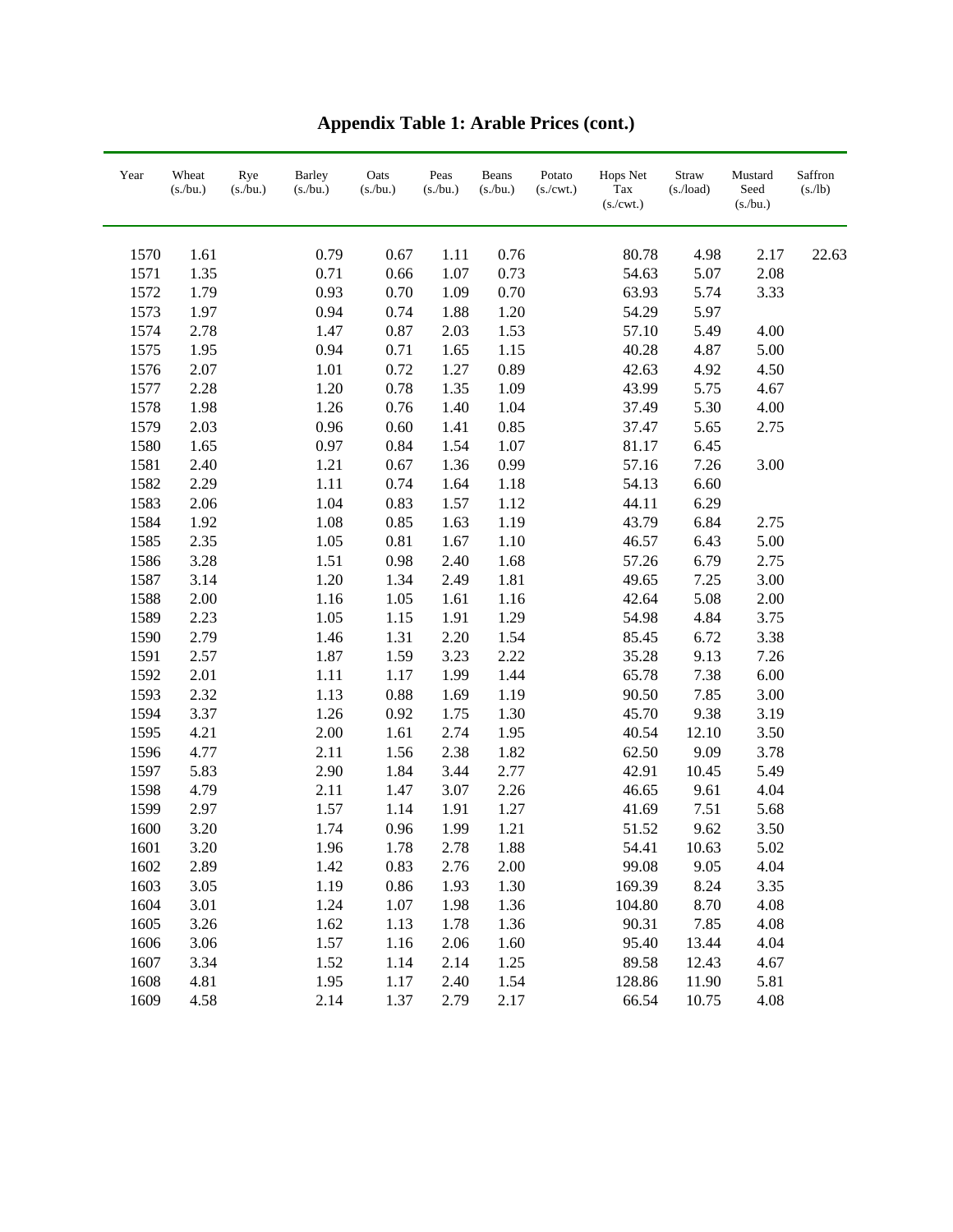# Appendix Table 1: Arable Prices (cont.)

| Year | Wheat (s./bu.) | Rye (s./bu.) | Barley (s./bu.) | Oats (s./bu.) | Peas (s./bu.) | Beans (s./bu.) | Potato (s./cwt.) | Hops Net Tax (s./cwt.) | Straw (s./load) | Mustard Seed (s./bu.) | Saffron (s./lb) |
|---|---|---|---|---|---|---|---|---|---|---|---|
| 1570 | 1.61 | | 0.79 | 0.67 | 1.11 | 0.76 | | 80.78 | 4.98 | 2.17 | 22.63 |
| 1571 | 1.35 | | 0.71 | 0.66 | 1.07 | 0.73 | | 54.63 | 5.07 | 2.08 | |
| 1572 | 1.79 | | 0.93 | 0.70 | 1.09 | 0.70 | | 63.93 | 5.74 | 3.33 | |
| 1573 | 1.97 | | 0.94 | 0.74 | 1.88 | 1.20 | | 54.29 | 5.97 | | |
| 1574 | 2.78 | | 1.47 | 0.87 | 2.03 | 1.53 | | 57.10 | 5.49 | 4.00 | |
| 1575 | 1.95 | | 0.94 | 0.71 | 1.65 | 1.15 | | 40.28 | 4.87 | 5.00 | |
| 1576 | 2.07 | | 1.01 | 0.72 | 1.27 | 0.89 | | 42.63 | 4.92 | 4.50 | |
| 1577 | 2.28 | | 1.20 | 0.78 | 1.35 | 1.09 | | 43.99 | 5.75 | 4.67 | |
| 1578 | 1.98 | | 1.26 | 0.76 | 1.40 | 1.04 | | 37.49 | 5.30 | 4.00 | |
| 1579 | 2.03 | | 0.96 | 0.60 | 1.41 | 0.85 | | 37.47 | 5.65 | 2.75 | |
| 1580 | 1.65 | | 0.97 | 0.84 | 1.54 | 1.07 | | 81.17 | 6.45 | | |
| 1581 | 2.40 | | 1.21 | 0.67 | 1.36 | 0.99 | | 57.16 | 7.26 | 3.00 | |
| 1582 | 2.29 | | 1.11 | 0.74 | 1.64 | 1.18 | | 54.13 | 6.60 | | |
| 1583 | 2.06 | | 1.04 | 0.83 | 1.57 | 1.12 | | 44.11 | 6.29 | | |
| 1584 | 1.92 | | 1.08 | 0.85 | 1.63 | 1.19 | | 43.79 | 6.84 | 2.75 | |
| 1585 | 2.35 | | 1.05 | 0.81 | 1.67 | 1.10 | | 46.57 | 6.43 | 5.00 | |
| 1586 | 3.28 | | 1.51 | 0.98 | 2.40 | 1.68 | | 57.26 | 6.79 | 2.75 | |
| 1587 | 3.14 | | 1.20 | 1.34 | 2.49 | 1.81 | | 49.65 | 7.25 | 3.00 | |
| 1588 | 2.00 | | 1.16 | 1.05 | 1.61 | 1.16 | | 42.64 | 5.08 | 2.00 | |
| 1589 | 2.23 | | 1.05 | 1.15 | 1.91 | 1.29 | | 54.98 | 4.84 | 3.75 | |
| 1590 | 2.79 | | 1.46 | 1.31 | 2.20 | 1.54 | | 85.45 | 6.72 | 3.38 | |
| 1591 | 2.57 | | 1.87 | 1.59 | 3.23 | 2.22 | | 35.28 | 9.13 | 7.26 | |
| 1592 | 2.01 | | 1.11 | 1.17 | 1.99 | 1.44 | | 65.78 | 7.38 | 6.00 | |
| 1593 | 2.32 | | 1.13 | 0.88 | 1.69 | 1.19 | | 90.50 | 7.85 | 3.00 | |
| 1594 | 3.37 | | 1.26 | 0.92 | 1.75 | 1.30 | | 45.70 | 9.38 | 3.19 | |
| 1595 | 4.21 | | 2.00 | 1.61 | 2.74 | 1.95 | | 40.54 | 12.10 | 3.50 | |
| 1596 | 4.77 | | 2.11 | 1.56 | 2.38 | 1.82 | | 62.50 | 9.09 | 3.78 | |
| 1597 | 5.83 | | 2.90 | 1.84 | 3.44 | 2.77 | | 42.91 | 10.45 | 5.49 | |
| 1598 | 4.79 | | 2.11 | 1.47 | 3.07 | 2.26 | | 46.65 | 9.61 | 4.04 | |
| 1599 | 2.97 | | 1.57 | 1.14 | 1.91 | 1.27 | | 41.69 | 7.51 | 5.68 | |
| 1600 | 3.20 | | 1.74 | 0.96 | 1.99 | 1.21 | | 51.52 | 9.62 | 3.50 | |
| 1601 | 3.20 | | 1.96 | 1.78 | 2.78 | 1.88 | | 54.41 | 10.63 | 5.02 | |
| 1602 | 2.89 | | 1.42 | 0.83 | 2.76 | 2.00 | | 99.08 | 9.05 | 4.04 | |
| 1603 | 3.05 | | 1.19 | 0.86 | 1.93 | 1.30 | | 169.39 | 8.24 | 3.35 | |
| 1604 | 3.01 | | 1.24 | 1.07 | 1.98 | 1.36 | | 104.80 | 8.70 | 4.08 | |
| 1605 | 3.26 | | 1.62 | 1.13 | 1.78 | 1.36 | | 90.31 | 7.85 | 4.08 | |
| 1606 | 3.06 | | 1.57 | 1.16 | 2.06 | 1.60 | | 95.40 | 13.44 | 4.04 | |
| 1607 | 3.34 | | 1.52 | 1.14 | 2.14 | 1.25 | | 89.58 | 12.43 | 4.67 | |
| 1608 | 4.81 | | 1.95 | 1.17 | 2.40 | 1.54 | | 128.86 | 11.90 | 5.81 | |
| 1609 | 4.58 | | 2.14 | 1.37 | 2.79 | 2.17 | | 66.54 | 10.75 | 4.08 | |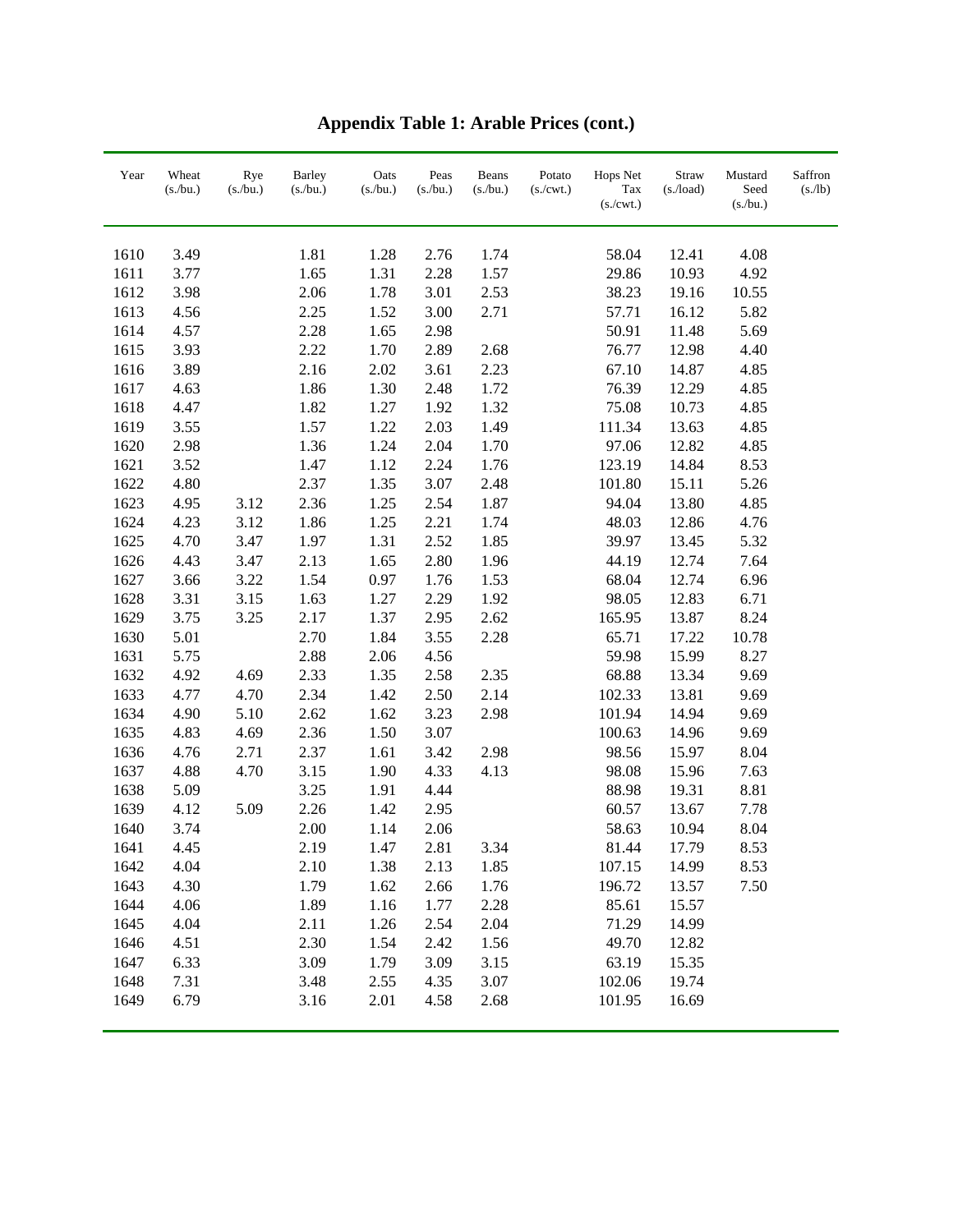# Appendix Table 1: Arable Prices (cont.)

| Year | Wheat (s./bu.) | Rye (s./bu.) | Barley (s./bu.) | Oats (s./bu.) | Peas (s./bu.) | Beans (s./bu.) | Potato (s./cwt.) | Hops Net Tax (s./cwt.) | Straw (s./load) | Mustard Seed (s./bu.) | Saffron (s./lb) |
|---|---|---|---|---|---|---|---|---|---|---|---|
| 1610 | 3.49 | | 1.81 | 1.28 | 2.76 | 1.74 | | 58.04 | 12.41 | 4.08 | |
| 1611 | 3.77 | | 1.65 | 1.31 | 2.28 | 1.57 | | 29.86 | 10.93 | 4.92 | |
| 1612 | 3.98 | | 2.06 | 1.78 | 3.01 | 2.53 | | 38.23 | 19.16 | 10.55 | |
| 1613 | 4.56 | | 2.25 | 1.52 | 3.00 | 2.71 | | 57.71 | 16.12 | 5.82 | |
| 1614 | 4.57 | | 2.28 | 1.65 | 2.98 | | | 50.91 | 11.48 | 5.69 | |
| 1615 | 3.93 | | 2.22 | 1.70 | 2.89 | 2.68 | | 76.77 | 12.98 | 4.40 | |
| 1616 | 3.89 | | 2.16 | 2.02 | 3.61 | 2.23 | | 67.10 | 14.87 | 4.85 | |
| 1617 | 4.63 | | 1.86 | 1.30 | 2.48 | 1.72 | | 76.39 | 12.29 | 4.85 | |
| 1618 | 4.47 | | 1.82 | 1.27 | 1.92 | 1.32 | | 75.08 | 10.73 | 4.85 | |
| 1619 | 3.55 | | 1.57 | 1.22 | 2.03 | 1.49 | | 111.34 | 13.63 | 4.85 | |
| 1620 | 2.98 | | 1.36 | 1.24 | 2.04 | 1.70 | | 97.06 | 12.82 | 4.85 | |
| 1621 | 3.52 | | 1.47 | 1.12 | 2.24 | 1.76 | | 123.19 | 14.84 | 8.53 | |
| 1622 | 4.80 | | 2.37 | 1.35 | 3.07 | 2.48 | | 101.80 | 15.11 | 5.26 | |
| 1623 | 4.95 | 3.12 | 2.36 | 1.25 | 2.54 | 1.87 | | 94.04 | 13.80 | 4.85 | |
| 1624 | 4.23 | 3.12 | 1.86 | 1.25 | 2.21 | 1.74 | | 48.03 | 12.86 | 4.76 | |
| 1625 | 4.70 | 3.47 | 1.97 | 1.31 | 2.52 | 1.85 | | 39.97 | 13.45 | 5.32 | |
| 1626 | 4.43 | 3.47 | 2.13 | 1.65 | 2.80 | 1.96 | | 44.19 | 12.74 | 7.64 | |
| 1627 | 3.66 | 3.22 | 1.54 | 0.97 | 1.76 | 1.53 | | 68.04 | 12.74 | 6.96 | |
| 1628 | 3.31 | 3.15 | 1.63 | 1.27 | 2.29 | 1.92 | | 98.05 | 12.83 | 6.71 | |
| 1629 | 3.75 | 3.25 | 2.17 | 1.37 | 2.95 | 2.62 | | 165.95 | 13.87 | 8.24 | |
| 1630 | 5.01 | | 2.70 | 1.84 | 3.55 | 2.28 | | 65.71 | 17.22 | 10.78 | |
| 1631 | 5.75 | | 2.88 | 2.06 | 4.56 | | | 59.98 | 15.99 | 8.27 | |
| 1632 | 4.92 | 4.69 | 2.33 | 1.35 | 2.58 | 2.35 | | 68.88 | 13.34 | 9.69 | |
| 1633 | 4.77 | 4.70 | 2.34 | 1.42 | 2.50 | 2.14 | | 102.33 | 13.81 | 9.69 | |
| 1634 | 4.90 | 5.10 | 2.62 | 1.62 | 3.23 | 2.98 | | 101.94 | 14.94 | 9.69 | |
| 1635 | 4.83 | 4.69 | 2.36 | 1.50 | 3.07 | | | 100.63 | 14.96 | 9.69 | |
| 1636 | 4.76 | 2.71 | 2.37 | 1.61 | 3.42 | 2.98 | | 98.56 | 15.97 | 8.04 | |
| 1637 | 4.88 | 4.70 | 3.15 | 1.90 | 4.33 | 4.13 | | 98.08 | 15.96 | 7.63 | |
| 1638 | 5.09 | | 3.25 | 1.91 | 4.44 | | | 88.98 | 19.31 | 8.81 | |
| 1639 | 4.12 | 5.09 | 2.26 | 1.42 | 2.95 | | | 60.57 | 13.67 | 7.78 | |
| 1640 | 3.74 | | 2.00 | 1.14 | 2.06 | | | 58.63 | 10.94 | 8.04 | |
| 1641 | 4.45 | | 2.19 | 1.47 | 2.81 | 3.34 | | 81.44 | 17.79 | 8.53 | |
| 1642 | 4.04 | | 2.10 | 1.38 | 2.13 | 1.85 | | 107.15 | 14.99 | 8.53 | |
| 1643 | 4.30 | | 1.79 | 1.62 | 2.66 | 1.76 | | 196.72 | 13.57 | 7.50 | |
| 1644 | 4.06 | | 1.89 | 1.16 | 1.77 | 2.28 | | 85.61 | 15.57 | | |
| 1645 | 4.04 | | 2.11 | 1.26 | 2.54 | 2.04 | | 71.29 | 14.99 | | |
| 1646 | 4.51 | | 2.30 | 1.54 | 2.42 | 1.56 | | 49.70 | 12.82 | | |
| 1647 | 6.33 | | 3.09 | 1.79 | 3.09 | 3.15 | | 63.19 | 15.35 | | |
| 1648 | 7.31 | | 3.48 | 2.55 | 4.35 | 3.07 | | 102.06 | 19.74 | | |
| 1649 | 6.79 | | 3.16 | 2.01 | 4.58 | 2.68 | | 101.95 | 16.69 | | |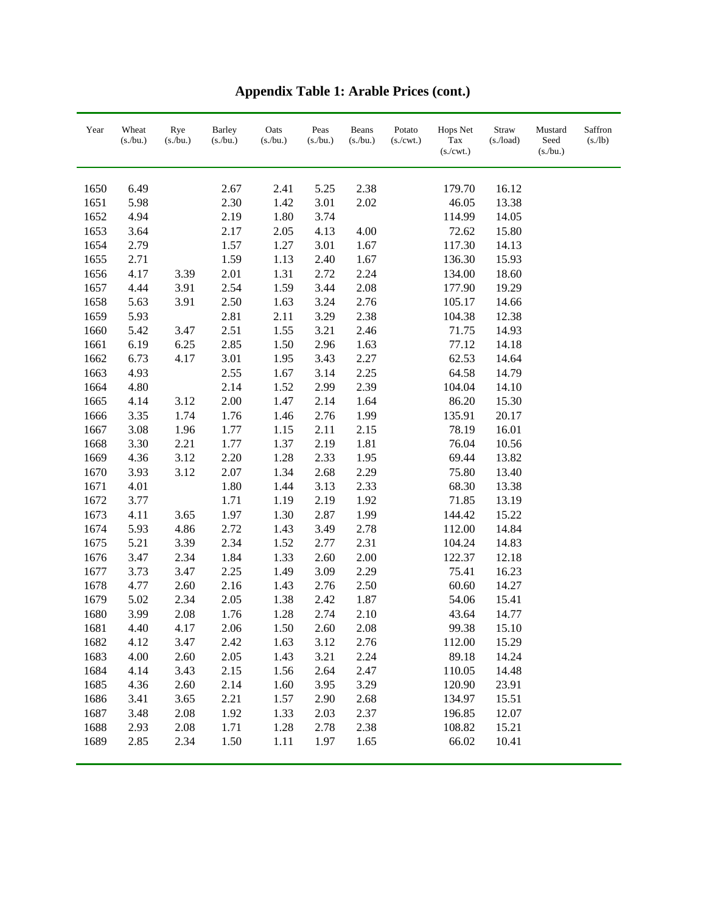# Appendix Table 1: Arable Prices (cont.)

| Year | Wheat (s./bu.) | Rye (s./bu.) | Barley (s./bu.) | Oats (s./bu.) | Peas (s./bu.) | Beans (s./bu.) | Potato (s./cwt.) | Hops Net Tax (s./cwt.) | Straw (s./load) | Mustard Seed (s./bu.) | Saffron (s./lb) |
|---|---|---|---|---|---|---|---|---|---|---|---|
| 1650 | 6.49 | | 2.67 | 2.41 | 5.25 | 2.38 | | 179.70 | 16.12 | | |
| 1651 | 5.98 | | 2.30 | 1.42 | 3.01 | 2.02 | | 46.05 | 13.38 | | |
| 1652 | 4.94 | | 2.19 | 1.80 | 3.74 | | | 114.99 | 14.05 | | |
| 1653 | 3.64 | | 2.17 | 2.05 | 4.13 | 4.00 | | 72.62 | 15.80 | | |
| 1654 | 2.79 | | 1.57 | 1.27 | 3.01 | 1.67 | | 117.30 | 14.13 | | |
| 1655 | 2.71 | | 1.59 | 1.13 | 2.40 | 1.67 | | 136.30 | 15.93 | | |
| 1656 | 4.17 | 3.39 | 2.01 | 1.31 | 2.72 | 2.24 | | 134.00 | 18.60 | | |
| 1657 | 4.44 | 3.91 | 2.54 | 1.59 | 3.44 | 2.08 | | 177.90 | 19.29 | | |
| 1658 | 5.63 | 3.91 | 2.50 | 1.63 | 3.24 | 2.76 | | 105.17 | 14.66 | | |
| 1659 | 5.93 | | 2.81 | 2.11 | 3.29 | 2.38 | | 104.38 | 12.38 | | |
| 1660 | 5.42 | 3.47 | 2.51 | 1.55 | 3.21 | 2.46 | | 71.75 | 14.93 | | |
| 1661 | 6.19 | 6.25 | 2.85 | 1.50 | 2.96 | 1.63 | | 77.12 | 14.18 | | |
| 1662 | 6.73 | 4.17 | 3.01 | 1.95 | 3.43 | 2.27 | | 62.53 | 14.64 | | |
| 1663 | 4.93 | | 2.55 | 1.67 | 3.14 | 2.25 | | 64.58 | 14.79 | | |
| 1664 | 4.80 | | 2.14 | 1.52 | 2.99 | 2.39 | | 104.04 | 14.10 | | |
| 1665 | 4.14 | 3.12 | 2.00 | 1.47 | 2.14 | 1.64 | | 86.20 | 15.30 | | |
| 1666 | 3.35 | 1.74 | 1.76 | 1.46 | 2.76 | 1.99 | | 135.91 | 20.17 | | |
| 1667 | 3.08 | 1.96 | 1.77 | 1.15 | 2.11 | 2.15 | | 78.19 | 16.01 | | |
| 1668 | 3.30 | 2.21 | 1.77 | 1.37 | 2.19 | 1.81 | | 76.04 | 10.56 | | |
| 1669 | 4.36 | 3.12 | 2.20 | 1.28 | 2.33 | 1.95 | | 69.44 | 13.82 | | |
| 1670 | 3.93 | 3.12 | 2.07 | 1.34 | 2.68 | 2.29 | | 75.80 | 13.40 | | |
| 1671 | 4.01 | | 1.80 | 1.44 | 3.13 | 2.33 | | 68.30 | 13.38 | | |
| 1672 | 3.77 | | 1.71 | 1.19 | 2.19 | 1.92 | | 71.85 | 13.19 | | |
| 1673 | 4.11 | 3.65 | 1.97 | 1.30 | 2.87 | 1.99 | | 144.42 | 15.22 | | |
| 1674 | 5.93 | 4.86 | 2.72 | 1.43 | 3.49 | 2.78 | | 112.00 | 14.84 | | |
| 1675 | 5.21 | 3.39 | 2.34 | 1.52 | 2.77 | 2.31 | | 104.24 | 14.83 | | |
| 1676 | 3.47 | 2.34 | 1.84 | 1.33 | 2.60 | 2.00 | | 122.37 | 12.18 | | |
| 1677 | 3.73 | 3.47 | 2.25 | 1.49 | 3.09 | 2.29 | | 75.41 | 16.23 | | |
| 1678 | 4.77 | 2.60 | 2.16 | 1.43 | 2.76 | 2.50 | | 60.60 | 14.27 | | |
| 1679 | 5.02 | 2.34 | 2.05 | 1.38 | 2.42 | 1.87 | | 54.06 | 15.41 | | |
| 1680 | 3.99 | 2.08 | 1.76 | 1.28 | 2.74 | 2.10 | | 43.64 | 14.77 | | |
| 1681 | 4.40 | 4.17 | 2.06 | 1.50 | 2.60 | 2.08 | | 99.38 | 15.10 | | |
| 1682 | 4.12 | 3.47 | 2.42 | 1.63 | 3.12 | 2.76 | | 112.00 | 15.29 | | |
| 1683 | 4.00 | 2.60 | 2.05 | 1.43 | 3.21 | 2.24 | | 89.18 | 14.24 | | |
| 1684 | 4.14 | 3.43 | 2.15 | 1.56 | 2.64 | 2.47 | | 110.05 | 14.48 | | |
| 1685 | 4.36 | 2.60 | 2.14 | 1.60 | 3.95 | 3.29 | | 120.90 | 23.91 | | |
| 1686 | 3.41 | 3.65 | 2.21 | 1.57 | 2.90 | 2.68 | | 134.97 | 15.51 | | |
| 1687 | 3.48 | 2.08 | 1.92 | 1.33 | 2.03 | 2.37 | | 196.85 | 12.07 | | |
| 1688 | 2.93 | 2.08 | 1.71 | 1.28 | 2.78 | 2.38 | | 108.82 | 15.21 | | |
| 1689 | 2.85 | 2.34 | 1.50 | 1.11 | 1.97 | 1.65 | | 66.02 | 10.41 | | |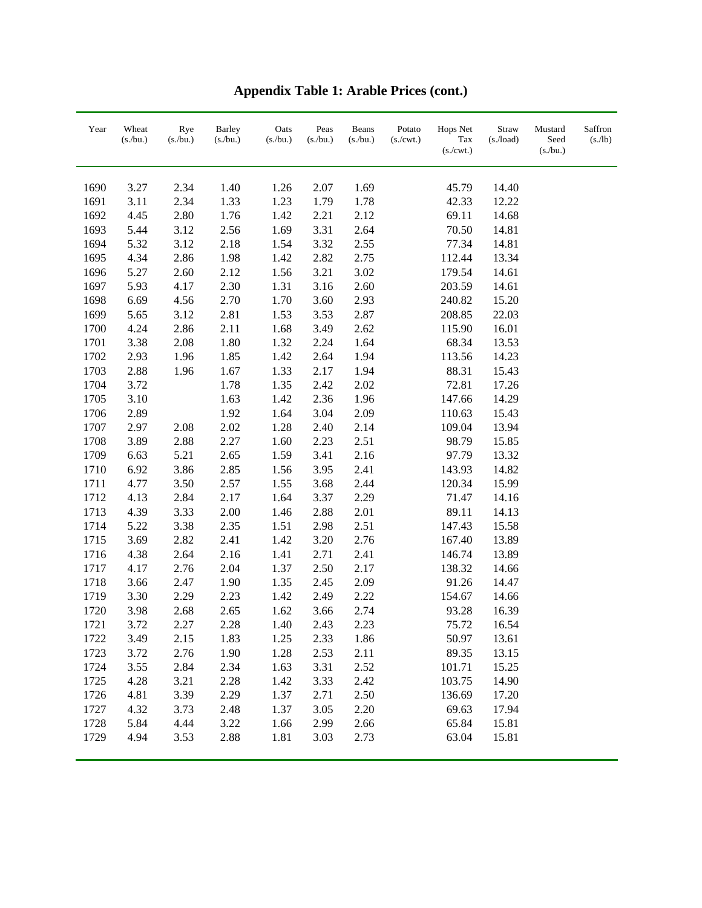# Appendix Table 1: Arable Prices (cont.)

| Year | Wheat (s./bu.) | Rye (s./bu.) | Barley (s./bu.) | Oats (s./bu.) | Peas (s./bu.) | Beans (s./bu.) | Potato (s./cwt.) | Hops Net Tax (s./cwt.) | Straw (s./load) | Mustard Seed (s./bu.) | Saffron (s./lb) |
|---|---|---|---|---|---|---|---|---|---|---|---|
| 1690 | 3.27 | 2.34 | 1.40 | 1.26 | 2.07 | 1.69 | | 45.79 | 14.40 | | |
| 1691 | 3.11 | 2.34 | 1.33 | 1.23 | 1.79 | 1.78 | | 42.33 | 12.22 | | |
| 1692 | 4.45 | 2.80 | 1.76 | 1.42 | 2.21 | 2.12 | | 69.11 | 14.68 | | |
| 1693 | 5.44 | 3.12 | 2.56 | 1.69 | 3.31 | 2.64 | | 70.50 | 14.81 | | |
| 1694 | 5.32 | 3.12 | 2.18 | 1.54 | 3.32 | 2.55 | | 77.34 | 14.81 | | |
| 1695 | 4.34 | 2.86 | 1.98 | 1.42 | 2.82 | 2.75 | | 112.44 | 13.34 | | |
| 1696 | 5.27 | 2.60 | 2.12 | 1.56 | 3.21 | 3.02 | | 179.54 | 14.61 | | |
| 1697 | 5.93 | 4.17 | 2.30 | 1.31 | 3.16 | 2.60 | | 203.59 | 14.61 | | |
| 1698 | 6.69 | 4.56 | 2.70 | 1.70 | 3.60 | 2.93 | | 240.82 | 15.20 | | |
| 1699 | 5.65 | 3.12 | 2.81 | 1.53 | 3.53 | 2.87 | | 208.85 | 22.03 | | |
| 1700 | 4.24 | 2.86 | 2.11 | 1.68 | 3.49 | 2.62 | | 115.90 | 16.01 | | |
| 1701 | 3.38 | 2.08 | 1.80 | 1.32 | 2.24 | 1.64 | | 68.34 | 13.53 | | |
| 1702 | 2.93 | 1.96 | 1.85 | 1.42 | 2.64 | 1.94 | | 113.56 | 14.23 | | |
| 1703 | 2.88 | 1.96 | 1.67 | 1.33 | 2.17 | 1.94 | | 88.31 | 15.43 | | |
| 1704 | 3.72 | | 1.78 | 1.35 | 2.42 | 2.02 | | 72.81 | 17.26 | | |
| 1705 | 3.10 | | 1.63 | 1.42 | 2.36 | 1.96 | | 147.66 | 14.29 | | |
| 1706 | 2.89 | | 1.92 | 1.64 | 3.04 | 2.09 | | 110.63 | 15.43 | | |
| 1707 | 2.97 | 2.08 | 2.02 | 1.28 | 2.40 | 2.14 | | 109.04 | 13.94 | | |
| 1708 | 3.89 | 2.88 | 2.27 | 1.60 | 2.23 | 2.51 | | 98.79 | 15.85 | | |
| 1709 | 6.63 | 5.21 | 2.65 | 1.59 | 3.41 | 2.16 | | 97.79 | 13.32 | | |
| 1710 | 6.92 | 3.86 | 2.85 | 1.56 | 3.95 | 2.41 | | 143.93 | 14.82 | | |
| 1711 | 4.77 | 3.50 | 2.57 | 1.55 | 3.68 | 2.44 | | 120.34 | 15.99 | | |
| 1712 | 4.13 | 2.84 | 2.17 | 1.64 | 3.37 | 2.29 | | 71.47 | 14.16 | | |
| 1713 | 4.39 | 3.33 | 2.00 | 1.46 | 2.88 | 2.01 | | 89.11 | 14.13 | | |
| 1714 | 5.22 | 3.38 | 2.35 | 1.51 | 2.98 | 2.51 | | 147.43 | 15.58 | | |
| 1715 | 3.69 | 2.82 | 2.41 | 1.42 | 3.20 | 2.76 | | 167.40 | 13.89 | | |
| 1716 | 4.38 | 2.64 | 2.16 | 1.41 | 2.71 | 2.41 | | 146.74 | 13.89 | | |
| 1717 | 4.17 | 2.76 | 2.04 | 1.37 | 2.50 | 2.17 | | 138.32 | 14.66 | | |
| 1718 | 3.66 | 2.47 | 1.90 | 1.35 | 2.45 | 2.09 | | 91.26 | 14.47 | | |
| 1719 | 3.30 | 2.29 | 2.23 | 1.42 | 2.49 | 2.22 | | 154.67 | 14.66 | | |
| 1720 | 3.98 | 2.68 | 2.65 | 1.62 | 3.66 | 2.74 | | 93.28 | 16.39 | | |
| 1721 | 3.72 | 2.27 | 2.28 | 1.40 | 2.43 | 2.23 | | 75.72 | 16.54 | | |
| 1722 | 3.49 | 2.15 | 1.83 | 1.25 | 2.33 | 1.86 | | 50.97 | 13.61 | | |
| 1723 | 3.72 | 2.76 | 1.90 | 1.28 | 2.53 | 2.11 | | 89.35 | 13.15 | | |
| 1724 | 3.55 | 2.84 | 2.34 | 1.63 | 3.31 | 2.52 | | 101.71 | 15.25 | | |
| 1725 | 4.28 | 3.21 | 2.28 | 1.42 | 3.33 | 2.42 | | 103.75 | 14.90 | | |
| 1726 | 4.81 | 3.39 | 2.29 | 1.37 | 2.71 | 2.50 | | 136.69 | 17.20 | | |
| 1727 | 4.32 | 3.73 | 2.48 | 1.37 | 3.05 | 2.20 | | 69.63 | 17.94 | | |
| 1728 | 5.84 | 4.44 | 3.22 | 1.66 | 2.99 | 2.66 | | 65.84 | 15.81 | | |
| 1729 | 4.94 | 3.53 | 2.88 | 1.81 | 3.03 | 2.73 | | 63.04 | 15.81 | | |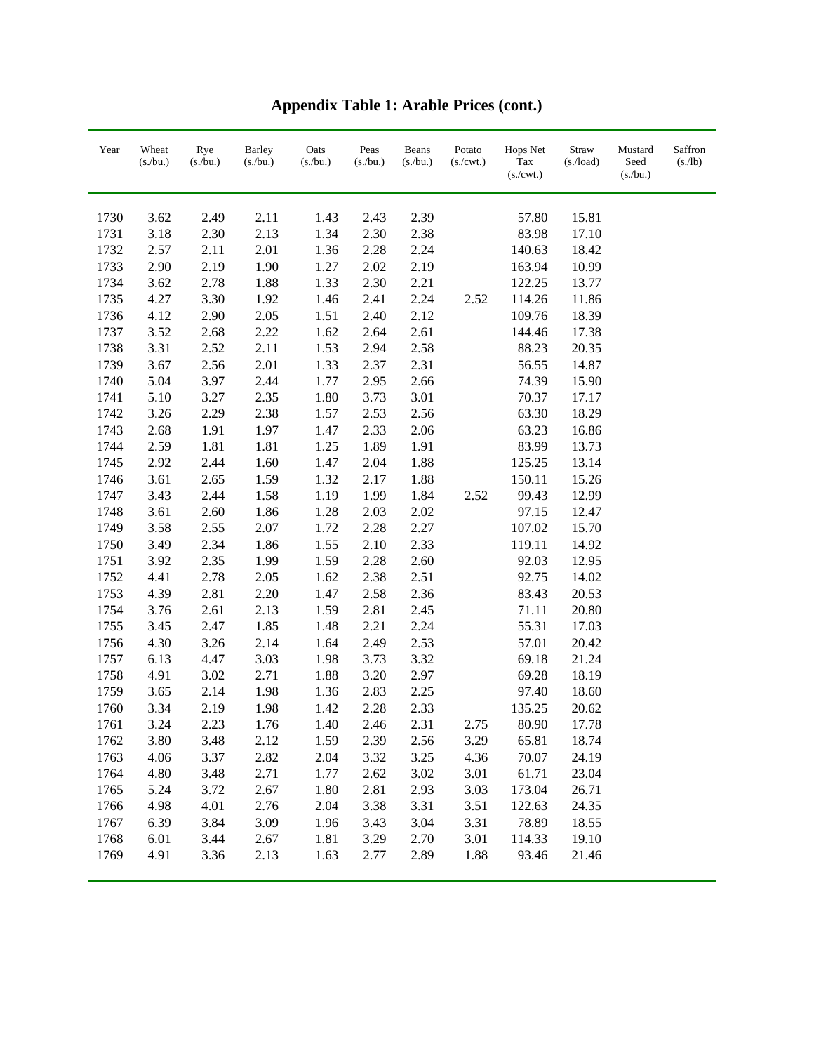# Appendix Table 1: Arable Prices (cont.)

| Year | Wheat (s./bu.) | Rye (s./bu.) | Barley (s./bu.) | Oats (s./bu.) | Peas (s./bu.) | Beans (s./bu.) | Potato (s./cwt.) | Hops Net Tax (s./cwt.) | Straw (s./load) | Mustard Seed (s./bu.) | Saffron (s./lb) |
|---|---|---|---|---|---|---|---|---|---|---|---|
| 1730 | 3.62 | 2.49 | 2.11 | 1.43 | 2.43 | 2.39 | | 57.80 | 15.81 | | |
| 1731 | 3.18 | 2.30 | 2.13 | 1.34 | 2.30 | 2.38 | | 83.98 | 17.10 | | |
| 1732 | 2.57 | 2.11 | 2.01 | 1.36 | 2.28 | 2.24 | | 140.63 | 18.42 | | |
| 1733 | 2.90 | 2.19 | 1.90 | 1.27 | 2.02 | 2.19 | | 163.94 | 10.99 | | |
| 1734 | 3.62 | 2.78 | 1.88 | 1.33 | 2.30 | 2.21 | | 122.25 | 13.77 | | |
| 1735 | 4.27 | 3.30 | 1.92 | 1.46 | 2.41 | 2.24 | 2.52 | 114.26 | 11.86 | | |
| 1736 | 4.12 | 2.90 | 2.05 | 1.51 | 2.40 | 2.12 | | 109.76 | 18.39 | | |
| 1737 | 3.52 | 2.68 | 2.22 | 1.62 | 2.64 | 2.61 | | 144.46 | 17.38 | | |
| 1738 | 3.31 | 2.52 | 2.11 | 1.53 | 2.94 | 2.58 | | 88.23 | 20.35 | | |
| 1739 | 3.67 | 2.56 | 2.01 | 1.33 | 2.37 | 2.31 | | 56.55 | 14.87 | | |
| 1740 | 5.04 | 3.97 | 2.44 | 1.77 | 2.95 | 2.66 | | 74.39 | 15.90 | | |
| 1741 | 5.10 | 3.27 | 2.35 | 1.80 | 3.73 | 3.01 | | 70.37 | 17.17 | | |
| 1742 | 3.26 | 2.29 | 2.38 | 1.57 | 2.53 | 2.56 | | 63.30 | 18.29 | | |
| 1743 | 2.68 | 1.91 | 1.97 | 1.47 | 2.33 | 2.06 | | 63.23 | 16.86 | | |
| 1744 | 2.59 | 1.81 | 1.81 | 1.25 | 1.89 | 1.91 | | 83.99 | 13.73 | | |
| 1745 | 2.92 | 2.44 | 1.60 | 1.47 | 2.04 | 1.88 | | 125.25 | 13.14 | | |
| 1746 | 3.61 | 2.65 | 1.59 | 1.32 | 2.17 | 1.88 | | 150.11 | 15.26 | | |
| 1747 | 3.43 | 2.44 | 1.58 | 1.19 | 1.99 | 1.84 | 2.52 | 99.43 | 12.99 | | |
| 1748 | 3.61 | 2.60 | 1.86 | 1.28 | 2.03 | 2.02 | | 97.15 | 12.47 | | |
| 1749 | 3.58 | 2.55 | 2.07 | 1.72 | 2.28 | 2.27 | | 107.02 | 15.70 | | |
| 1750 | 3.49 | 2.34 | 1.86 | 1.55 | 2.10 | 2.33 | | 119.11 | 14.92 | | |
| 1751 | 3.92 | 2.35 | 1.99 | 1.59 | 2.28 | 2.60 | | 92.03 | 12.95 | | |
| 1752 | 4.41 | 2.78 | 2.05 | 1.62 | 2.38 | 2.51 | | 92.75 | 14.02 | | |
| 1753 | 4.39 | 2.81 | 2.20 | 1.47 | 2.58 | 2.36 | | 83.43 | 20.53 | | |
| 1754 | 3.76 | 2.61 | 2.13 | 1.59 | 2.81 | 2.45 | | 71.11 | 20.80 | | |
| 1755 | 3.45 | 2.47 | 1.85 | 1.48 | 2.21 | 2.24 | | 55.31 | 17.03 | | |
| 1756 | 4.30 | 3.26 | 2.14 | 1.64 | 2.49 | 2.53 | | 57.01 | 20.42 | | |
| 1757 | 6.13 | 4.47 | 3.03 | 1.98 | 3.73 | 3.32 | | 69.18 | 21.24 | | |
| 1758 | 4.91 | 3.02 | 2.71 | 1.88 | 3.20 | 2.97 | | 69.28 | 18.19 | | |
| 1759 | 3.65 | 2.14 | 1.98 | 1.36 | 2.83 | 2.25 | | 97.40 | 18.60 | | |
| 1760 | 3.34 | 2.19 | 1.98 | 1.42 | 2.28 | 2.33 | | 135.25 | 20.62 | | |
| 1761 | 3.24 | 2.23 | 1.76 | 1.40 | 2.46 | 2.31 | 2.75 | 80.90 | 17.78 | | |
| 1762 | 3.80 | 3.48 | 2.12 | 1.59 | 2.39 | 2.56 | 3.29 | 65.81 | 18.74 | | |
| 1763 | 4.06 | 3.37 | 2.82 | 2.04 | 3.32 | 3.25 | 4.36 | 70.07 | 24.19 | | |
| 1764 | 4.80 | 3.48 | 2.71 | 1.77 | 2.62 | 3.02 | 3.01 | 61.71 | 23.04 | | |
| 1765 | 5.24 | 3.72 | 2.67 | 1.80 | 2.81 | 2.93 | 3.03 | 173.04 | 26.71 | | |
| 1766 | 4.98 | 4.01 | 2.76 | 2.04 | 3.38 | 3.31 | 3.51 | 122.63 | 24.35 | | |
| 1767 | 6.39 | 3.84 | 3.09 | 1.96 | 3.43 | 3.04 | 3.31 | 78.89 | 18.55 | | |
| 1768 | 6.01 | 3.44 | 2.67 | 1.81 | 3.29 | 2.70 | 3.01 | 114.33 | 19.10 | | |
| 1769 | 4.91 | 3.36 | 2.13 | 1.63 | 2.77 | 2.89 | 1.88 | 93.46 | 21.46 | | |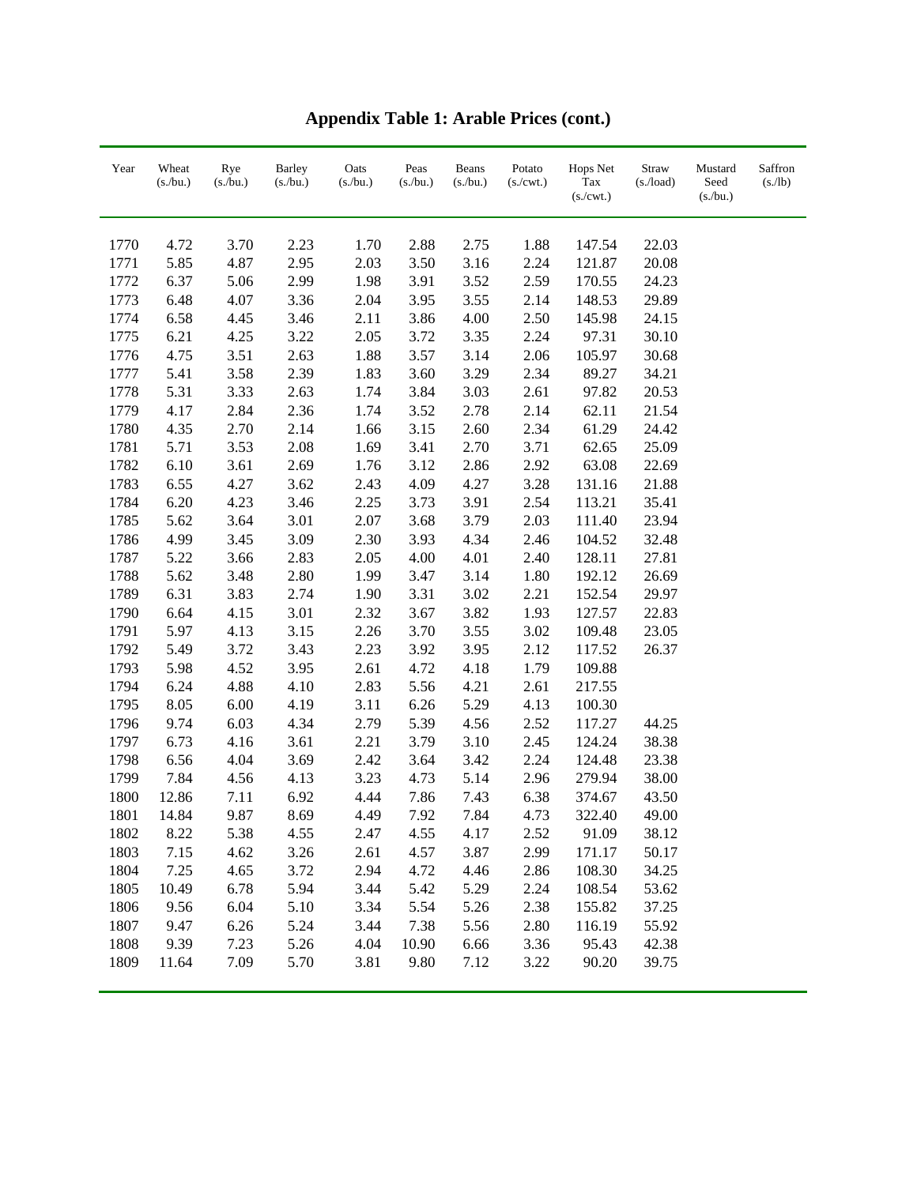# Appendix Table 1: Arable Prices (cont.)

| Year | Wheat (s./bu.) | Rye (s./bu.) | Barley (s./bu.) | Oats (s./bu.) | Peas (s./bu.) | Beans (s./bu.) | Potato (s./cwt.) | Hops Net Tax (s./cwt.) | Straw (s./load) | Mustard Seed (s./bu.) | Saffron (s./lb) |
|---|---|---|---|---|---|---|---|---|---|---|---|
| 1770 | 4.72 | 3.70 | 2.23 | 1.70 | 2.88 | 2.75 | 1.88 | 147.54 | 22.03 | | |
| 1771 | 5.85 | 4.87 | 2.95 | 2.03 | 3.50 | 3.16 | 2.24 | 121.87 | 20.08 | | |
| 1772 | 6.37 | 5.06 | 2.99 | 1.98 | 3.91 | 3.52 | 2.59 | 170.55 | 24.23 | | |
| 1773 | 6.48 | 4.07 | 3.36 | 2.04 | 3.95 | 3.55 | 2.14 | 148.53 | 29.89 | | |
| 1774 | 6.58 | 4.45 | 3.46 | 2.11 | 3.86 | 4.00 | 2.50 | 145.98 | 24.15 | | |
| 1775 | 6.21 | 4.25 | 3.22 | 2.05 | 3.72 | 3.35 | 2.24 | 97.31 | 30.10 | | |
| 1776 | 4.75 | 3.51 | 2.63 | 1.88 | 3.57 | 3.14 | 2.06 | 105.97 | 30.68 | | |
| 1777 | 5.41 | 3.58 | 2.39 | 1.83 | 3.60 | 3.29 | 2.34 | 89.27 | 34.21 | | |
| 1778 | 5.31 | 3.33 | 2.63 | 1.74 | 3.84 | 3.03 | 2.61 | 97.82 | 20.53 | | |
| 1779 | 4.17 | 2.84 | 2.36 | 1.74 | 3.52 | 2.78 | 2.14 | 62.11 | 21.54 | | |
| 1780 | 4.35 | 2.70 | 2.14 | 1.66 | 3.15 | 2.60 | 2.34 | 61.29 | 24.42 | | |
| 1781 | 5.71 | 3.53 | 2.08 | 1.69 | 3.41 | 2.70 | 3.71 | 62.65 | 25.09 | | |
| 1782 | 6.10 | 3.61 | 2.69 | 1.76 | 3.12 | 2.86 | 2.92 | 63.08 | 22.69 | | |
| 1783 | 6.55 | 4.27 | 3.62 | 2.43 | 4.09 | 4.27 | 3.28 | 131.16 | 21.88 | | |
| 1784 | 6.20 | 4.23 | 3.46 | 2.25 | 3.73 | 3.91 | 2.54 | 113.21 | 35.41 | | |
| 1785 | 5.62 | 3.64 | 3.01 | 2.07 | 3.68 | 3.79 | 2.03 | 111.40 | 23.94 | | |
| 1786 | 4.99 | 3.45 | 3.09 | 2.30 | 3.93 | 4.34 | 2.46 | 104.52 | 32.48 | | |
| 1787 | 5.22 | 3.66 | 2.83 | 2.05 | 4.00 | 4.01 | 2.40 | 128.11 | 27.81 | | |
| 1788 | 5.62 | 3.48 | 2.80 | 1.99 | 3.47 | 3.14 | 1.80 | 192.12 | 26.69 | | |
| 1789 | 6.31 | 3.83 | 2.74 | 1.90 | 3.31 | 3.02 | 2.21 | 152.54 | 29.97 | | |
| 1790 | 6.64 | 4.15 | 3.01 | 2.32 | 3.67 | 3.82 | 1.93 | 127.57 | 22.83 | | |
| 1791 | 5.97 | 4.13 | 3.15 | 2.26 | 3.70 | 3.55 | 3.02 | 109.48 | 23.05 | | |
| 1792 | 5.49 | 3.72 | 3.43 | 2.23 | 3.92 | 3.95 | 2.12 | 117.52 | 26.37 | | |
| 1793 | 5.98 | 4.52 | 3.95 | 2.61 | 4.72 | 4.18 | 1.79 | 109.88 | | | |
| 1794 | 6.24 | 4.88 | 4.10 | 2.83 | 5.56 | 4.21 | 2.61 | 217.55 | | | |
| 1795 | 8.05 | 6.00 | 4.19 | 3.11 | 6.26 | 5.29 | 4.13 | 100.30 | | | |
| 1796 | 9.74 | 6.03 | 4.34 | 2.79 | 5.39 | 4.56 | 2.52 | 117.27 | 44.25 | | |
| 1797 | 6.73 | 4.16 | 3.61 | 2.21 | 3.79 | 3.10 | 2.45 | 124.24 | 38.38 | | |
| 1798 | 6.56 | 4.04 | 3.69 | 2.42 | 3.64 | 3.42 | 2.24 | 124.48 | 23.38 | | |
| 1799 | 7.84 | 4.56 | 4.13 | 3.23 | 4.73 | 5.14 | 2.96 | 279.94 | 38.00 | | |
| 1800 | 12.86 | 7.11 | 6.92 | 4.44 | 7.86 | 7.43 | 6.38 | 374.67 | 43.50 | | |
| 1801 | 14.84 | 9.87 | 8.69 | 4.49 | 7.92 | 7.84 | 4.73 | 322.40 | 49.00 | | |
| 1802 | 8.22 | 5.38 | 4.55 | 2.47 | 4.55 | 4.17 | 2.52 | 91.09 | 38.12 | | |
| 1803 | 7.15 | 4.62 | 3.26 | 2.61 | 4.57 | 3.87 | 2.99 | 171.17 | 50.17 | | |
| 1804 | 7.25 | 4.65 | 3.72 | 2.94 | 4.72 | 4.46 | 2.86 | 108.30 | 34.25 | | |
| 1805 | 10.49 | 6.78 | 5.94 | 3.44 | 5.42 | 5.29 | 2.24 | 108.54 | 53.62 | | |
| 1806 | 9.56 | 6.04 | 5.10 | 3.34 | 5.54 | 5.26 | 2.38 | 155.82 | 37.25 | | |
| 1807 | 9.47 | 6.26 | 5.24 | 3.44 | 7.38 | 5.56 | 2.80 | 116.19 | 55.92 | | |
| 1808 | 9.39 | 7.23 | 5.26 | 4.04 | 10.90 | 6.66 | 3.36 | 95.43 | 42.38 | | |
| 1809 | 11.64 | 7.09 | 5.70 | 3.81 | 9.80 | 7.12 | 3.22 | 90.20 | 39.75 | | |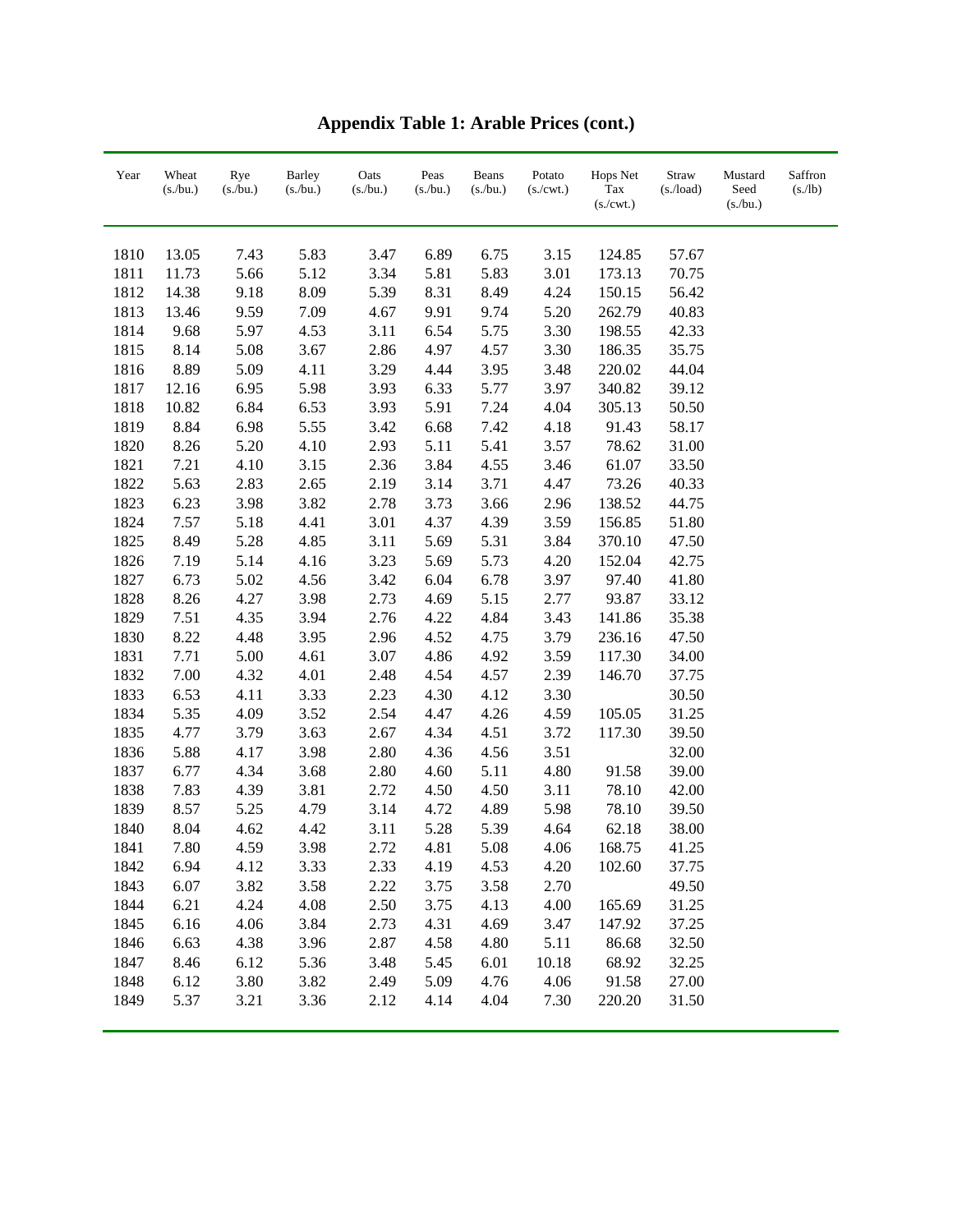## Appendix Table 1: Arable Prices (cont.)

| Year | Wheat (s./bu.) | Rye (s./bu.) | Barley (s./bu.) | Oats (s./bu.) | Peas (s./bu.) | Beans (s./bu.) | Potato (s./cwt.) | Hops Net Tax (s./cwt.) | Straw (s./load) | Mustard Seed (s./bu.) | Saffron (s./lb) |
|---|---|---|---|---|---|---|---|---|---|---|---|
| 1810 | 13.05 | 7.43 | 5.83 | 3.47 | 6.89 | 6.75 | 3.15 | 124.85 | 57.67 | | |
| 1811 | 11.73 | 5.66 | 5.12 | 3.34 | 5.81 | 5.83 | 3.01 | 173.13 | 70.75 | | |
| 1812 | 14.38 | 9.18 | 8.09 | 5.39 | 8.31 | 8.49 | 4.24 | 150.15 | 56.42 | | |
| 1813 | 13.46 | 9.59 | 7.09 | 4.67 | 9.91 | 9.74 | 5.20 | 262.79 | 40.83 | | |
| 1814 | 9.68 | 5.97 | 4.53 | 3.11 | 6.54 | 5.75 | 3.30 | 198.55 | 42.33 | | |
| 1815 | 8.14 | 5.08 | 3.67 | 2.86 | 4.97 | 4.57 | 3.30 | 186.35 | 35.75 | | |
| 1816 | 8.89 | 5.09 | 4.11 | 3.29 | 4.44 | 3.95 | 3.48 | 220.02 | 44.04 | | |
| 1817 | 12.16 | 6.95 | 5.98 | 3.93 | 6.33 | 5.77 | 3.97 | 340.82 | 39.12 | | |
| 1818 | 10.82 | 6.84 | 6.53 | 3.93 | 5.91 | 7.24 | 4.04 | 305.13 | 50.50 | | |
| 1819 | 8.84 | 6.98 | 5.55 | 3.42 | 6.68 | 7.42 | 4.18 | 91.43 | 58.17 | | |
| 1820 | 8.26 | 5.20 | 4.10 | 2.93 | 5.11 | 5.41 | 3.57 | 78.62 | 31.00 | | |
| 1821 | 7.21 | 4.10 | 3.15 | 2.36 | 3.84 | 4.55 | 3.46 | 61.07 | 33.50 | | |
| 1822 | 5.63 | 2.83 | 2.65 | 2.19 | 3.14 | 3.71 | 4.47 | 73.26 | 40.33 | | |
| 1823 | 6.23 | 3.98 | 3.82 | 2.78 | 3.73 | 3.66 | 2.96 | 138.52 | 44.75 | | |
| 1824 | 7.57 | 5.18 | 4.41 | 3.01 | 4.37 | 4.39 | 3.59 | 156.85 | 51.80 | | |
| 1825 | 8.49 | 5.28 | 4.85 | 3.11 | 5.69 | 5.31 | 3.84 | 370.10 | 47.50 | | |
| 1826 | 7.19 | 5.14 | 4.16 | 3.23 | 5.69 | 5.73 | 4.20 | 152.04 | 42.75 | | |
| 1827 | 6.73 | 5.02 | 4.56 | 3.42 | 6.04 | 6.78 | 3.97 | 97.40 | 41.80 | | |
| 1828 | 8.26 | 4.27 | 3.98 | 2.73 | 4.69 | 5.15 | 2.77 | 93.87 | 33.12 | | |
| 1829 | 7.51 | 4.35 | 3.94 | 2.76 | 4.22 | 4.84 | 3.43 | 141.86 | 35.38 | | |
| 1830 | 8.22 | 4.48 | 3.95 | 2.96 | 4.52 | 4.75 | 3.79 | 236.16 | 47.50 | | |
| 1831 | 7.71 | 5.00 | 4.61 | 3.07 | 4.86 | 4.92 | 3.59 | 117.30 | 34.00 | | |
| 1832 | 7.00 | 4.32 | 4.01 | 2.48 | 4.54 | 4.57 | 2.39 | 146.70 | 37.75 | | |
| 1833 | 6.53 | 4.11 | 3.33 | 2.23 | 4.30 | 4.12 | 3.30 | | 30.50 | | |
| 1834 | 5.35 | 4.09 | 3.52 | 2.54 | 4.47 | 4.26 | 4.59 | 105.05 | 31.25 | | |
| 1835 | 4.77 | 3.79 | 3.63 | 2.67 | 4.34 | 4.51 | 3.72 | 117.30 | 39.50 | | |
| 1836 | 5.88 | 4.17 | 3.98 | 2.80 | 4.36 | 4.56 | 3.51 | | 32.00 | | |
| 1837 | 6.77 | 4.34 | 3.68 | 2.80 | 4.60 | 5.11 | 4.80 | 91.58 | 39.00 | | |
| 1838 | 7.83 | 4.39 | 3.81 | 2.72 | 4.50 | 4.50 | 3.11 | 78.10 | 42.00 | | |
| 1839 | 8.57 | 5.25 | 4.79 | 3.14 | 4.72 | 4.89 | 5.98 | 78.10 | 39.50 | | |
| 1840 | 8.04 | 4.62 | 4.42 | 3.11 | 5.28 | 5.39 | 4.64 | 62.18 | 38.00 | | |
| 1841 | 7.80 | 4.59 | 3.98 | 2.72 | 4.81 | 5.08 | 4.06 | 168.75 | 41.25 | | |
| 1842 | 6.94 | 4.12 | 3.33 | 2.33 | 4.19 | 4.53 | 4.20 | 102.60 | 37.75 | | |
| 1843 | 6.07 | 3.82 | 3.58 | 2.22 | 3.75 | 3.58 | 2.70 | | 49.50 | | |
| 1844 | 6.21 | 4.24 | 4.08 | 2.50 | 3.75 | 4.13 | 4.00 | 165.69 | 31.25 | | |
| 1845 | 6.16 | 4.06 | 3.84 | 2.73 | 4.31 | 4.69 | 3.47 | 147.92 | 37.25 | | |
| 1846 | 6.63 | 4.38 | 3.96 | 2.87 | 4.58 | 4.80 | 5.11 | 86.68 | 32.50 | | |
| 1847 | 8.46 | 6.12 | 5.36 | 3.48 | 5.45 | 6.01 | 10.18 | 68.92 | 32.25 | | |
| 1848 | 6.12 | 3.80 | 3.82 | 2.49 | 5.09 | 4.76 | 4.06 | 91.58 | 27.00 | | |
| 1849 | 5.37 | 3.21 | 3.36 | 2.12 | 4.14 | 4.04 | 7.30 | 220.20 | 31.50 | | |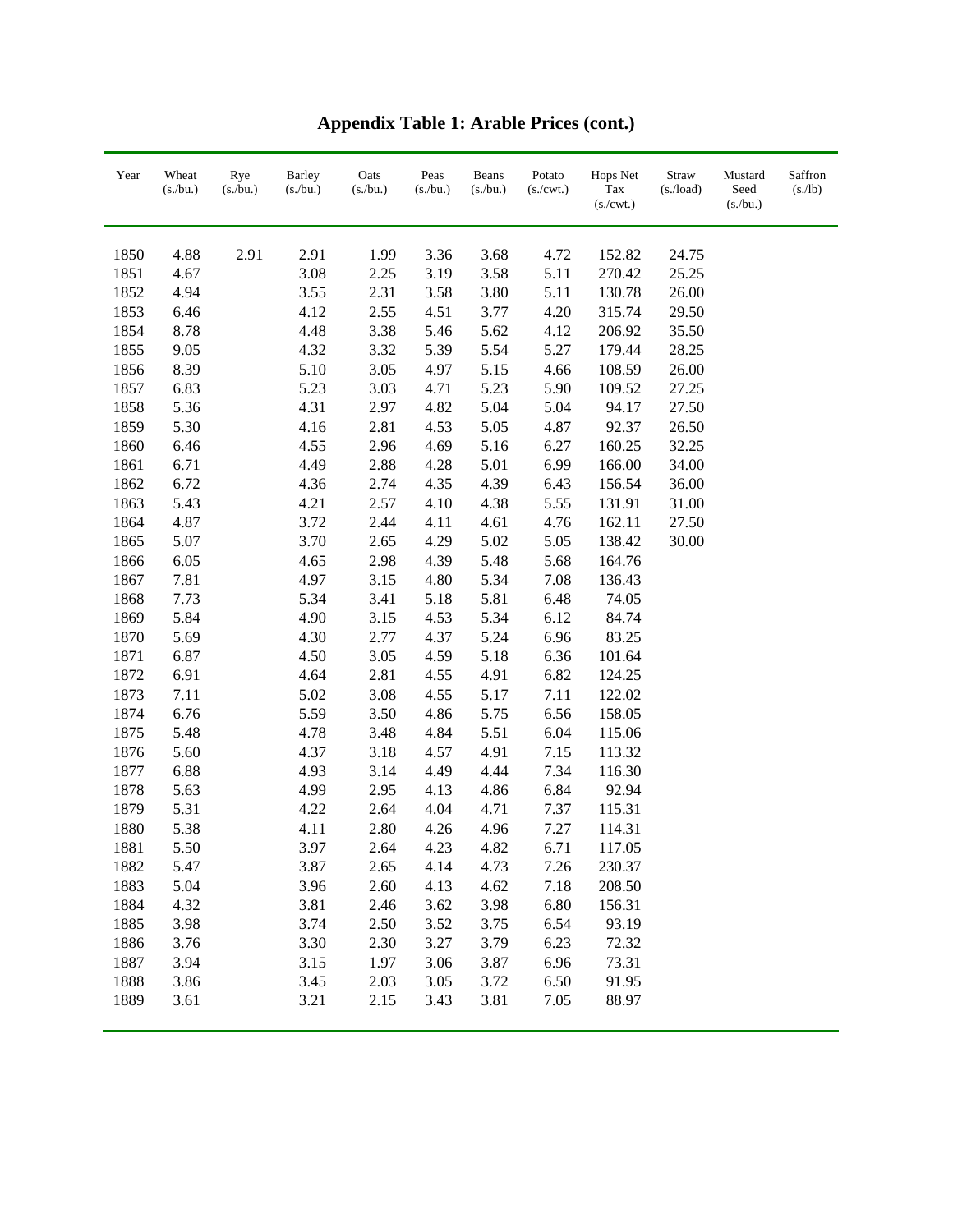# Appendix Table 1: Arable Prices (cont.)

| Year | Wheat (s./bu.) | Rye (s./bu.) | Barley (s./bu.) | Oats (s./bu.) | Peas (s./bu.) | Beans (s./bu.) | Potato (s./cwt.) | Hops Net Tax (s./cwt.) | Straw (s./load) | Mustard Seed (s./bu.) | Saffron (s./lb) |
|---|---|---|---|---|---|---|---|---|---|---|---|
| 1850 | 4.88 | 2.91 | 2.91 | 1.99 | 3.36 | 3.68 | 4.72 | 152.82 | 24.75 | | |
| 1851 | 4.67 | | 3.08 | 2.25 | 3.19 | 3.58 | 5.11 | 270.42 | 25.25 | | |
| 1852 | 4.94 | | 3.55 | 2.31 | 3.58 | 3.80 | 5.11 | 130.78 | 26.00 | | |
| 1853 | 6.46 | | 4.12 | 2.55 | 4.51 | 3.77 | 4.20 | 315.74 | 29.50 | | |
| 1854 | 8.78 | | 4.48 | 3.38 | 5.46 | 5.62 | 4.12 | 206.92 | 35.50 | | |
| 1855 | 9.05 | | 4.32 | 3.32 | 5.39 | 5.54 | 5.27 | 179.44 | 28.25 | | |
| 1856 | 8.39 | | 5.10 | 3.05 | 4.97 | 5.15 | 4.66 | 108.59 | 26.00 | | |
| 1857 | 6.83 | | 5.23 | 3.03 | 4.71 | 5.23 | 5.90 | 109.52 | 27.25 | | |
| 1858 | 5.36 | | 4.31 | 2.97 | 4.82 | 5.04 | 5.04 | 94.17 | 27.50 | | |
| 1859 | 5.30 | | 4.16 | 2.81 | 4.53 | 5.05 | 4.87 | 92.37 | 26.50 | | |
| 1860 | 6.46 | | 4.55 | 2.96 | 4.69 | 5.16 | 6.27 | 160.25 | 32.25 | | |
| 1861 | 6.71 | | 4.49 | 2.88 | 4.28 | 5.01 | 6.99 | 166.00 | 34.00 | | |
| 1862 | 6.72 | | 4.36 | 2.74 | 4.35 | 4.39 | 6.43 | 156.54 | 36.00 | | |
| 1863 | 5.43 | | 4.21 | 2.57 | 4.10 | 4.38 | 5.55 | 131.91 | 31.00 | | |
| 1864 | 4.87 | | 3.72 | 2.44 | 4.11 | 4.61 | 4.76 | 162.11 | 27.50 | | |
| 1865 | 5.07 | | 3.70 | 2.65 | 4.29 | 5.02 | 5.05 | 138.42 | 30.00 | | |
| 1866 | 6.05 | | 4.65 | 2.98 | 4.39 | 5.48 | 5.68 | 164.76 | | | |
| 1867 | 7.81 | | 4.97 | 3.15 | 4.80 | 5.34 | 7.08 | 136.43 | | | |
| 1868 | 7.73 | | 5.34 | 3.41 | 5.18 | 5.81 | 6.48 | 74.05 | | | |
| 1869 | 5.84 | | 4.90 | 3.15 | 4.53 | 5.34 | 6.12 | 84.74 | | | |
| 1870 | 5.69 | | 4.30 | 2.77 | 4.37 | 5.24 | 6.96 | 83.25 | | | |
| 1871 | 6.87 | | 4.50 | 3.05 | 4.59 | 5.18 | 6.36 | 101.64 | | | |
| 1872 | 6.91 | | 4.64 | 2.81 | 4.55 | 4.91 | 6.82 | 124.25 | | | |
| 1873 | 7.11 | | 5.02 | 3.08 | 4.55 | 5.17 | 7.11 | 122.02 | | | |
| 1874 | 6.76 | | 5.59 | 3.50 | 4.86 | 5.75 | 6.56 | 158.05 | | | |
| 1875 | 5.48 | | 4.78 | 3.48 | 4.84 | 5.51 | 6.04 | 115.06 | | | |
| 1876 | 5.60 | | 4.37 | 3.18 | 4.57 | 4.91 | 7.15 | 113.32 | | | |
| 1877 | 6.88 | | 4.93 | 3.14 | 4.49 | 4.44 | 7.34 | 116.30 | | | |
| 1878 | 5.63 | | 4.99 | 2.95 | 4.13 | 4.86 | 6.84 | 92.94 | | | |
| 1879 | 5.31 | | 4.22 | 2.64 | 4.04 | 4.71 | 7.37 | 115.31 | | | |
| 1880 | 5.38 | | 4.11 | 2.80 | 4.26 | 4.96 | 7.27 | 114.31 | | | |
| 1881 | 5.50 | | 3.97 | 2.64 | 4.23 | 4.82 | 6.71 | 117.05 | | | |
| 1882 | 5.47 | | 3.87 | 2.65 | 4.14 | 4.73 | 7.26 | 230.37 | | | |
| 1883 | 5.04 | | 3.96 | 2.60 | 4.13 | 4.62 | 7.18 | 208.50 | | | |
| 1884 | 4.32 | | 3.81 | 2.46 | 3.62 | 3.98 | 6.80 | 156.31 | | | |
| 1885 | 3.98 | | 3.74 | 2.50 | 3.52 | 3.75 | 6.54 | 93.19 | | | |
| 1886 | 3.76 | | 3.30 | 2.30 | 3.27 | 3.79 | 6.23 | 72.32 | | | |
| 1887 | 3.94 | | 3.15 | 1.97 | 3.06 | 3.87 | 6.96 | 73.31 | | | |
| 1888 | 3.86 | | 3.45 | 2.03 | 3.05 | 3.72 | 6.50 | 91.95 | | | |
| 1889 | 3.61 | | 3.21 | 2.15 | 3.43 | 3.81 | 7.05 | 88.97 | | | |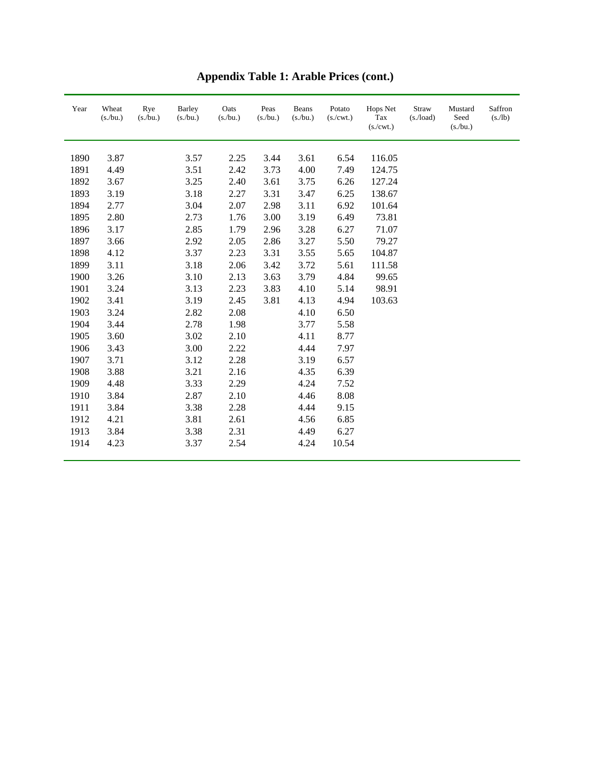# Appendix Table 1: Arable Prices (cont.)

| Year | Wheat (s./bu.) | Rye (s./bu.) | Barley (s./bu.) | Oats (s./bu.) | Peas (s./bu.) | Beans (s./bu.) | Potato (s./cwt.) | Hops Net Tax (s./cwt.) | Straw (s./load) | Mustard Seed (s./bu.) | Saffron (s./lb) |
|---|---|---|---|---|---|---|---|---|---|---|---|
| 1890 | 3.87 | | 3.57 | 2.25 | 3.44 | 3.61 | 6.54 | 116.05 | | | |
| 1891 | 4.49 | | 3.51 | 2.42 | 3.73 | 4.00 | 7.49 | 124.75 | | | |
| 1892 | 3.67 | | 3.25 | 2.40 | 3.61 | 3.75 | 6.26 | 127.24 | | | |
| 1893 | 3.19 | | 3.18 | 2.27 | 3.31 | 3.47 | 6.25 | 138.67 | | | |
| 1894 | 2.77 | | 3.04 | 2.07 | 2.98 | 3.11 | 6.92 | 101.64 | | | |
| 1895 | 2.80 | | 2.73 | 1.76 | 3.00 | 3.19 | 6.49 | 73.81 | | | |
| 1896 | 3.17 | | 2.85 | 1.79 | 2.96 | 3.28 | 6.27 | 71.07 | | | |
| 1897 | 3.66 | | 2.92 | 2.05 | 2.86 | 3.27 | 5.50 | 79.27 | | | |
| 1898 | 4.12 | | 3.37 | 2.23 | 3.31 | 3.55 | 5.65 | 104.87 | | | |
| 1899 | 3.11 | | 3.18 | 2.06 | 3.42 | 3.72 | 5.61 | 111.58 | | | |
| 1900 | 3.26 | | 3.10 | 2.13 | 3.63 | 3.79 | 4.84 | 99.65 | | | |
| 1901 | 3.24 | | 3.13 | 2.23 | 3.83 | 4.10 | 5.14 | 98.91 | | | |
| 1902 | 3.41 | | 3.19 | 2.45 | 3.81 | 4.13 | 4.94 | 103.63 | | | |
| 1903 | 3.24 | | 2.82 | 2.08 | | 4.10 | 6.50 | | | | |
| 1904 | 3.44 | | 2.78 | 1.98 | | 3.77 | 5.58 | | | | |
| 1905 | 3.60 | | 3.02 | 2.10 | | 4.11 | 8.77 | | | | |
| 1906 | 3.43 | | 3.00 | 2.22 | | 4.44 | 7.97 | | | | |
| 1907 | 3.71 | | 3.12 | 2.28 | | 3.19 | 6.57 | | | | |
| 1908 | 3.88 | | 3.21 | 2.16 | | 4.35 | 6.39 | | | | |
| 1909 | 4.48 | | 3.33 | 2.29 | | 4.24 | 7.52 | | | | |
| 1910 | 3.84 | | 2.87 | 2.10 | | 4.46 | 8.08 | | | | |
| 1911 | 3.84 | | 3.38 | 2.28 | | 4.44 | 9.15 | | | | |
| 1912 | 4.21 | | 3.81 | 2.61 | | 4.56 | 6.85 | | | | |
| 1913 | 3.84 | | 3.38 | 2.31 | | 4.49 | 6.27 | | | | |
| 1914 | 4.23 | | 3.37 | 2.54 | | 4.24 | 10.54 | | | | |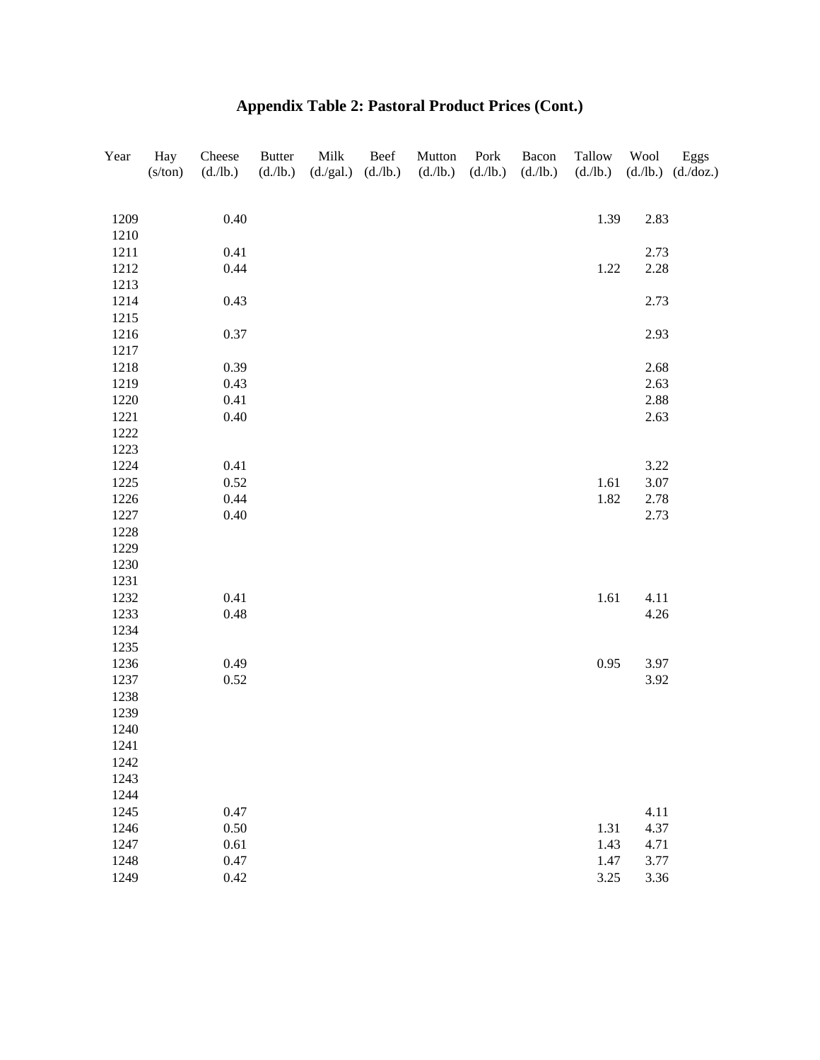# Appendix Table 2: Pastoral Product Prices (Cont.)

| Year | Hay (s/ton) | Cheese (d./lb.) | Butter (d./lb.) | Milk (d./gal.) | Beef (d./lb.) | Mutton (d./lb.) | Pork (d./lb.) | Bacon (d./lb.) | Tallow (d./lb.) | Wool (d./lb.) | Eggs (d./doz.) |
|---|---|---|---|---|---|---|---|---|---|---|---|
| 1209 | | 0.40 | | | | | | | 1.39 | 2.83 | |
| 1210 | | | | | | | | | | | |
| 1211 | | 0.41 | | | | | | | | 2.73 | |
| 1212 | | 0.44 | | | | | | | 1.22 | 2.28 | |
| 1213 | | | | | | | | | | | |
| 1214 | | 0.43 | | | | | | | | 2.73 | |
| 1215 | | | | | | | | | | | |
| 1216 | | 0.37 | | | | | | | | 2.93 | |
| 1217 | | | | | | | | | | | |
| 1218 | | 0.39 | | | | | | | | 2.68 | |
| 1219 | | 0.43 | | | | | | | | 2.63 | |
| 1220 | | 0.41 | | | | | | | | 2.88 | |
| 1221 | | 0.40 | | | | | | | | 2.63 | |
| 1222 | | | | | | | | | | | |
| 1223 | | | | | | | | | | | |
| 1224 | | 0.41 | | | | | | | | 3.22 | |
| 1225 | | 0.52 | | | | | | | 1.61 | 3.07 | |
| 1226 | | 0.44 | | | | | | | 1.82 | 2.78 | |
| 1227 | | 0.40 | | | | | | | | 2.73 | |
| 1228 | | | | | | | | | | | |
| 1229 | | | | | | | | | | | |
| 1230 | | | | | | | | | | | |
| 1231 | | | | | | | | | | | |
| 1232 | | 0.41 | | | | | | | 1.61 | 4.11 | |
| 1233 | | 0.48 | | | | | | | | 4.26 | |
| 1234 | | | | | | | | | | | |
| 1235 | | | | | | | | | | | |
| 1236 | | 0.49 | | | | | | | 0.95 | 3.97 | |
| 1237 | | 0.52 | | | | | | | | 3.92 | |
| 1238 | | | | | | | | | | | |
| 1239 | | | | | | | | | | | |
| 1240 | | | | | | | | | | | |
| 1241 | | | | | | | | | | | |
| 1242 | | | | | | | | | | | |
| 1243 | | | | | | | | | | | |
| 1244 | | | | | | | | | | | |
| 1245 | | 0.47 | | | | | | | | 4.11 | |
| 1246 | | 0.50 | | | | | | | 1.31 | 4.37 | |
| 1247 | | 0.61 | | | | | | | 1.43 | 4.71 | |
| 1248 | | 0.47 | | | | | | | 1.47 | 3.77 | |
| 1249 | | 0.42 | | | | | | | 3.25 | 3.36 | |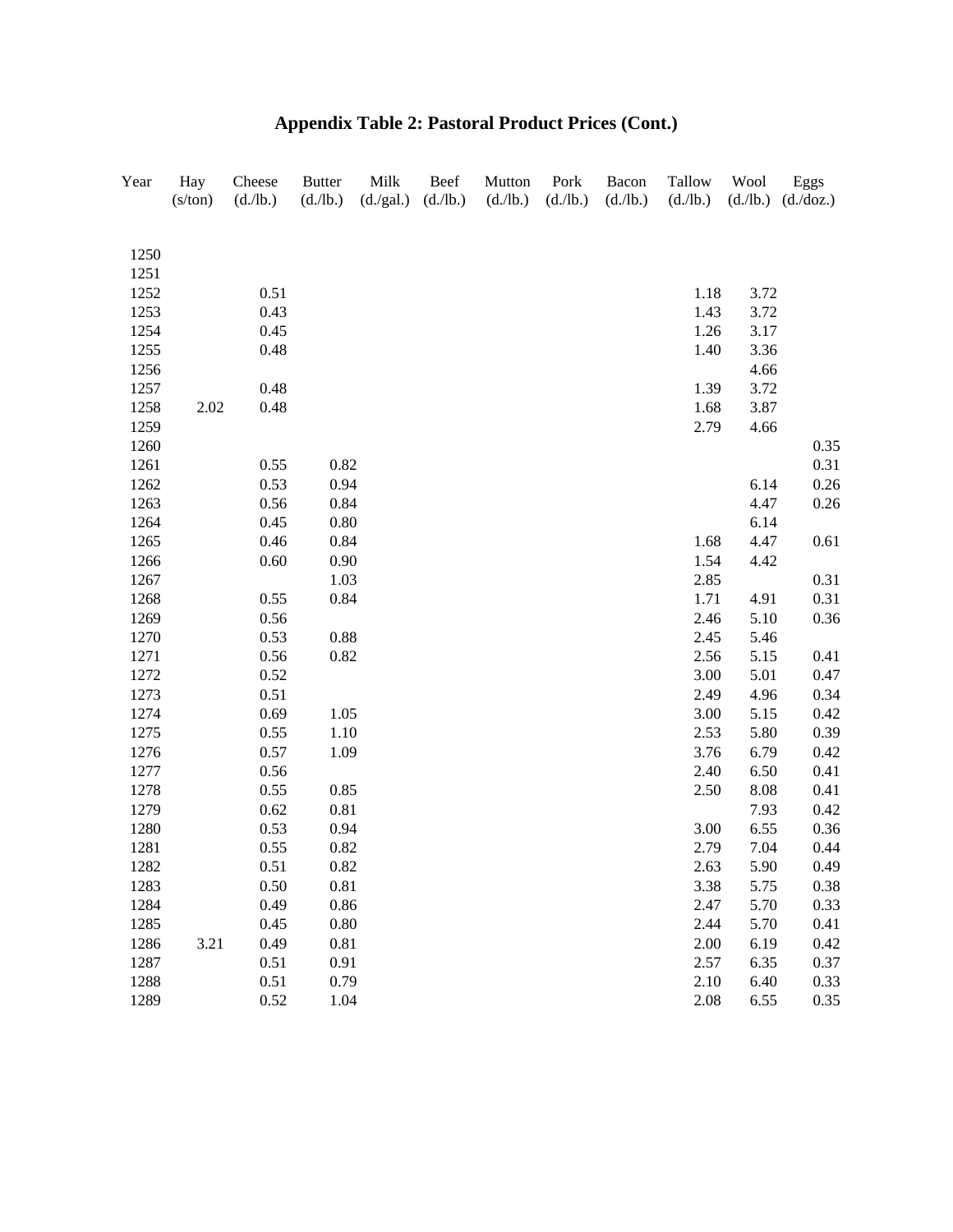# Appendix Table 2: Pastoral Product Prices (Cont.)

| Year | Hay (s/ton) | Cheese (d./lb.) | Butter (d./lb.) | Milk (d./gal.) | Beef (d./lb.) | Mutton (d./lb.) | Pork (d./lb.) | Bacon (d./lb.) | Tallow (d./lb.) | Wool (d./lb.) | Eggs (d./doz.) |
|---|---|---|---|---|---|---|---|---|---|---|---|
| 1250 | | | | | | | | | | | |
| 1251 | | | | | | | | | | | |
| 1252 | | 0.51 | | | | | | | 1.18 | 3.72 | |
| 1253 | | 0.43 | | | | | | | 1.43 | 3.72 | |
| 1254 | | 0.45 | | | | | | | 1.26 | 3.17 | |
| 1255 | | 0.48 | | | | | | | 1.40 | 3.36 | |
| 1256 | | | | | | | | | | 4.66 | |
| 1257 | | 0.48 | | | | | | | 1.39 | 3.72 | |
| 1258 | 2.02 | 0.48 | | | | | | | 1.68 | 3.87 | |
| 1259 | | | | | | | | | 2.79 | 4.66 | |
| 1260 | | | | | | | | | | | 0.35 |
| 1261 | | 0.55 | 0.82 | | | | | | | | 0.31 |
| 1262 | | 0.53 | 0.94 | | | | | | | 6.14 | 0.26 |
| 1263 | | 0.56 | 0.84 | | | | | | | 4.47 | 0.26 |
| 1264 | | 0.45 | 0.80 | | | | | | | 6.14 | |
| 1265 | | 0.46 | 0.84 | | | | | | 1.68 | 4.47 | 0.61 |
| 1266 | | 0.60 | 0.90 | | | | | | 1.54 | 4.42 | |
| 1267 | | | 1.03 | | | | | | 2.85 | | 0.31 |
| 1268 | | 0.55 | 0.84 | | | | | | 1.71 | 4.91 | 0.31 |
| 1269 | | 0.56 | | | | | | | 2.46 | 5.10 | 0.36 |
| 1270 | | 0.53 | 0.88 | | | | | | 2.45 | 5.46 | |
| 1271 | | 0.56 | 0.82 | | | | | | 2.56 | 5.15 | 0.41 |
| 1272 | | 0.52 | | | | | | | 3.00 | 5.01 | 0.47 |
| 1273 | | 0.51 | | | | | | | 2.49 | 4.96 | 0.34 |
| 1274 | | 0.69 | 1.05 | | | | | | 3.00 | 5.15 | 0.42 |
| 1275 | | 0.55 | 1.10 | | | | | | 2.53 | 5.80 | 0.39 |
| 1276 | | 0.57 | 1.09 | | | | | | 3.76 | 6.79 | 0.42 |
| 1277 | | 0.56 | | | | | | | 2.40 | 6.50 | 0.41 |
| 1278 | | 0.55 | 0.85 | | | | | | 2.50 | 8.08 | 0.41 |
| 1279 | | 0.62 | 0.81 | | | | | | | 7.93 | 0.42 |
| 1280 | | 0.53 | 0.94 | | | | | | 3.00 | 6.55 | 0.36 |
| 1281 | | 0.55 | 0.82 | | | | | | 2.79 | 7.04 | 0.44 |
| 1282 | | 0.51 | 0.82 | | | | | | 2.63 | 5.90 | 0.49 |
| 1283 | | 0.50 | 0.81 | | | | | | 3.38 | 5.75 | 0.38 |
| 1284 | | 0.49 | 0.86 | | | | | | 2.47 | 5.70 | 0.33 |
| 1285 | | 0.45 | 0.80 | | | | | | 2.44 | 5.70 | 0.41 |
| 1286 | 3.21 | 0.49 | 0.81 | | | | | | 2.00 | 6.19 | 0.42 |
| 1287 | | 0.51 | 0.91 | | | | | | 2.57 | 6.35 | 0.37 |
| 1288 | | 0.51 | 0.79 | | | | | | 2.10 | 6.40 | 0.33 |
| 1289 | | 0.52 | 1.04 | | | | | | 2.08 | 6.55 | 0.35 |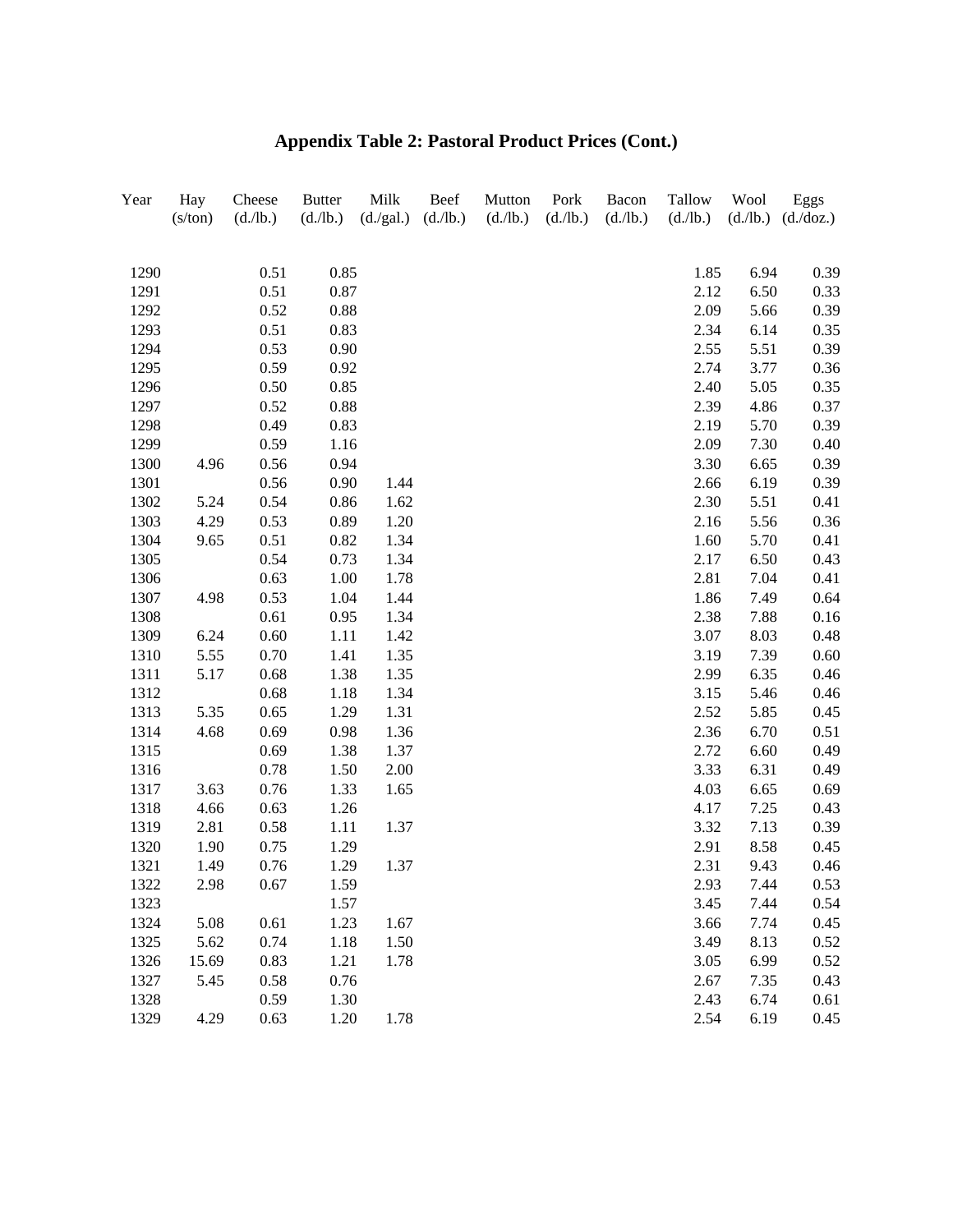## Appendix Table 2: Pastoral Product Prices (Cont.)

| Year | Hay (s/ton) | Cheese (d./lb.) | Butter (d./lb.) | Milk (d./gal.) | Beef (d./lb.) | Mutton (d./lb.) | Pork (d./lb.) | Bacon (d./lb.) | Tallow (d./lb.) | Wool (d./lb.) | Eggs (d./doz.) |
|---|---|---|---|---|---|---|---|---|---|---|---|
| 1290 | | 0.51 | 0.85 | | | | | | 1.85 | 6.94 | 0.39 |
| 1291 | | 0.51 | 0.87 | | | | | | 2.12 | 6.50 | 0.33 |
| 1292 | | 0.52 | 0.88 | | | | | | 2.09 | 5.66 | 0.39 |
| 1293 | | 0.51 | 0.83 | | | | | | 2.34 | 6.14 | 0.35 |
| 1294 | | 0.53 | 0.90 | | | | | | 2.55 | 5.51 | 0.39 |
| 1295 | | 0.59 | 0.92 | | | | | | 2.74 | 3.77 | 0.36 |
| 1296 | | 0.50 | 0.85 | | | | | | 2.40 | 5.05 | 0.35 |
| 1297 | | 0.52 | 0.88 | | | | | | 2.39 | 4.86 | 0.37 |
| 1298 | | 0.49 | 0.83 | | | | | | 2.19 | 5.70 | 0.39 |
| 1299 | | 0.59 | 1.16 | | | | | | 2.09 | 7.30 | 0.40 |
| 1300 | 4.96 | 0.56 | 0.94 | | | | | | 3.30 | 6.65 | 0.39 |
| 1301 | | 0.56 | 0.90 | 1.44 | | | | | 2.66 | 6.19 | 0.39 |
| 1302 | 5.24 | 0.54 | 0.86 | 1.62 | | | | | 2.30 | 5.51 | 0.41 |
| 1303 | 4.29 | 0.53 | 0.89 | 1.20 | | | | | 2.16 | 5.56 | 0.36 |
| 1304 | 9.65 | 0.51 | 0.82 | 1.34 | | | | | 1.60 | 5.70 | 0.41 |
| 1305 | | 0.54 | 0.73 | 1.34 | | | | | 2.17 | 6.50 | 0.43 |
| 1306 | | 0.63 | 1.00 | 1.78 | | | | | 2.81 | 7.04 | 0.41 |
| 1307 | 4.98 | 0.53 | 1.04 | 1.44 | | | | | 1.86 | 7.49 | 0.64 |
| 1308 | | 0.61 | 0.95 | 1.34 | | | | | 2.38 | 7.88 | 0.16 |
| 1309 | 6.24 | 0.60 | 1.11 | 1.42 | | | | | 3.07 | 8.03 | 0.48 |
| 1310 | 5.55 | 0.70 | 1.41 | 1.35 | | | | | 3.19 | 7.39 | 0.60 |
| 1311 | 5.17 | 0.68 | 1.38 | 1.35 | | | | | 2.99 | 6.35 | 0.46 |
| 1312 | | 0.68 | 1.18 | 1.34 | | | | | 3.15 | 5.46 | 0.46 |
| 1313 | 5.35 | 0.65 | 1.29 | 1.31 | | | | | 2.52 | 5.85 | 0.45 |
| 1314 | 4.68 | 0.69 | 0.98 | 1.36 | | | | | 2.36 | 6.70 | 0.51 |
| 1315 | | 0.69 | 1.38 | 1.37 | | | | | 2.72 | 6.60 | 0.49 |
| 1316 | | 0.78 | 1.50 | 2.00 | | | | | 3.33 | 6.31 | 0.49 |
| 1317 | 3.63 | 0.76 | 1.33 | 1.65 | | | | | 4.03 | 6.65 | 0.69 |
| 1318 | 4.66 | 0.63 | 1.26 | | | | | | 4.17 | 7.25 | 0.43 |
| 1319 | 2.81 | 0.58 | 1.11 | 1.37 | | | | | 3.32 | 7.13 | 0.39 |
| 1320 | 1.90 | 0.75 | 1.29 | | | | | | 2.91 | 8.58 | 0.45 |
| 1321 | 1.49 | 0.76 | 1.29 | 1.37 | | | | | 2.31 | 9.43 | 0.46 |
| 1322 | 2.98 | 0.67 | 1.59 | | | | | | 2.93 | 7.44 | 0.53 |
| 1323 | | | 1.57 | | | | | | 3.45 | 7.44 | 0.54 |
| 1324 | 5.08 | 0.61 | 1.23 | 1.67 | | | | | 3.66 | 7.74 | 0.45 |
| 1325 | 5.62 | 0.74 | 1.18 | 1.50 | | | | | 3.49 | 8.13 | 0.52 |
| 1326 | 15.69 | 0.83 | 1.21 | 1.78 | | | | | 3.05 | 6.99 | 0.52 |
| 1327 | 5.45 | 0.58 | 0.76 | | | | | | 2.67 | 7.35 | 0.43 |
| 1328 | | 0.59 | 1.30 | | | | | | 2.43 | 6.74 | 0.61 |
| 1329 | 4.29 | 0.63 | 1.20 | 1.78 | | | | | 2.54 | 6.19 | 0.45 |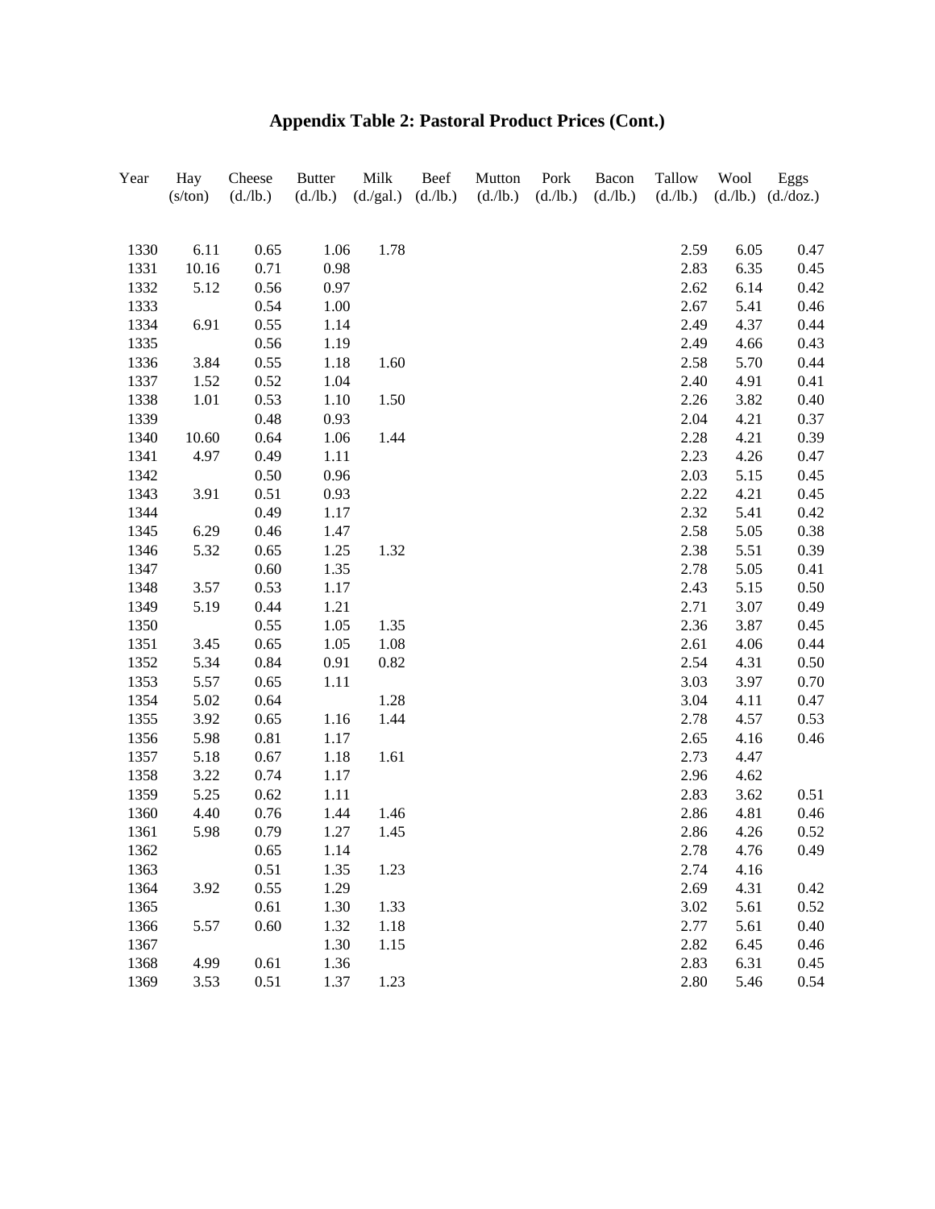# Appendix Table 2: Pastoral Product Prices (Cont.)

| Year | Hay (s/ton) | Cheese (d./lb.) | Butter (d./lb.) | Milk (d./gal.) | Beef (d./lb.) | Mutton (d./lb.) | Pork (d./lb.) | Bacon (d./lb.) | Tallow (d./lb.) | Wool (d./lb.) | Eggs (d./doz.) |
|---|---|---|---|---|---|---|---|---|---|---|---|
| 1330 | 6.11 | 0.65 | 1.06 | 1.78 | | | | | 2.59 | 6.05 | 0.47 |
| 1331 | 10.16 | 0.71 | 0.98 | | | | | | 2.83 | 6.35 | 0.45 |
| 1332 | 5.12 | 0.56 | 0.97 | | | | | | 2.62 | 6.14 | 0.42 |
| 1333 | | 0.54 | 1.00 | | | | | | 2.67 | 5.41 | 0.46 |
| 1334 | 6.91 | 0.55 | 1.14 | | | | | | 2.49 | 4.37 | 0.44 |
| 1335 | | 0.56 | 1.19 | | | | | | 2.49 | 4.66 | 0.43 |
| 1336 | 3.84 | 0.55 | 1.18 | 1.60 | | | | | 2.58 | 5.70 | 0.44 |
| 1337 | 1.52 | 0.52 | 1.04 | | | | | | 2.40 | 4.91 | 0.41 |
| 1338 | 1.01 | 0.53 | 1.10 | 1.50 | | | | | 2.26 | 3.82 | 0.40 |
| 1339 | | 0.48 | 0.93 | | | | | | 2.04 | 4.21 | 0.37 |
| 1340 | 10.60 | 0.64 | 1.06 | 1.44 | | | | | 2.28 | 4.21 | 0.39 |
| 1341 | 4.97 | 0.49 | 1.11 | | | | | | 2.23 | 4.26 | 0.47 |
| 1342 | | 0.50 | 0.96 | | | | | | 2.03 | 5.15 | 0.45 |
| 1343 | 3.91 | 0.51 | 0.93 | | | | | | 2.22 | 4.21 | 0.45 |
| 1344 | | 0.49 | 1.17 | | | | | | 2.32 | 5.41 | 0.42 |
| 1345 | 6.29 | 0.46 | 1.47 | | | | | | 2.58 | 5.05 | 0.38 |
| 1346 | 5.32 | 0.65 | 1.25 | 1.32 | | | | | 2.38 | 5.51 | 0.39 |
| 1347 | | 0.60 | 1.35 | | | | | | 2.78 | 5.05 | 0.41 |
| 1348 | 3.57 | 0.53 | 1.17 | | | | | | 2.43 | 5.15 | 0.50 |
| 1349 | 5.19 | 0.44 | 1.21 | | | | | | 2.71 | 3.07 | 0.49 |
| 1350 | | 0.55 | 1.05 | 1.35 | | | | | 2.36 | 3.87 | 0.45 |
| 1351 | 3.45 | 0.65 | 1.05 | 1.08 | | | | | 2.61 | 4.06 | 0.44 |
| 1352 | 5.34 | 0.84 | 0.91 | 0.82 | | | | | 2.54 | 4.31 | 0.50 |
| 1353 | 5.57 | 0.65 | 1.11 | | | | | | 3.03 | 3.97 | 0.70 |
| 1354 | 5.02 | 0.64 | | 1.28 | | | | | 3.04 | 4.11 | 0.47 |
| 1355 | 3.92 | 0.65 | 1.16 | 1.44 | | | | | 2.78 | 4.57 | 0.53 |
| 1356 | 5.98 | 0.81 | 1.17 | | | | | | 2.65 | 4.16 | 0.46 |
| 1357 | 5.18 | 0.67 | 1.18 | 1.61 | | | | | 2.73 | 4.47 | |
| 1358 | 3.22 | 0.74 | 1.17 | | | | | | 2.96 | 4.62 | |
| 1359 | 5.25 | 0.62 | 1.11 | | | | | | 2.83 | 3.62 | 0.51 |
| 1360 | 4.40 | 0.76 | 1.44 | 1.46 | | | | | 2.86 | 4.81 | 0.46 |
| 1361 | 5.98 | 0.79 | 1.27 | 1.45 | | | | | 2.86 | 4.26 | 0.52 |
| 1362 | | 0.65 | 1.14 | | | | | | 2.78 | 4.76 | 0.49 |
| 1363 | | 0.51 | 1.35 | 1.23 | | | | | 2.74 | 4.16 | |
| 1364 | 3.92 | 0.55 | 1.29 | | | | | | 2.69 | 4.31 | 0.42 |
| 1365 | | 0.61 | 1.30 | 1.33 | | | | | 3.02 | 5.61 | 0.52 |
| 1366 | 5.57 | 0.60 | 1.32 | 1.18 | | | | | 2.77 | 5.61 | 0.40 |
| 1367 | | | 1.30 | 1.15 | | | | | 2.82 | 6.45 | 0.46 |
| 1368 | 4.99 | 0.61 | 1.36 | | | | | | 2.83 | 6.31 | 0.45 |
| 1369 | 3.53 | 0.51 | 1.37 | 1.23 | | | | | 2.80 | 5.46 | 0.54 |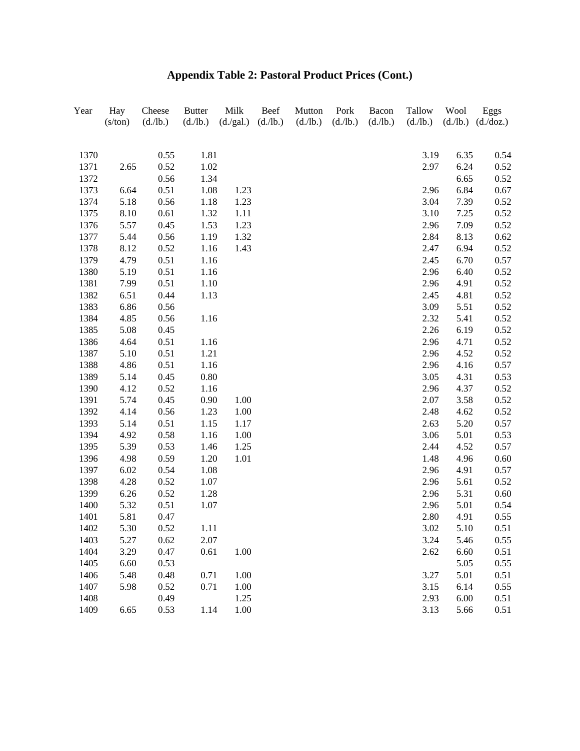# Appendix Table 2: Pastoral Product Prices (Cont.)

| Year | Hay (s/ton) | Cheese (d./lb.) | Butter (d./lb.) | Milk (d./gal.) | Beef (d./lb.) | Mutton (d./lb.) | Pork (d./lb.) | Bacon (d./lb.) | Tallow (d./lb.) | Wool (d./lb.) | Eggs (d./doz.) |
|---|---|---|---|---|---|---|---|---|---|---|---|
| 1370 | | 0.55 | 1.81 | | | | | | 3.19 | 6.35 | 0.54 |
| 1371 | 2.65 | 0.52 | 1.02 | | | | | | 2.97 | 6.24 | 0.52 |
| 1372 | | 0.56 | 1.34 | | | | | | | 6.65 | 0.52 |
| 1373 | 6.64 | 0.51 | 1.08 | 1.23 | | | | | 2.96 | 6.84 | 0.67 |
| 1374 | 5.18 | 0.56 | 1.18 | 1.23 | | | | | 3.04 | 7.39 | 0.52 |
| 1375 | 8.10 | 0.61 | 1.32 | 1.11 | | | | | 3.10 | 7.25 | 0.52 |
| 1376 | 5.57 | 0.45 | 1.53 | 1.23 | | | | | 2.96 | 7.09 | 0.52 |
| 1377 | 5.44 | 0.56 | 1.19 | 1.32 | | | | | 2.84 | 8.13 | 0.62 |
| 1378 | 8.12 | 0.52 | 1.16 | 1.43 | | | | | 2.47 | 6.94 | 0.52 |
| 1379 | 4.79 | 0.51 | 1.16 | | | | | | 2.45 | 6.70 | 0.57 |
| 1380 | 5.19 | 0.51 | 1.16 | | | | | | 2.96 | 6.40 | 0.52 |
| 1381 | 7.99 | 0.51 | 1.10 | | | | | | 2.96 | 4.91 | 0.52 |
| 1382 | 6.51 | 0.44 | 1.13 | | | | | | 2.45 | 4.81 | 0.52 |
| 1383 | 6.86 | 0.56 | | | | | | | 3.09 | 5.51 | 0.52 |
| 1384 | 4.85 | 0.56 | 1.16 | | | | | | 2.32 | 5.41 | 0.52 |
| 1385 | 5.08 | 0.45 | | | | | | | 2.26 | 6.19 | 0.52 |
| 1386 | 4.64 | 0.51 | 1.16 | | | | | | 2.96 | 4.71 | 0.52 |
| 1387 | 5.10 | 0.51 | 1.21 | | | | | | 2.96 | 4.52 | 0.52 |
| 1388 | 4.86 | 0.51 | 1.16 | | | | | | 2.96 | 4.16 | 0.57 |
| 1389 | 5.14 | 0.45 | 0.80 | | | | | | 3.05 | 4.31 | 0.53 |
| 1390 | 4.12 | 0.52 | 1.16 | | | | | | 2.96 | 4.37 | 0.52 |
| 1391 | 5.74 | 0.45 | 0.90 | 1.00 | | | | | 2.07 | 3.58 | 0.52 |
| 1392 | 4.14 | 0.56 | 1.23 | 1.00 | | | | | 2.48 | 4.62 | 0.52 |
| 1393 | 5.14 | 0.51 | 1.15 | 1.17 | | | | | 2.63 | 5.20 | 0.57 |
| 1394 | 4.92 | 0.58 | 1.16 | 1.00 | | | | | 3.06 | 5.01 | 0.53 |
| 1395 | 5.39 | 0.53 | 1.46 | 1.25 | | | | | 2.44 | 4.52 | 0.57 |
| 1396 | 4.98 | 0.59 | 1.20 | 1.01 | | | | | 1.48 | 4.96 | 0.60 |
| 1397 | 6.02 | 0.54 | 1.08 | | | | | | 2.96 | 4.91 | 0.57 |
| 1398 | 4.28 | 0.52 | 1.07 | | | | | | 2.96 | 5.61 | 0.52 |
| 1399 | 6.26 | 0.52 | 1.28 | | | | | | 2.96 | 5.31 | 0.60 |
| 1400 | 5.32 | 0.51 | 1.07 | | | | | | 2.96 | 5.01 | 0.54 |
| 1401 | 5.81 | 0.47 | | | | | | | 2.80 | 4.91 | 0.55 |
| 1402 | 5.30 | 0.52 | 1.11 | | | | | | 3.02 | 5.10 | 0.51 |
| 1403 | 5.27 | 0.62 | 2.07 | | | | | | 3.24 | 5.46 | 0.55 |
| 1404 | 3.29 | 0.47 | 0.61 | 1.00 | | | | | 2.62 | 6.60 | 0.51 |
| 1405 | 6.60 | 0.53 | | | | | | | | 5.05 | 0.55 |
| 1406 | 5.48 | 0.48 | 0.71 | 1.00 | | | | | 3.27 | 5.01 | 0.51 |
| 1407 | 5.98 | 0.52 | 0.71 | 1.00 | | | | | 3.15 | 6.14 | 0.55 |
| 1408 | | 0.49 | | 1.25 | | | | | 2.93 | 6.00 | 0.51 |
| 1409 | 6.65 | 0.53 | 1.14 | 1.00 | | | | | 3.13 | 5.66 | 0.51 |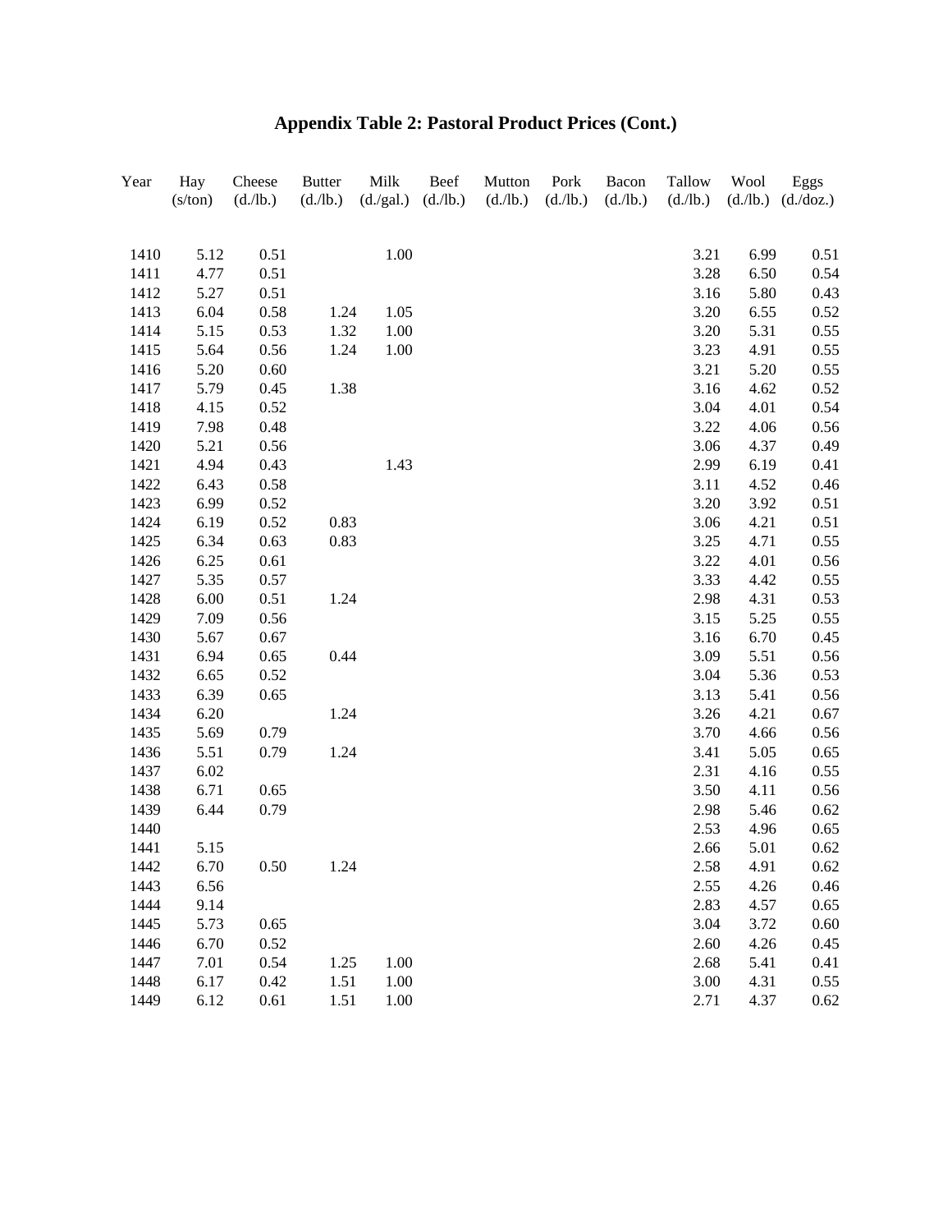# Appendix Table 2: Pastoral Product Prices (Cont.)

| Year | Hay (s/ton) | Cheese (d./lb.) | Butter (d./lb.) | Milk (d./gal.) | Beef (d./lb.) | Mutton (d./lb.) | Pork (d./lb.) | Bacon (d./lb.) | Tallow (d./lb.) | Wool (d./lb.) | Eggs (d./doz.) |
|---|---|---|---|---|---|---|---|---|---|---|---|
| 1410 | 5.12 | 0.51 | | 1.00 | | | | | 3.21 | 6.99 | 0.51 |
| 1411 | 4.77 | 0.51 | | | | | | | 3.28 | 6.50 | 0.54 |
| 1412 | 5.27 | 0.51 | | | | | | | 3.16 | 5.80 | 0.43 |
| 1413 | 6.04 | 0.58 | 1.24 | 1.05 | | | | | 3.20 | 6.55 | 0.52 |
| 1414 | 5.15 | 0.53 | 1.32 | 1.00 | | | | | 3.20 | 5.31 | 0.55 |
| 1415 | 5.64 | 0.56 | 1.24 | 1.00 | | | | | 3.23 | 4.91 | 0.55 |
| 1416 | 5.20 | 0.60 | | | | | | | 3.21 | 5.20 | 0.55 |
| 1417 | 5.79 | 0.45 | 1.38 | | | | | | 3.16 | 4.62 | 0.52 |
| 1418 | 4.15 | 0.52 | | | | | | | 3.04 | 4.01 | 0.54 |
| 1419 | 7.98 | 0.48 | | | | | | | 3.22 | 4.06 | 0.56 |
| 1420 | 5.21 | 0.56 | | | | | | | 3.06 | 4.37 | 0.49 |
| 1421 | 4.94 | 0.43 | | 1.43 | | | | | 2.99 | 6.19 | 0.41 |
| 1422 | 6.43 | 0.58 | | | | | | | 3.11 | 4.52 | 0.46 |
| 1423 | 6.99 | 0.52 | | | | | | | 3.20 | 3.92 | 0.51 |
| 1424 | 6.19 | 0.52 | 0.83 | | | | | | 3.06 | 4.21 | 0.51 |
| 1425 | 6.34 | 0.63 | 0.83 | | | | | | 3.25 | 4.71 | 0.55 |
| 1426 | 6.25 | 0.61 | | | | | | | 3.22 | 4.01 | 0.56 |
| 1427 | 5.35 | 0.57 | | | | | | | 3.33 | 4.42 | 0.55 |
| 1428 | 6.00 | 0.51 | 1.24 | | | | | | 2.98 | 4.31 | 0.53 |
| 1429 | 7.09 | 0.56 | | | | | | | 3.15 | 5.25 | 0.55 |
| 1430 | 5.67 | 0.67 | | | | | | | 3.16 | 6.70 | 0.45 |
| 1431 | 6.94 | 0.65 | 0.44 | | | | | | 3.09 | 5.51 | 0.56 |
| 1432 | 6.65 | 0.52 | | | | | | | 3.04 | 5.36 | 0.53 |
| 1433 | 6.39 | 0.65 | | | | | | | 3.13 | 5.41 | 0.56 |
| 1434 | 6.20 | | 1.24 | | | | | | 3.26 | 4.21 | 0.67 |
| 1435 | 5.69 | 0.79 | | | | | | | 3.70 | 4.66 | 0.56 |
| 1436 | 5.51 | 0.79 | 1.24 | | | | | | 3.41 | 5.05 | 0.65 |
| 1437 | 6.02 | | | | | | | | 2.31 | 4.16 | 0.55 |
| 1438 | 6.71 | 0.65 | | | | | | | 3.50 | 4.11 | 0.56 |
| 1439 | 6.44 | 0.79 | | | | | | | 2.98 | 5.46 | 0.62 |
| 1440 | | | | | | | | | 2.53 | 4.96 | 0.65 |
| 1441 | 5.15 | | | | | | | | 2.66 | 5.01 | 0.62 |
| 1442 | 6.70 | 0.50 | 1.24 | | | | | | 2.58 | 4.91 | 0.62 |
| 1443 | 6.56 | | | | | | | | 2.55 | 4.26 | 0.46 |
| 1444 | 9.14 | | | | | | | | 2.83 | 4.57 | 0.65 |
| 1445 | 5.73 | 0.65 | | | | | | | 3.04 | 3.72 | 0.60 |
| 1446 | 6.70 | 0.52 | | | | | | | 2.60 | 4.26 | 0.45 |
| 1447 | 7.01 | 0.54 | 1.25 | 1.00 | | | | | 2.68 | 5.41 | 0.41 |
| 1448 | 6.17 | 0.42 | 1.51 | 1.00 | | | | | 3.00 | 4.31 | 0.55 |
| 1449 | 6.12 | 0.61 | 1.51 | 1.00 | | | | | 2.71 | 4.37 | 0.62 |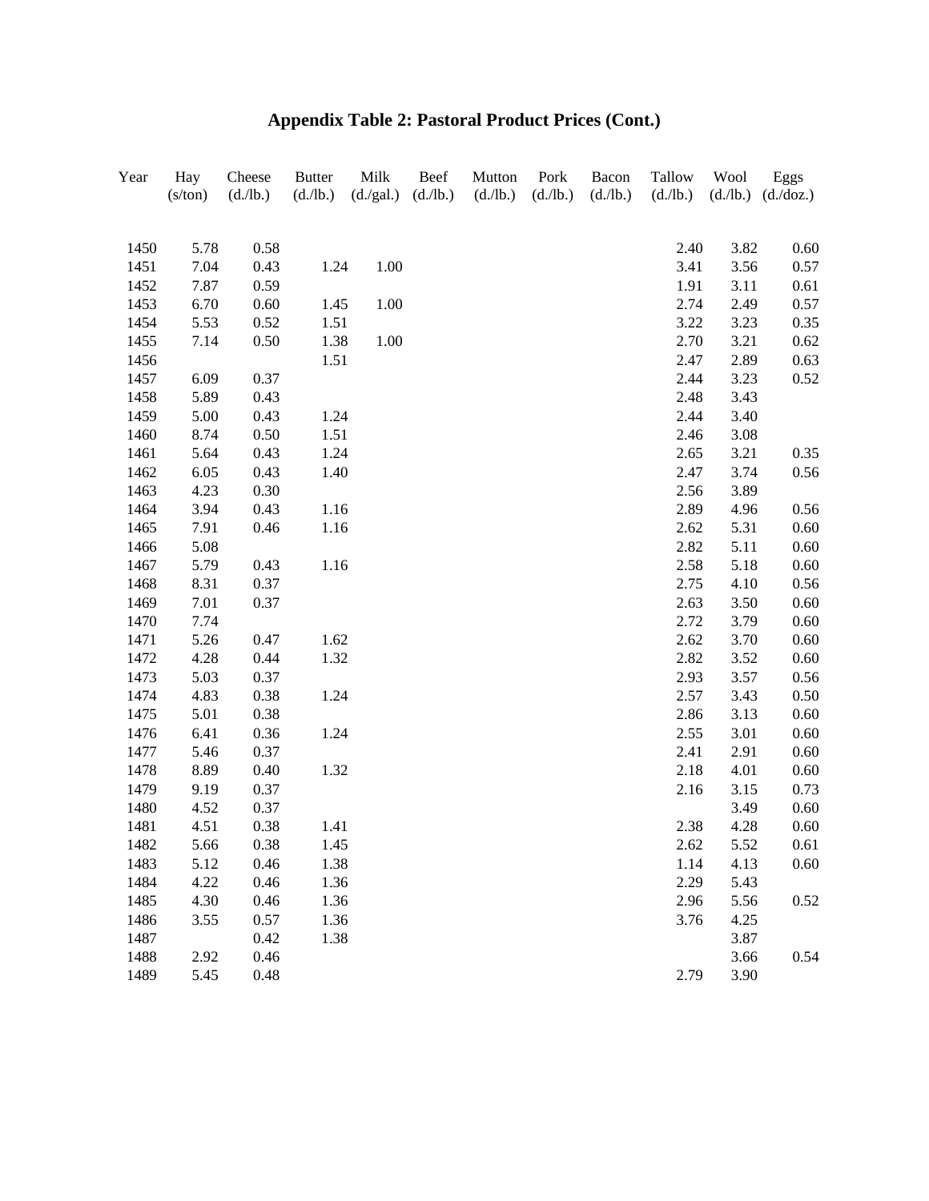## Appendix Table 2: Pastoral Product Prices (Cont.)

| Year | Hay (s/ton) | Cheese (d./lb.) | Butter (d./lb.) | Milk (d./gal.) | Beef (d./lb.) | Mutton (d./lb.) | Pork (d./lb.) | Bacon (d./lb.) | Tallow (d./lb.) | Wool (d./lb.) | Eggs (d./doz.) |
|---|---|---|---|---|---|---|---|---|---|---|---|
| 1450 | 5.78 | 0.58 | | | | | | | 2.40 | 3.82 | 0.60 |
| 1451 | 7.04 | 0.43 | 1.24 | 1.00 | | | | | 3.41 | 3.56 | 0.57 |
| 1452 | 7.87 | 0.59 | | | | | | | 1.91 | 3.11 | 0.61 |
| 1453 | 6.70 | 0.60 | 1.45 | 1.00 | | | | | 2.74 | 2.49 | 0.57 |
| 1454 | 5.53 | 0.52 | 1.51 | | | | | | 3.22 | 3.23 | 0.35 |
| 1455 | 7.14 | 0.50 | 1.38 | 1.00 | | | | | 2.70 | 3.21 | 0.62 |
| 1456 | | | 1.51 | | | | | | 2.47 | 2.89 | 0.63 |
| 1457 | 6.09 | 0.37 | | | | | | | 2.44 | 3.23 | 0.52 |
| 1458 | 5.89 | 0.43 | | | | | | | 2.48 | 3.43 | |
| 1459 | 5.00 | 0.43 | 1.24 | | | | | | 2.44 | 3.40 | |
| 1460 | 8.74 | 0.50 | 1.51 | | | | | | 2.46 | 3.08 | |
| 1461 | 5.64 | 0.43 | 1.24 | | | | | | 2.65 | 3.21 | 0.35 |
| 1462 | 6.05 | 0.43 | 1.40 | | | | | | 2.47 | 3.74 | 0.56 |
| 1463 | 4.23 | 0.30 | | | | | | | 2.56 | 3.89 | |
| 1464 | 3.94 | 0.43 | 1.16 | | | | | | 2.89 | 4.96 | 0.56 |
| 1465 | 7.91 | 0.46 | 1.16 | | | | | | 2.62 | 5.31 | 0.60 |
| 1466 | 5.08 | | | | | | | | 2.82 | 5.11 | 0.60 |
| 1467 | 5.79 | 0.43 | 1.16 | | | | | | 2.58 | 5.18 | 0.60 |
| 1468 | 8.31 | 0.37 | | | | | | | 2.75 | 4.10 | 0.56 |
| 1469 | 7.01 | 0.37 | | | | | | | 2.63 | 3.50 | 0.60 |
| 1470 | 7.74 | | | | | | | | 2.72 | 3.79 | 0.60 |
| 1471 | 5.26 | 0.47 | 1.62 | | | | | | 2.62 | 3.70 | 0.60 |
| 1472 | 4.28 | 0.44 | 1.32 | | | | | | 2.82 | 3.52 | 0.60 |
| 1473 | 5.03 | 0.37 | | | | | | | 2.93 | 3.57 | 0.56 |
| 1474 | 4.83 | 0.38 | 1.24 | | | | | | 2.57 | 3.43 | 0.50 |
| 1475 | 5.01 | 0.38 | | | | | | | 2.86 | 3.13 | 0.60 |
| 1476 | 6.41 | 0.36 | 1.24 | | | | | | 2.55 | 3.01 | 0.60 |
| 1477 | 5.46 | 0.37 | | | | | | | 2.41 | 2.91 | 0.60 |
| 1478 | 8.89 | 0.40 | 1.32 | | | | | | 2.18 | 4.01 | 0.60 |
| 1479 | 9.19 | 0.37 | | | | | | | 2.16 | 3.15 | 0.73 |
| 1480 | 4.52 | 0.37 | | | | | | | | 3.49 | 0.60 |
| 1481 | 4.51 | 0.38 | 1.41 | | | | | | 2.38 | 4.28 | 0.60 |
| 1482 | 5.66 | 0.38 | 1.45 | | | | | | 2.62 | 5.52 | 0.61 |
| 1483 | 5.12 | 0.46 | 1.38 | | | | | | 1.14 | 4.13 | 0.60 |
| 1484 | 4.22 | 0.46 | 1.36 | | | | | | 2.29 | 5.43 | |
| 1485 | 4.30 | 0.46 | 1.36 | | | | | | 2.96 | 5.56 | 0.52 |
| 1486 | 3.55 | 0.57 | 1.36 | | | | | | 3.76 | 4.25 | |
| 1487 | | 0.42 | 1.38 | | | | | | | 3.87 | |
| 1488 | 2.92 | 0.46 | | | | | | | | 3.66 | 0.54 |
| 1489 | 5.45 | 0.48 | | | | | | | 2.79 | 3.90 | |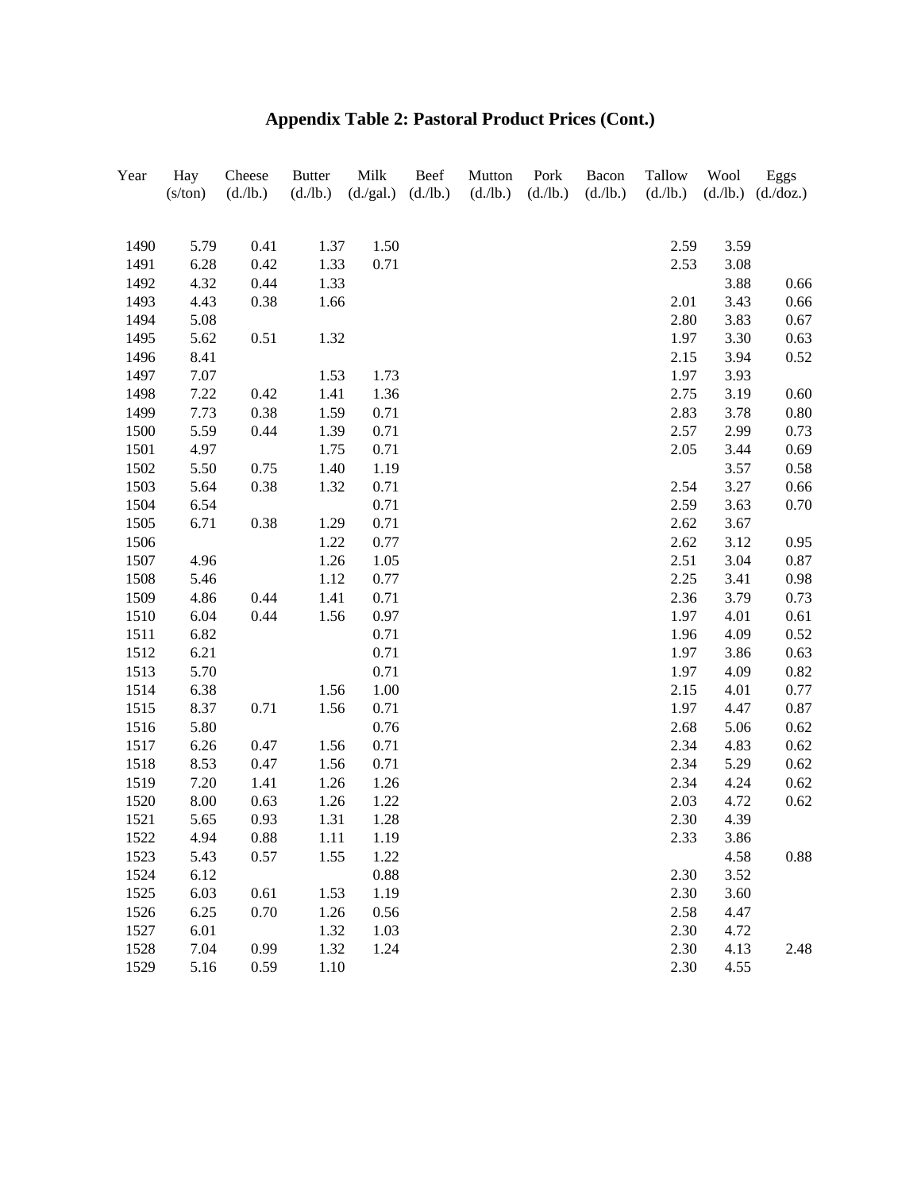# Appendix Table 2: Pastoral Product Prices (Cont.)

| Year | Hay (s/ton) | Cheese (d./lb.) | Butter (d./lb.) | Milk (d./gal.) | Beef (d./lb.) | Mutton (d./lb.) | Pork (d./lb.) | Bacon (d./lb.) | Tallow (d./lb.) | Wool (d./lb.) | Eggs (d./doz.) |
|---|---|---|---|---|---|---|---|---|---|---|---|
| 1490 | 5.79 | 0.41 | 1.37 | 1.50 | | | | | 2.59 | 3.59 | |
| 1491 | 6.28 | 0.42 | 1.33 | 0.71 | | | | | 2.53 | 3.08 | |
| 1492 | 4.32 | 0.44 | 1.33 | | | | | | | 3.88 | 0.66 |
| 1493 | 4.43 | 0.38 | 1.66 | | | | | | 2.01 | 3.43 | 0.66 |
| 1494 | 5.08 | | | | | | | | 2.80 | 3.83 | 0.67 |
| 1495 | 5.62 | 0.51 | 1.32 | | | | | | 1.97 | 3.30 | 0.63 |
| 1496 | 8.41 | | | | | | | | 2.15 | 3.94 | 0.52 |
| 1497 | 7.07 | | 1.53 | 1.73 | | | | | 1.97 | 3.93 | |
| 1498 | 7.22 | 0.42 | 1.41 | 1.36 | | | | | 2.75 | 3.19 | 0.60 |
| 1499 | 7.73 | 0.38 | 1.59 | 0.71 | | | | | 2.83 | 3.78 | 0.80 |
| 1500 | 5.59 | 0.44 | 1.39 | 0.71 | | | | | 2.57 | 2.99 | 0.73 |
| 1501 | 4.97 | | 1.75 | 0.71 | | | | | 2.05 | 3.44 | 0.69 |
| 1502 | 5.50 | 0.75 | 1.40 | 1.19 | | | | | | 3.57 | 0.58 |
| 1503 | 5.64 | 0.38 | 1.32 | 0.71 | | | | | 2.54 | 3.27 | 0.66 |
| 1504 | 6.54 | | | 0.71 | | | | | 2.59 | 3.63 | 0.70 |
| 1505 | 6.71 | 0.38 | 1.29 | 0.71 | | | | | 2.62 | 3.67 | |
| 1506 | | | 1.22 | 0.77 | | | | | 2.62 | 3.12 | 0.95 |
| 1507 | 4.96 | | 1.26 | 1.05 | | | | | 2.51 | 3.04 | 0.87 |
| 1508 | 5.46 | | 1.12 | 0.77 | | | | | 2.25 | 3.41 | 0.98 |
| 1509 | 4.86 | 0.44 | 1.41 | 0.71 | | | | | 2.36 | 3.79 | 0.73 |
| 1510 | 6.04 | 0.44 | 1.56 | 0.97 | | | | | 1.97 | 4.01 | 0.61 |
| 1511 | 6.82 | | | 0.71 | | | | | 1.96 | 4.09 | 0.52 |
| 1512 | 6.21 | | | 0.71 | | | | | 1.97 | 3.86 | 0.63 |
| 1513 | 5.70 | | | 0.71 | | | | | 1.97 | 4.09 | 0.82 |
| 1514 | 6.38 | | 1.56 | 1.00 | | | | | 2.15 | 4.01 | 0.77 |
| 1515 | 8.37 | 0.71 | 1.56 | 0.71 | | | | | 1.97 | 4.47 | 0.87 |
| 1516 | 5.80 | | | 0.76 | | | | | 2.68 | 5.06 | 0.62 |
| 1517 | 6.26 | 0.47 | 1.56 | 0.71 | | | | | 2.34 | 4.83 | 0.62 |
| 1518 | 8.53 | 0.47 | 1.56 | 0.71 | | | | | 2.34 | 5.29 | 0.62 |
| 1519 | 7.20 | 1.41 | 1.26 | 1.26 | | | | | 2.34 | 4.24 | 0.62 |
| 1520 | 8.00 | 0.63 | 1.26 | 1.22 | | | | | 2.03 | 4.72 | 0.62 |
| 1521 | 5.65 | 0.93 | 1.31 | 1.28 | | | | | 2.30 | 4.39 | |
| 1522 | 4.94 | 0.88 | 1.11 | 1.19 | | | | | 2.33 | 3.86 | |
| 1523 | 5.43 | 0.57 | 1.55 | 1.22 | | | | | | 4.58 | 0.88 |
| 1524 | 6.12 | | | 0.88 | | | | | 2.30 | 3.52 | |
| 1525 | 6.03 | 0.61 | 1.53 | 1.19 | | | | | 2.30 | 3.60 | |
| 1526 | 6.25 | 0.70 | 1.26 | 0.56 | | | | | 2.58 | 4.47 | |
| 1527 | 6.01 | | 1.32 | 1.03 | | | | | 2.30 | 4.72 | |
| 1528 | 7.04 | 0.99 | 1.32 | 1.24 | | | | | 2.30 | 4.13 | 2.48 |
| 1529 | 5.16 | 0.59 | 1.10 | | | | | | 2.30 | 4.55 | |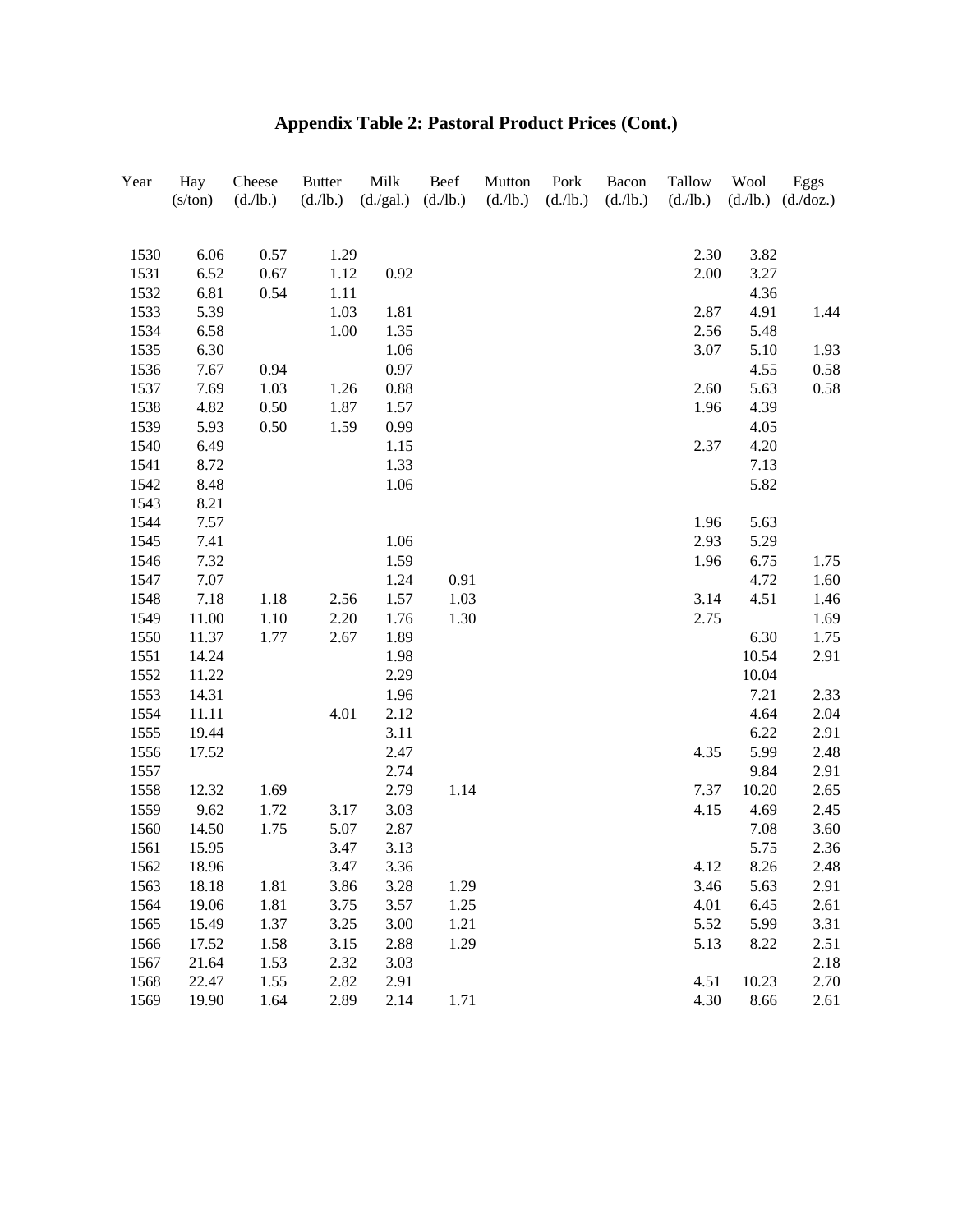# Appendix Table 2: Pastoral Product Prices (Cont.)

| Year | Hay (s/ton) | Cheese (d./lb.) | Butter (d./lb.) | Milk (d./gal.) | Beef (d./lb.) | Mutton (d./lb.) | Pork (d./lb.) | Bacon (d./lb.) | Tallow (d./lb.) | Wool (d./lb.) | Eggs (d./doz.) |
|---|---|---|---|---|---|---|---|---|---|---|---|
| 1530 | 6.06 | 0.57 | 1.29 | | | | | | 2.30 | 3.82 | |
| 1531 | 6.52 | 0.67 | 1.12 | 0.92 | | | | | 2.00 | 3.27 | |
| 1532 | 6.81 | 0.54 | 1.11 | | | | | | | 4.36 | |
| 1533 | 5.39 | | 1.03 | 1.81 | | | | | 2.87 | 4.91 | 1.44 |
| 1534 | 6.58 | | 1.00 | 1.35 | | | | | 2.56 | 5.48 | |
| 1535 | 6.30 | | | 1.06 | | | | | 3.07 | 5.10 | 1.93 |
| 1536 | 7.67 | 0.94 | | 0.97 | | | | | | 4.55 | 0.58 |
| 1537 | 7.69 | 1.03 | 1.26 | 0.88 | | | | | 2.60 | 5.63 | 0.58 |
| 1538 | 4.82 | 0.50 | 1.87 | 1.57 | | | | | 1.96 | 4.39 | |
| 1539 | 5.93 | 0.50 | 1.59 | 0.99 | | | | | | 4.05 | |
| 1540 | 6.49 | | | 1.15 | | | | | 2.37 | 4.20 | |
| 1541 | 8.72 | | | 1.33 | | | | | | 7.13 | |
| 1542 | 8.48 | | | 1.06 | | | | | | 5.82 | |
| 1543 | 8.21 | | | | | | | | | | |
| 1544 | 7.57 | | | | | | | | 1.96 | 5.63 | |
| 1545 | 7.41 | | | 1.06 | | | | | 2.93 | 5.29 | |
| 1546 | 7.32 | | | 1.59 | | | | | 1.96 | 6.75 | 1.75 |
| 1547 | 7.07 | | | 1.24 | 0.91 | | | | | 4.72 | 1.60 |
| 1548 | 7.18 | 1.18 | 2.56 | 1.57 | 1.03 | | | | 3.14 | 4.51 | 1.46 |
| 1549 | 11.00 | 1.10 | 2.20 | 1.76 | 1.30 | | | | 2.75 | | 1.69 |
| 1550 | 11.37 | 1.77 | 2.67 | 1.89 | | | | | | 6.30 | 1.75 |
| 1551 | 14.24 | | | 1.98 | | | | | | 10.54 | 2.91 |
| 1552 | 11.22 | | | 2.29 | | | | | | 10.04 | |
| 1553 | 14.31 | | | 1.96 | | | | | | 7.21 | 2.33 |
| 1554 | 11.11 | | 4.01 | 2.12 | | | | | | 4.64 | 2.04 |
| 1555 | 19.44 | | | 3.11 | | | | | | 6.22 | 2.91 |
| 1556 | 17.52 | | | 2.47 | | | | | 4.35 | 5.99 | 2.48 |
| 1557 | | | | 2.74 | | | | | | 9.84 | 2.91 |
| 1558 | 12.32 | 1.69 | | 2.79 | 1.14 | | | | 7.37 | 10.20 | 2.65 |
| 1559 | 9.62 | 1.72 | 3.17 | 3.03 | | | | | 4.15 | 4.69 | 2.45 |
| 1560 | 14.50 | 1.75 | 5.07 | 2.87 | | | | | | 7.08 | 3.60 |
| 1561 | 15.95 | | 3.47 | 3.13 | | | | | | 5.75 | 2.36 |
| 1562 | 18.96 | | 3.47 | 3.36 | | | | | 4.12 | 8.26 | 2.48 |
| 1563 | 18.18 | 1.81 | 3.86 | 3.28 | 1.29 | | | | 3.46 | 5.63 | 2.91 |
| 1564 | 19.06 | 1.81 | 3.75 | 3.57 | 1.25 | | | | 4.01 | 6.45 | 2.61 |
| 1565 | 15.49 | 1.37 | 3.25 | 3.00 | 1.21 | | | | 5.52 | 5.99 | 3.31 |
| 1566 | 17.52 | 1.58 | 3.15 | 2.88 | 1.29 | | | | 5.13 | 8.22 | 2.51 |
| 1567 | 21.64 | 1.53 | 2.32 | 3.03 | | | | | | | 2.18 |
| 1568 | 22.47 | 1.55 | 2.82 | 2.91 | | | | | 4.51 | 10.23 | 2.70 |
| 1569 | 19.90 | 1.64 | 2.89 | 2.14 | 1.71 | | | | 4.30 | 8.66 | 2.61 |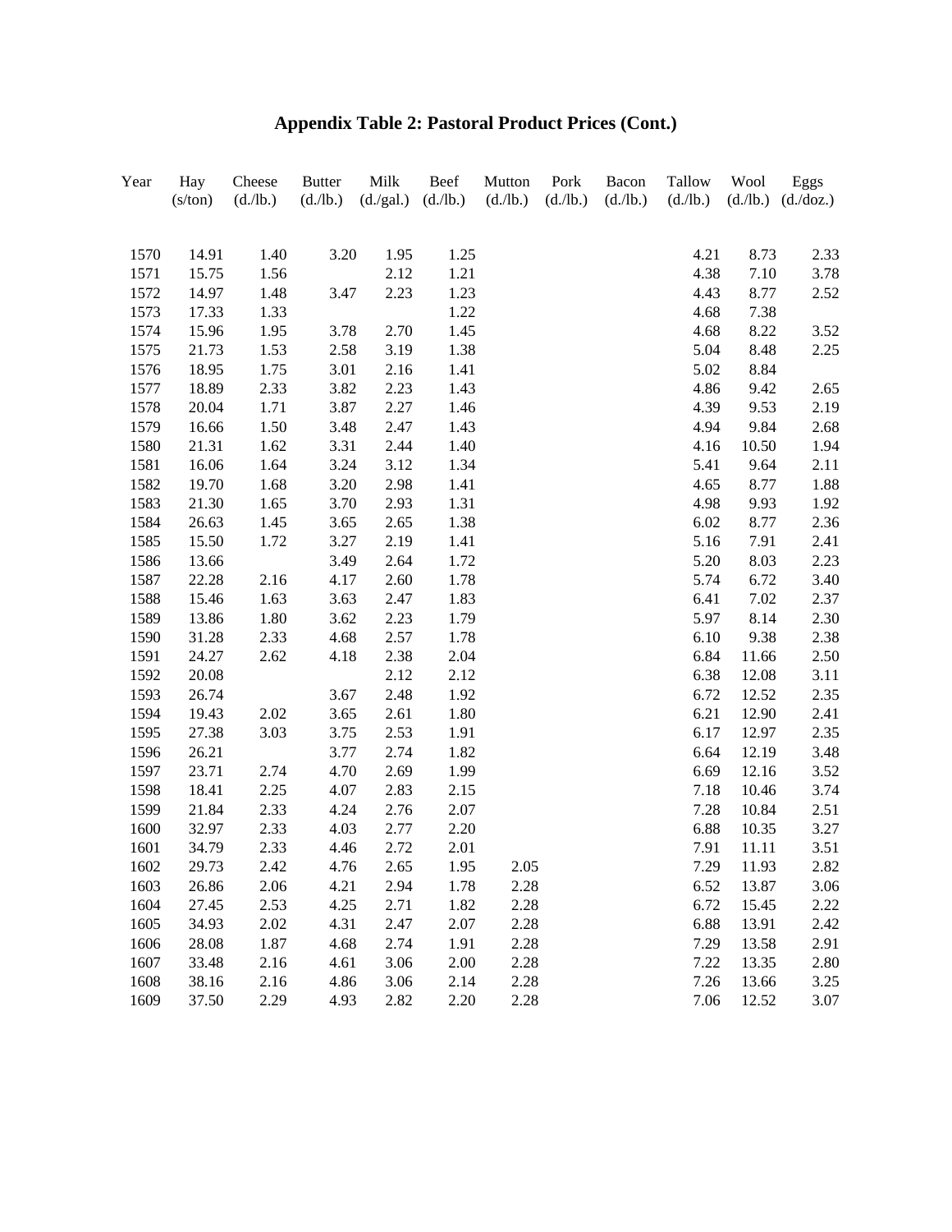# Appendix Table 2: Pastoral Product Prices (Cont.)

| Year | Hay (s/ton) | Cheese (d./lb.) | Butter (d./lb.) | Milk (d./gal.) | Beef (d./lb.) | Mutton (d./lb.) | Pork (d./lb.) | Bacon (d./lb.) | Tallow (d./lb.) | Wool (d./lb.) | Eggs (d./doz.) |
|---|---|---|---|---|---|---|---|---|---|---|---|
| 1570 | 14.91 | 1.40 | 3.20 | 1.95 | 1.25 | | | | 4.21 | 8.73 | 2.33 |
| 1571 | 15.75 | 1.56 | | 2.12 | 1.21 | | | | 4.38 | 7.10 | 3.78 |
| 1572 | 14.97 | 1.48 | 3.47 | 2.23 | 1.23 | | | | 4.43 | 8.77 | 2.52 |
| 1573 | 17.33 | 1.33 | | | 1.22 | | | | 4.68 | 7.38 | |
| 1574 | 15.96 | 1.95 | 3.78 | 2.70 | 1.45 | | | | 4.68 | 8.22 | 3.52 |
| 1575 | 21.73 | 1.53 | 2.58 | 3.19 | 1.38 | | | | 5.04 | 8.48 | 2.25 |
| 1576 | 18.95 | 1.75 | 3.01 | 2.16 | 1.41 | | | | 5.02 | 8.84 | |
| 1577 | 18.89 | 2.33 | 3.82 | 2.23 | 1.43 | | | | 4.86 | 9.42 | 2.65 |
| 1578 | 20.04 | 1.71 | 3.87 | 2.27 | 1.46 | | | | 4.39 | 9.53 | 2.19 |
| 1579 | 16.66 | 1.50 | 3.48 | 2.47 | 1.43 | | | | 4.94 | 9.84 | 2.68 |
| 1580 | 21.31 | 1.62 | 3.31 | 2.44 | 1.40 | | | | 4.16 | 10.50 | 1.94 |
| 1581 | 16.06 | 1.64 | 3.24 | 3.12 | 1.34 | | | | 5.41 | 9.64 | 2.11 |
| 1582 | 19.70 | 1.68 | 3.20 | 2.98 | 1.41 | | | | 4.65 | 8.77 | 1.88 |
| 1583 | 21.30 | 1.65 | 3.70 | 2.93 | 1.31 | | | | 4.98 | 9.93 | 1.92 |
| 1584 | 26.63 | 1.45 | 3.65 | 2.65 | 1.38 | | | | 6.02 | 8.77 | 2.36 |
| 1585 | 15.50 | 1.72 | 3.27 | 2.19 | 1.41 | | | | 5.16 | 7.91 | 2.41 |
| 1586 | 13.66 | | 3.49 | 2.64 | 1.72 | | | | 5.20 | 8.03 | 2.23 |
| 1587 | 22.28 | 2.16 | 4.17 | 2.60 | 1.78 | | | | 5.74 | 6.72 | 3.40 |
| 1588 | 15.46 | 1.63 | 3.63 | 2.47 | 1.83 | | | | 6.41 | 7.02 | 2.37 |
| 1589 | 13.86 | 1.80 | 3.62 | 2.23 | 1.79 | | | | 5.97 | 8.14 | 2.30 |
| 1590 | 31.28 | 2.33 | 4.68 | 2.57 | 1.78 | | | | 6.10 | 9.38 | 2.38 |
| 1591 | 24.27 | 2.62 | 4.18 | 2.38 | 2.04 | | | | 6.84 | 11.66 | 2.50 |
| 1592 | 20.08 | | | 2.12 | 2.12 | | | | 6.38 | 12.08 | 3.11 |
| 1593 | 26.74 | | 3.67 | 2.48 | 1.92 | | | | 6.72 | 12.52 | 2.35 |
| 1594 | 19.43 | 2.02 | 3.65 | 2.61 | 1.80 | | | | 6.21 | 12.90 | 2.41 |
| 1595 | 27.38 | 3.03 | 3.75 | 2.53 | 1.91 | | | | 6.17 | 12.97 | 2.35 |
| 1596 | 26.21 | | 3.77 | 2.74 | 1.82 | | | | 6.64 | 12.19 | 3.48 |
| 1597 | 23.71 | 2.74 | 4.70 | 2.69 | 1.99 | | | | 6.69 | 12.16 | 3.52 |
| 1598 | 18.41 | 2.25 | 4.07 | 2.83 | 2.15 | | | | 7.18 | 10.46 | 3.74 |
| 1599 | 21.84 | 2.33 | 4.24 | 2.76 | 2.07 | | | | 7.28 | 10.84 | 2.51 |
| 1600 | 32.97 | 2.33 | 4.03 | 2.77 | 2.20 | | | | 6.88 | 10.35 | 3.27 |
| 1601 | 34.79 | 2.33 | 4.46 | 2.72 | 2.01 | | | | 7.91 | 11.11 | 3.51 |
| 1602 | 29.73 | 2.42 | 4.76 | 2.65 | 1.95 | 2.05 | | | 7.29 | 11.93 | 2.82 |
| 1603 | 26.86 | 2.06 | 4.21 | 2.94 | 1.78 | 2.28 | | | 6.52 | 13.87 | 3.06 |
| 1604 | 27.45 | 2.53 | 4.25 | 2.71 | 1.82 | 2.28 | | | 6.72 | 15.45 | 2.22 |
| 1605 | 34.93 | 2.02 | 4.31 | 2.47 | 2.07 | 2.28 | | | 6.88 | 13.91 | 2.42 |
| 1606 | 28.08 | 1.87 | 4.68 | 2.74 | 1.91 | 2.28 | | | 7.29 | 13.58 | 2.91 |
| 1607 | 33.48 | 2.16 | 4.61 | 3.06 | 2.00 | 2.28 | | | 7.22 | 13.35 | 2.80 |
| 1608 | 38.16 | 2.16 | 4.86 | 3.06 | 2.14 | 2.28 | | | 7.26 | 13.66 | 3.25 |
| 1609 | 37.50 | 2.29 | 4.93 | 2.82 | 2.20 | 2.28 | | | 7.06 | 12.52 | 3.07 |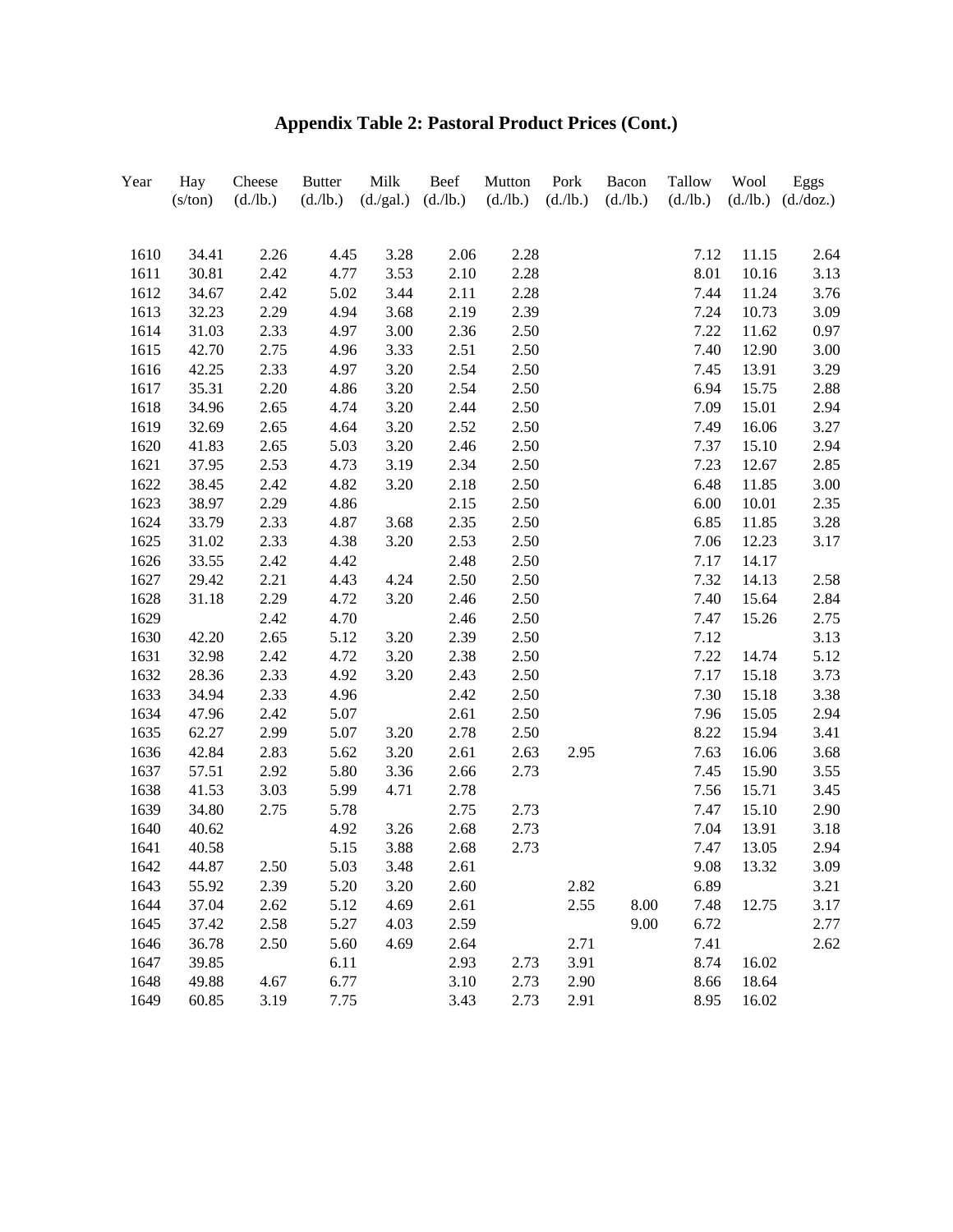# Appendix Table 2: Pastoral Product Prices (Cont.)

| Year | Hay (s/ton) | Cheese (d./lb.) | Butter (d./lb.) | Milk (d./gal.) | Beef (d./lb.) | Mutton (d./lb.) | Pork (d./lb.) | Bacon (d./lb.) | Tallow (d./lb.) | Wool (d./lb.) | Eggs (d./doz.) |
|---|---|---|---|---|---|---|---|---|---|---|---|
| 1610 | 34.41 | 2.26 | 4.45 | 3.28 | 2.06 | 2.28 | | | 7.12 | 11.15 | 2.64 |
| 1611 | 30.81 | 2.42 | 4.77 | 3.53 | 2.10 | 2.28 | | | 8.01 | 10.16 | 3.13 |
| 1612 | 34.67 | 2.42 | 5.02 | 3.44 | 2.11 | 2.28 | | | 7.44 | 11.24 | 3.76 |
| 1613 | 32.23 | 2.29 | 4.94 | 3.68 | 2.19 | 2.39 | | | 7.24 | 10.73 | 3.09 |
| 1614 | 31.03 | 2.33 | 4.97 | 3.00 | 2.36 | 2.50 | | | 7.22 | 11.62 | 0.97 |
| 1615 | 42.70 | 2.75 | 4.96 | 3.33 | 2.51 | 2.50 | | | 7.40 | 12.90 | 3.00 |
| 1616 | 42.25 | 2.33 | 4.97 | 3.20 | 2.54 | 2.50 | | | 7.45 | 13.91 | 3.29 |
| 1617 | 35.31 | 2.20 | 4.86 | 3.20 | 2.54 | 2.50 | | | 6.94 | 15.75 | 2.88 |
| 1618 | 34.96 | 2.65 | 4.74 | 3.20 | 2.44 | 2.50 | | | 7.09 | 15.01 | 2.94 |
| 1619 | 32.69 | 2.65 | 4.64 | 3.20 | 2.52 | 2.50 | | | 7.49 | 16.06 | 3.27 |
| 1620 | 41.83 | 2.65 | 5.03 | 3.20 | 2.46 | 2.50 | | | 7.37 | 15.10 | 2.94 |
| 1621 | 37.95 | 2.53 | 4.73 | 3.19 | 2.34 | 2.50 | | | 7.23 | 12.67 | 2.85 |
| 1622 | 38.45 | 2.42 | 4.82 | 3.20 | 2.18 | 2.50 | | | 6.48 | 11.85 | 3.00 |
| 1623 | 38.97 | 2.29 | 4.86 | | 2.15 | 2.50 | | | 6.00 | 10.01 | 2.35 |
| 1624 | 33.79 | 2.33 | 4.87 | 3.68 | 2.35 | 2.50 | | | 6.85 | 11.85 | 3.28 |
| 1625 | 31.02 | 2.33 | 4.38 | 3.20 | 2.53 | 2.50 | | | 7.06 | 12.23 | 3.17 |
| 1626 | 33.55 | 2.42 | 4.42 | | 2.48 | 2.50 | | | 7.17 | 14.17 | |
| 1627 | 29.42 | 2.21 | 4.43 | 4.24 | 2.50 | 2.50 | | | 7.32 | 14.13 | 2.58 |
| 1628 | 31.18 | 2.29 | 4.72 | 3.20 | 2.46 | 2.50 | | | 7.40 | 15.64 | 2.84 |
| 1629 | | 2.42 | 4.70 | | 2.46 | 2.50 | | | 7.47 | 15.26 | 2.75 |
| 1630 | 42.20 | 2.65 | 5.12 | 3.20 | 2.39 | 2.50 | | | 7.12 | | 3.13 |
| 1631 | 32.98 | 2.42 | 4.72 | 3.20 | 2.38 | 2.50 | | | 7.22 | 14.74 | 5.12 |
| 1632 | 28.36 | 2.33 | 4.92 | 3.20 | 2.43 | 2.50 | | | 7.17 | 15.18 | 3.73 |
| 1633 | 34.94 | 2.33 | 4.96 | | 2.42 | 2.50 | | | 7.30 | 15.18 | 3.38 |
| 1634 | 47.96 | 2.42 | 5.07 | | 2.61 | 2.50 | | | 7.96 | 15.05 | 2.94 |
| 1635 | 62.27 | 2.99 | 5.07 | 3.20 | 2.78 | 2.50 | | | 8.22 | 15.94 | 3.41 |
| 1636 | 42.84 | 2.83 | 5.62 | 3.20 | 2.61 | 2.63 | 2.95 | | 7.63 | 16.06 | 3.68 |
| 1637 | 57.51 | 2.92 | 5.80 | 3.36 | 2.66 | 2.73 | | | 7.45 | 15.90 | 3.55 |
| 1638 | 41.53 | 3.03 | 5.99 | 4.71 | 2.78 | | | | 7.56 | 15.71 | 3.45 |
| 1639 | 34.80 | 2.75 | 5.78 | | 2.75 | 2.73 | | | 7.47 | 15.10 | 2.90 |
| 1640 | 40.62 | | 4.92 | 3.26 | 2.68 | 2.73 | | | 7.04 | 13.91 | 3.18 |
| 1641 | 40.58 | | 5.15 | 3.88 | 2.68 | 2.73 | | | 7.47 | 13.05 | 2.94 |
| 1642 | 44.87 | 2.50 | 5.03 | 3.48 | 2.61 | | | | 9.08 | 13.32 | 3.09 |
| 1643 | 55.92 | 2.39 | 5.20 | 3.20 | 2.60 | | 2.82 | | 6.89 | | 3.21 |
| 1644 | 37.04 | 2.62 | 5.12 | 4.69 | 2.61 | | 2.55 | 8.00 | 7.48 | 12.75 | 3.17 |
| 1645 | 37.42 | 2.58 | 5.27 | 4.03 | 2.59 | | | 9.00 | 6.72 | | 2.77 |
| 1646 | 36.78 | 2.50 | 5.60 | 4.69 | 2.64 | | 2.71 | | 7.41 | | 2.62 |
| 1647 | 39.85 | | 6.11 | | 2.93 | 2.73 | 3.91 | | 8.74 | 16.02 | |
| 1648 | 49.88 | 4.67 | 6.77 | | 3.10 | 2.73 | 2.90 | | 8.66 | 18.64 | |
| 1649 | 60.85 | 3.19 | 7.75 | | 3.43 | 2.73 | 2.91 | | 8.95 | 16.02 | |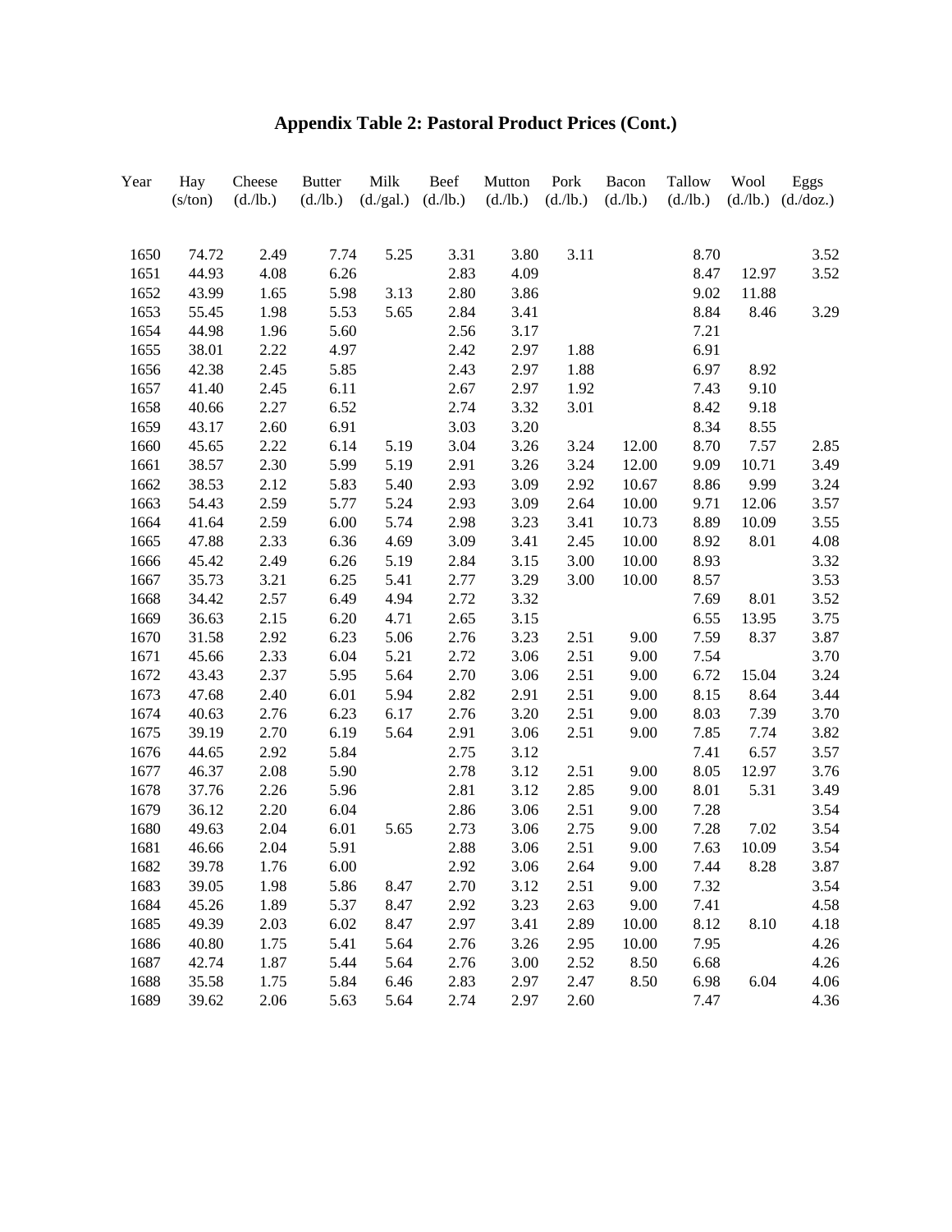# Appendix Table 2: Pastoral Product Prices (Cont.)

| Year | Hay (s/ton) | Cheese (d./lb.) | Butter (d./lb.) | Milk (d./gal.) | Beef (d./lb.) | Mutton (d./lb.) | Pork (d./lb.) | Bacon (d./lb.) | Tallow (d./lb.) | Wool (d./lb.) | Eggs (d./doz.) |
|---|---|---|---|---|---|---|---|---|---|---|---|
| 1650 | 74.72 | 2.49 | 7.74 | 5.25 | 3.31 | 3.80 | 3.11 | | 8.70 | | 3.52 |
| 1651 | 44.93 | 4.08 | 6.26 | | 2.83 | 4.09 | | | 8.47 | 12.97 | 3.52 |
| 1652 | 43.99 | 1.65 | 5.98 | 3.13 | 2.80 | 3.86 | | | 9.02 | 11.88 | |
| 1653 | 55.45 | 1.98 | 5.53 | 5.65 | 2.84 | 3.41 | | | 8.84 | 8.46 | 3.29 |
| 1654 | 44.98 | 1.96 | 5.60 | | 2.56 | 3.17 | | | 7.21 | | |
| 1655 | 38.01 | 2.22 | 4.97 | | 2.42 | 2.97 | 1.88 | | 6.91 | | |
| 1656 | 42.38 | 2.45 | 5.85 | | 2.43 | 2.97 | 1.88 | | 6.97 | 8.92 | |
| 1657 | 41.40 | 2.45 | 6.11 | | 2.67 | 2.97 | 1.92 | | 7.43 | 9.10 | |
| 1658 | 40.66 | 2.27 | 6.52 | | 2.74 | 3.32 | 3.01 | | 8.42 | 9.18 | |
| 1659 | 43.17 | 2.60 | 6.91 | | 3.03 | 3.20 | | | 8.34 | 8.55 | |
| 1660 | 45.65 | 2.22 | 6.14 | 5.19 | 3.04 | 3.26 | 3.24 | 12.00 | 8.70 | 7.57 | 2.85 |
| 1661 | 38.57 | 2.30 | 5.99 | 5.19 | 2.91 | 3.26 | 3.24 | 12.00 | 9.09 | 10.71 | 3.49 |
| 1662 | 38.53 | 2.12 | 5.83 | 5.40 | 2.93 | 3.09 | 2.92 | 10.67 | 8.86 | 9.99 | 3.24 |
| 1663 | 54.43 | 2.59 | 5.77 | 5.24 | 2.93 | 3.09 | 2.64 | 10.00 | 9.71 | 12.06 | 3.57 |
| 1664 | 41.64 | 2.59 | 6.00 | 5.74 | 2.98 | 3.23 | 3.41 | 10.73 | 8.89 | 10.09 | 3.55 |
| 1665 | 47.88 | 2.33 | 6.36 | 4.69 | 3.09 | 3.41 | 2.45 | 10.00 | 8.92 | 8.01 | 4.08 |
| 1666 | 45.42 | 2.49 | 6.26 | 5.19 | 2.84 | 3.15 | 3.00 | 10.00 | 8.93 | | 3.32 |
| 1667 | 35.73 | 3.21 | 6.25 | 5.41 | 2.77 | 3.29 | 3.00 | 10.00 | 8.57 | | 3.53 |
| 1668 | 34.42 | 2.57 | 6.49 | 4.94 | 2.72 | 3.32 | | | 7.69 | 8.01 | 3.52 |
| 1669 | 36.63 | 2.15 | 6.20 | 4.71 | 2.65 | 3.15 | | | 6.55 | 13.95 | 3.75 |
| 1670 | 31.58 | 2.92 | 6.23 | 5.06 | 2.76 | 3.23 | 2.51 | 9.00 | 7.59 | 8.37 | 3.87 |
| 1671 | 45.66 | 2.33 | 6.04 | 5.21 | 2.72 | 3.06 | 2.51 | 9.00 | 7.54 | | 3.70 |
| 1672 | 43.43 | 2.37 | 5.95 | 5.64 | 2.70 | 3.06 | 2.51 | 9.00 | 6.72 | 15.04 | 3.24 |
| 1673 | 47.68 | 2.40 | 6.01 | 5.94 | 2.82 | 2.91 | 2.51 | 9.00 | 8.15 | 8.64 | 3.44 |
| 1674 | 40.63 | 2.76 | 6.23 | 6.17 | 2.76 | 3.20 | 2.51 | 9.00 | 8.03 | 7.39 | 3.70 |
| 1675 | 39.19 | 2.70 | 6.19 | 5.64 | 2.91 | 3.06 | 2.51 | 9.00 | 7.85 | 7.74 | 3.82 |
| 1676 | 44.65 | 2.92 | 5.84 | | 2.75 | 3.12 | | | 7.41 | 6.57 | 3.57 |
| 1677 | 46.37 | 2.08 | 5.90 | | 2.78 | 3.12 | 2.51 | 9.00 | 8.05 | 12.97 | 3.76 |
| 1678 | 37.76 | 2.26 | 5.96 | | 2.81 | 3.12 | 2.85 | 9.00 | 8.01 | 5.31 | 3.49 |
| 1679 | 36.12 | 2.20 | 6.04 | | 2.86 | 3.06 | 2.51 | 9.00 | 7.28 | | 3.54 |
| 1680 | 49.63 | 2.04 | 6.01 | 5.65 | 2.73 | 3.06 | 2.75 | 9.00 | 7.28 | 7.02 | 3.54 |
| 1681 | 46.66 | 2.04 | 5.91 | | 2.88 | 3.06 | 2.51 | 9.00 | 7.63 | 10.09 | 3.54 |
| 1682 | 39.78 | 1.76 | 6.00 | | 2.92 | 3.06 | 2.64 | 9.00 | 7.44 | 8.28 | 3.87 |
| 1683 | 39.05 | 1.98 | 5.86 | 8.47 | 2.70 | 3.12 | 2.51 | 9.00 | 7.32 | | 3.54 |
| 1684 | 45.26 | 1.89 | 5.37 | 8.47 | 2.92 | 3.23 | 2.63 | 9.00 | 7.41 | | 4.58 |
| 1685 | 49.39 | 2.03 | 6.02 | 8.47 | 2.97 | 3.41 | 2.89 | 10.00 | 8.12 | 8.10 | 4.18 |
| 1686 | 40.80 | 1.75 | 5.41 | 5.64 | 2.76 | 3.26 | 2.95 | 10.00 | 7.95 | | 4.26 |
| 1687 | 42.74 | 1.87 | 5.44 | 5.64 | 2.76 | 3.00 | 2.52 | 8.50 | 6.68 | | 4.26 |
| 1688 | 35.58 | 1.75 | 5.84 | 6.46 | 2.83 | 2.97 | 2.47 | 8.50 | 6.98 | 6.04 | 4.06 |
| 1689 | 39.62 | 2.06 | 5.63 | 5.64 | 2.74 | 2.97 | 2.60 | | 7.47 | | 4.36 |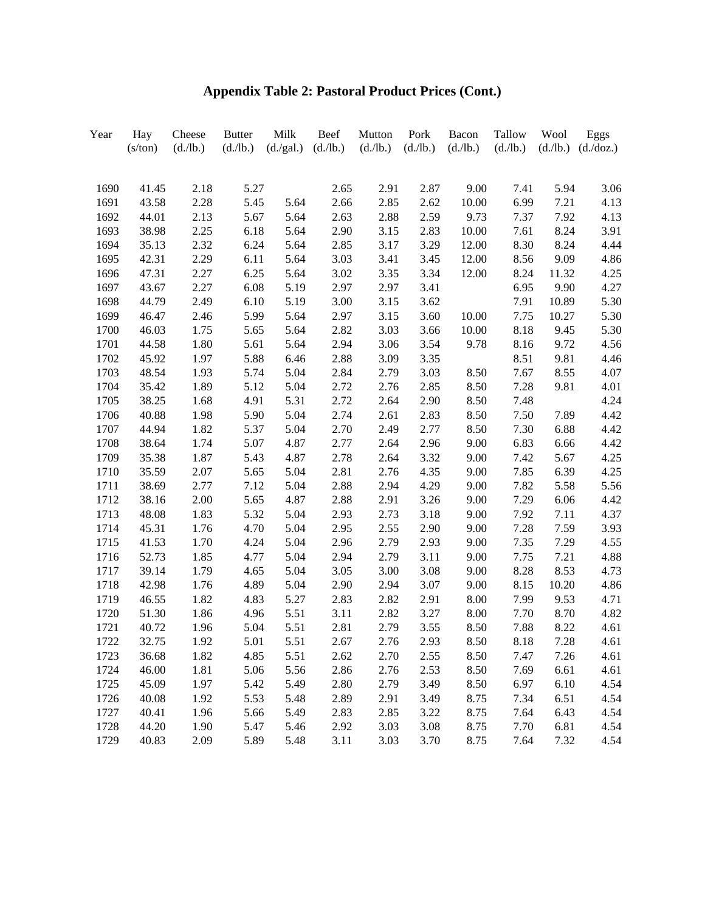# Appendix Table 2: Pastoral Product Prices (Cont.)

| Year | Hay (s/ton) | Cheese (d./lb.) | Butter (d./lb.) | Milk (d./gal.) | Beef (d./lb.) | Mutton (d./lb.) | Pork (d./lb.) | Bacon (d./lb.) | Tallow (d./lb.) | Wool (d./lb.) | Eggs (d./doz.) |
|---|---|---|---|---|---|---|---|---|---|---|---|
| 1690 | 41.45 | 2.18 | 5.27 | | 2.65 | 2.91 | 2.87 | 9.00 | 7.41 | 5.94 | 3.06 |
| 1691 | 43.58 | 2.28 | 5.45 | 5.64 | 2.66 | 2.85 | 2.62 | 10.00 | 6.99 | 7.21 | 4.13 |
| 1692 | 44.01 | 2.13 | 5.67 | 5.64 | 2.63 | 2.88 | 2.59 | 9.73 | 7.37 | 7.92 | 4.13 |
| 1693 | 38.98 | 2.25 | 6.18 | 5.64 | 2.90 | 3.15 | 2.83 | 10.00 | 7.61 | 8.24 | 3.91 |
| 1694 | 35.13 | 2.32 | 6.24 | 5.64 | 2.85 | 3.17 | 3.29 | 12.00 | 8.30 | 8.24 | 4.44 |
| 1695 | 42.31 | 2.29 | 6.11 | 5.64 | 3.03 | 3.41 | 3.45 | 12.00 | 8.56 | 9.09 | 4.86 |
| 1696 | 47.31 | 2.27 | 6.25 | 5.64 | 3.02 | 3.35 | 3.34 | 12.00 | 8.24 | 11.32 | 4.25 |
| 1697 | 43.67 | 2.27 | 6.08 | 5.19 | 2.97 | 2.97 | 3.41 | | 6.95 | 9.90 | 4.27 |
| 1698 | 44.79 | 2.49 | 6.10 | 5.19 | 3.00 | 3.15 | 3.62 | | 7.91 | 10.89 | 5.30 |
| 1699 | 46.47 | 2.46 | 5.99 | 5.64 | 2.97 | 3.15 | 3.60 | 10.00 | 7.75 | 10.27 | 5.30 |
| 1700 | 46.03 | 1.75 | 5.65 | 5.64 | 2.82 | 3.03 | 3.66 | 10.00 | 8.18 | 9.45 | 5.30 |
| 1701 | 44.58 | 1.80 | 5.61 | 5.64 | 2.94 | 3.06 | 3.54 | 9.78 | 8.16 | 9.72 | 4.56 |
| 1702 | 45.92 | 1.97 | 5.88 | 6.46 | 2.88 | 3.09 | 3.35 | | 8.51 | 9.81 | 4.46 |
| 1703 | 48.54 | 1.93 | 5.74 | 5.04 | 2.84 | 2.79 | 3.03 | 8.50 | 7.67 | 8.55 | 4.07 |
| 1704 | 35.42 | 1.89 | 5.12 | 5.04 | 2.72 | 2.76 | 2.85 | 8.50 | 7.28 | 9.81 | 4.01 |
| 1705 | 38.25 | 1.68 | 4.91 | 5.31 | 2.72 | 2.64 | 2.90 | 8.50 | 7.48 | | 4.24 |
| 1706 | 40.88 | 1.98 | 5.90 | 5.04 | 2.74 | 2.61 | 2.83 | 8.50 | 7.50 | 7.89 | 4.42 |
| 1707 | 44.94 | 1.82 | 5.37 | 5.04 | 2.70 | 2.49 | 2.77 | 8.50 | 7.30 | 6.88 | 4.42 |
| 1708 | 38.64 | 1.74 | 5.07 | 4.87 | 2.77 | 2.64 | 2.96 | 9.00 | 6.83 | 6.66 | 4.42 |
| 1709 | 35.38 | 1.87 | 5.43 | 4.87 | 2.78 | 2.64 | 3.32 | 9.00 | 7.42 | 5.67 | 4.25 |
| 1710 | 35.59 | 2.07 | 5.65 | 5.04 | 2.81 | 2.76 | 4.35 | 9.00 | 7.85 | 6.39 | 4.25 |
| 1711 | 38.69 | 2.77 | 7.12 | 5.04 | 2.88 | 2.94 | 4.29 | 9.00 | 7.82 | 5.58 | 5.56 |
| 1712 | 38.16 | 2.00 | 5.65 | 4.87 | 2.88 | 2.91 | 3.26 | 9.00 | 7.29 | 6.06 | 4.42 |
| 1713 | 48.08 | 1.83 | 5.32 | 5.04 | 2.93 | 2.73 | 3.18 | 9.00 | 7.92 | 7.11 | 4.37 |
| 1714 | 45.31 | 1.76 | 4.70 | 5.04 | 2.95 | 2.55 | 2.90 | 9.00 | 7.28 | 7.59 | 3.93 |
| 1715 | 41.53 | 1.70 | 4.24 | 5.04 | 2.96 | 2.79 | 2.93 | 9.00 | 7.35 | 7.29 | 4.55 |
| 1716 | 52.73 | 1.85 | 4.77 | 5.04 | 2.94 | 2.79 | 3.11 | 9.00 | 7.75 | 7.21 | 4.88 |
| 1717 | 39.14 | 1.79 | 4.65 | 5.04 | 3.05 | 3.00 | 3.08 | 9.00 | 8.28 | 8.53 | 4.73 |
| 1718 | 42.98 | 1.76 | 4.89 | 5.04 | 2.90 | 2.94 | 3.07 | 9.00 | 8.15 | 10.20 | 4.86 |
| 1719 | 46.55 | 1.82 | 4.83 | 5.27 | 2.83 | 2.82 | 2.91 | 8.00 | 7.99 | 9.53 | 4.71 |
| 1720 | 51.30 | 1.86 | 4.96 | 5.51 | 3.11 | 2.82 | 3.27 | 8.00 | 7.70 | 8.70 | 4.82 |
| 1721 | 40.72 | 1.96 | 5.04 | 5.51 | 2.81 | 2.79 | 3.55 | 8.50 | 7.88 | 8.22 | 4.61 |
| 1722 | 32.75 | 1.92 | 5.01 | 5.51 | 2.67 | 2.76 | 2.93 | 8.50 | 8.18 | 7.28 | 4.61 |
| 1723 | 36.68 | 1.82 | 4.85 | 5.51 | 2.62 | 2.70 | 2.55 | 8.50 | 7.47 | 7.26 | 4.61 |
| 1724 | 46.00 | 1.81 | 5.06 | 5.56 | 2.86 | 2.76 | 2.53 | 8.50 | 7.69 | 6.61 | 4.61 |
| 1725 | 45.09 | 1.97 | 5.42 | 5.49 | 2.80 | 2.79 | 3.49 | 8.50 | 6.97 | 6.10 | 4.54 |
| 1726 | 40.08 | 1.92 | 5.53 | 5.48 | 2.89 | 2.91 | 3.49 | 8.75 | 7.34 | 6.51 | 4.54 |
| 1727 | 40.41 | 1.96 | 5.66 | 5.49 | 2.83 | 2.85 | 3.22 | 8.75 | 7.64 | 6.43 | 4.54 |
| 1728 | 44.20 | 1.90 | 5.47 | 5.46 | 2.92 | 3.03 | 3.08 | 8.75 | 7.70 | 6.81 | 4.54 |
| 1729 | 40.83 | 2.09 | 5.89 | 5.48 | 3.11 | 3.03 | 3.70 | 8.75 | 7.64 | 7.32 | 4.54 |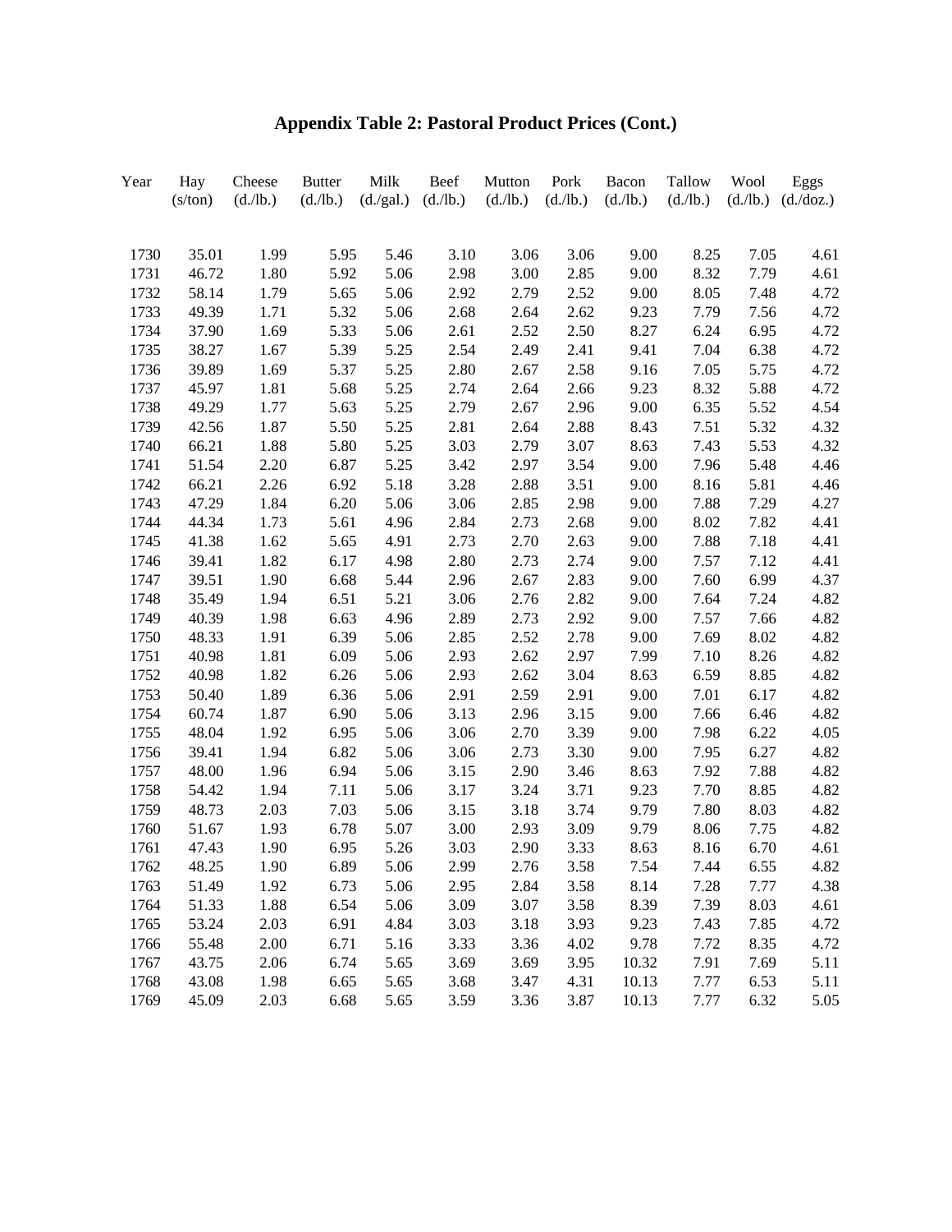# Appendix Table 2: Pastoral Product Prices (Cont.)

| Year | Hay (s/ton) | Cheese (d./lb.) | Butter (d./lb.) | Milk (d./gal.) | Beef (d./lb.) | Mutton (d./lb.) | Pork (d./lb.) | Bacon (d./lb.) | Tallow (d./lb.) | Wool (d./lb.) | Eggs (d./doz.) |
|---|---|---|---|---|---|---|---|---|---|---|---|
| 1730 | 35.01 | 1.99 | 5.95 | 5.46 | 3.10 | 3.06 | 3.06 | 9.00 | 8.25 | 7.05 | 4.61 |
| 1731 | 46.72 | 1.80 | 5.92 | 5.06 | 2.98 | 3.00 | 2.85 | 9.00 | 8.32 | 7.79 | 4.61 |
| 1732 | 58.14 | 1.79 | 5.65 | 5.06 | 2.92 | 2.79 | 2.52 | 9.00 | 8.05 | 7.48 | 4.72 |
| 1733 | 49.39 | 1.71 | 5.32 | 5.06 | 2.68 | 2.64 | 2.62 | 9.23 | 7.79 | 7.56 | 4.72 |
| 1734 | 37.90 | 1.69 | 5.33 | 5.06 | 2.61 | 2.52 | 2.50 | 8.27 | 6.24 | 6.95 | 4.72 |
| 1735 | 38.27 | 1.67 | 5.39 | 5.25 | 2.54 | 2.49 | 2.41 | 9.41 | 7.04 | 6.38 | 4.72 |
| 1736 | 39.89 | 1.69 | 5.37 | 5.25 | 2.80 | 2.67 | 2.58 | 9.16 | 7.05 | 5.75 | 4.72 |
| 1737 | 45.97 | 1.81 | 5.68 | 5.25 | 2.74 | 2.64 | 2.66 | 9.23 | 8.32 | 5.88 | 4.72 |
| 1738 | 49.29 | 1.77 | 5.63 | 5.25 | 2.79 | 2.67 | 2.96 | 9.00 | 6.35 | 5.52 | 4.54 |
| 1739 | 42.56 | 1.87 | 5.50 | 5.25 | 2.81 | 2.64 | 2.88 | 8.43 | 7.51 | 5.32 | 4.32 |
| 1740 | 66.21 | 1.88 | 5.80 | 5.25 | 3.03 | 2.79 | 3.07 | 8.63 | 7.43 | 5.53 | 4.32 |
| 1741 | 51.54 | 2.20 | 6.87 | 5.25 | 3.42 | 2.97 | 3.54 | 9.00 | 7.96 | 5.48 | 4.46 |
| 1742 | 66.21 | 2.26 | 6.92 | 5.18 | 3.28 | 2.88 | 3.51 | 9.00 | 8.16 | 5.81 | 4.46 |
| 1743 | 47.29 | 1.84 | 6.20 | 5.06 | 3.06 | 2.85 | 2.98 | 9.00 | 7.88 | 7.29 | 4.27 |
| 1744 | 44.34 | 1.73 | 5.61 | 4.96 | 2.84 | 2.73 | 2.68 | 9.00 | 8.02 | 7.82 | 4.41 |
| 1745 | 41.38 | 1.62 | 5.65 | 4.91 | 2.73 | 2.70 | 2.63 | 9.00 | 7.88 | 7.18 | 4.41 |
| 1746 | 39.41 | 1.82 | 6.17 | 4.98 | 2.80 | 2.73 | 2.74 | 9.00 | 7.57 | 7.12 | 4.41 |
| 1747 | 39.51 | 1.90 | 6.68 | 5.44 | 2.96 | 2.67 | 2.83 | 9.00 | 7.60 | 6.99 | 4.37 |
| 1748 | 35.49 | 1.94 | 6.51 | 5.21 | 3.06 | 2.76 | 2.82 | 9.00 | 7.64 | 7.24 | 4.82 |
| 1749 | 40.39 | 1.98 | 6.63 | 4.96 | 2.89 | 2.73 | 2.92 | 9.00 | 7.57 | 7.66 | 4.82 |
| 1750 | 48.33 | 1.91 | 6.39 | 5.06 | 2.85 | 2.52 | 2.78 | 9.00 | 7.69 | 8.02 | 4.82 |
| 1751 | 40.98 | 1.81 | 6.09 | 5.06 | 2.93 | 2.62 | 2.97 | 7.99 | 7.10 | 8.26 | 4.82 |
| 1752 | 40.98 | 1.82 | 6.26 | 5.06 | 2.93 | 2.62 | 3.04 | 8.63 | 6.59 | 8.85 | 4.82 |
| 1753 | 50.40 | 1.89 | 6.36 | 5.06 | 2.91 | 2.59 | 2.91 | 9.00 | 7.01 | 6.17 | 4.82 |
| 1754 | 60.74 | 1.87 | 6.90 | 5.06 | 3.13 | 2.96 | 3.15 | 9.00 | 7.66 | 6.46 | 4.82 |
| 1755 | 48.04 | 1.92 | 6.95 | 5.06 | 3.06 | 2.70 | 3.39 | 9.00 | 7.98 | 6.22 | 4.05 |
| 1756 | 39.41 | 1.94 | 6.82 | 5.06 | 3.06 | 2.73 | 3.30 | 9.00 | 7.95 | 6.27 | 4.82 |
| 1757 | 48.00 | 1.96 | 6.94 | 5.06 | 3.15 | 2.90 | 3.46 | 8.63 | 7.92 | 7.88 | 4.82 |
| 1758 | 54.42 | 1.94 | 7.11 | 5.06 | 3.17 | 3.24 | 3.71 | 9.23 | 7.70 | 8.85 | 4.82 |
| 1759 | 48.73 | 2.03 | 7.03 | 5.06 | 3.15 | 3.18 | 3.74 | 9.79 | 7.80 | 8.03 | 4.82 |
| 1760 | 51.67 | 1.93 | 6.78 | 5.07 | 3.00 | 2.93 | 3.09 | 9.79 | 8.06 | 7.75 | 4.82 |
| 1761 | 47.43 | 1.90 | 6.95 | 5.26 | 3.03 | 2.90 | 3.33 | 8.63 | 8.16 | 6.70 | 4.61 |
| 1762 | 48.25 | 1.90 | 6.89 | 5.06 | 2.99 | 2.76 | 3.58 | 7.54 | 7.44 | 6.55 | 4.82 |
| 1763 | 51.49 | 1.92 | 6.73 | 5.06 | 2.95 | 2.84 | 3.58 | 8.14 | 7.28 | 7.77 | 4.38 |
| 1764 | 51.33 | 1.88 | 6.54 | 5.06 | 3.09 | 3.07 | 3.58 | 8.39 | 7.39 | 8.03 | 4.61 |
| 1765 | 53.24 | 2.03 | 6.91 | 4.84 | 3.03 | 3.18 | 3.93 | 9.23 | 7.43 | 7.85 | 4.72 |
| 1766 | 55.48 | 2.00 | 6.71 | 5.16 | 3.33 | 3.36 | 4.02 | 9.78 | 7.72 | 8.35 | 4.72 |
| 1767 | 43.75 | 2.06 | 6.74 | 5.65 | 3.69 | 3.69 | 3.95 | 10.32 | 7.91 | 7.69 | 5.11 |
| 1768 | 43.08 | 1.98 | 6.65 | 5.65 | 3.68 | 3.47 | 4.31 | 10.13 | 7.77 | 6.53 | 5.11 |
| 1769 | 45.09 | 2.03 | 6.68 | 5.65 | 3.59 | 3.36 | 3.87 | 10.13 | 7.77 | 6.32 | 5.05 |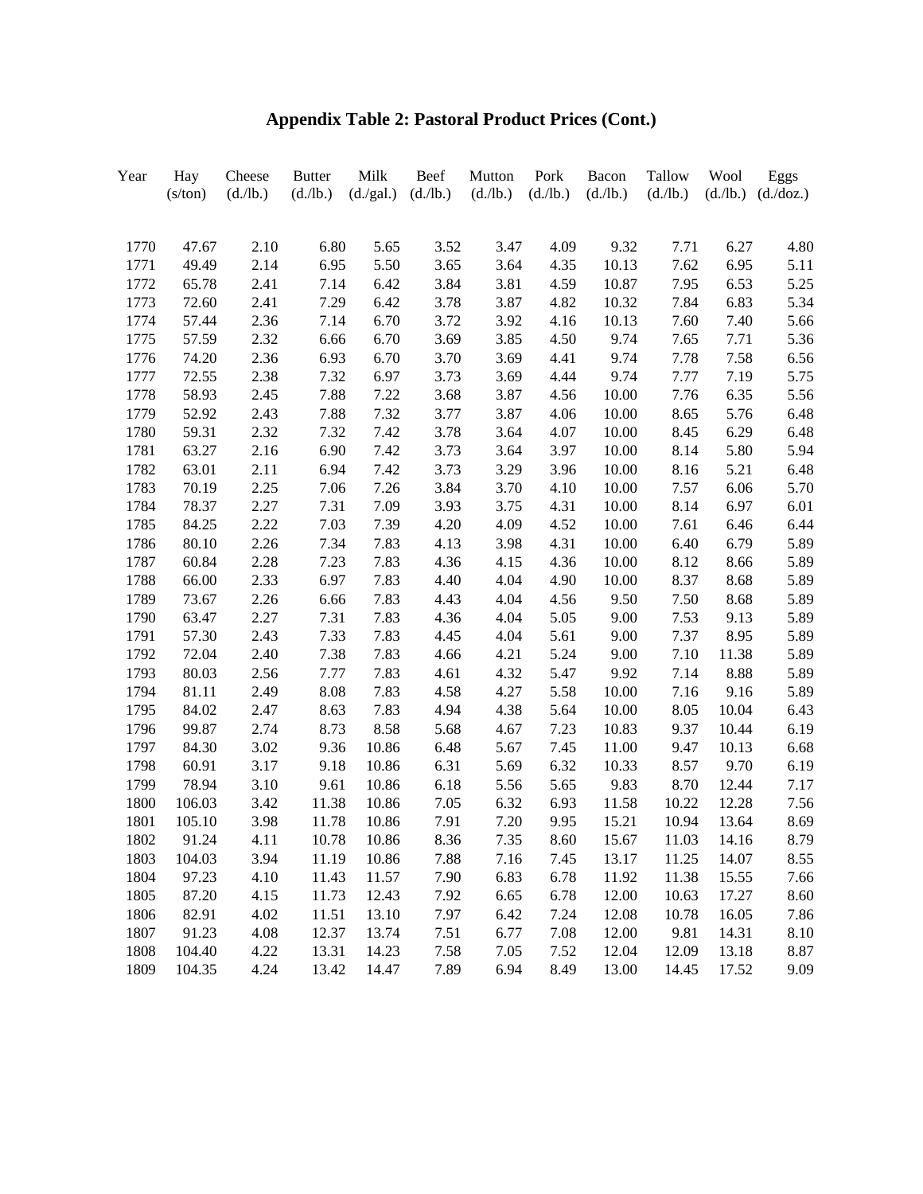# Appendix Table 2: Pastoral Product Prices (Cont.)

| Year | Hay (s/ton) | Cheese (d./lb.) | Butter (d./lb.) | Milk (d./gal.) | Beef (d./lb.) | Mutton (d./lb.) | Pork (d./lb.) | Bacon (d./lb.) | Tallow (d./lb.) | Wool (d./lb.) | Eggs (d./doz.) |
|---|---|---|---|---|---|---|---|---|---|---|---|
| 1770 | 47.67 | 2.10 | 6.80 | 5.65 | 3.52 | 3.47 | 4.09 | 9.32 | 7.71 | 6.27 | 4.80 |
| 1771 | 49.49 | 2.14 | 6.95 | 5.50 | 3.65 | 3.64 | 4.35 | 10.13 | 7.62 | 6.95 | 5.11 |
| 1772 | 65.78 | 2.41 | 7.14 | 6.42 | 3.84 | 3.81 | 4.59 | 10.87 | 7.95 | 6.53 | 5.25 |
| 1773 | 72.60 | 2.41 | 7.29 | 6.42 | 3.78 | 3.87 | 4.82 | 10.32 | 7.84 | 6.83 | 5.34 |
| 1774 | 57.44 | 2.36 | 7.14 | 6.70 | 3.72 | 3.92 | 4.16 | 10.13 | 7.60 | 7.40 | 5.66 |
| 1775 | 57.59 | 2.32 | 6.66 | 6.70 | 3.69 | 3.85 | 4.50 | 9.74 | 7.65 | 7.71 | 5.36 |
| 1776 | 74.20 | 2.36 | 6.93 | 6.70 | 3.70 | 3.69 | 4.41 | 9.74 | 7.78 | 7.58 | 6.56 |
| 1777 | 72.55 | 2.38 | 7.32 | 6.97 | 3.73 | 3.69 | 4.44 | 9.74 | 7.77 | 7.19 | 5.75 |
| 1778 | 58.93 | 2.45 | 7.88 | 7.22 | 3.68 | 3.87 | 4.56 | 10.00 | 7.76 | 6.35 | 5.56 |
| 1779 | 52.92 | 2.43 | 7.88 | 7.32 | 3.77 | 3.87 | 4.06 | 10.00 | 8.65 | 5.76 | 6.48 |
| 1780 | 59.31 | 2.32 | 7.32 | 7.42 | 3.78 | 3.64 | 4.07 | 10.00 | 8.45 | 6.29 | 6.48 |
| 1781 | 63.27 | 2.16 | 6.90 | 7.42 | 3.73 | 3.64 | 3.97 | 10.00 | 8.14 | 5.80 | 5.94 |
| 1782 | 63.01 | 2.11 | 6.94 | 7.42 | 3.73 | 3.29 | 3.96 | 10.00 | 8.16 | 5.21 | 6.48 |
| 1783 | 70.19 | 2.25 | 7.06 | 7.26 | 3.84 | 3.70 | 4.10 | 10.00 | 7.57 | 6.06 | 5.70 |
| 1784 | 78.37 | 2.27 | 7.31 | 7.09 | 3.93 | 3.75 | 4.31 | 10.00 | 8.14 | 6.97 | 6.01 |
| 1785 | 84.25 | 2.22 | 7.03 | 7.39 | 4.20 | 4.09 | 4.52 | 10.00 | 7.61 | 6.46 | 6.44 |
| 1786 | 80.10 | 2.26 | 7.34 | 7.83 | 4.13 | 3.98 | 4.31 | 10.00 | 6.40 | 6.79 | 5.89 |
| 1787 | 60.84 | 2.28 | 7.23 | 7.83 | 4.36 | 4.15 | 4.36 | 10.00 | 8.12 | 8.66 | 5.89 |
| 1788 | 66.00 | 2.33 | 6.97 | 7.83 | 4.40 | 4.04 | 4.90 | 10.00 | 8.37 | 8.68 | 5.89 |
| 1789 | 73.67 | 2.26 | 6.66 | 7.83 | 4.43 | 4.04 | 4.56 | 9.50 | 7.50 | 8.68 | 5.89 |
| 1790 | 63.47 | 2.27 | 7.31 | 7.83 | 4.36 | 4.04 | 5.05 | 9.00 | 7.53 | 9.13 | 5.89 |
| 1791 | 57.30 | 2.43 | 7.33 | 7.83 | 4.45 | 4.04 | 5.61 | 9.00 | 7.37 | 8.95 | 5.89 |
| 1792 | 72.04 | 2.40 | 7.38 | 7.83 | 4.66 | 4.21 | 5.24 | 9.00 | 7.10 | 11.38 | 5.89 |
| 1793 | 80.03 | 2.56 | 7.77 | 7.83 | 4.61 | 4.32 | 5.47 | 9.92 | 7.14 | 8.88 | 5.89 |
| 1794 | 81.11 | 2.49 | 8.08 | 7.83 | 4.58 | 4.27 | 5.58 | 10.00 | 7.16 | 9.16 | 5.89 |
| 1795 | 84.02 | 2.47 | 8.63 | 7.83 | 4.94 | 4.38 | 5.64 | 10.00 | 8.05 | 10.04 | 6.43 |
| 1796 | 99.87 | 2.74 | 8.73 | 8.58 | 5.68 | 4.67 | 7.23 | 10.83 | 9.37 | 10.44 | 6.19 |
| 1797 | 84.30 | 3.02 | 9.36 | 10.86 | 6.48 | 5.67 | 7.45 | 11.00 | 9.47 | 10.13 | 6.68 |
| 1798 | 60.91 | 3.17 | 9.18 | 10.86 | 6.31 | 5.69 | 6.32 | 10.33 | 8.57 | 9.70 | 6.19 |
| 1799 | 78.94 | 3.10 | 9.61 | 10.86 | 6.18 | 5.56 | 5.65 | 9.83 | 8.70 | 12.44 | 7.17 |
| 1800 | 106.03 | 3.42 | 11.38 | 10.86 | 7.05 | 6.32 | 6.93 | 11.58 | 10.22 | 12.28 | 7.56 |
| 1801 | 105.10 | 3.98 | 11.78 | 10.86 | 7.91 | 7.20 | 9.95 | 15.21 | 10.94 | 13.64 | 8.69 |
| 1802 | 91.24 | 4.11 | 10.78 | 10.86 | 8.36 | 7.35 | 8.60 | 15.67 | 11.03 | 14.16 | 8.79 |
| 1803 | 104.03 | 3.94 | 11.19 | 10.86 | 7.88 | 7.16 | 7.45 | 13.17 | 11.25 | 14.07 | 8.55 |
| 1804 | 97.23 | 4.10 | 11.43 | 11.57 | 7.90 | 6.83 | 6.78 | 11.92 | 11.38 | 15.55 | 7.66 |
| 1805 | 87.20 | 4.15 | 11.73 | 12.43 | 7.92 | 6.65 | 6.78 | 12.00 | 10.63 | 17.27 | 8.60 |
| 1806 | 82.91 | 4.02 | 11.51 | 13.10 | 7.97 | 6.42 | 7.24 | 12.08 | 10.78 | 16.05 | 7.86 |
| 1807 | 91.23 | 4.08 | 12.37 | 13.74 | 7.51 | 6.77 | 7.08 | 12.00 | 9.81 | 14.31 | 8.10 |
| 1808 | 104.40 | 4.22 | 13.31 | 14.23 | 7.58 | 7.05 | 7.52 | 12.04 | 12.09 | 13.18 | 8.87 |
| 1809 | 104.35 | 4.24 | 13.42 | 14.47 | 7.89 | 6.94 | 8.49 | 13.00 | 14.45 | 17.52 | 9.09 |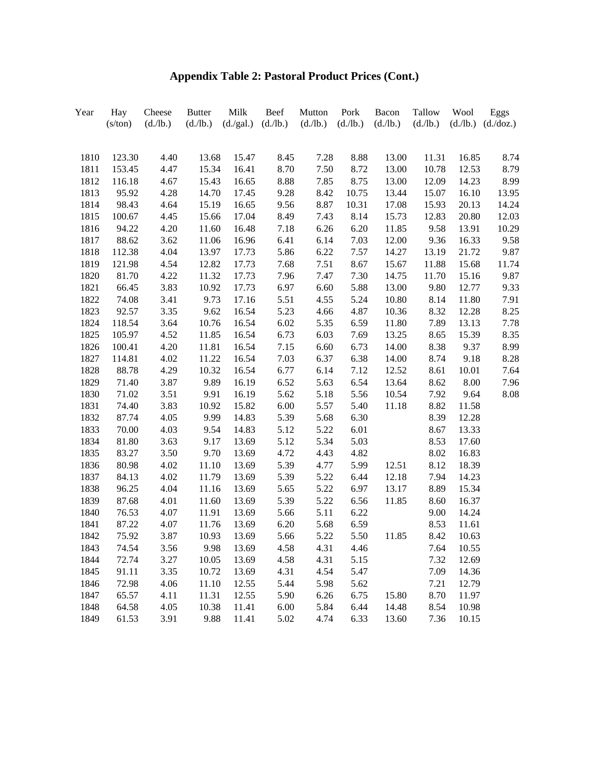# Appendix Table 2: Pastoral Product Prices (Cont.)

| Year | Hay (s/ton) | Cheese (d./lb.) | Butter (d./lb.) | Milk (d./gal.) | Beef (d./lb.) | Mutton (d./lb.) | Pork (d./lb.) | Bacon (d./lb.) | Tallow (d./lb.) | Wool (d./lb.) | Eggs (d./doz.) |
|---|---|---|---|---|---|---|---|---|---|---|---|
| 1810 | 123.30 | 4.40 | 13.68 | 15.47 | 8.45 | 7.28 | 8.88 | 13.00 | 11.31 | 16.85 | 8.74 |
| 1811 | 153.45 | 4.47 | 15.34 | 16.41 | 8.70 | 7.50 | 8.72 | 13.00 | 10.78 | 12.53 | 8.79 |
| 1812 | 116.18 | 4.67 | 15.43 | 16.65 | 8.88 | 7.85 | 8.75 | 13.00 | 12.09 | 14.23 | 8.99 |
| 1813 | 95.92 | 4.28 | 14.70 | 17.45 | 9.28 | 8.42 | 10.75 | 13.44 | 15.07 | 16.10 | 13.95 |
| 1814 | 98.43 | 4.64 | 15.19 | 16.65 | 9.56 | 8.87 | 10.31 | 17.08 | 15.93 | 20.13 | 14.24 |
| 1815 | 100.67 | 4.45 | 15.66 | 17.04 | 8.49 | 7.43 | 8.14 | 15.73 | 12.83 | 20.80 | 12.03 |
| 1816 | 94.22 | 4.20 | 11.60 | 16.48 | 7.18 | 6.26 | 6.20 | 11.85 | 9.58 | 13.91 | 10.29 |
| 1817 | 88.62 | 3.62 | 11.06 | 16.96 | 6.41 | 6.14 | 7.03 | 12.00 | 9.36 | 16.33 | 9.58 |
| 1818 | 112.38 | 4.04 | 13.97 | 17.73 | 5.86 | 6.22 | 7.57 | 14.27 | 13.19 | 21.72 | 9.87 |
| 1819 | 121.98 | 4.54 | 12.82 | 17.73 | 7.68 | 7.51 | 8.67 | 15.67 | 11.88 | 15.68 | 11.74 |
| 1820 | 81.70 | 4.22 | 11.32 | 17.73 | 7.96 | 7.47 | 7.30 | 14.75 | 11.70 | 15.16 | 9.87 |
| 1821 | 66.45 | 3.83 | 10.92 | 17.73 | 6.97 | 6.60 | 5.88 | 13.00 | 9.80 | 12.77 | 9.33 |
| 1822 | 74.08 | 3.41 | 9.73 | 17.16 | 5.51 | 4.55 | 5.24 | 10.80 | 8.14 | 11.80 | 7.91 |
| 1823 | 92.57 | 3.35 | 9.62 | 16.54 | 5.23 | 4.66 | 4.87 | 10.36 | 8.32 | 12.28 | 8.25 |
| 1824 | 118.54 | 3.64 | 10.76 | 16.54 | 6.02 | 5.35 | 6.59 | 11.80 | 7.89 | 13.13 | 7.78 |
| 1825 | 105.97 | 4.52 | 11.85 | 16.54 | 6.73 | 6.03 | 7.69 | 13.25 | 8.65 | 15.39 | 8.35 |
| 1826 | 100.41 | 4.20 | 11.81 | 16.54 | 7.15 | 6.60 | 6.73 | 14.00 | 8.38 | 9.37 | 8.99 |
| 1827 | 114.81 | 4.02 | 11.22 | 16.54 | 7.03 | 6.37 | 6.38 | 14.00 | 8.74 | 9.18 | 8.28 |
| 1828 | 88.78 | 4.29 | 10.32 | 16.54 | 6.77 | 6.14 | 7.12 | 12.52 | 8.61 | 10.01 | 7.64 |
| 1829 | 71.40 | 3.87 | 9.89 | 16.19 | 6.52 | 5.63 | 6.54 | 13.64 | 8.62 | 8.00 | 7.96 |
| 1830 | 71.02 | 3.51 | 9.91 | 16.19 | 5.62 | 5.18 | 5.56 | 10.54 | 7.92 | 9.64 | 8.08 |
| 1831 | 74.40 | 3.83 | 10.92 | 15.82 | 6.00 | 5.57 | 5.40 | 11.18 | 8.82 | 11.58 | |
| 1832 | 87.74 | 4.05 | 9.99 | 14.83 | 5.39 | 5.68 | 6.30 | | 8.39 | 12.28 | |
| 1833 | 70.00 | 4.03 | 9.54 | 14.83 | 5.12 | 5.22 | 6.01 | | 8.67 | 13.33 | |
| 1834 | 81.80 | 3.63 | 9.17 | 13.69 | 5.12 | 5.34 | 5.03 | | 8.53 | 17.60 | |
| 1835 | 83.27 | 3.50 | 9.70 | 13.69 | 4.72 | 4.43 | 4.82 | | 8.02 | 16.83 | |
| 1836 | 80.98 | 4.02 | 11.10 | 13.69 | 5.39 | 4.77 | 5.99 | 12.51 | 8.12 | 18.39 | |
| 1837 | 84.13 | 4.02 | 11.79 | 13.69 | 5.39 | 5.22 | 6.44 | 12.18 | 7.94 | 14.23 | |
| 1838 | 96.25 | 4.04 | 11.16 | 13.69 | 5.65 | 5.22 | 6.97 | 13.17 | 8.89 | 15.34 | |
| 1839 | 87.68 | 4.01 | 11.60 | 13.69 | 5.39 | 5.22 | 6.56 | 11.85 | 8.60 | 16.37 | |
| 1840 | 76.53 | 4.07 | 11.91 | 13.69 | 5.66 | 5.11 | 6.22 | | 9.00 | 14.24 | |
| 1841 | 87.22 | 4.07 | 11.76 | 13.69 | 6.20 | 5.68 | 6.59 | | 8.53 | 11.61 | |
| 1842 | 75.92 | 3.87 | 10.93 | 13.69 | 5.66 | 5.22 | 5.50 | 11.85 | 8.42 | 10.63 | |
| 1843 | 74.54 | 3.56 | 9.98 | 13.69 | 4.58 | 4.31 | 4.46 | | 7.64 | 10.55 | |
| 1844 | 72.74 | 3.27 | 10.05 | 13.69 | 4.58 | 4.31 | 5.15 | | 7.32 | 12.69 | |
| 1845 | 91.11 | 3.35 | 10.72 | 13.69 | 4.31 | 4.54 | 5.47 | | 7.09 | 14.36 | |
| 1846 | 72.98 | 4.06 | 11.10 | 12.55 | 5.44 | 5.98 | 5.62 | | 7.21 | 12.79 | |
| 1847 | 65.57 | 4.11 | 11.31 | 12.55 | 5.90 | 6.26 | 6.75 | 15.80 | 8.70 | 11.97 | |
| 1848 | 64.58 | 4.05 | 10.38 | 11.41 | 6.00 | 5.84 | 6.44 | 14.48 | 8.54 | 10.98 | |
| 1849 | 61.53 | 3.91 | 9.88 | 11.41 | 5.02 | 4.74 | 6.33 | 13.60 | 7.36 | 10.15 | |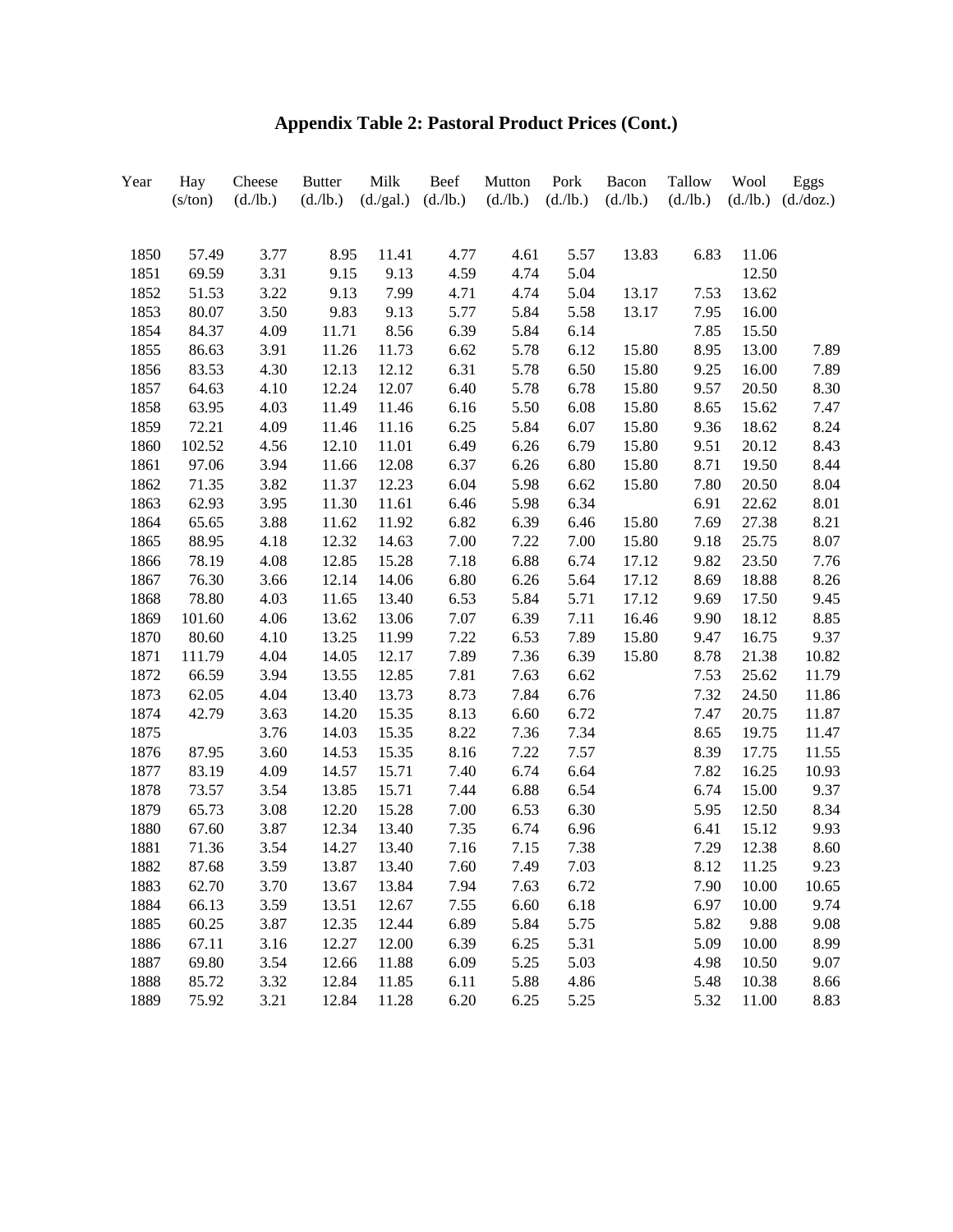# Appendix Table 2: Pastoral Product Prices (Cont.)

| Year | Hay (s/ton) | Cheese (d./lb.) | Butter (d./lb.) | Milk (d./gal.) | Beef (d./lb.) | Mutton (d./lb.) | Pork (d./lb.) | Bacon (d./lb.) | Tallow (d./lb.) | Wool (d./lb.) | Eggs (d./doz.) |
|---|---|---|---|---|---|---|---|---|---|---|---|
| 1850 | 57.49 | 3.77 | 8.95 | 11.41 | 4.77 | 4.61 | 5.57 | 13.83 | 6.83 | 11.06 | |
| 1851 | 69.59 | 3.31 | 9.15 | 9.13 | 4.59 | 4.74 | 5.04 | | | 12.50 | |
| 1852 | 51.53 | 3.22 | 9.13 | 7.99 | 4.71 | 4.74 | 5.04 | 13.17 | 7.53 | 13.62 | |
| 1853 | 80.07 | 3.50 | 9.83 | 9.13 | 5.77 | 5.84 | 5.58 | 13.17 | 7.95 | 16.00 | |
| 1854 | 84.37 | 4.09 | 11.71 | 8.56 | 6.39 | 5.84 | 6.14 | | 7.85 | 15.50 | |
| 1855 | 86.63 | 3.91 | 11.26 | 11.73 | 6.62 | 5.78 | 6.12 | 15.80 | 8.95 | 13.00 | 7.89 |
| 1856 | 83.53 | 4.30 | 12.13 | 12.12 | 6.31 | 5.78 | 6.50 | 15.80 | 9.25 | 16.00 | 7.89 |
| 1857 | 64.63 | 4.10 | 12.24 | 12.07 | 6.40 | 5.78 | 6.78 | 15.80 | 9.57 | 20.50 | 8.30 |
| 1858 | 63.95 | 4.03 | 11.49 | 11.46 | 6.16 | 5.50 | 6.08 | 15.80 | 8.65 | 15.62 | 7.47 |
| 1859 | 72.21 | 4.09 | 11.46 | 11.16 | 6.25 | 5.84 | 6.07 | 15.80 | 9.36 | 18.62 | 8.24 |
| 1860 | 102.52 | 4.56 | 12.10 | 11.01 | 6.49 | 6.26 | 6.79 | 15.80 | 9.51 | 20.12 | 8.43 |
| 1861 | 97.06 | 3.94 | 11.66 | 12.08 | 6.37 | 6.26 | 6.80 | 15.80 | 8.71 | 19.50 | 8.44 |
| 1862 | 71.35 | 3.82 | 11.37 | 12.23 | 6.04 | 5.98 | 6.62 | 15.80 | 7.80 | 20.50 | 8.04 |
| 1863 | 62.93 | 3.95 | 11.30 | 11.61 | 6.46 | 5.98 | 6.34 | | 6.91 | 22.62 | 8.01 |
| 1864 | 65.65 | 3.88 | 11.62 | 11.92 | 6.82 | 6.39 | 6.46 | 15.80 | 7.69 | 27.38 | 8.21 |
| 1865 | 88.95 | 4.18 | 12.32 | 14.63 | 7.00 | 7.22 | 7.00 | 15.80 | 9.18 | 25.75 | 8.07 |
| 1866 | 78.19 | 4.08 | 12.85 | 15.28 | 7.18 | 6.88 | 6.74 | 17.12 | 9.82 | 23.50 | 7.76 |
| 1867 | 76.30 | 3.66 | 12.14 | 14.06 | 6.80 | 6.26 | 5.64 | 17.12 | 8.69 | 18.88 | 8.26 |
| 1868 | 78.80 | 4.03 | 11.65 | 13.40 | 6.53 | 5.84 | 5.71 | 17.12 | 9.69 | 17.50 | 9.45 |
| 1869 | 101.60 | 4.06 | 13.62 | 13.06 | 7.07 | 6.39 | 7.11 | 16.46 | 9.90 | 18.12 | 8.85 |
| 1870 | 80.60 | 4.10 | 13.25 | 11.99 | 7.22 | 6.53 | 7.89 | 15.80 | 9.47 | 16.75 | 9.37 |
| 1871 | 111.79 | 4.04 | 14.05 | 12.17 | 7.89 | 7.36 | 6.39 | 15.80 | 8.78 | 21.38 | 10.82 |
| 1872 | 66.59 | 3.94 | 13.55 | 12.85 | 7.81 | 7.63 | 6.62 | | 7.53 | 25.62 | 11.79 |
| 1873 | 62.05 | 4.04 | 13.40 | 13.73 | 8.73 | 7.84 | 6.76 | | 7.32 | 24.50 | 11.86 |
| 1874 | 42.79 | 3.63 | 14.20 | 15.35 | 8.13 | 6.60 | 6.72 | | 7.47 | 20.75 | 11.87 |
| 1875 | | 3.76 | 14.03 | 15.35 | 8.22 | 7.36 | 7.34 | | 8.65 | 19.75 | 11.47 |
| 1876 | 87.95 | 3.60 | 14.53 | 15.35 | 8.16 | 7.22 | 7.57 | | 8.39 | 17.75 | 11.55 |
| 1877 | 83.19 | 4.09 | 14.57 | 15.71 | 7.40 | 6.74 | 6.64 | | 7.82 | 16.25 | 10.93 |
| 1878 | 73.57 | 3.54 | 13.85 | 15.71 | 7.44 | 6.88 | 6.54 | | 6.74 | 15.00 | 9.37 |
| 1879 | 65.73 | 3.08 | 12.20 | 15.28 | 7.00 | 6.53 | 6.30 | | 5.95 | 12.50 | 8.34 |
| 1880 | 67.60 | 3.87 | 12.34 | 13.40 | 7.35 | 6.74 | 6.96 | | 6.41 | 15.12 | 9.93 |
| 1881 | 71.36 | 3.54 | 14.27 | 13.40 | 7.16 | 7.15 | 7.38 | | 7.29 | 12.38 | 8.60 |
| 1882 | 87.68 | 3.59 | 13.87 | 13.40 | 7.60 | 7.49 | 7.03 | | 8.12 | 11.25 | 9.23 |
| 1883 | 62.70 | 3.70 | 13.67 | 13.84 | 7.94 | 7.63 | 6.72 | | 7.90 | 10.00 | 10.65 |
| 1884 | 66.13 | 3.59 | 13.51 | 12.67 | 7.55 | 6.60 | 6.18 | | 6.97 | 10.00 | 9.74 |
| 1885 | 60.25 | 3.87 | 12.35 | 12.44 | 6.89 | 5.84 | 5.75 | | 5.82 | 9.88 | 9.08 |
| 1886 | 67.11 | 3.16 | 12.27 | 12.00 | 6.39 | 6.25 | 5.31 | | 5.09 | 10.00 | 8.99 |
| 1887 | 69.80 | 3.54 | 12.66 | 11.88 | 6.09 | 5.25 | 5.03 | | 4.98 | 10.50 | 9.07 |
| 1888 | 85.72 | 3.32 | 12.84 | 11.85 | 6.11 | 5.88 | 4.86 | | 5.48 | 10.38 | 8.66 |
| 1889 | 75.92 | 3.21 | 12.84 | 11.28 | 6.20 | 6.25 | 5.25 | | 5.32 | 11.00 | 8.83 |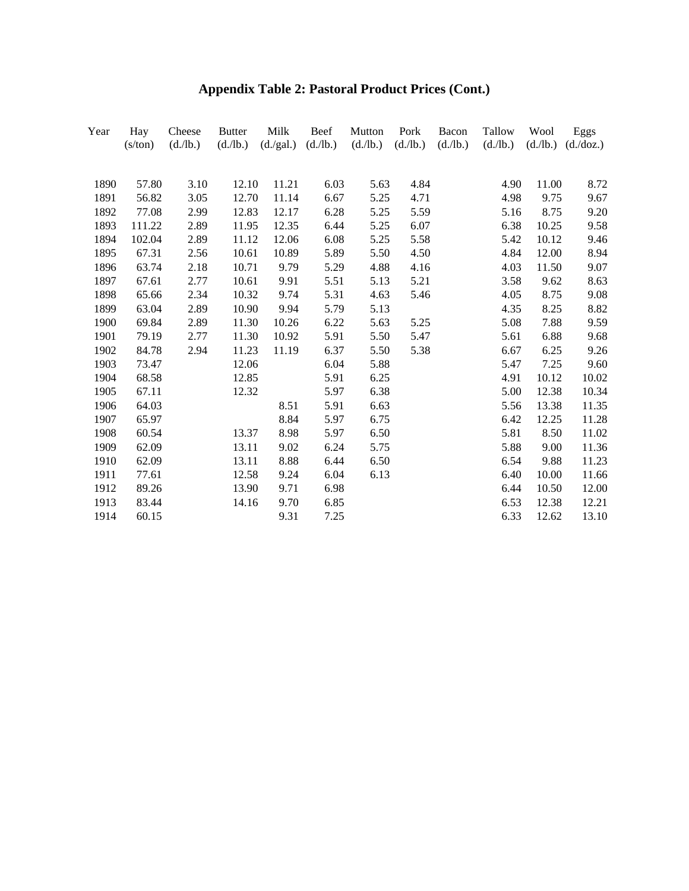# Appendix Table 2: Pastoral Product Prices (Cont.)

| Year | Hay (s/ton) | Cheese (d./lb.) | Butter (d./lb.) | Milk (d./gal.) | Beef (d./lb.) | Mutton (d./lb.) | Pork (d./lb.) | Bacon (d./lb.) | Tallow (d./lb.) | Wool (d./lb.) | Eggs (d./doz.) |
|---|---|---|---|---|---|---|---|---|---|---|---|
| 1890 | 57.80 | 3.10 | 12.10 | 11.21 | 6.03 | 5.63 | 4.84 | | 4.90 | 11.00 | 8.72 |
| 1891 | 56.82 | 3.05 | 12.70 | 11.14 | 6.67 | 5.25 | 4.71 | | 4.98 | 9.75 | 9.67 |
| 1892 | 77.08 | 2.99 | 12.83 | 12.17 | 6.28 | 5.25 | 5.59 | | 5.16 | 8.75 | 9.20 |
| 1893 | 111.22 | 2.89 | 11.95 | 12.35 | 6.44 | 5.25 | 6.07 | | 6.38 | 10.25 | 9.58 |
| 1894 | 102.04 | 2.89 | 11.12 | 12.06 | 6.08 | 5.25 | 5.58 | | 5.42 | 10.12 | 9.46 |
| 1895 | 67.31 | 2.56 | 10.61 | 10.89 | 5.89 | 5.50 | 4.50 | | 4.84 | 12.00 | 8.94 |
| 1896 | 63.74 | 2.18 | 10.71 | 9.79 | 5.29 | 4.88 | 4.16 | | 4.03 | 11.50 | 9.07 |
| 1897 | 67.61 | 2.77 | 10.61 | 9.91 | 5.51 | 5.13 | 5.21 | | 3.58 | 9.62 | 8.63 |
| 1898 | 65.66 | 2.34 | 10.32 | 9.74 | 5.31 | 4.63 | 5.46 | | 4.05 | 8.75 | 9.08 |
| 1899 | 63.04 | 2.89 | 10.90 | 9.94 | 5.79 | 5.13 | | | 4.35 | 8.25 | 8.82 |
| 1900 | 69.84 | 2.89 | 11.30 | 10.26 | 6.22 | 5.63 | 5.25 | | 5.08 | 7.88 | 9.59 |
| 1901 | 79.19 | 2.77 | 11.30 | 10.92 | 5.91 | 5.50 | 5.47 | | 5.61 | 6.88 | 9.68 |
| 1902 | 84.78 | 2.94 | 11.23 | 11.19 | 6.37 | 5.50 | 5.38 | | 6.67 | 6.25 | 9.26 |
| 1903 | 73.47 | | 12.06 | | 6.04 | 5.88 | | | 5.47 | 7.25 | 9.60 |
| 1904 | 68.58 | | 12.85 | | 5.91 | 6.25 | | | 4.91 | 10.12 | 10.02 |
| 1905 | 67.11 | | 12.32 | | 5.97 | 6.38 | | | 5.00 | 12.38 | 10.34 |
| 1906 | 64.03 | | | 8.51 | 5.91 | 6.63 | | | 5.56 | 13.38 | 11.35 |
| 1907 | 65.97 | | | 8.84 | 5.97 | 6.75 | | | 6.42 | 12.25 | 11.28 |
| 1908 | 60.54 | | 13.37 | 8.98 | 5.97 | 6.50 | | | 5.81 | 8.50 | 11.02 |
| 1909 | 62.09 | | 13.11 | 9.02 | 6.24 | 5.75 | | | 5.88 | 9.00 | 11.36 |
| 1910 | 62.09 | | 13.11 | 8.88 | 6.44 | 6.50 | | | 6.54 | 9.88 | 11.23 |
| 1911 | 77.61 | | 12.58 | 9.24 | 6.04 | 6.13 | | | 6.40 | 10.00 | 11.66 |
| 1912 | 89.26 | | 13.90 | 9.71 | 6.98 | | | | 6.44 | 10.50 | 12.00 |
| 1913 | 83.44 | | 14.16 | 9.70 | 6.85 | | | | 6.53 | 12.38 | 12.21 |
| 1914 | 60.15 | | | 9.31 | 7.25 | | | | 6.33 | 12.62 | 13.10 |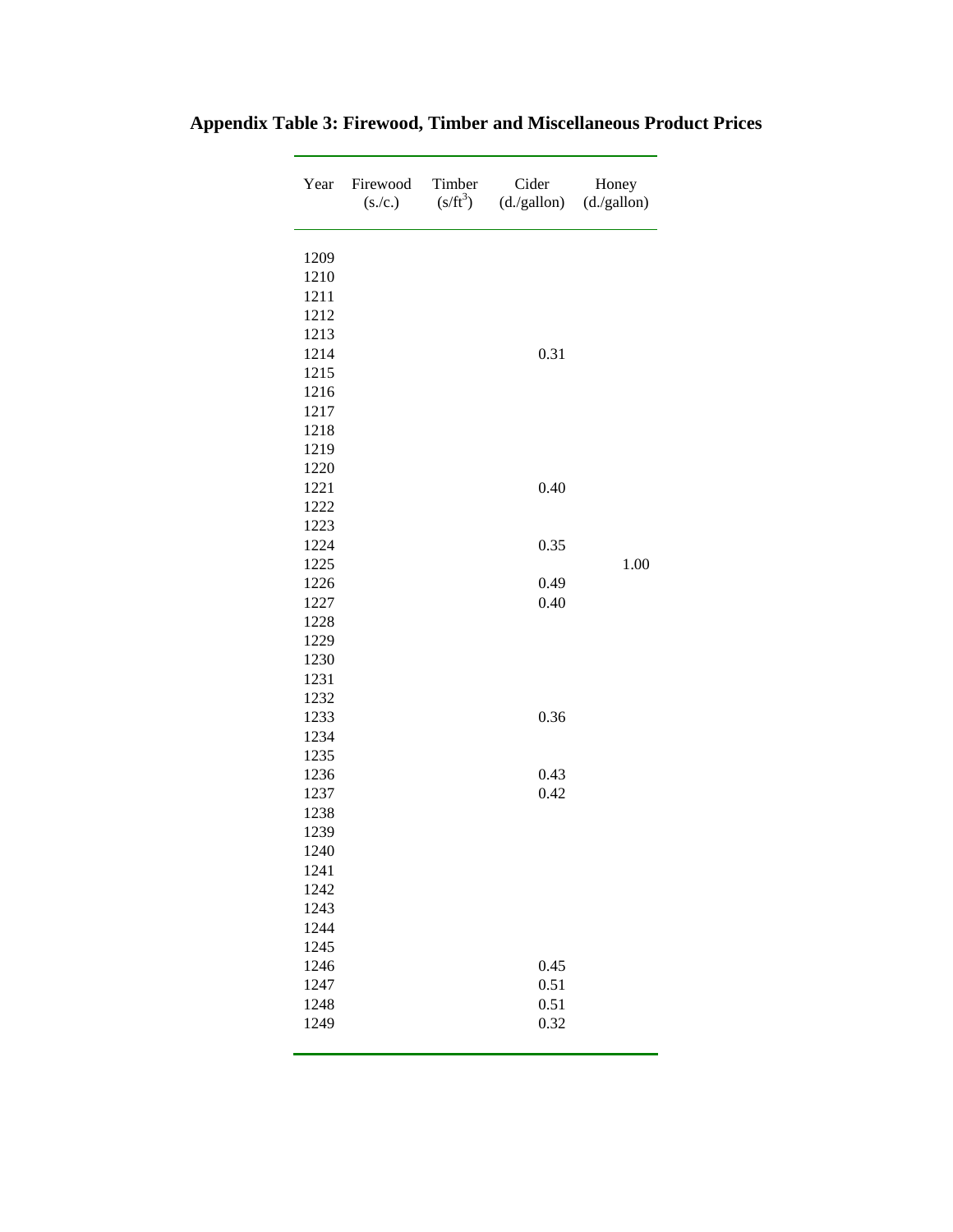# Appendix Table 3: Firewood, Timber and Miscellaneous Product Prices

| Year | Firewood (s./c.) | Timber ($s/ft^3$) | Cider (d./gallon) | Honey (d./gallon) |
|---|---|---|---|---|
| 1209 | | | | |
| 1210 | | | | |
| 1211 | | | | |
| 1212 | | | | |
| 1213 | | | | |
| 1214 | | | 0.31 | |
| 1215 | | | | |
| 1216 | | | | |
| 1217 | | | | |
| 1218 | | | | |
| 1219 | | | | |
| 1220 | | | | |
| 1221 | | | 0.40 | |
| 1222 | | | | |
| 1223 | | | | |
| 1224 | | | 0.35 | |
| 1225 | | | | 1.00 |
| 1226 | | | 0.49 | |
| 1227 | | | 0.40 | |
| 1228 | | | | |
| 1229 | | | | |
| 1230 | | | | |
| 1231 | | | | |
| 1232 | | | | |
| 1233 | | | 0.36 | |
| 1234 | | | | |
| 1235 | | | | |
| 1236 | | | 0.43 | |
| 1237 | | | 0.42 | |
| 1238 | | | | |
| 1239 | | | | |
| 1240 | | | | |
| 1241 | | | | |
| 1242 | | | | |
| 1243 | | | | |
| 1244 | | | | |
| 1245 | | | | |
| 1246 | | | 0.45 | |
| 1247 | | | 0.51 | |
| 1248 | | | 0.51 | |
| 1249 | | | 0.32 | |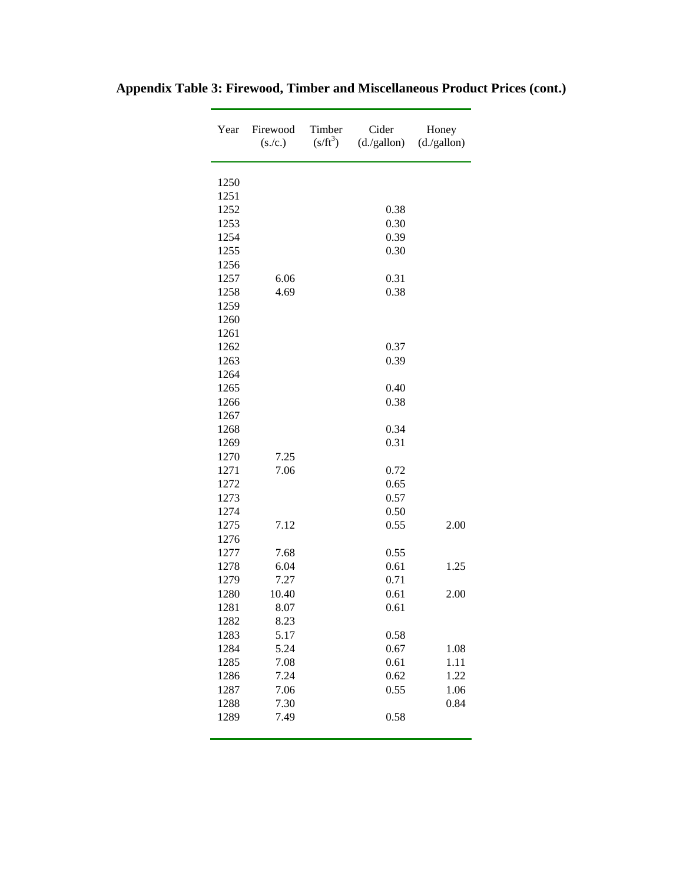## Appendix Table 3: Firewood, Timber and Miscellaneous Product Prices (cont.)

| Year | Firewood (s./c.) | Timber ($s/ft^3$) | Cider (d./gallon) | Honey (d./gallon) |
|---|---|---|---|---|
| 1250 | | | | |
| 1251 | | | | |
| 1252 | | | 0.38 | |
| 1253 | | | 0.30 | |
| 1254 | | | 0.39 | |
| 1255 | | | 0.30 | |
| 1256 | | | | |
| 1257 | 6.06 | | 0.31 | |
| 1258 | 4.69 | | 0.38 | |
| 1259 | | | | |
| 1260 | | | | |
| 1261 | | | | |
| 1262 | | | 0.37 | |
| 1263 | | | 0.39 | |
| 1264 | | | | |
| 1265 | | | 0.40 | |
| 1266 | | | 0.38 | |
| 1267 | | | | |
| 1268 | | | 0.34 | |
| 1269 | | | 0.31 | |
| 1270 | 7.25 | | | |
| 1271 | 7.06 | | 0.72 | |
| 1272 | | | 0.65 | |
| 1273 | | | 0.57 | |
| 1274 | | | 0.50 | |
| 1275 | 7.12 | | 0.55 | 2.00 |
| 1276 | | | | |
| 1277 | 7.68 | | 0.55 | |
| 1278 | 6.04 | | 0.61 | 1.25 |
| 1279 | 7.27 | | 0.71 | |
| 1280 | 10.40 | | 0.61 | 2.00 |
| 1281 | 8.07 | | 0.61 | |
| 1282 | 8.23 | | | |
| 1283 | 5.17 | | 0.58 | |
| 1284 | 5.24 | | 0.67 | 1.08 |
| 1285 | 7.08 | | 0.61 | 1.11 |
| 1286 | 7.24 | | 0.62 | 1.22 |
| 1287 | 7.06 | | 0.55 | 1.06 |
| 1288 | 7.30 | | | 0.84 |
| 1289 | 7.49 | | 0.58 | |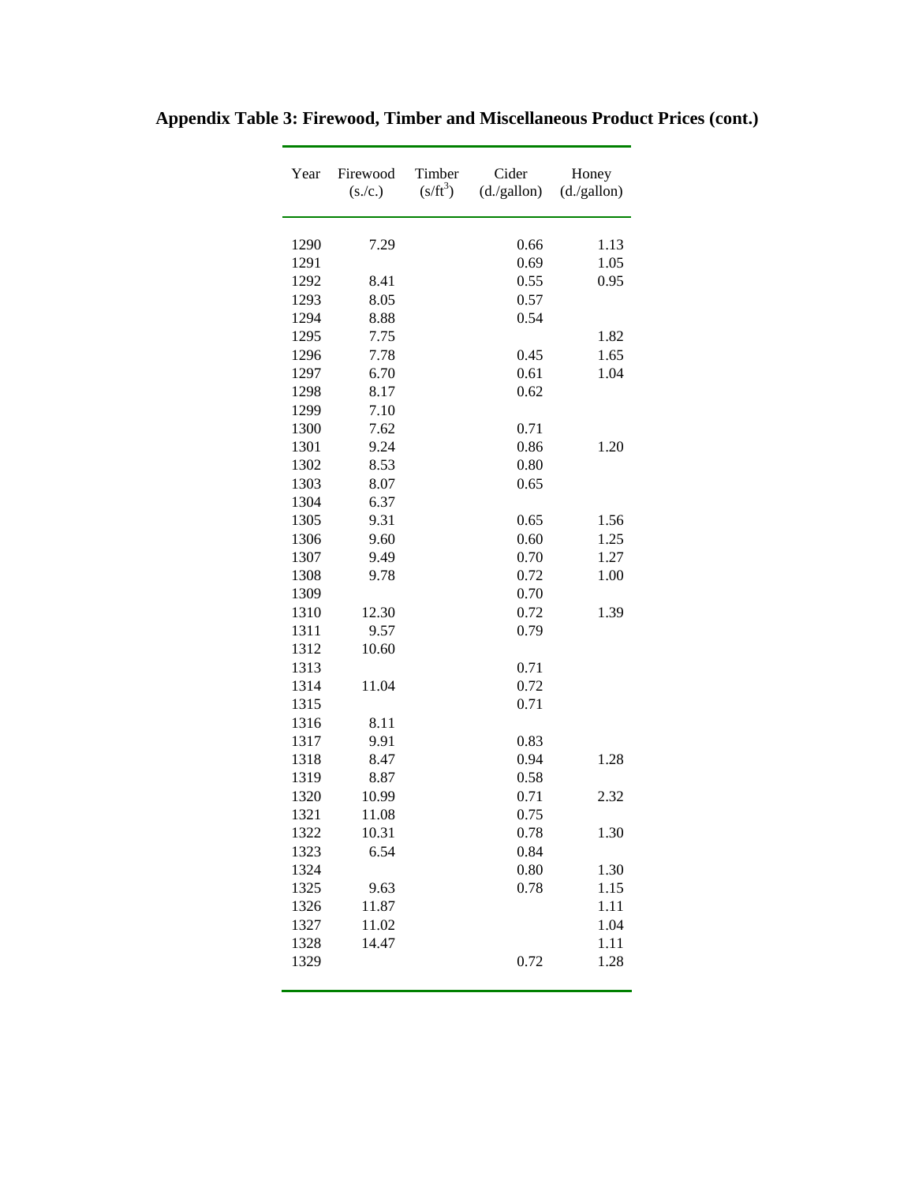**Appendix Table 3: Firewood, Timber and Miscellaneous Product Prices (cont.)**

| Year | Firewood (s./c.) | Timber ($s/ft^3$) | Cider (d./gallon) | Honey (d./gallon) |
|---|---|---|---|---|
| 1290 | 7.29 | | 0.66 | 1.13 |
| 1291 | | | 0.69 | 1.05 |
| 1292 | 8.41 | | 0.55 | 0.95 |
| 1293 | 8.05 | | 0.57 | |
| 1294 | 8.88 | | 0.54 | |
| 1295 | 7.75 | | | 1.82 |
| 1296 | 7.78 | | 0.45 | 1.65 |
| 1297 | 6.70 | | 0.61 | 1.04 |
| 1298 | 8.17 | | 0.62 | |
| 1299 | 7.10 | | | |
| 1300 | 7.62 | | 0.71 | |
| 1301 | 9.24 | | 0.86 | 1.20 |
| 1302 | 8.53 | | 0.80 | |
| 1303 | 8.07 | | 0.65 | |
| 1304 | 6.37 | | | |
| 1305 | 9.31 | | 0.65 | 1.56 |
| 1306 | 9.60 | | 0.60 | 1.25 |
| 1307 | 9.49 | | 0.70 | 1.27 |
| 1308 | 9.78 | | 0.72 | 1.00 |
| 1309 | | | 0.70 | |
| 1310 | 12.30 | | 0.72 | 1.39 |
| 1311 | 9.57 | | 0.79 | |
| 1312 | 10.60 | | | |
| 1313 | | | 0.71 | |
| 1314 | 11.04 | | 0.72 | |
| 1315 | | | 0.71 | |
| 1316 | 8.11 | | | |
| 1317 | 9.91 | | 0.83 | |
| 1318 | 8.47 | | 0.94 | 1.28 |
| 1319 | 8.87 | | 0.58 | |
| 1320 | 10.99 | | 0.71 | 2.32 |
| 1321 | 11.08 | | 0.75 | |
| 1322 | 10.31 | | 0.78 | 1.30 |
| 1323 | 6.54 | | 0.84 | |
| 1324 | | | 0.80 | 1.30 |
| 1325 | 9.63 | | 0.78 | 1.15 |
| 1326 | 11.87 | | | 1.11 |
| 1327 | 11.02 | | | 1.04 |
| 1328 | 14.47 | | | 1.11 |
| 1329 | | | 0.72 | 1.28 |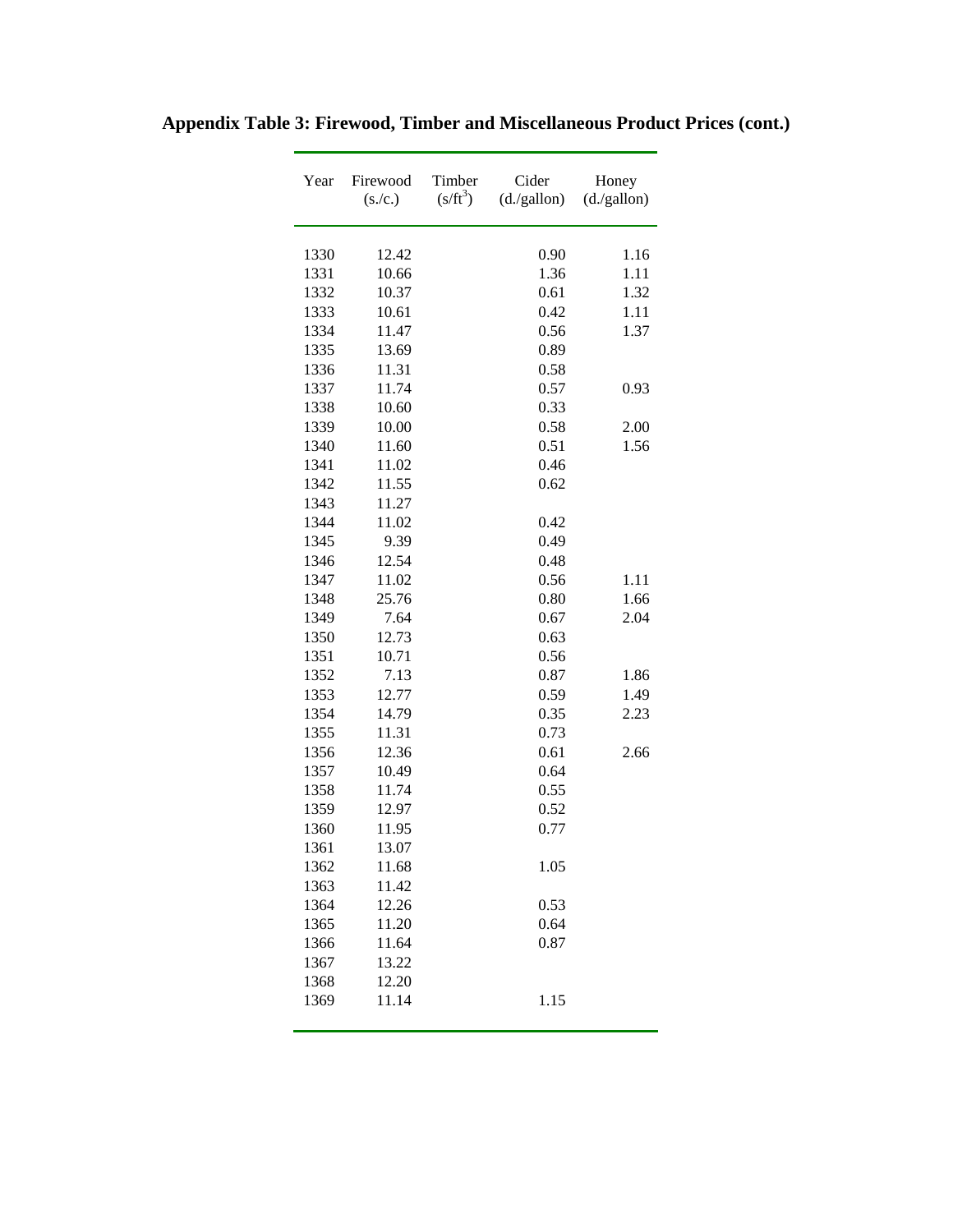**Appendix Table 3: Firewood, Timber and Miscellaneous Product Prices (cont.)**

| Year | Firewood (s./c.) | Timber ($s/ft^3$) | Cider (d./gallon) | Honey (d./gallon) |
|---|---|---|---|---|
| 1330 | 12.42 | | 0.90 | 1.16 |
| 1331 | 10.66 | | 1.36 | 1.11 |
| 1332 | 10.37 | | 0.61 | 1.32 |
| 1333 | 10.61 | | 0.42 | 1.11 |
| 1334 | 11.47 | | 0.56 | 1.37 |
| 1335 | 13.69 | | 0.89 | |
| 1336 | 11.31 | | 0.58 | |
| 1337 | 11.74 | | 0.57 | 0.93 |
| 1338 | 10.60 | | 0.33 | |
| 1339 | 10.00 | | 0.58 | 2.00 |
| 1340 | 11.60 | | 0.51 | 1.56 |
| 1341 | 11.02 | | 0.46 | |
| 1342 | 11.55 | | 0.62 | |
| 1343 | 11.27 | | | |
| 1344 | 11.02 | | 0.42 | |
| 1345 | 9.39 | | 0.49 | |
| 1346 | 12.54 | | 0.48 | |
| 1347 | 11.02 | | 0.56 | 1.11 |
| 1348 | 25.76 | | 0.80 | 1.66 |
| 1349 | 7.64 | | 0.67 | 2.04 |
| 1350 | 12.73 | | 0.63 | |
| 1351 | 10.71 | | 0.56 | |
| 1352 | 7.13 | | 0.87 | 1.86 |
| 1353 | 12.77 | | 0.59 | 1.49 |
| 1354 | 14.79 | | 0.35 | 2.23 |
| 1355 | 11.31 | | 0.73 | |
| 1356 | 12.36 | | 0.61 | 2.66 |
| 1357 | 10.49 | | 0.64 | |
| 1358 | 11.74 | | 0.55 | |
| 1359 | 12.97 | | 0.52 | |
| 1360 | 11.95 | | 0.77 | |
| 1361 | 13.07 | | | |
| 1362 | 11.68 | | 1.05 | |
| 1363 | 11.42 | | | |
| 1364 | 12.26 | | 0.53 | |
| 1365 | 11.20 | | 0.64 | |
| 1366 | 11.64 | | 0.87 | |
| 1367 | 13.22 | | | |
| 1368 | 12.20 | | | |
| 1369 | 11.14 | | 1.15 | |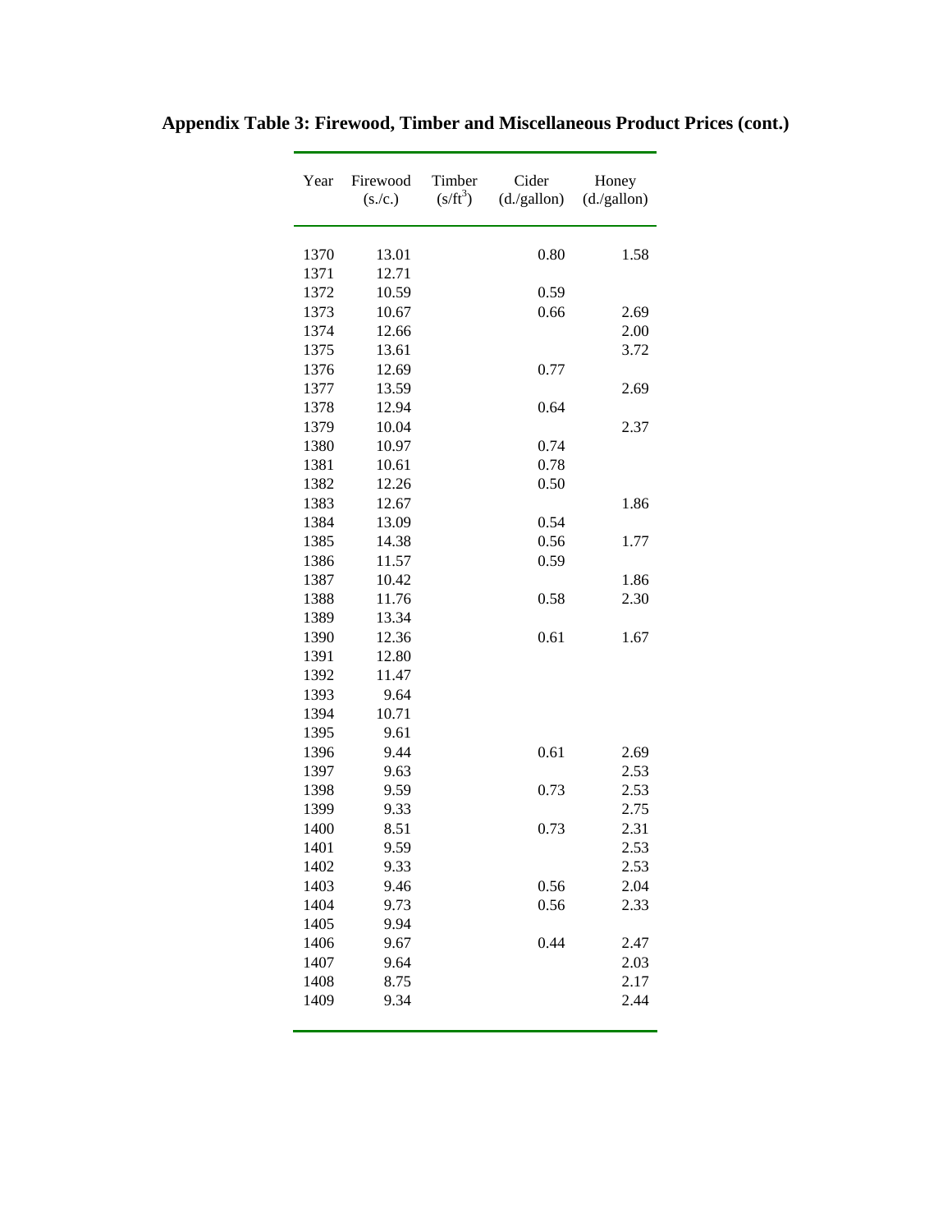**Appendix Table 3: Firewood, Timber and Miscellaneous Product Prices (cont.)**

| Year | Firewood (s./c.) | Timber (s/ft$^3$) | Cider (d./gallon) | Honey (d./gallon) |
|---|---|---|---|---|
| 1370 | 13.01 | | 0.80 | 1.58 |
| 1371 | 12.71 | | | |
| 1372 | 10.59 | | 0.59 | |
| 1373 | 10.67 | | 0.66 | 2.69 |
| 1374 | 12.66 | | | 2.00 |
| 1375 | 13.61 | | | 3.72 |
| 1376 | 12.69 | | 0.77 | |
| 1377 | 13.59 | | | 2.69 |
| 1378 | 12.94 | | 0.64 | |
| 1379 | 10.04 | | | 2.37 |
| 1380 | 10.97 | | 0.74 | |
| 1381 | 10.61 | | 0.78 | |
| 1382 | 12.26 | | 0.50 | |
| 1383 | 12.67 | | | 1.86 |
| 1384 | 13.09 | | 0.54 | |
| 1385 | 14.38 | | 0.56 | 1.77 |
| 1386 | 11.57 | | 0.59 | |
| 1387 | 10.42 | | | 1.86 |
| 1388 | 11.76 | | 0.58 | 2.30 |
| 1389 | 13.34 | | | |
| 1390 | 12.36 | | 0.61 | 1.67 |
| 1391 | 12.80 | | | |
| 1392 | 11.47 | | | |
| 1393 | 9.64 | | | |
| 1394 | 10.71 | | | |
| 1395 | 9.61 | | | |
| 1396 | 9.44 | | 0.61 | 2.69 |
| 1397 | 9.63 | | | 2.53 |
| 1398 | 9.59 | | 0.73 | 2.53 |
| 1399 | 9.33 | | | 2.75 |
| 1400 | 8.51 | | 0.73 | 2.31 |
| 1401 | 9.59 | | | 2.53 |
| 1402 | 9.33 | | | 2.53 |
| 1403 | 9.46 | | 0.56 | 2.04 |
| 1404 | 9.73 | | 0.56 | 2.33 |
| 1405 | 9.94 | | | |
| 1406 | 9.67 | | 0.44 | 2.47 |
| 1407 | 9.64 | | | 2.03 |
| 1408 | 8.75 | | | 2.17 |
| 1409 | 9.34 | | | 2.44 |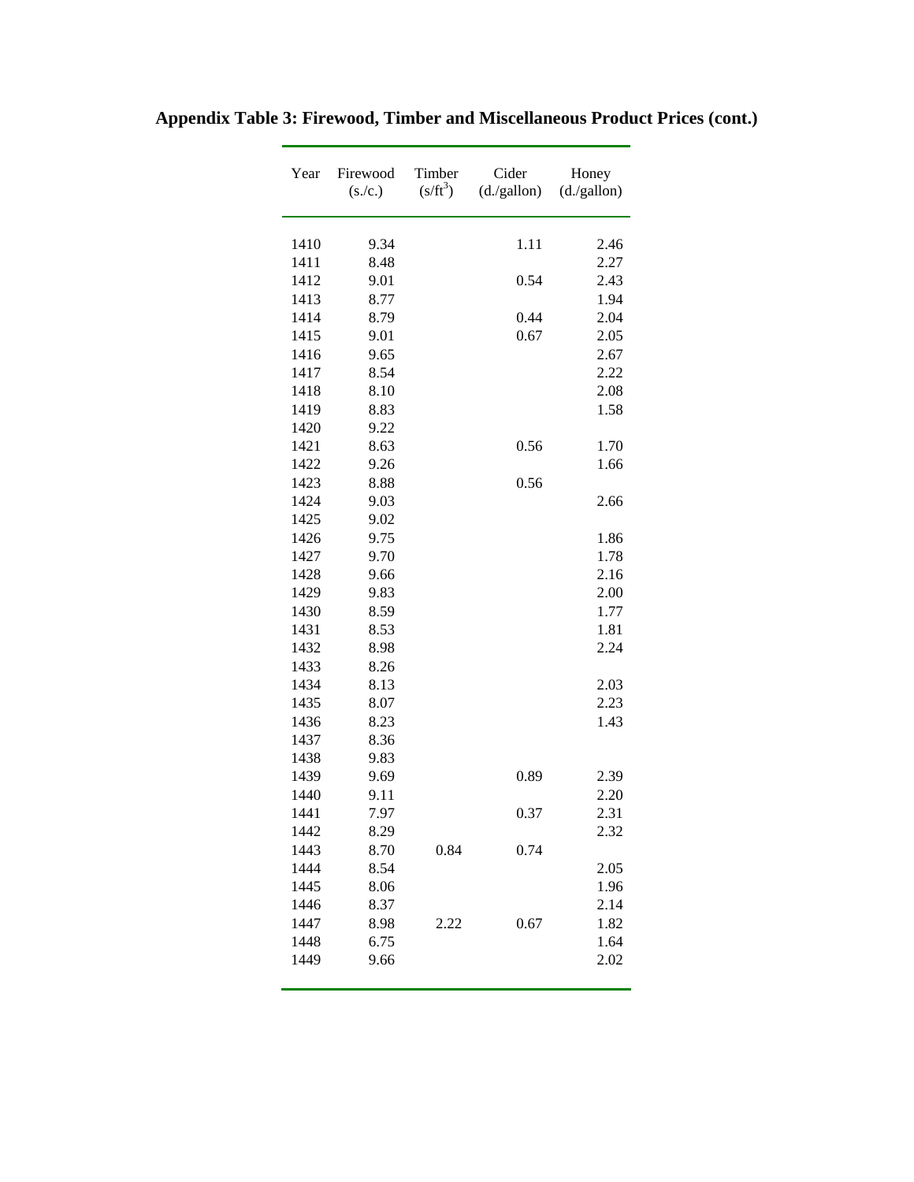**Appendix Table 3: Firewood, Timber and Miscellaneous Product Prices (cont.)**

| Year | Firewood (s./c.) | Timber ($s/ft^3$) | Cider (d./gallon) | Honey (d./gallon) |
|---|---|---|---|---|
| 1410 | 9.34 | | 1.11 | 2.46 |
| 1411 | 8.48 | | | 2.27 |
| 1412 | 9.01 | | 0.54 | 2.43 |
| 1413 | 8.77 | | | 1.94 |
| 1414 | 8.79 | | 0.44 | 2.04 |
| 1415 | 9.01 | | 0.67 | 2.05 |
| 1416 | 9.65 | | | 2.67 |
| 1417 | 8.54 | | | 2.22 |
| 1418 | 8.10 | | | 2.08 |
| 1419 | 8.83 | | | 1.58 |
| 1420 | 9.22 | | | |
| 1421 | 8.63 | | 0.56 | 1.70 |
| 1422 | 9.26 | | | 1.66 |
| 1423 | 8.88 | | 0.56 | |
| 1424 | 9.03 | | | 2.66 |
| 1425 | 9.02 | | | |
| 1426 | 9.75 | | | 1.86 |
| 1427 | 9.70 | | | 1.78 |
| 1428 | 9.66 | | | 2.16 |
| 1429 | 9.83 | | | 2.00 |
| 1430 | 8.59 | | | 1.77 |
| 1431 | 8.53 | | | 1.81 |
| 1432 | 8.98 | | | 2.24 |
| 1433 | 8.26 | | | |
| 1434 | 8.13 | | | 2.03 |
| 1435 | 8.07 | | | 2.23 |
| 1436 | 8.23 | | | 1.43 |
| 1437 | 8.36 | | | |
| 1438 | 9.83 | | | |
| 1439 | 9.69 | | 0.89 | 2.39 |
| 1440 | 9.11 | | | 2.20 |
| 1441 | 7.97 | | 0.37 | 2.31 |
| 1442 | 8.29 | | | 2.32 |
| 1443 | 8.70 | 0.84 | 0.74 | |
| 1444 | 8.54 | | | 2.05 |
| 1445 | 8.06 | | | 1.96 |
| 1446 | 8.37 | | | 2.14 |
| 1447 | 8.98 | 2.22 | 0.67 | 1.82 |
| 1448 | 6.75 | | | 1.64 |
| 1449 | 9.66 | | | 2.02 |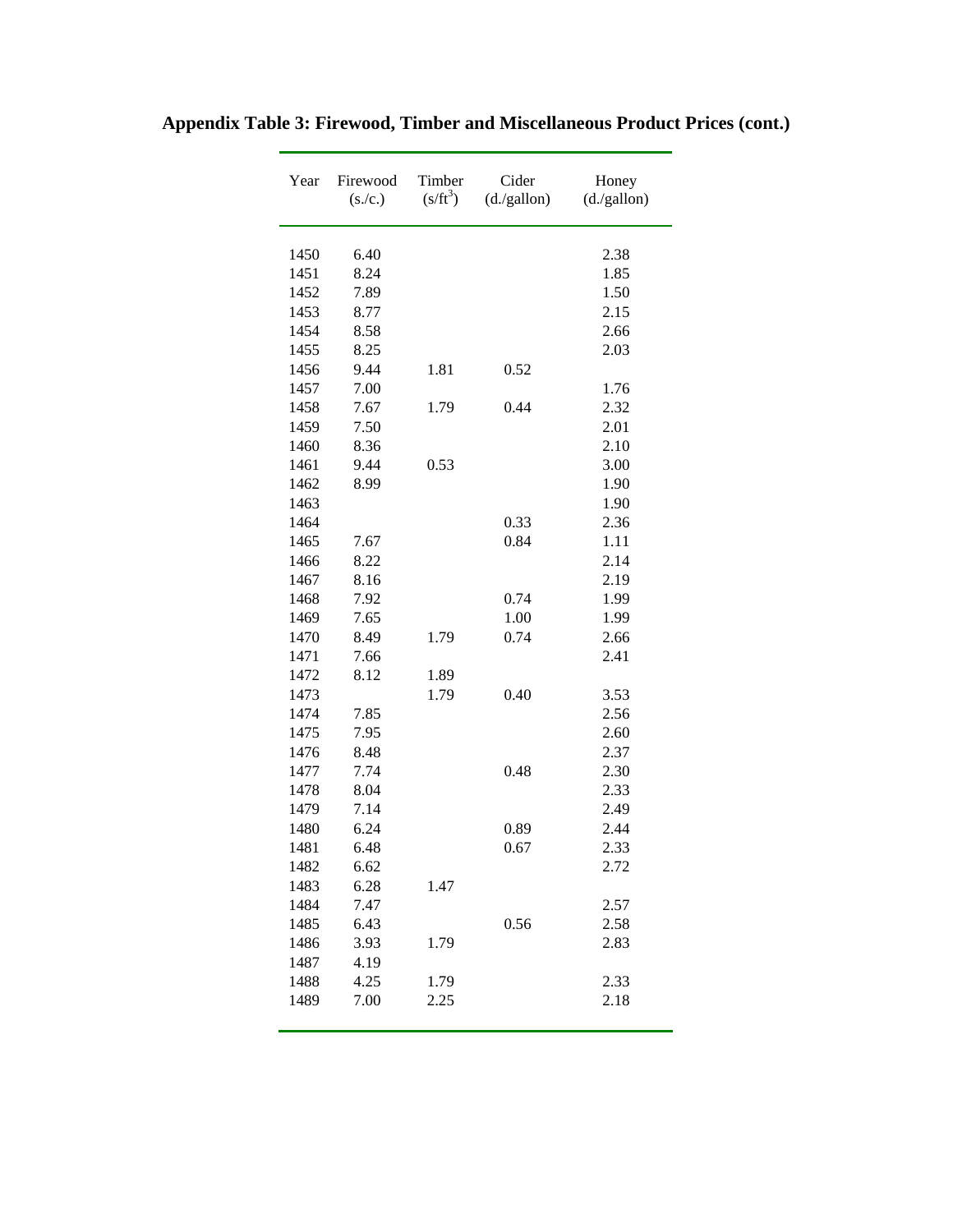# Appendix Table 3: Firewood, Timber and Miscellaneous Product Prices (cont.)

| Year | Firewood (s./c.) | Timber ($s/ft^3$) | Cider (d./gallon) | Honey (d./gallon) |
|---|---|---|---|---|
| 1450 | 6.40 | | | 2.38 |
| 1451 | 8.24 | | | 1.85 |
| 1452 | 7.89 | | | 1.50 |
| 1453 | 8.77 | | | 2.15 |
| 1454 | 8.58 | | | 2.66 |
| 1455 | 8.25 | | | 2.03 |
| 1456 | 9.44 | 1.81 | 0.52 | |
| 1457 | 7.00 | | | 1.76 |
| 1458 | 7.67 | 1.79 | 0.44 | 2.32 |
| 1459 | 7.50 | | | 2.01 |
| 1460 | 8.36 | | | 2.10 |
| 1461 | 9.44 | 0.53 | | 3.00 |
| 1462 | 8.99 | | | 1.90 |
| 1463 | | | | 1.90 |
| 1464 | | | 0.33 | 2.36 |
| 1465 | 7.67 | | 0.84 | 1.11 |
| 1466 | 8.22 | | | 2.14 |
| 1467 | 8.16 | | | 2.19 |
| 1468 | 7.92 | | 0.74 | 1.99 |
| 1469 | 7.65 | | 1.00 | 1.99 |
| 1470 | 8.49 | 1.79 | 0.74 | 2.66 |
| 1471 | 7.66 | | | 2.41 |
| 1472 | 8.12 | 1.89 | | |
| 1473 | | 1.79 | 0.40 | 3.53 |
| 1474 | 7.85 | | | 2.56 |
| 1475 | 7.95 | | | 2.60 |
| 1476 | 8.48 | | | 2.37 |
| 1477 | 7.74 | | 0.48 | 2.30 |
| 1478 | 8.04 | | | 2.33 |
| 1479 | 7.14 | | | 2.49 |
| 1480 | 6.24 | | 0.89 | 2.44 |
| 1481 | 6.48 | | 0.67 | 2.33 |
| 1482 | 6.62 | | | 2.72 |
| 1483 | 6.28 | 1.47 | | |
| 1484 | 7.47 | | | 2.57 |
| 1485 | 6.43 | | 0.56 | 2.58 |
| 1486 | 3.93 | 1.79 | | 2.83 |
| 1487 | 4.19 | | | |
| 1488 | 4.25 | 1.79 | | 2.33 |
| 1489 | 7.00 | 2.25 | | 2.18 |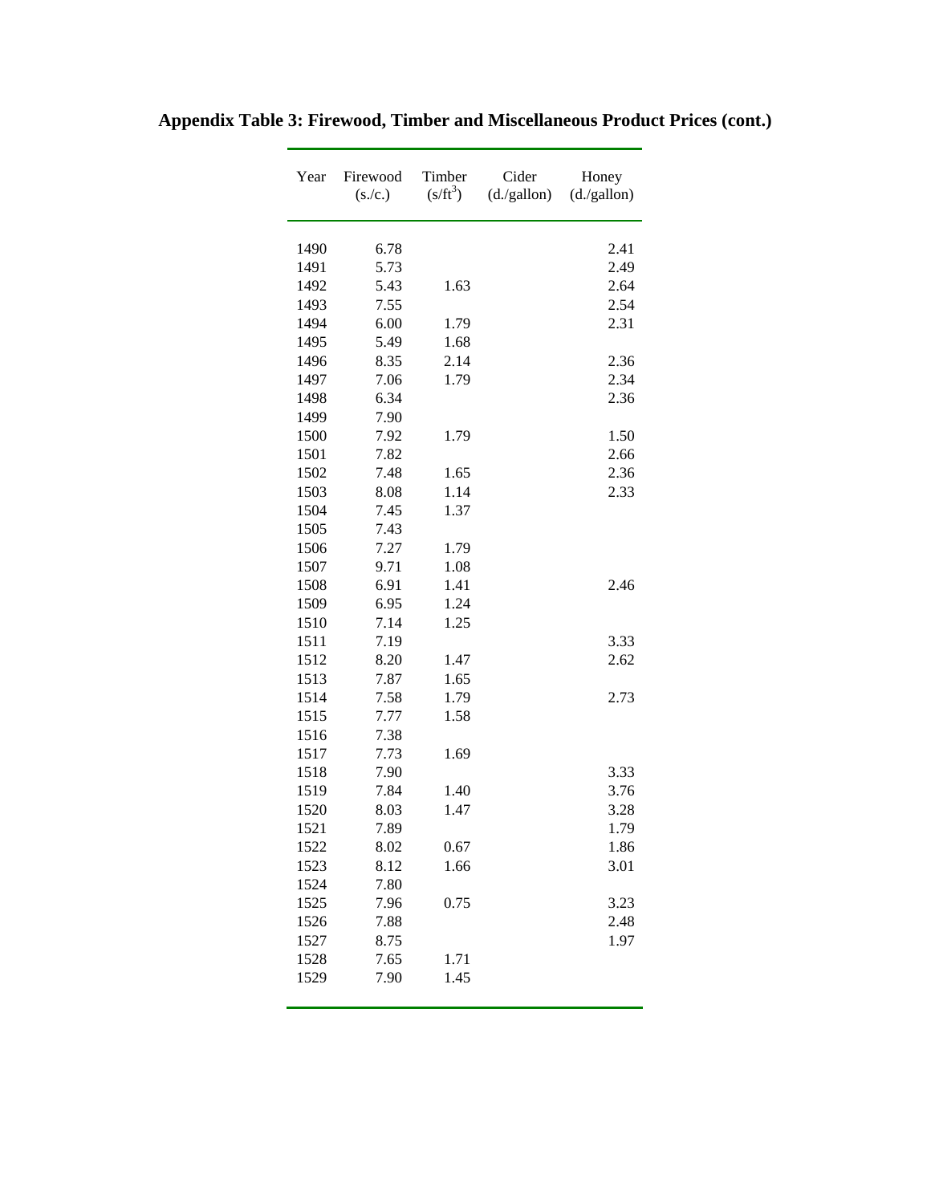**Appendix Table 3: Firewood, Timber and Miscellaneous Product Prices (cont.)**

| Year | Firewood (s./c.) | Timber ($s/ft^3$) | Cider (d./gallon) | Honey (d./gallon) |
|---|---|---|---|---|
| 1490 | 6.78 | | | 2.41 |
| 1491 | 5.73 | | | 2.49 |
| 1492 | 5.43 | 1.63 | | 2.64 |
| 1493 | 7.55 | | | 2.54 |
| 1494 | 6.00 | 1.79 | | 2.31 |
| 1495 | 5.49 | 1.68 | | |
| 1496 | 8.35 | 2.14 | | 2.36 |
| 1497 | 7.06 | 1.79 | | 2.34 |
| 1498 | 6.34 | | | 2.36 |
| 1499 | 7.90 | | | |
| 1500 | 7.92 | 1.79 | | 1.50 |
| 1501 | 7.82 | | | 2.66 |
| 1502 | 7.48 | 1.65 | | 2.36 |
| 1503 | 8.08 | 1.14 | | 2.33 |
| 1504 | 7.45 | 1.37 | | |
| 1505 | 7.43 | | | |
| 1506 | 7.27 | 1.79 | | |
| 1507 | 9.71 | 1.08 | | |
| 1508 | 6.91 | 1.41 | | 2.46 |
| 1509 | 6.95 | 1.24 | | |
| 1510 | 7.14 | 1.25 | | |
| 1511 | 7.19 | | | 3.33 |
| 1512 | 8.20 | 1.47 | | 2.62 |
| 1513 | 7.87 | 1.65 | | |
| 1514 | 7.58 | 1.79 | | 2.73 |
| 1515 | 7.77 | 1.58 | | |
| 1516 | 7.38 | | | |
| 1517 | 7.73 | 1.69 | | |
| 1518 | 7.90 | | | 3.33 |
| 1519 | 7.84 | 1.40 | | 3.76 |
| 1520 | 8.03 | 1.47 | | 3.28 |
| 1521 | 7.89 | | | 1.79 |
| 1522 | 8.02 | 0.67 | | 1.86 |
| 1523 | 8.12 | 1.66 | | 3.01 |
| 1524 | 7.80 | | | |
| 1525 | 7.96 | 0.75 | | 3.23 |
| 1526 | 7.88 | | | 2.48 |
| 1527 | 8.75 | | | 1.97 |
| 1528 | 7.65 | 1.71 | | |
| 1529 | 7.90 | 1.45 | | |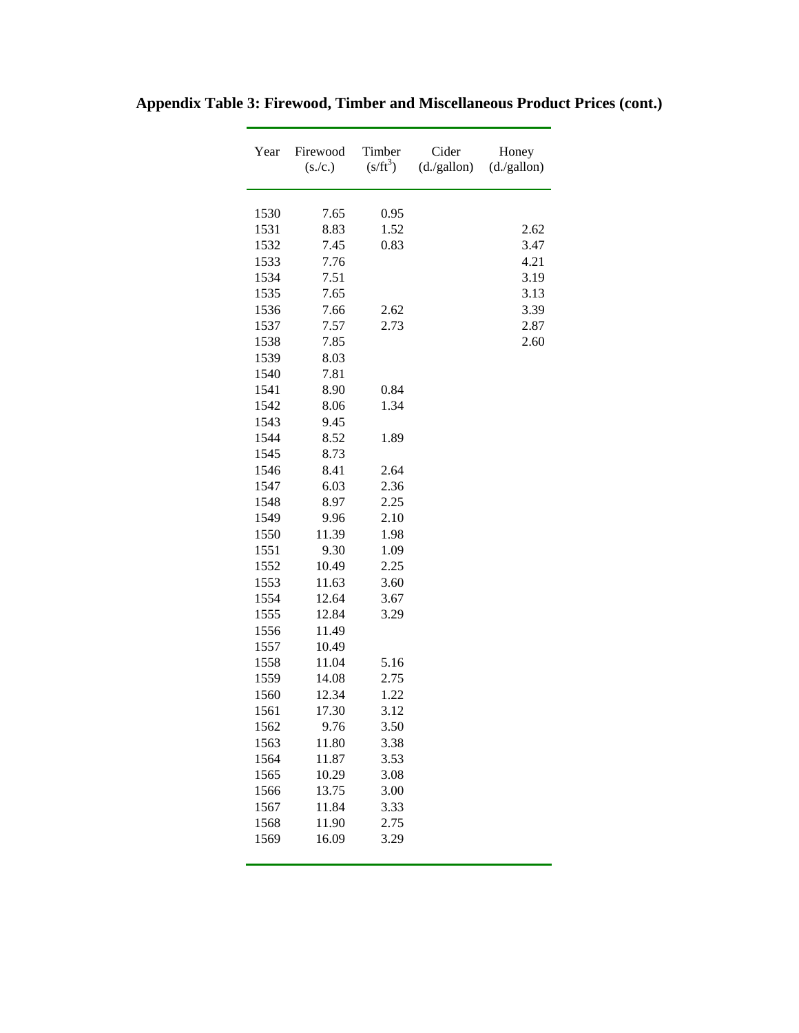**Appendix Table 3: Firewood, Timber and Miscellaneous Product Prices (cont.)**

| Year | Firewood (s./c.) | Timber (s/ft$^3$) | Cider (d./gallon) | Honey (d./gallon) |
|---|---|---|---|---|
| 1530 | 7.65 | 0.95 | | |
| 1531 | 8.83 | 1.52 | | 2.62 |
| 1532 | 7.45 | 0.83 | | 3.47 |
| 1533 | 7.76 | | | 4.21 |
| 1534 | 7.51 | | | 3.19 |
| 1535 | 7.65 | | | 3.13 |
| 1536 | 7.66 | 2.62 | | 3.39 |
| 1537 | 7.57 | 2.73 | | 2.87 |
| 1538 | 7.85 | | | 2.60 |
| 1539 | 8.03 | | | |
| 1540 | 7.81 | | | |
| 1541 | 8.90 | 0.84 | | |
| 1542 | 8.06 | 1.34 | | |
| 1543 | 9.45 | | | |
| 1544 | 8.52 | 1.89 | | |
| 1545 | 8.73 | | | |
| 1546 | 8.41 | 2.64 | | |
| 1547 | 6.03 | 2.36 | | |
| 1548 | 8.97 | 2.25 | | |
| 1549 | 9.96 | 2.10 | | |
| 1550 | 11.39 | 1.98 | | |
| 1551 | 9.30 | 1.09 | | |
| 1552 | 10.49 | 2.25 | | |
| 1553 | 11.63 | 3.60 | | |
| 1554 | 12.64 | 3.67 | | |
| 1555 | 12.84 | 3.29 | | |
| 1556 | 11.49 | | | |
| 1557 | 10.49 | | | |
| 1558 | 11.04 | 5.16 | | |
| 1559 | 14.08 | 2.75 | | |
| 1560 | 12.34 | 1.22 | | |
| 1561 | 17.30 | 3.12 | | |
| 1562 | 9.76 | 3.50 | | |
| 1563 | 11.80 | 3.38 | | |
| 1564 | 11.87 | 3.53 | | |
| 1565 | 10.29 | 3.08 | | |
| 1566 | 13.75 | 3.00 | | |
| 1567 | 11.84 | 3.33 | | |
| 1568 | 11.90 | 2.75 | | |
| 1569 | 16.09 | 3.29 | | |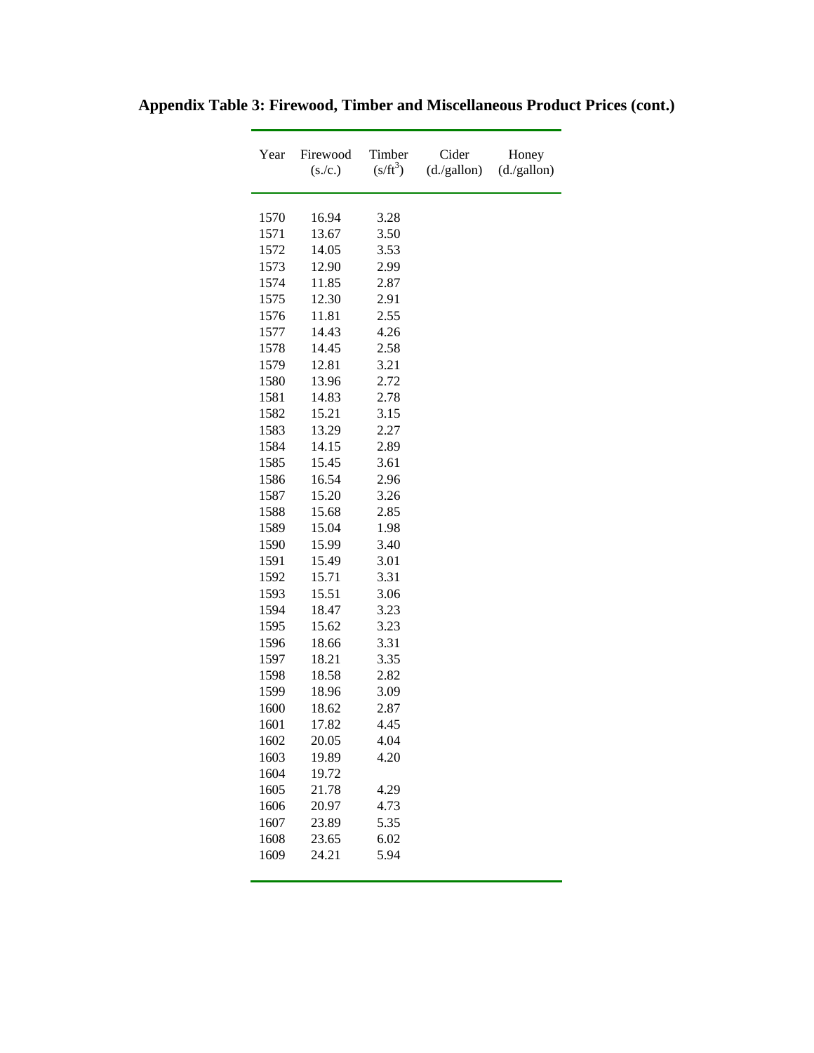**Appendix Table 3: Firewood, Timber and Miscellaneous Product Prices (cont.)**

| Year | Firewood (s./c.) | Timber ($s/ft^3$) | Cider (d./gallon) | Honey (d./gallon) |
|---|---|---|---|---|
| 1570 | 16.94 | 3.28 | | |
| 1571 | 13.67 | 3.50 | | |
| 1572 | 14.05 | 3.53 | | |
| 1573 | 12.90 | 2.99 | | |
| 1574 | 11.85 | 2.87 | | |
| 1575 | 12.30 | 2.91 | | |
| 1576 | 11.81 | 2.55 | | |
| 1577 | 14.43 | 4.26 | | |
| 1578 | 14.45 | 2.58 | | |
| 1579 | 12.81 | 3.21 | | |
| 1580 | 13.96 | 2.72 | | |
| 1581 | 14.83 | 2.78 | | |
| 1582 | 15.21 | 3.15 | | |
| 1583 | 13.29 | 2.27 | | |
| 1584 | 14.15 | 2.89 | | |
| 1585 | 15.45 | 3.61 | | |
| 1586 | 16.54 | 2.96 | | |
| 1587 | 15.20 | 3.26 | | |
| 1588 | 15.68 | 2.85 | | |
| 1589 | 15.04 | 1.98 | | |
| 1590 | 15.99 | 3.40 | | |
| 1591 | 15.49 | 3.01 | | |
| 1592 | 15.71 | 3.31 | | |
| 1593 | 15.51 | 3.06 | | |
| 1594 | 18.47 | 3.23 | | |
| 1595 | 15.62 | 3.23 | | |
| 1596 | 18.66 | 3.31 | | |
| 1597 | 18.21 | 3.35 | | |
| 1598 | 18.58 | 2.82 | | |
| 1599 | 18.96 | 3.09 | | |
| 1600 | 18.62 | 2.87 | | |
| 1601 | 17.82 | 4.45 | | |
| 1602 | 20.05 | 4.04 | | |
| 1603 | 19.89 | 4.20 | | |
| 1604 | 19.72 | | | |
| 1605 | 21.78 | 4.29 | | |
| 1606 | 20.97 | 4.73 | | |
| 1607 | 23.89 | 5.35 | | |
| 1608 | 23.65 | 6.02 | | |
| 1609 | 24.21 | 5.94 | | |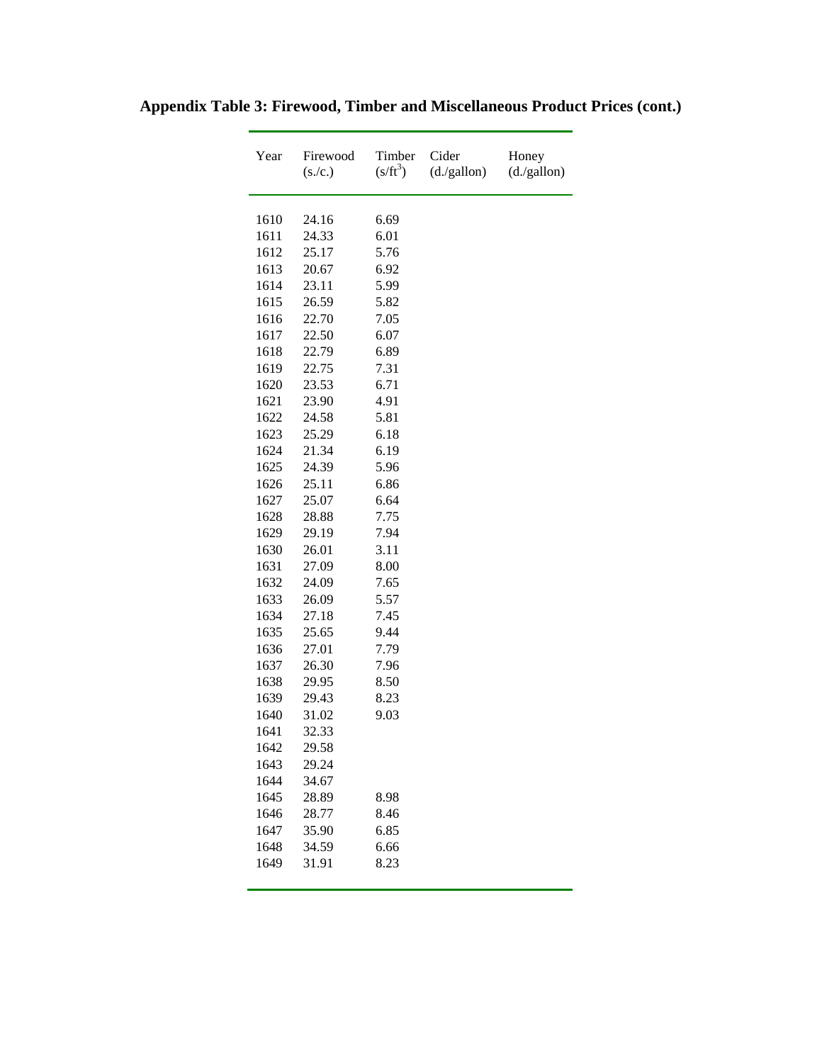**Appendix Table 3: Firewood, Timber and Miscellaneous Product Prices (cont.)**

| Year | Firewood (s./c.) | Timber ($s/ft^3$) | Cider (d./gallon) | Honey (d./gallon) |
|---|---|---|---|---|
| 1610 | 24.16 | 6.69 | | |
| 1611 | 24.33 | 6.01 | | |
| 1612 | 25.17 | 5.76 | | |
| 1613 | 20.67 | 6.92 | | |
| 1614 | 23.11 | 5.99 | | |
| 1615 | 26.59 | 5.82 | | |
| 1616 | 22.70 | 7.05 | | |
| 1617 | 22.50 | 6.07 | | |
| 1618 | 22.79 | 6.89 | | |
| 1619 | 22.75 | 7.31 | | |
| 1620 | 23.53 | 6.71 | | |
| 1621 | 23.90 | 4.91 | | |
| 1622 | 24.58 | 5.81 | | |
| 1623 | 25.29 | 6.18 | | |
| 1624 | 21.34 | 6.19 | | |
| 1625 | 24.39 | 5.96 | | |
| 1626 | 25.11 | 6.86 | | |
| 1627 | 25.07 | 6.64 | | |
| 1628 | 28.88 | 7.75 | | |
| 1629 | 29.19 | 7.94 | | |
| 1630 | 26.01 | 3.11 | | |
| 1631 | 27.09 | 8.00 | | |
| 1632 | 24.09 | 7.65 | | |
| 1633 | 26.09 | 5.57 | | |
| 1634 | 27.18 | 7.45 | | |
| 1635 | 25.65 | 9.44 | | |
| 1636 | 27.01 | 7.79 | | |
| 1637 | 26.30 | 7.96 | | |
| 1638 | 29.95 | 8.50 | | |
| 1639 | 29.43 | 8.23 | | |
| 1640 | 31.02 | 9.03 | | |
| 1641 | 32.33 | | | |
| 1642 | 29.58 | | | |
| 1643 | 29.24 | | | |
| 1644 | 34.67 | | | |
| 1645 | 28.89 | 8.98 | | |
| 1646 | 28.77 | 8.46 | | |
| 1647 | 35.90 | 6.85 | | |
| 1648 | 34.59 | 6.66 | | |
| 1649 | 31.91 | 8.23 | | |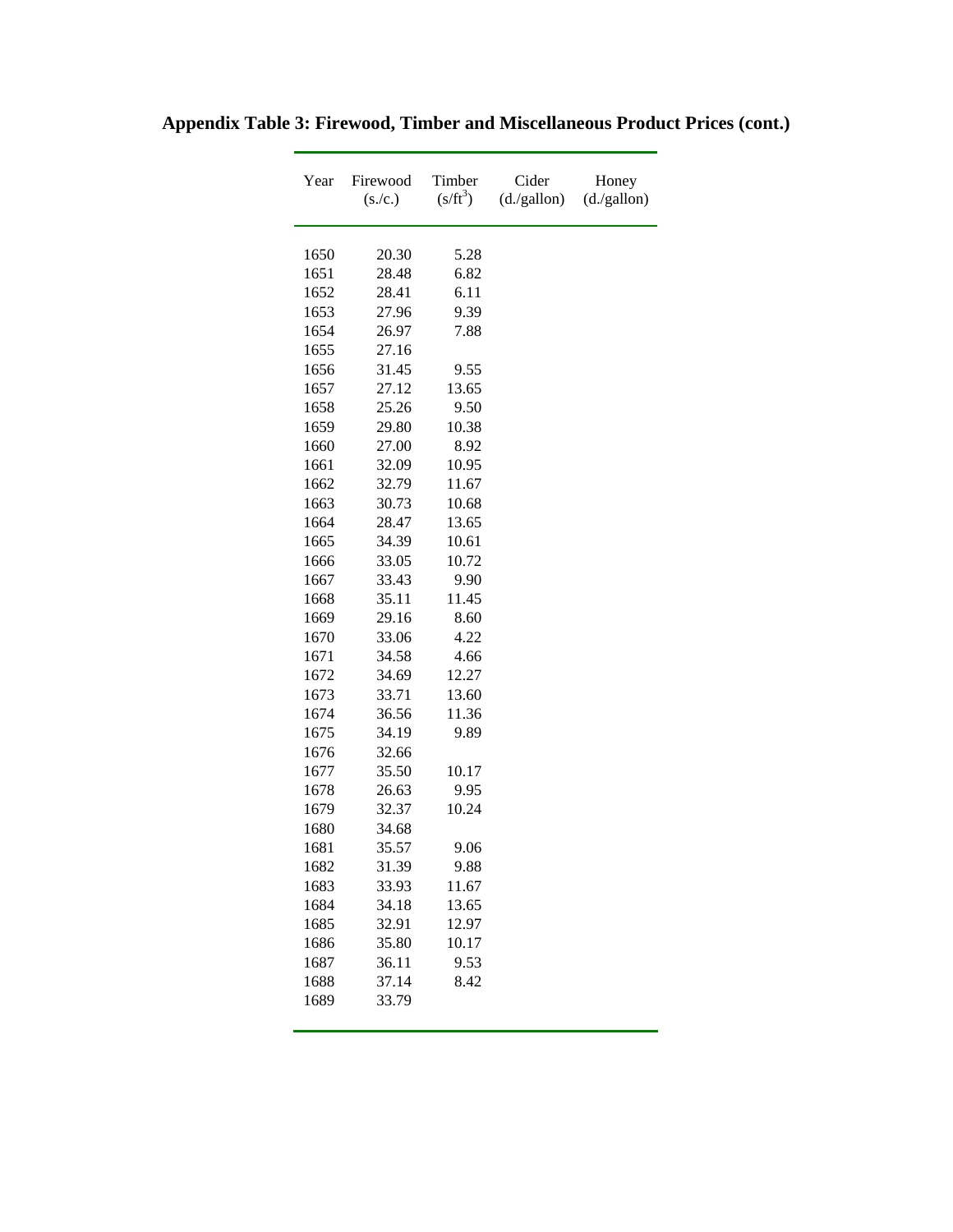**Appendix Table 3: Firewood, Timber and Miscellaneous Product Prices (cont.)**

| Year | Firewood (s./c.) | Timber ($s/ft^3$) | Cider (d./gallon) | Honey (d./gallon) |
|---|---|---|---|---|
| 1650 | 20.30 | 5.28 | | |
| 1651 | 28.48 | 6.82 | | |
| 1652 | 28.41 | 6.11 | | |
| 1653 | 27.96 | 9.39 | | |
| 1654 | 26.97 | 7.88 | | |
| 1655 | 27.16 | | | |
| 1656 | 31.45 | 9.55 | | |
| 1657 | 27.12 | 13.65 | | |
| 1658 | 25.26 | 9.50 | | |
| 1659 | 29.80 | 10.38 | | |
| 1660 | 27.00 | 8.92 | | |
| 1661 | 32.09 | 10.95 | | |
| 1662 | 32.79 | 11.67 | | |
| 1663 | 30.73 | 10.68 | | |
| 1664 | 28.47 | 13.65 | | |
| 1665 | 34.39 | 10.61 | | |
| 1666 | 33.05 | 10.72 | | |
| 1667 | 33.43 | 9.90 | | |
| 1668 | 35.11 | 11.45 | | |
| 1669 | 29.16 | 8.60 | | |
| 1670 | 33.06 | 4.22 | | |
| 1671 | 34.58 | 4.66 | | |
| 1672 | 34.69 | 12.27 | | |
| 1673 | 33.71 | 13.60 | | |
| 1674 | 36.56 | 11.36 | | |
| 1675 | 34.19 | 9.89 | | |
| 1676 | 32.66 | | | |
| 1677 | 35.50 | 10.17 | | |
| 1678 | 26.63 | 9.95 | | |
| 1679 | 32.37 | 10.24 | | |
| 1680 | 34.68 | | | |
| 1681 | 35.57 | 9.06 | | |
| 1682 | 31.39 | 9.88 | | |
| 1683 | 33.93 | 11.67 | | |
| 1684 | 34.18 | 13.65 | | |
| 1685 | 32.91 | 12.97 | | |
| 1686 | 35.80 | 10.17 | | |
| 1687 | 36.11 | 9.53 | | |
| 1688 | 37.14 | 8.42 | | |
| 1689 | 33.79 | | | |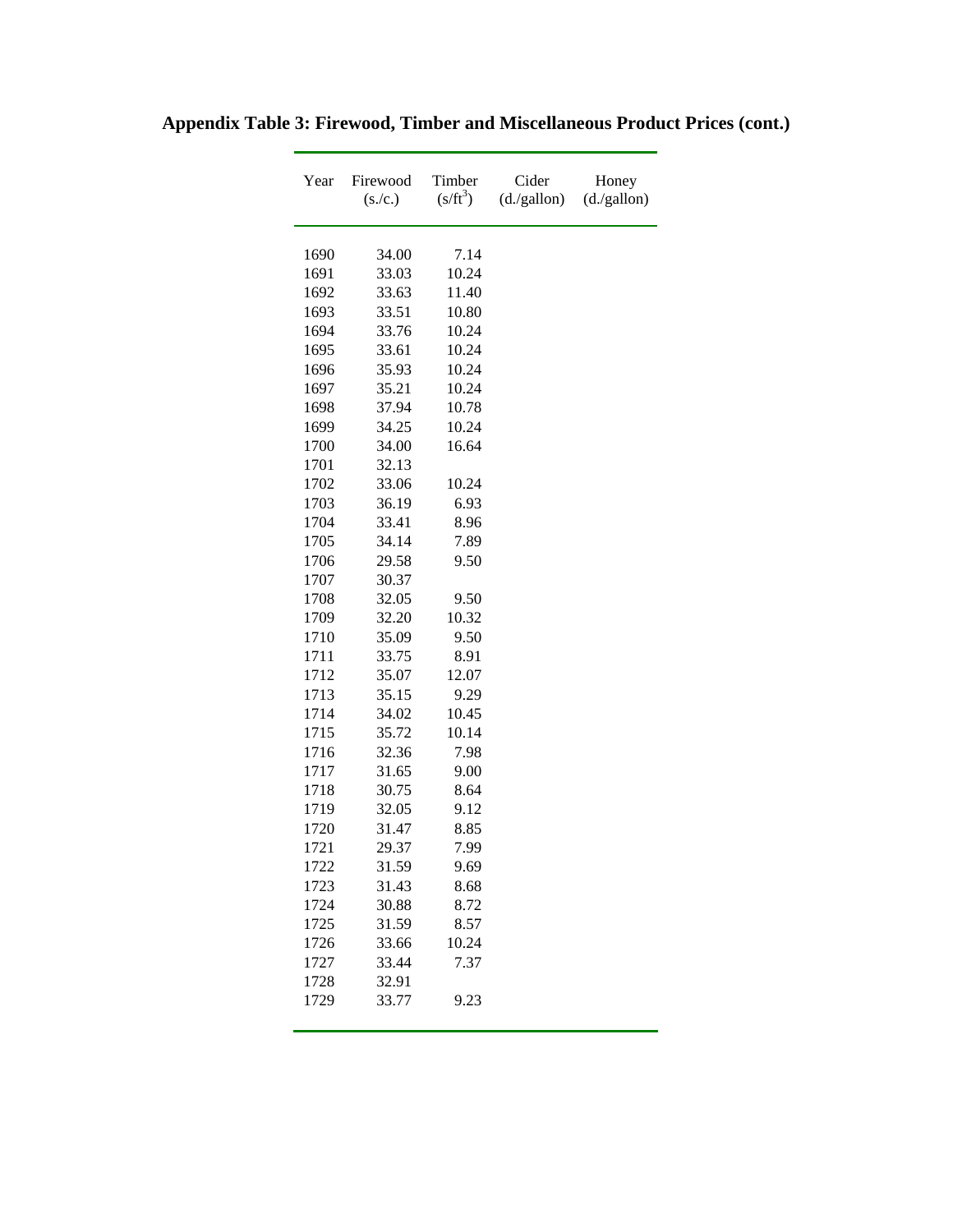# Appendix Table 3: Firewood, Timber and Miscellaneous Product Prices (cont.)

| Year | Firewood (s./c.) | Timber ($s/ft^3$) | Cider (d./gallon) | Honey (d./gallon) |
|---|---|---|---|---|
| 1690 | 34.00 | 7.14 | | |
| 1691 | 33.03 | 10.24 | | |
| 1692 | 33.63 | 11.40 | | |
| 1693 | 33.51 | 10.80 | | |
| 1694 | 33.76 | 10.24 | | |
| 1695 | 33.61 | 10.24 | | |
| 1696 | 35.93 | 10.24 | | |
| 1697 | 35.21 | 10.24 | | |
| 1698 | 37.94 | 10.78 | | |
| 1699 | 34.25 | 10.24 | | |
| 1700 | 34.00 | 16.64 | | |
| 1701 | 32.13 | | | |
| 1702 | 33.06 | 10.24 | | |
| 1703 | 36.19 | 6.93 | | |
| 1704 | 33.41 | 8.96 | | |
| 1705 | 34.14 | 7.89 | | |
| 1706 | 29.58 | 9.50 | | |
| 1707 | 30.37 | | | |
| 1708 | 32.05 | 9.50 | | |
| 1709 | 32.20 | 10.32 | | |
| 1710 | 35.09 | 9.50 | | |
| 1711 | 33.75 | 8.91 | | |
| 1712 | 35.07 | 12.07 | | |
| 1713 | 35.15 | 9.29 | | |
| 1714 | 34.02 | 10.45 | | |
| 1715 | 35.72 | 10.14 | | |
| 1716 | 32.36 | 7.98 | | |
| 1717 | 31.65 | 9.00 | | |
| 1718 | 30.75 | 8.64 | | |
| 1719 | 32.05 | 9.12 | | |
| 1720 | 31.47 | 8.85 | | |
| 1721 | 29.37 | 7.99 | | |
| 1722 | 31.59 | 9.69 | | |
| 1723 | 31.43 | 8.68 | | |
| 1724 | 30.88 | 8.72 | | |
| 1725 | 31.59 | 8.57 | | |
| 1726 | 33.66 | 10.24 | | |
| 1727 | 33.44 | 7.37 | | |
| 1728 | 32.91 | | | |
| 1729 | 33.77 | 9.23 | | |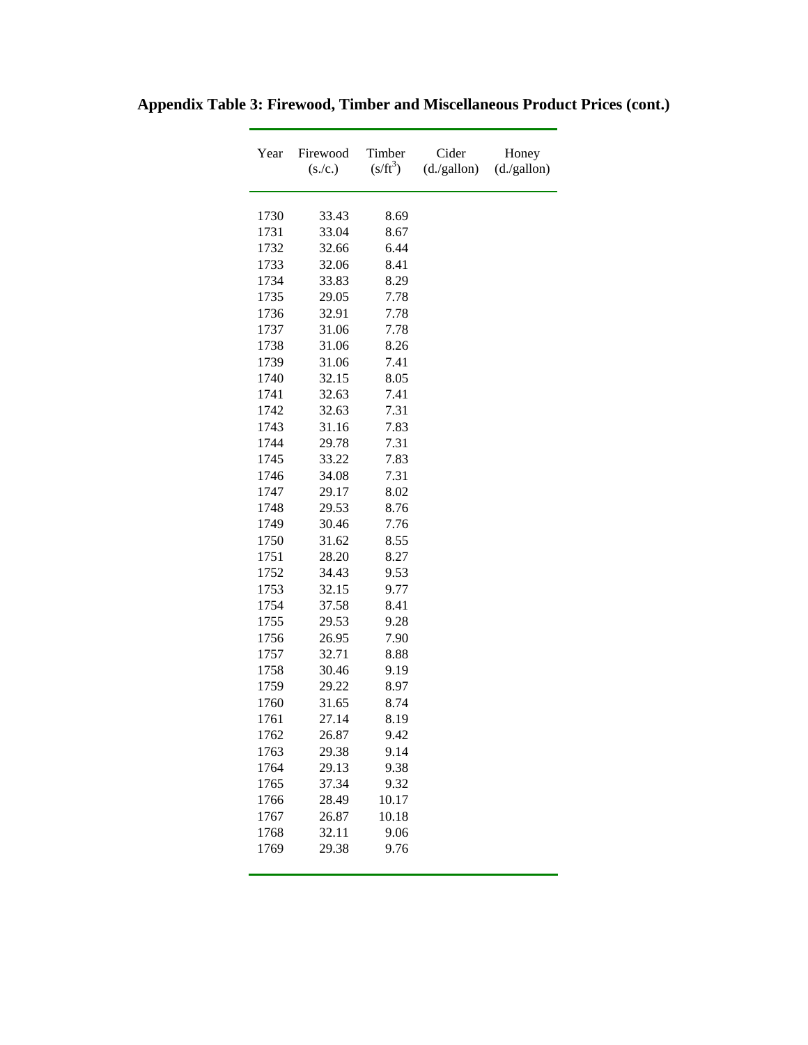**Appendix Table 3: Firewood, Timber and Miscellaneous Product Prices (cont.)**

| Year | Firewood (s./c.) | Timber ($s/ft^3$) | Cider (d./gallon) | Honey (d./gallon) |
|---|---|---|---|---|
| 1730 | 33.43 | 8.69 | | |
| 1731 | 33.04 | 8.67 | | |
| 1732 | 32.66 | 6.44 | | |
| 1733 | 32.06 | 8.41 | | |
| 1734 | 33.83 | 8.29 | | |
| 1735 | 29.05 | 7.78 | | |
| 1736 | 32.91 | 7.78 | | |
| 1737 | 31.06 | 7.78 | | |
| 1738 | 31.06 | 8.26 | | |
| 1739 | 31.06 | 7.41 | | |
| 1740 | 32.15 | 8.05 | | |
| 1741 | 32.63 | 7.41 | | |
| 1742 | 32.63 | 7.31 | | |
| 1743 | 31.16 | 7.83 | | |
| 1744 | 29.78 | 7.31 | | |
| 1745 | 33.22 | 7.83 | | |
| 1746 | 34.08 | 7.31 | | |
| 1747 | 29.17 | 8.02 | | |
| 1748 | 29.53 | 8.76 | | |
| 1749 | 30.46 | 7.76 | | |
| 1750 | 31.62 | 8.55 | | |
| 1751 | 28.20 | 8.27 | | |
| 1752 | 34.43 | 9.53 | | |
| 1753 | 32.15 | 9.77 | | |
| 1754 | 37.58 | 8.41 | | |
| 1755 | 29.53 | 9.28 | | |
| 1756 | 26.95 | 7.90 | | |
| 1757 | 32.71 | 8.88 | | |
| 1758 | 30.46 | 9.19 | | |
| 1759 | 29.22 | 8.97 | | |
| 1760 | 31.65 | 8.74 | | |
| 1761 | 27.14 | 8.19 | | |
| 1762 | 26.87 | 9.42 | | |
| 1763 | 29.38 | 9.14 | | |
| 1764 | 29.13 | 9.38 | | |
| 1765 | 37.34 | 9.32 | | |
| 1766 | 28.49 | 10.17 | | |
| 1767 | 26.87 | 10.18 | | |
| 1768 | 32.11 | 9.06 | | |
| 1769 | 29.38 | 9.76 | | |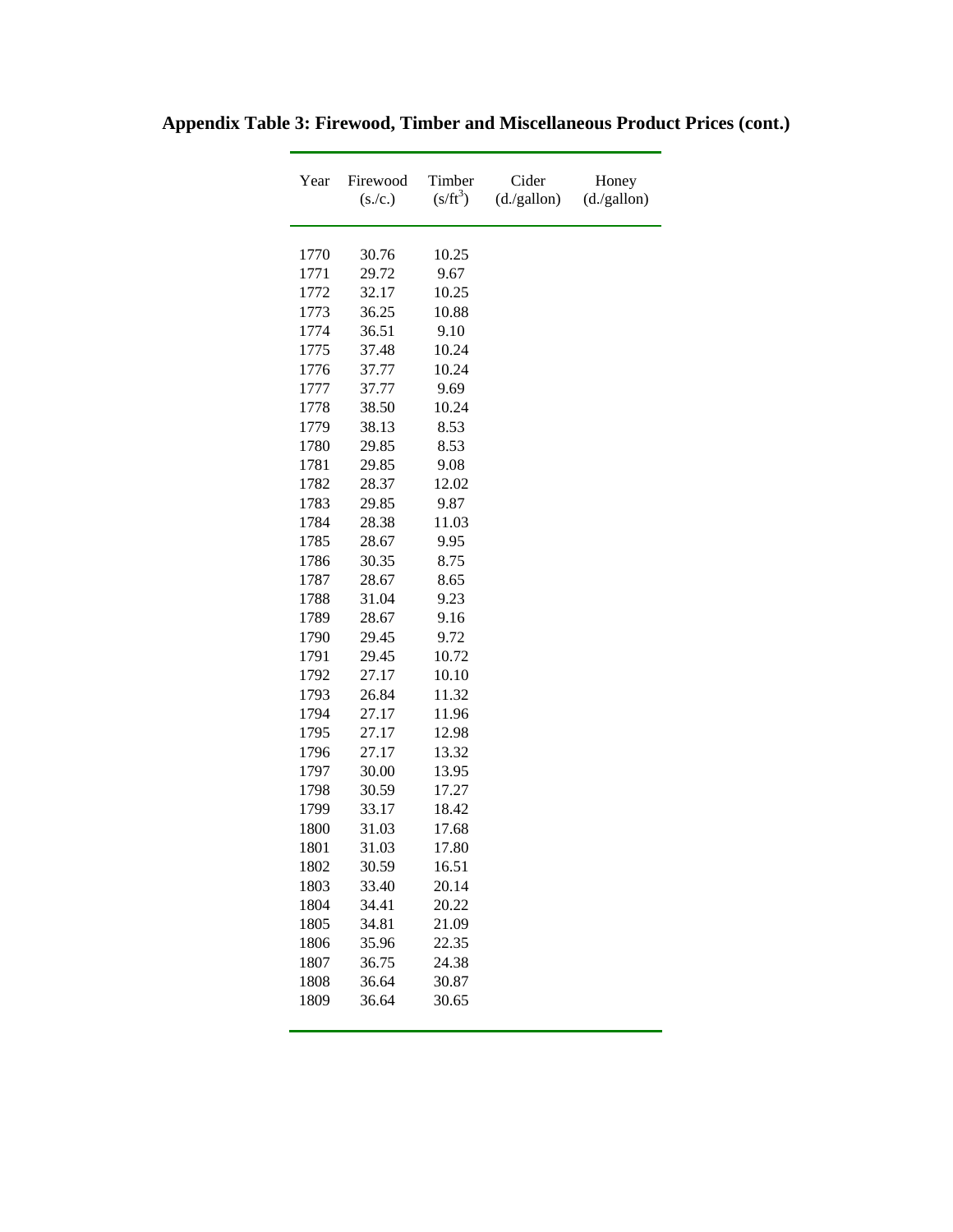**Appendix Table 3: Firewood, Timber and Miscellaneous Product Prices (cont.)**

| Year | Firewood (s./c.) | Timber (s/ft$^3$) | Cider (d./gallon) | Honey (d./gallon) |
|---|---|---|---|---|
| 1770 | 30.76 | 10.25 | | |
| 1771 | 29.72 | 9.67 | | |
| 1772 | 32.17 | 10.25 | | |
| 1773 | 36.25 | 10.88 | | |
| 1774 | 36.51 | 9.10 | | |
| 1775 | 37.48 | 10.24 | | |
| 1776 | 37.77 | 10.24 | | |
| 1777 | 37.77 | 9.69 | | |
| 1778 | 38.50 | 10.24 | | |
| 1779 | 38.13 | 8.53 | | |
| 1780 | 29.85 | 8.53 | | |
| 1781 | 29.85 | 9.08 | | |
| 1782 | 28.37 | 12.02 | | |
| 1783 | 29.85 | 9.87 | | |
| 1784 | 28.38 | 11.03 | | |
| 1785 | 28.67 | 9.95 | | |
| 1786 | 30.35 | 8.75 | | |
| 1787 | 28.67 | 8.65 | | |
| 1788 | 31.04 | 9.23 | | |
| 1789 | 28.67 | 9.16 | | |
| 1790 | 29.45 | 9.72 | | |
| 1791 | 29.45 | 10.72 | | |
| 1792 | 27.17 | 10.10 | | |
| 1793 | 26.84 | 11.32 | | |
| 1794 | 27.17 | 11.96 | | |
| 1795 | 27.17 | 12.98 | | |
| 1796 | 27.17 | 13.32 | | |
| 1797 | 30.00 | 13.95 | | |
| 1798 | 30.59 | 17.27 | | |
| 1799 | 33.17 | 18.42 | | |
| 1800 | 31.03 | 17.68 | | |
| 1801 | 31.03 | 17.80 | | |
| 1802 | 30.59 | 16.51 | | |
| 1803 | 33.40 | 20.14 | | |
| 1804 | 34.41 | 20.22 | | |
| 1805 | 34.81 | 21.09 | | |
| 1806 | 35.96 | 22.35 | | |
| 1807 | 36.75 | 24.38 | | |
| 1808 | 36.64 | 30.87 | | |
| 1809 | 36.64 | 30.65 | | |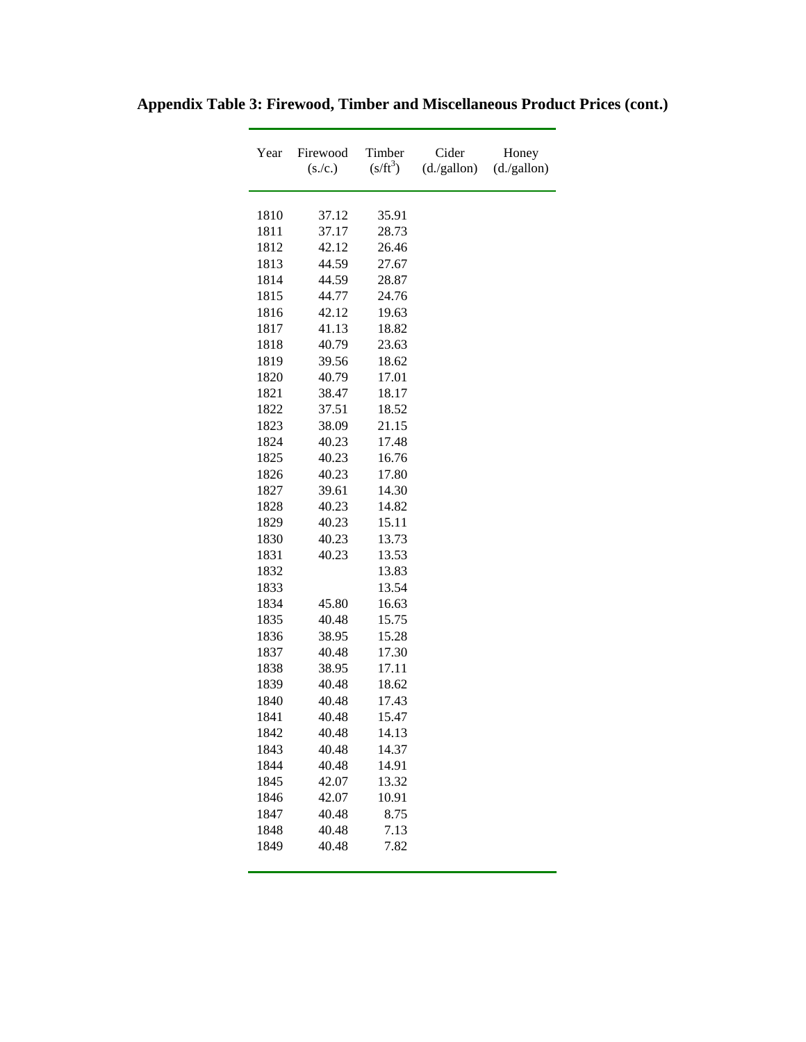**Appendix Table 3: Firewood, Timber and Miscellaneous Product Prices (cont.)**

| Year | Firewood (s./c.) | Timber ($s/ft^3$) | Cider (d./gallon) | Honey (d./gallon) |
|---|---|---|---|---|
| 1810 | 37.12 | 35.91 | | |
| 1811 | 37.17 | 28.73 | | |
| 1812 | 42.12 | 26.46 | | |
| 1813 | 44.59 | 27.67 | | |
| 1814 | 44.59 | 28.87 | | |
| 1815 | 44.77 | 24.76 | | |
| 1816 | 42.12 | 19.63 | | |
| 1817 | 41.13 | 18.82 | | |
| 1818 | 40.79 | 23.63 | | |
| 1819 | 39.56 | 18.62 | | |
| 1820 | 40.79 | 17.01 | | |
| 1821 | 38.47 | 18.17 | | |
| 1822 | 37.51 | 18.52 | | |
| 1823 | 38.09 | 21.15 | | |
| 1824 | 40.23 | 17.48 | | |
| 1825 | 40.23 | 16.76 | | |
| 1826 | 40.23 | 17.80 | | |
| 1827 | 39.61 | 14.30 | | |
| 1828 | 40.23 | 14.82 | | |
| 1829 | 40.23 | 15.11 | | |
| 1830 | 40.23 | 13.73 | | |
| 1831 | 40.23 | 13.53 | | |
| 1832 | | 13.83 | | |
| 1833 | | 13.54 | | |
| 1834 | 45.80 | 16.63 | | |
| 1835 | 40.48 | 15.75 | | |
| 1836 | 38.95 | 15.28 | | |
| 1837 | 40.48 | 17.30 | | |
| 1838 | 38.95 | 17.11 | | |
| 1839 | 40.48 | 18.62 | | |
| 1840 | 40.48 | 17.43 | | |
| 1841 | 40.48 | 15.47 | | |
| 1842 | 40.48 | 14.13 | | |
| 1843 | 40.48 | 14.37 | | |
| 1844 | 40.48 | 14.91 | | |
| 1845 | 42.07 | 13.32 | | |
| 1846 | 42.07 | 10.91 | | |
| 1847 | 40.48 | 8.75 | | |
| 1848 | 40.48 | 7.13 | | |
| 1849 | 40.48 | 7.82 | | |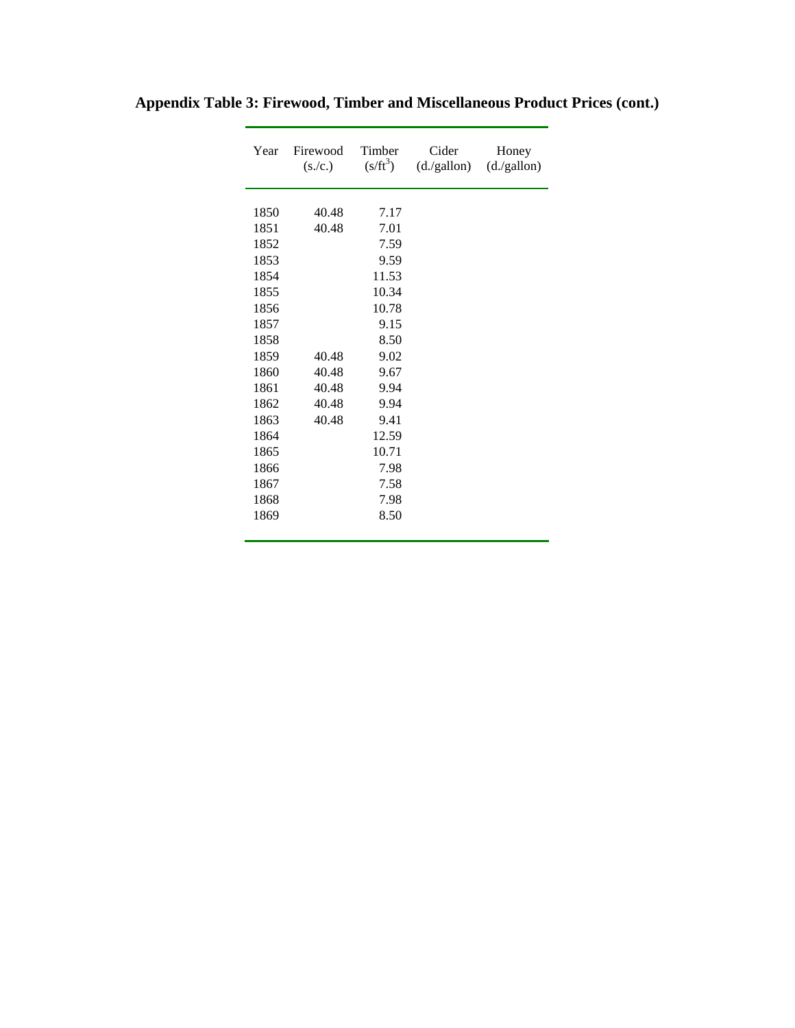**Appendix Table 3: Firewood, Timber and Miscellaneous Product Prices (cont.)**

| Year | Firewood (s./c.) | Timber ($s/ft^3$) | Cider (d./gallon) | Honey (d./gallon) |
|---|---|---|---|---|
| 1850 | 40.48 | 7.17 | | |
| 1851 | 40.48 | 7.01 | | |
| 1852 | | 7.59 | | |
| 1853 | | 9.59 | | |
| 1854 | | 11.53 | | |
| 1855 | | 10.34 | | |
| 1856 | | 10.78 | | |
| 1857 | | 9.15 | | |
| 1858 | | 8.50 | | |
| 1859 | 40.48 | 9.02 | | |
| 1860 | 40.48 | 9.67 | | |
| 1861 | 40.48 | 9.94 | | |
| 1862 | 40.48 | 9.94 | | |
| 1863 | 40.48 | 9.41 | | |
| 1864 | | 12.59 | | |
| 1865 | | 10.71 | | |
| 1866 | | 7.98 | | |
| 1867 | | 7.58 | | |
| 1868 | | 7.98 | | |
| 1869 | | 8.50 | | |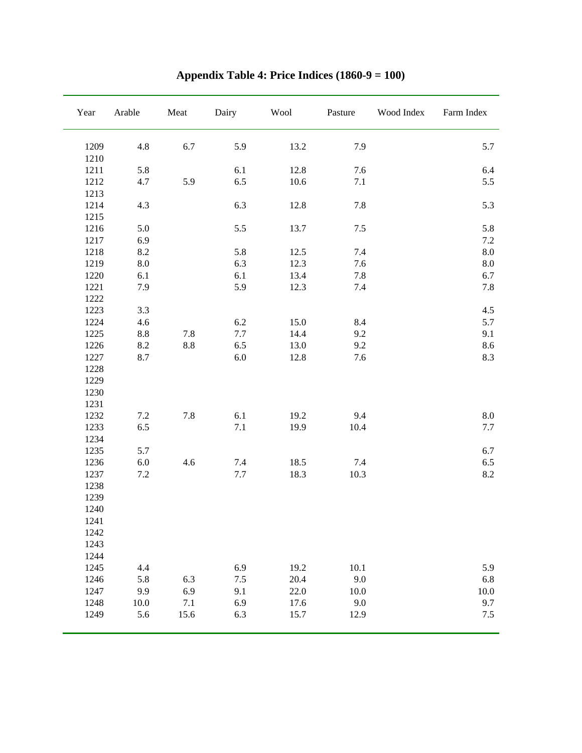# Appendix Table 4: Price Indices (1860-9 = 100)

| Year | Arable | Meat | Dairy | Wool | Pasture | Wood Index | Farm Index |
|---|---|---|---|---|---|---|---|
| 1209 | 4.8 | 6.7 | 5.9 | 13.2 | 7.9 | | 5.7 |
| 1210 | | | | | | | |
| 1211 | 5.8 | | 6.1 | 12.8 | 7.6 | | 6.4 |
| 1212 | 4.7 | 5.9 | 6.5 | 10.6 | 7.1 | | 5.5 |
| 1213 | | | | | | | |
| 1214 | 4.3 | | 6.3 | 12.8 | 7.8 | | 5.3 |
| 1215 | | | | | | | |
| 1216 | 5.0 | | 5.5 | 13.7 | 7.5 | | 5.8 |
| 1217 | 6.9 | | | | | | 7.2 |
| 1218 | 8.2 | | 5.8 | 12.5 | 7.4 | | 8.0 |
| 1219 | 8.0 | | 6.3 | 12.3 | 7.6 | | 8.0 |
| 1220 | 6.1 | | 6.1 | 13.4 | 7.8 | | 6.7 |
| 1221 | 7.9 | | 5.9 | 12.3 | 7.4 | | 7.8 |
| 1222 | | | | | | | |
| 1223 | 3.3 | | | | | | 4.5 |
| 1224 | 4.6 | | 6.2 | 15.0 | 8.4 | | 5.7 |
| 1225 | 8.8 | 7.8 | 7.7 | 14.4 | 9.2 | | 9.1 |
| 1226 | 8.2 | 8.8 | 6.5 | 13.0 | 9.2 | | 8.6 |
| 1227 | 8.7 | | 6.0 | 12.8 | 7.6 | | 8.3 |
| 1228 | | | | | | | |
| 1229 | | | | | | | |
| 1230 | | | | | | | |
| 1231 | | | | | | | |
| 1232 | 7.2 | 7.8 | 6.1 | 19.2 | 9.4 | | 8.0 |
| 1233 | 6.5 | | 7.1 | 19.9 | 10.4 | | 7.7 |
| 1234 | | | | | | | |
| 1235 | 5.7 | | | | | | 6.7 |
| 1236 | 6.0 | 4.6 | 7.4 | 18.5 | 7.4 | | 6.5 |
| 1237 | 7.2 | | 7.7 | 18.3 | 10.3 | | 8.2 |
| 1238 | | | | | | | |
| 1239 | | | | | | | |
| 1240 | | | | | | | |
| 1241 | | | | | | | |
| 1242 | | | | | | | |
| 1243 | | | | | | | |
| 1244 | | | | | | | |
| 1245 | 4.4 | | 6.9 | 19.2 | 10.1 | | 5.9 |
| 1246 | 5.8 | 6.3 | 7.5 | 20.4 | 9.0 | | 6.8 |
| 1247 | 9.9 | 6.9 | 9.1 | 22.0 | 10.0 | | 10.0 |
| 1248 | 10.0 | 7.1 | 6.9 | 17.6 | 9.0 | | 9.7 |
| 1249 | 5.6 | 15.6 | 6.3 | 15.7 | 12.9 | | 7.5 |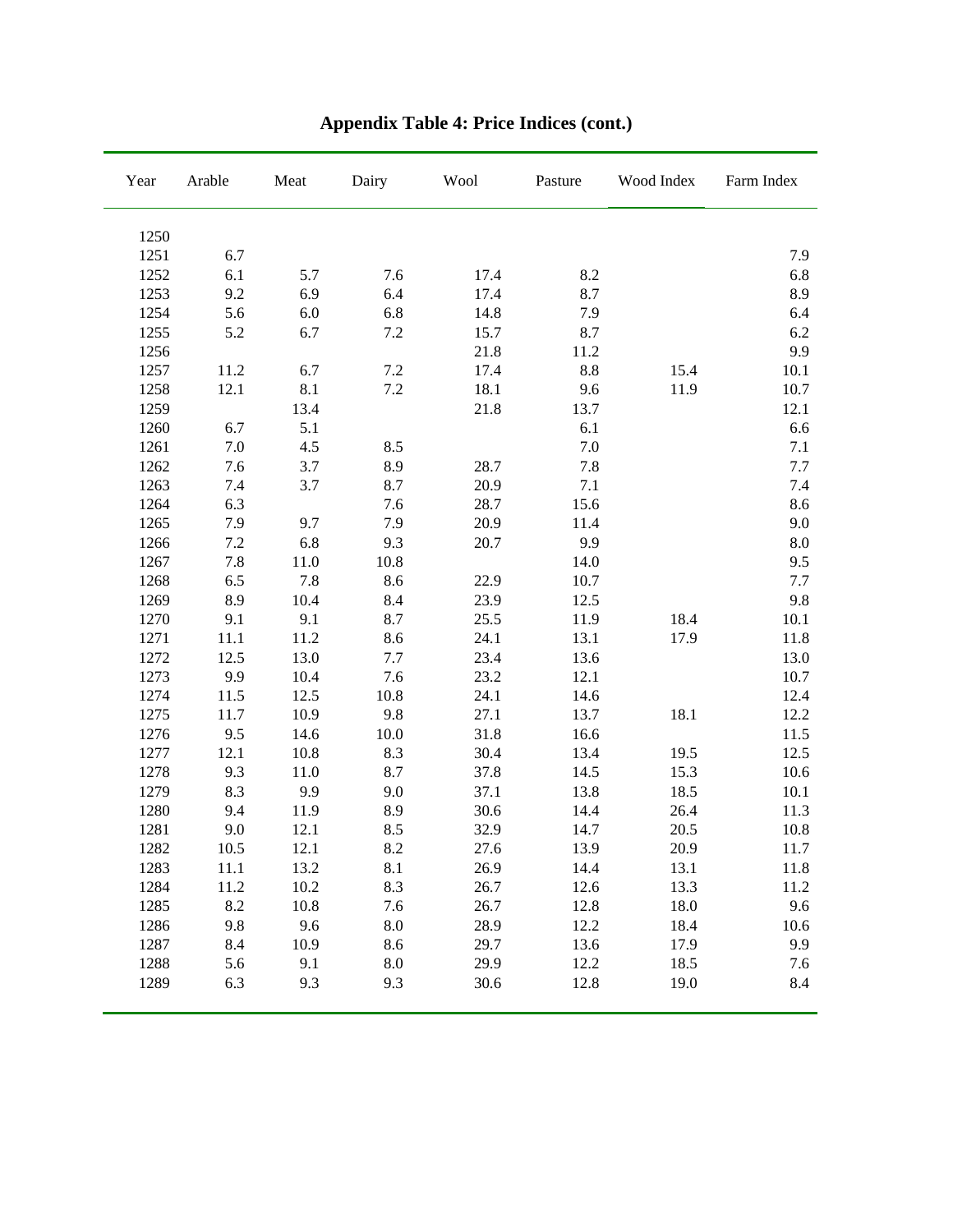## Appendix Table 4: Price Indices (cont.)

| Year | Arable | Meat | Dairy | Wool | Pasture | Wood Index | Farm Index |
|---|---|---|---|---|---|---|---|
| 1250 | | | | | | | |
| 1251 | 6.7 | | | | | | 7.9 |
| 1252 | 6.1 | 5.7 | 7.6 | 17.4 | 8.2 | | 6.8 |
| 1253 | 9.2 | 6.9 | 6.4 | 17.4 | 8.7 | | 8.9 |
| 1254 | 5.6 | 6.0 | 6.8 | 14.8 | 7.9 | | 6.4 |
| 1255 | 5.2 | 6.7 | 7.2 | 15.7 | 8.7 | | 6.2 |
| 1256 | | | | 21.8 | 11.2 | | 9.9 |
| 1257 | 11.2 | 6.7 | 7.2 | 17.4 | 8.8 | 15.4 | 10.1 |
| 1258 | 12.1 | 8.1 | 7.2 | 18.1 | 9.6 | 11.9 | 10.7 |
| 1259 | | 13.4 | | 21.8 | 13.7 | | 12.1 |
| 1260 | 6.7 | 5.1 | | | 6.1 | | 6.6 |
| 1261 | 7.0 | 4.5 | 8.5 | | 7.0 | | 7.1 |
| 1262 | 7.6 | 3.7 | 8.9 | 28.7 | 7.8 | | 7.7 |
| 1263 | 7.4 | 3.7 | 8.7 | 20.9 | 7.1 | | 7.4 |
| 1264 | 6.3 | | 7.6 | 28.7 | 15.6 | | 8.6 |
| 1265 | 7.9 | 9.7 | 7.9 | 20.9 | 11.4 | | 9.0 |
| 1266 | 7.2 | 6.8 | 9.3 | 20.7 | 9.9 | | 8.0 |
| 1267 | 7.8 | 11.0 | 10.8 | | 14.0 | | 9.5 |
| 1268 | 6.5 | 7.8 | 8.6 | 22.9 | 10.7 | | 7.7 |
| 1269 | 8.9 | 10.4 | 8.4 | 23.9 | 12.5 | | 9.8 |
| 1270 | 9.1 | 9.1 | 8.7 | 25.5 | 11.9 | 18.4 | 10.1 |
| 1271 | 11.1 | 11.2 | 8.6 | 24.1 | 13.1 | 17.9 | 11.8 |
| 1272 | 12.5 | 13.0 | 7.7 | 23.4 | 13.6 | | 13.0 |
| 1273 | 9.9 | 10.4 | 7.6 | 23.2 | 12.1 | | 10.7 |
| 1274 | 11.5 | 12.5 | 10.8 | 24.1 | 14.6 | | 12.4 |
| 1275 | 11.7 | 10.9 | 9.8 | 27.1 | 13.7 | 18.1 | 12.2 |
| 1276 | 9.5 | 14.6 | 10.0 | 31.8 | 16.6 | | 11.5 |
| 1277 | 12.1 | 10.8 | 8.3 | 30.4 | 13.4 | 19.5 | 12.5 |
| 1278 | 9.3 | 11.0 | 8.7 | 37.8 | 14.5 | 15.3 | 10.6 |
| 1279 | 8.3 | 9.9 | 9.0 | 37.1 | 13.8 | 18.5 | 10.1 |
| 1280 | 9.4 | 11.9 | 8.9 | 30.6 | 14.4 | 26.4 | 11.3 |
| 1281 | 9.0 | 12.1 | 8.5 | 32.9 | 14.7 | 20.5 | 10.8 |
| 1282 | 10.5 | 12.1 | 8.2 | 27.6 | 13.9 | 20.9 | 11.7 |
| 1283 | 11.1 | 13.2 | 8.1 | 26.9 | 14.4 | 13.1 | 11.8 |
| 1284 | 11.2 | 10.2 | 8.3 | 26.7 | 12.6 | 13.3 | 11.2 |
| 1285 | 8.2 | 10.8 | 7.6 | 26.7 | 12.8 | 18.0 | 9.6 |
| 1286 | 9.8 | 9.6 | 8.0 | 28.9 | 12.2 | 18.4 | 10.6 |
| 1287 | 8.4 | 10.9 | 8.6 | 29.7 | 13.6 | 17.9 | 9.9 |
| 1288 | 5.6 | 9.1 | 8.0 | 29.9 | 12.2 | 18.5 | 7.6 |
| 1289 | 6.3 | 9.3 | 9.3 | 30.6 | 12.8 | 19.0 | 8.4 |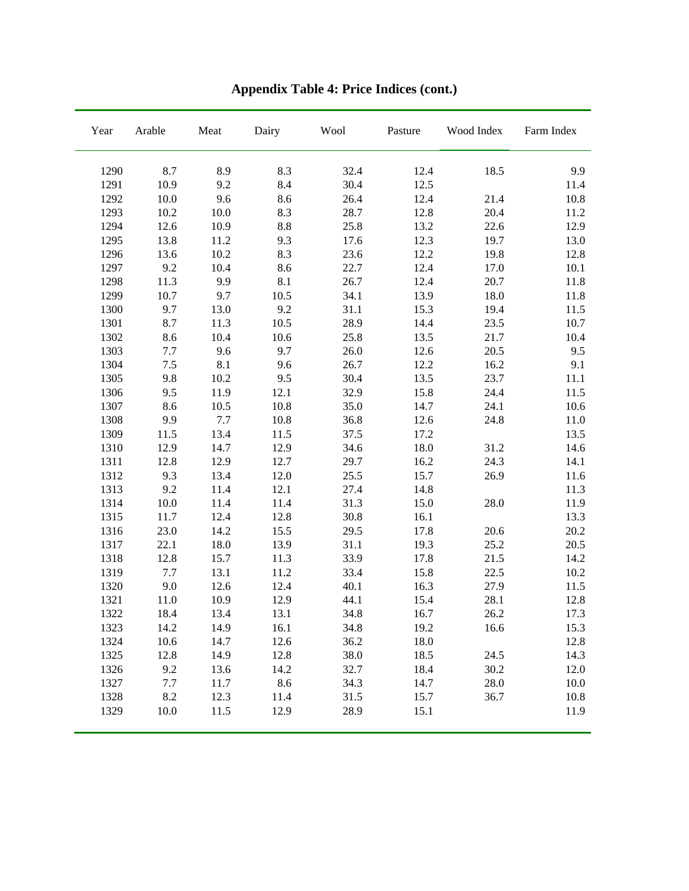## Appendix Table 4: Price Indices (cont.)

| Year | Arable | Meat | Dairy | Wool | Pasture | Wood Index | Farm Index |
|---|---|---|---|---|---|---|---|
| 1290 | 8.7 | 8.9 | 8.3 | 32.4 | 12.4 | 18.5 | 9.9 |
| 1291 | 10.9 | 9.2 | 8.4 | 30.4 | 12.5 | | 11.4 |
| 1292 | 10.0 | 9.6 | 8.6 | 26.4 | 12.4 | 21.4 | 10.8 |
| 1293 | 10.2 | 10.0 | 8.3 | 28.7 | 12.8 | 20.4 | 11.2 |
| 1294 | 12.6 | 10.9 | 8.8 | 25.8 | 13.2 | 22.6 | 12.9 |
| 1295 | 13.8 | 11.2 | 9.3 | 17.6 | 12.3 | 19.7 | 13.0 |
| 1296 | 13.6 | 10.2 | 8.3 | 23.6 | 12.2 | 19.8 | 12.8 |
| 1297 | 9.2 | 10.4 | 8.6 | 22.7 | 12.4 | 17.0 | 10.1 |
| 1298 | 11.3 | 9.9 | 8.1 | 26.7 | 12.4 | 20.7 | 11.8 |
| 1299 | 10.7 | 9.7 | 10.5 | 34.1 | 13.9 | 18.0 | 11.8 |
| 1300 | 9.7 | 13.0 | 9.2 | 31.1 | 15.3 | 19.4 | 11.5 |
| 1301 | 8.7 | 11.3 | 10.5 | 28.9 | 14.4 | 23.5 | 10.7 |
| 1302 | 8.6 | 10.4 | 10.6 | 25.8 | 13.5 | 21.7 | 10.4 |
| 1303 | 7.7 | 9.6 | 9.7 | 26.0 | 12.6 | 20.5 | 9.5 |
| 1304 | 7.5 | 8.1 | 9.6 | 26.7 | 12.2 | 16.2 | 9.1 |
| 1305 | 9.8 | 10.2 | 9.5 | 30.4 | 13.5 | 23.7 | 11.1 |
| 1306 | 9.5 | 11.9 | 12.1 | 32.9 | 15.8 | 24.4 | 11.5 |
| 1307 | 8.6 | 10.5 | 10.8 | 35.0 | 14.7 | 24.1 | 10.6 |
| 1308 | 9.9 | 7.7 | 10.8 | 36.8 | 12.6 | 24.8 | 11.0 |
| 1309 | 11.5 | 13.4 | 11.5 | 37.5 | 17.2 | | 13.5 |
| 1310 | 12.9 | 14.7 | 12.9 | 34.6 | 18.0 | 31.2 | 14.6 |
| 1311 | 12.8 | 12.9 | 12.7 | 29.7 | 16.2 | 24.3 | 14.1 |
| 1312 | 9.3 | 13.4 | 12.0 | 25.5 | 15.7 | 26.9 | 11.6 |
| 1313 | 9.2 | 11.4 | 12.1 | 27.4 | 14.8 | | 11.3 |
| 1314 | 10.0 | 11.4 | 11.4 | 31.3 | 15.0 | 28.0 | 11.9 |
| 1315 | 11.7 | 12.4 | 12.8 | 30.8 | 16.1 | | 13.3 |
| 1316 | 23.0 | 14.2 | 15.5 | 29.5 | 17.8 | 20.6 | 20.2 |
| 1317 | 22.1 | 18.0 | 13.9 | 31.1 | 19.3 | 25.2 | 20.5 |
| 1318 | 12.8 | 15.7 | 11.3 | 33.9 | 17.8 | 21.5 | 14.2 |
| 1319 | 7.7 | 13.1 | 11.2 | 33.4 | 15.8 | 22.5 | 10.2 |
| 1320 | 9.0 | 12.6 | 12.4 | 40.1 | 16.3 | 27.9 | 11.5 |
| 1321 | 11.0 | 10.9 | 12.9 | 44.1 | 15.4 | 28.1 | 12.8 |
| 1322 | 18.4 | 13.4 | 13.1 | 34.8 | 16.7 | 26.2 | 17.3 |
| 1323 | 14.2 | 14.9 | 16.1 | 34.8 | 19.2 | 16.6 | 15.3 |
| 1324 | 10.6 | 14.7 | 12.6 | 36.2 | 18.0 | | 12.8 |
| 1325 | 12.8 | 14.9 | 12.8 | 38.0 | 18.5 | 24.5 | 14.3 |
| 1326 | 9.2 | 13.6 | 14.2 | 32.7 | 18.4 | 30.2 | 12.0 |
| 1327 | 7.7 | 11.7 | 8.6 | 34.3 | 14.7 | 28.0 | 10.0 |
| 1328 | 8.2 | 12.3 | 11.4 | 31.5 | 15.7 | 36.7 | 10.8 |
| 1329 | 10.0 | 11.5 | 12.9 | 28.9 | 15.1 | | 11.9 |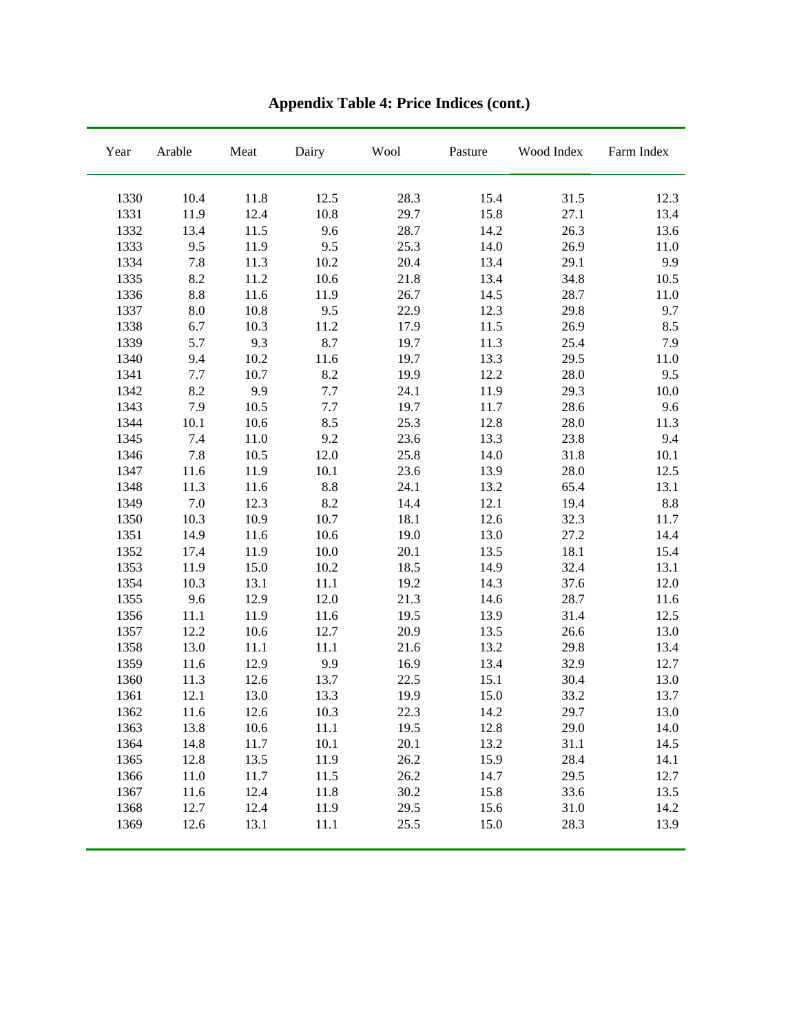## Appendix Table 4: Price Indices (cont.)

| Year | Arable | Meat | Dairy | Wool | Pasture | Wood Index | Farm Index |
|---|---|---|---|---|---|---|---|
| 1330 | 10.4 | 11.8 | 12.5 | 28.3 | 15.4 | 31.5 | 12.3 |
| 1331 | 11.9 | 12.4 | 10.8 | 29.7 | 15.8 | 27.1 | 13.4 |
| 1332 | 13.4 | 11.5 | 9.6 | 28.7 | 14.2 | 26.3 | 13.6 |
| 1333 | 9.5 | 11.9 | 9.5 | 25.3 | 14.0 | 26.9 | 11.0 |
| 1334 | 7.8 | 11.3 | 10.2 | 20.4 | 13.4 | 29.1 | 9.9 |
| 1335 | 8.2 | 11.2 | 10.6 | 21.8 | 13.4 | 34.8 | 10.5 |
| 1336 | 8.8 | 11.6 | 11.9 | 26.7 | 14.5 | 28.7 | 11.0 |
| 1337 | 8.0 | 10.8 | 9.5 | 22.9 | 12.3 | 29.8 | 9.7 |
| 1338 | 6.7 | 10.3 | 11.2 | 17.9 | 11.5 | 26.9 | 8.5 |
| 1339 | 5.7 | 9.3 | 8.7 | 19.7 | 11.3 | 25.4 | 7.9 |
| 1340 | 9.4 | 10.2 | 11.6 | 19.7 | 13.3 | 29.5 | 11.0 |
| 1341 | 7.7 | 10.7 | 8.2 | 19.9 | 12.2 | 28.0 | 9.5 |
| 1342 | 8.2 | 9.9 | 7.7 | 24.1 | 11.9 | 29.3 | 10.0 |
| 1343 | 7.9 | 10.5 | 7.7 | 19.7 | 11.7 | 28.6 | 9.6 |
| 1344 | 10.1 | 10.6 | 8.5 | 25.3 | 12.8 | 28.0 | 11.3 |
| 1345 | 7.4 | 11.0 | 9.2 | 23.6 | 13.3 | 23.8 | 9.4 |
| 1346 | 7.8 | 10.5 | 12.0 | 25.8 | 14.0 | 31.8 | 10.1 |
| 1347 | 11.6 | 11.9 | 10.1 | 23.6 | 13.9 | 28.0 | 12.5 |
| 1348 | 11.3 | 11.6 | 8.8 | 24.1 | 13.2 | 65.4 | 13.1 |
| 1349 | 7.0 | 12.3 | 8.2 | 14.4 | 12.1 | 19.4 | 8.8 |
| 1350 | 10.3 | 10.9 | 10.7 | 18.1 | 12.6 | 32.3 | 11.7 |
| 1351 | 14.9 | 11.6 | 10.6 | 19.0 | 13.0 | 27.2 | 14.4 |
| 1352 | 17.4 | 11.9 | 10.0 | 20.1 | 13.5 | 18.1 | 15.4 |
| 1353 | 11.9 | 15.0 | 10.2 | 18.5 | 14.9 | 32.4 | 13.1 |
| 1354 | 10.3 | 13.1 | 11.1 | 19.2 | 14.3 | 37.6 | 12.0 |
| 1355 | 9.6 | 12.9 | 12.0 | 21.3 | 14.6 | 28.7 | 11.6 |
| 1356 | 11.1 | 11.9 | 11.6 | 19.5 | 13.9 | 31.4 | 12.5 |
| 1357 | 12.2 | 10.6 | 12.7 | 20.9 | 13.5 | 26.6 | 13.0 |
| 1358 | 13.0 | 11.1 | 11.1 | 21.6 | 13.2 | 29.8 | 13.4 |
| 1359 | 11.6 | 12.9 | 9.9 | 16.9 | 13.4 | 32.9 | 12.7 |
| 1360 | 11.3 | 12.6 | 13.7 | 22.5 | 15.1 | 30.4 | 13.0 |
| 1361 | 12.1 | 13.0 | 13.3 | 19.9 | 15.0 | 33.2 | 13.7 |
| 1362 | 11.6 | 12.6 | 10.3 | 22.3 | 14.2 | 29.7 | 13.0 |
| 1363 | 13.8 | 10.6 | 11.1 | 19.5 | 12.8 | 29.0 | 14.0 |
| 1364 | 14.8 | 11.7 | 10.1 | 20.1 | 13.2 | 31.1 | 14.5 |
| 1365 | 12.8 | 13.5 | 11.9 | 26.2 | 15.9 | 28.4 | 14.1 |
| 1366 | 11.0 | 11.7 | 11.5 | 26.2 | 14.7 | 29.5 | 12.7 |
| 1367 | 11.6 | 12.4 | 11.8 | 30.2 | 15.8 | 33.6 | 13.5 |
| 1368 | 12.7 | 12.4 | 11.9 | 29.5 | 15.6 | 31.0 | 14.2 |
| 1369 | 12.6 | 13.1 | 11.1 | 25.5 | 15.0 | 28.3 | 13.9 |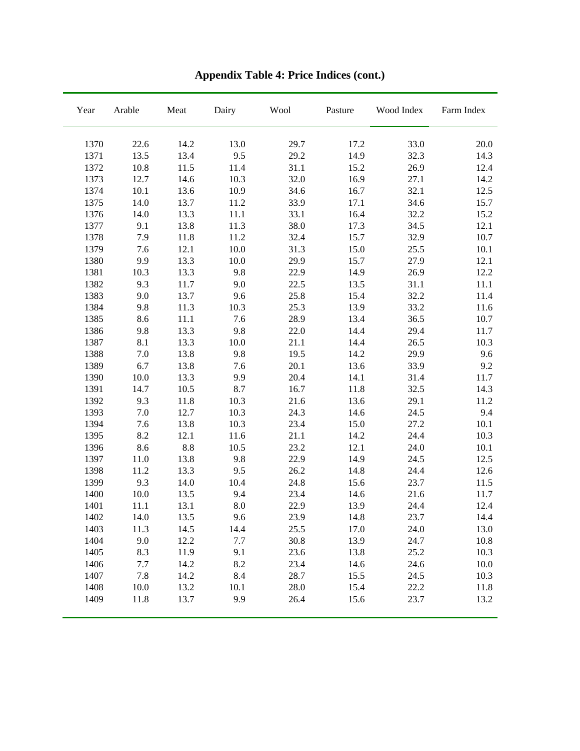# Appendix Table 4: Price Indices (cont.)

| Year | Arable | Meat | Dairy | Wool | Pasture | Wood Index | Farm Index |
|---|---|---|---|---|---|---|---|
| 1370 | 22.6 | 14.2 | 13.0 | 29.7 | 17.2 | 33.0 | 20.0 |
| 1371 | 13.5 | 13.4 | 9.5 | 29.2 | 14.9 | 32.3 | 14.3 |
| 1372 | 10.8 | 11.5 | 11.4 | 31.1 | 15.2 | 26.9 | 12.4 |
| 1373 | 12.7 | 14.6 | 10.3 | 32.0 | 16.9 | 27.1 | 14.2 |
| 1374 | 10.1 | 13.6 | 10.9 | 34.6 | 16.7 | 32.1 | 12.5 |
| 1375 | 14.0 | 13.7 | 11.2 | 33.9 | 17.1 | 34.6 | 15.7 |
| 1376 | 14.0 | 13.3 | 11.1 | 33.1 | 16.4 | 32.2 | 15.2 |
| 1377 | 9.1 | 13.8 | 11.3 | 38.0 | 17.3 | 34.5 | 12.1 |
| 1378 | 7.9 | 11.8 | 11.2 | 32.4 | 15.7 | 32.9 | 10.7 |
| 1379 | 7.6 | 12.1 | 10.0 | 31.3 | 15.0 | 25.5 | 10.1 |
| 1380 | 9.9 | 13.3 | 10.0 | 29.9 | 15.7 | 27.9 | 12.1 |
| 1381 | 10.3 | 13.3 | 9.8 | 22.9 | 14.9 | 26.9 | 12.2 |
| 1382 | 9.3 | 11.7 | 9.0 | 22.5 | 13.5 | 31.1 | 11.1 |
| 1383 | 9.0 | 13.7 | 9.6 | 25.8 | 15.4 | 32.2 | 11.4 |
| 1384 | 9.8 | 11.3 | 10.3 | 25.3 | 13.9 | 33.2 | 11.6 |
| 1385 | 8.6 | 11.1 | 7.6 | 28.9 | 13.4 | 36.5 | 10.7 |
| 1386 | 9.8 | 13.3 | 9.8 | 22.0 | 14.4 | 29.4 | 11.7 |
| 1387 | 8.1 | 13.3 | 10.0 | 21.1 | 14.4 | 26.5 | 10.3 |
| 1388 | 7.0 | 13.8 | 9.8 | 19.5 | 14.2 | 29.9 | 9.6 |
| 1389 | 6.7 | 13.8 | 7.6 | 20.1 | 13.6 | 33.9 | 9.2 |
| 1390 | 10.0 | 13.3 | 9.9 | 20.4 | 14.1 | 31.4 | 11.7 |
| 1391 | 14.7 | 10.5 | 8.7 | 16.7 | 11.8 | 32.5 | 14.3 |
| 1392 | 9.3 | 11.8 | 10.3 | 21.6 | 13.6 | 29.1 | 11.2 |
| 1393 | 7.0 | 12.7 | 10.3 | 24.3 | 14.6 | 24.5 | 9.4 |
| 1394 | 7.6 | 13.8 | 10.3 | 23.4 | 15.0 | 27.2 | 10.1 |
| 1395 | 8.2 | 12.1 | 11.6 | 21.1 | 14.2 | 24.4 | 10.3 |
| 1396 | 8.6 | 8.8 | 10.5 | 23.2 | 12.1 | 24.0 | 10.1 |
| 1397 | 11.0 | 13.8 | 9.8 | 22.9 | 14.9 | 24.5 | 12.5 |
| 1398 | 11.2 | 13.3 | 9.5 | 26.2 | 14.8 | 24.4 | 12.6 |
| 1399 | 9.3 | 14.0 | 10.4 | 24.8 | 15.6 | 23.7 | 11.5 |
| 1400 | 10.0 | 13.5 | 9.4 | 23.4 | 14.6 | 21.6 | 11.7 |
| 1401 | 11.1 | 13.1 | 8.0 | 22.9 | 13.9 | 24.4 | 12.4 |
| 1402 | 14.0 | 13.5 | 9.6 | 23.9 | 14.8 | 23.7 | 14.4 |
| 1403 | 11.3 | 14.5 | 14.4 | 25.5 | 17.0 | 24.0 | 13.0 |
| 1404 | 9.0 | 12.2 | 7.7 | 30.8 | 13.9 | 24.7 | 10.8 |
| 1405 | 8.3 | 11.9 | 9.1 | 23.6 | 13.8 | 25.2 | 10.3 |
| 1406 | 7.7 | 14.2 | 8.2 | 23.4 | 14.6 | 24.6 | 10.0 |
| 1407 | 7.8 | 14.2 | 8.4 | 28.7 | 15.5 | 24.5 | 10.3 |
| 1408 | 10.0 | 13.2 | 10.1 | 28.0 | 15.4 | 22.2 | 11.8 |
| 1409 | 11.8 | 13.7 | 9.9 | 26.4 | 15.6 | 23.7 | 13.2 |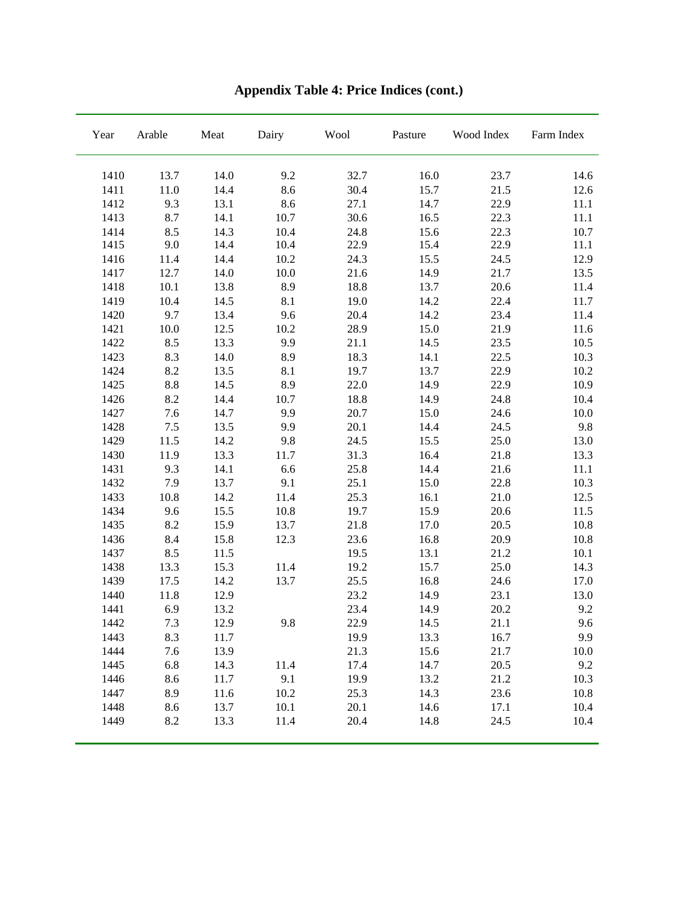# Appendix Table 4: Price Indices (cont.)

| Year | Arable | Meat | Dairy | Wool | Pasture | Wood Index | Farm Index |
|---|---|---|---|---|---|---|---|
| 1410 | 13.7 | 14.0 | 9.2 | 32.7 | 16.0 | 23.7 | 14.6 |
| 1411 | 11.0 | 14.4 | 8.6 | 30.4 | 15.7 | 21.5 | 12.6 |
| 1412 | 9.3 | 13.1 | 8.6 | 27.1 | 14.7 | 22.9 | 11.1 |
| 1413 | 8.7 | 14.1 | 10.7 | 30.6 | 16.5 | 22.3 | 11.1 |
| 1414 | 8.5 | 14.3 | 10.4 | 24.8 | 15.6 | 22.3 | 10.7 |
| 1415 | 9.0 | 14.4 | 10.4 | 22.9 | 15.4 | 22.9 | 11.1 |
| 1416 | 11.4 | 14.4 | 10.2 | 24.3 | 15.5 | 24.5 | 12.9 |
| 1417 | 12.7 | 14.0 | 10.0 | 21.6 | 14.9 | 21.7 | 13.5 |
| 1418 | 10.1 | 13.8 | 8.9 | 18.8 | 13.7 | 20.6 | 11.4 |
| 1419 | 10.4 | 14.5 | 8.1 | 19.0 | 14.2 | 22.4 | 11.7 |
| 1420 | 9.7 | 13.4 | 9.6 | 20.4 | 14.2 | 23.4 | 11.4 |
| 1421 | 10.0 | 12.5 | 10.2 | 28.9 | 15.0 | 21.9 | 11.6 |
| 1422 | 8.5 | 13.3 | 9.9 | 21.1 | 14.5 | 23.5 | 10.5 |
| 1423 | 8.3 | 14.0 | 8.9 | 18.3 | 14.1 | 22.5 | 10.3 |
| 1424 | 8.2 | 13.5 | 8.1 | 19.7 | 13.7 | 22.9 | 10.2 |
| 1425 | 8.8 | 14.5 | 8.9 | 22.0 | 14.9 | 22.9 | 10.9 |
| 1426 | 8.2 | 14.4 | 10.7 | 18.8 | 14.9 | 24.8 | 10.4 |
| 1427 | 7.6 | 14.7 | 9.9 | 20.7 | 15.0 | 24.6 | 10.0 |
| 1428 | 7.5 | 13.5 | 9.9 | 20.1 | 14.4 | 24.5 | 9.8 |
| 1429 | 11.5 | 14.2 | 9.8 | 24.5 | 15.5 | 25.0 | 13.0 |
| 1430 | 11.9 | 13.3 | 11.7 | 31.3 | 16.4 | 21.8 | 13.3 |
| 1431 | 9.3 | 14.1 | 6.6 | 25.8 | 14.4 | 21.6 | 11.1 |
| 1432 | 7.9 | 13.7 | 9.1 | 25.1 | 15.0 | 22.8 | 10.3 |
| 1433 | 10.8 | 14.2 | 11.4 | 25.3 | 16.1 | 21.0 | 12.5 |
| 1434 | 9.6 | 15.5 | 10.8 | 19.7 | 15.9 | 20.6 | 11.5 |
| 1435 | 8.2 | 15.9 | 13.7 | 21.8 | 17.0 | 20.5 | 10.8 |
| 1436 | 8.4 | 15.8 | 12.3 | 23.6 | 16.8 | 20.9 | 10.8 |
| 1437 | 8.5 | 11.5 | | 19.5 | 13.1 | 21.2 | 10.1 |
| 1438 | 13.3 | 15.3 | 11.4 | 19.2 | 15.7 | 25.0 | 14.3 |
| 1439 | 17.5 | 14.2 | 13.7 | 25.5 | 16.8 | 24.6 | 17.0 |
| 1440 | 11.8 | 12.9 | | 23.2 | 14.9 | 23.1 | 13.0 |
| 1441 | 6.9 | 13.2 | | 23.4 | 14.9 | 20.2 | 9.2 |
| 1442 | 7.3 | 12.9 | 9.8 | 22.9 | 14.5 | 21.1 | 9.6 |
| 1443 | 8.3 | 11.7 | | 19.9 | 13.3 | 16.7 | 9.9 |
| 1444 | 7.6 | 13.9 | | 21.3 | 15.6 | 21.7 | 10.0 |
| 1445 | 6.8 | 14.3 | 11.4 | 17.4 | 14.7 | 20.5 | 9.2 |
| 1446 | 8.6 | 11.7 | 9.1 | 19.9 | 13.2 | 21.2 | 10.3 |
| 1447 | 8.9 | 11.6 | 10.2 | 25.3 | 14.3 | 23.6 | 10.8 |
| 1448 | 8.6 | 13.7 | 10.1 | 20.1 | 14.6 | 17.1 | 10.4 |
| 1449 | 8.2 | 13.3 | 11.4 | 20.4 | 14.8 | 24.5 | 10.4 |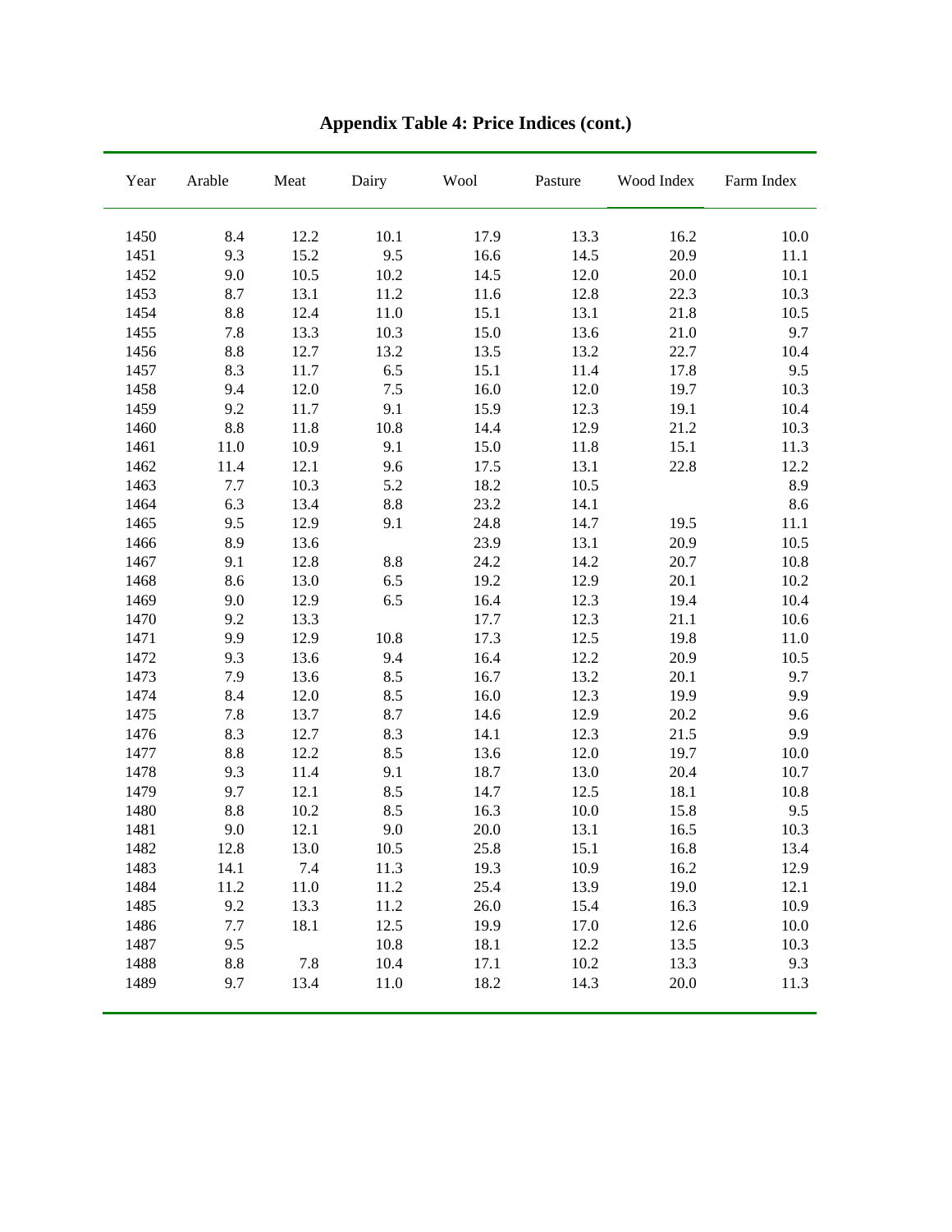# Appendix Table 4: Price Indices (cont.)

| Year | Arable | Meat | Dairy | Wool | Pasture | Wood Index | Farm Index |
|---|---|---|---|---|---|---|---|
| 1450 | 8.4 | 12.2 | 10.1 | 17.9 | 13.3 | 16.2 | 10.0 |
| 1451 | 9.3 | 15.2 | 9.5 | 16.6 | 14.5 | 20.9 | 11.1 |
| 1452 | 9.0 | 10.5 | 10.2 | 14.5 | 12.0 | 20.0 | 10.1 |
| 1453 | 8.7 | 13.1 | 11.2 | 11.6 | 12.8 | 22.3 | 10.3 |
| 1454 | 8.8 | 12.4 | 11.0 | 15.1 | 13.1 | 21.8 | 10.5 |
| 1455 | 7.8 | 13.3 | 10.3 | 15.0 | 13.6 | 21.0 | 9.7 |
| 1456 | 8.8 | 12.7 | 13.2 | 13.5 | 13.2 | 22.7 | 10.4 |
| 1457 | 8.3 | 11.7 | 6.5 | 15.1 | 11.4 | 17.8 | 9.5 |
| 1458 | 9.4 | 12.0 | 7.5 | 16.0 | 12.0 | 19.7 | 10.3 |
| 1459 | 9.2 | 11.7 | 9.1 | 15.9 | 12.3 | 19.1 | 10.4 |
| 1460 | 8.8 | 11.8 | 10.8 | 14.4 | 12.9 | 21.2 | 10.3 |
| 1461 | 11.0 | 10.9 | 9.1 | 15.0 | 11.8 | 15.1 | 11.3 |
| 1462 | 11.4 | 12.1 | 9.6 | 17.5 | 13.1 | 22.8 | 12.2 |
| 1463 | 7.7 | 10.3 | 5.2 | 18.2 | 10.5 | | 8.9 |
| 1464 | 6.3 | 13.4 | 8.8 | 23.2 | 14.1 | | 8.6 |
| 1465 | 9.5 | 12.9 | 9.1 | 24.8 | 14.7 | 19.5 | 11.1 |
| 1466 | 8.9 | 13.6 | | 23.9 | 13.1 | 20.9 | 10.5 |
| 1467 | 9.1 | 12.8 | 8.8 | 24.2 | 14.2 | 20.7 | 10.8 |
| 1468 | 8.6 | 13.0 | 6.5 | 19.2 | 12.9 | 20.1 | 10.2 |
| 1469 | 9.0 | 12.9 | 6.5 | 16.4 | 12.3 | 19.4 | 10.4 |
| 1470 | 9.2 | 13.3 | | 17.7 | 12.3 | 21.1 | 10.6 |
| 1471 | 9.9 | 12.9 | 10.8 | 17.3 | 12.5 | 19.8 | 11.0 |
| 1472 | 9.3 | 13.6 | 9.4 | 16.4 | 12.2 | 20.9 | 10.5 |
| 1473 | 7.9 | 13.6 | 8.5 | 16.7 | 13.2 | 20.1 | 9.7 |
| 1474 | 8.4 | 12.0 | 8.5 | 16.0 | 12.3 | 19.9 | 9.9 |
| 1475 | 7.8 | 13.7 | 8.7 | 14.6 | 12.9 | 20.2 | 9.6 |
| 1476 | 8.3 | 12.7 | 8.3 | 14.1 | 12.3 | 21.5 | 9.9 |
| 1477 | 8.8 | 12.2 | 8.5 | 13.6 | 12.0 | 19.7 | 10.0 |
| 1478 | 9.3 | 11.4 | 9.1 | 18.7 | 13.0 | 20.4 | 10.7 |
| 1479 | 9.7 | 12.1 | 8.5 | 14.7 | 12.5 | 18.1 | 10.8 |
| 1480 | 8.8 | 10.2 | 8.5 | 16.3 | 10.0 | 15.8 | 9.5 |
| 1481 | 9.0 | 12.1 | 9.0 | 20.0 | 13.1 | 16.5 | 10.3 |
| 1482 | 12.8 | 13.0 | 10.5 | 25.8 | 15.1 | 16.8 | 13.4 |
| 1483 | 14.1 | 7.4 | 11.3 | 19.3 | 10.9 | 16.2 | 12.9 |
| 1484 | 11.2 | 11.0 | 11.2 | 25.4 | 13.9 | 19.0 | 12.1 |
| 1485 | 9.2 | 13.3 | 11.2 | 26.0 | 15.4 | 16.3 | 10.9 |
| 1486 | 7.7 | 18.1 | 12.5 | 19.9 | 17.0 | 12.6 | 10.0 |
| 1487 | 9.5 | | 10.8 | 18.1 | 12.2 | 13.5 | 10.3 |
| 1488 | 8.8 | 7.8 | 10.4 | 17.1 | 10.2 | 13.3 | 9.3 |
| 1489 | 9.7 | 13.4 | 11.0 | 18.2 | 14.3 | 20.0 | 11.3 |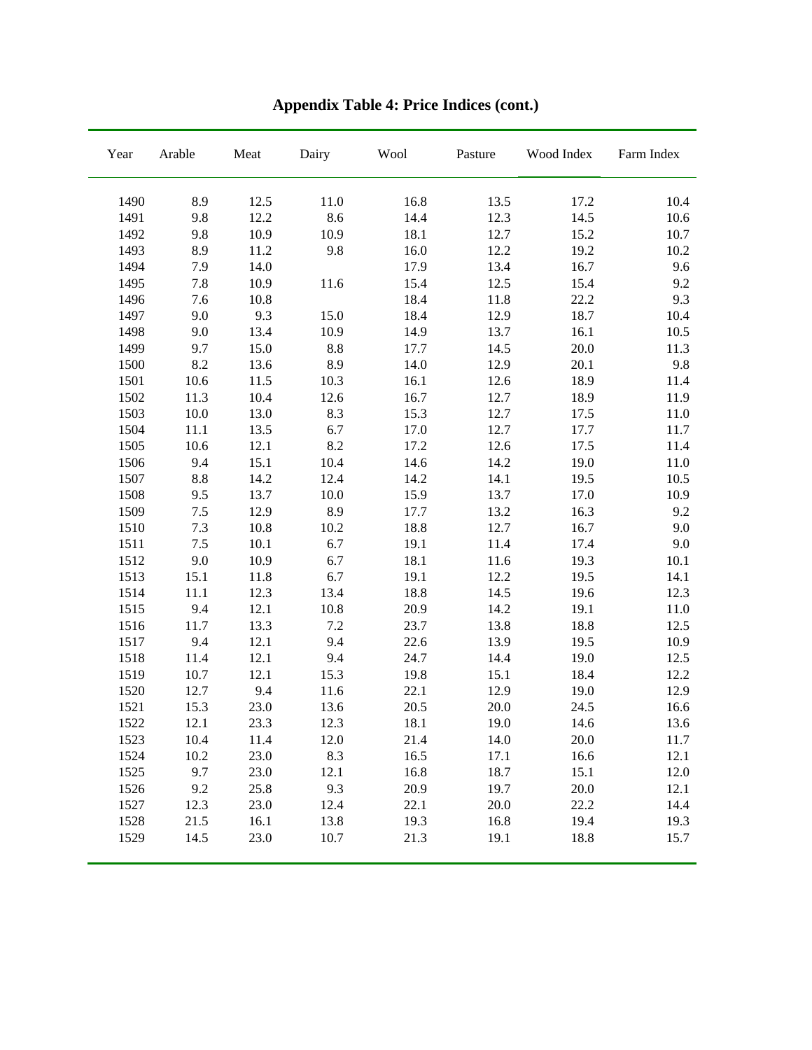# Appendix Table 4: Price Indices (cont.)

| Year | Arable | Meat | Dairy | Wool | Pasture | Wood Index | Farm Index |
|---|---|---|---|---|---|---|---|
| 1490 | 8.9 | 12.5 | 11.0 | 16.8 | 13.5 | 17.2 | 10.4 |
| 1491 | 9.8 | 12.2 | 8.6 | 14.4 | 12.3 | 14.5 | 10.6 |
| 1492 | 9.8 | 10.9 | 10.9 | 18.1 | 12.7 | 15.2 | 10.7 |
| 1493 | 8.9 | 11.2 | 9.8 | 16.0 | 12.2 | 19.2 | 10.2 |
| 1494 | 7.9 | 14.0 | | 17.9 | 13.4 | 16.7 | 9.6 |
| 1495 | 7.8 | 10.9 | 11.6 | 15.4 | 12.5 | 15.4 | 9.2 |
| 1496 | 7.6 | 10.8 | | 18.4 | 11.8 | 22.2 | 9.3 |
| 1497 | 9.0 | 9.3 | 15.0 | 18.4 | 12.9 | 18.7 | 10.4 |
| 1498 | 9.0 | 13.4 | 10.9 | 14.9 | 13.7 | 16.1 | 10.5 |
| 1499 | 9.7 | 15.0 | 8.8 | 17.7 | 14.5 | 20.0 | 11.3 |
| 1500 | 8.2 | 13.6 | 8.9 | 14.0 | 12.9 | 20.1 | 9.8 |
| 1501 | 10.6 | 11.5 | 10.3 | 16.1 | 12.6 | 18.9 | 11.4 |
| 1502 | 11.3 | 10.4 | 12.6 | 16.7 | 12.7 | 18.9 | 11.9 |
| 1503 | 10.0 | 13.0 | 8.3 | 15.3 | 12.7 | 17.5 | 11.0 |
| 1504 | 11.1 | 13.5 | 6.7 | 17.0 | 12.7 | 17.7 | 11.7 |
| 1505 | 10.6 | 12.1 | 8.2 | 17.2 | 12.6 | 17.5 | 11.4 |
| 1506 | 9.4 | 15.1 | 10.4 | 14.6 | 14.2 | 19.0 | 11.0 |
| 1507 | 8.8 | 14.2 | 12.4 | 14.2 | 14.1 | 19.5 | 10.5 |
| 1508 | 9.5 | 13.7 | 10.0 | 15.9 | 13.7 | 17.0 | 10.9 |
| 1509 | 7.5 | 12.9 | 8.9 | 17.7 | 13.2 | 16.3 | 9.2 |
| 1510 | 7.3 | 10.8 | 10.2 | 18.8 | 12.7 | 16.7 | 9.0 |
| 1511 | 7.5 | 10.1 | 6.7 | 19.1 | 11.4 | 17.4 | 9.0 |
| 1512 | 9.0 | 10.9 | 6.7 | 18.1 | 11.6 | 19.3 | 10.1 |
| 1513 | 15.1 | 11.8 | 6.7 | 19.1 | 12.2 | 19.5 | 14.1 |
| 1514 | 11.1 | 12.3 | 13.4 | 18.8 | 14.5 | 19.6 | 12.3 |
| 1515 | 9.4 | 12.1 | 10.8 | 20.9 | 14.2 | 19.1 | 11.0 |
| 1516 | 11.7 | 13.3 | 7.2 | 23.7 | 13.8 | 18.8 | 12.5 |
| 1517 | 9.4 | 12.1 | 9.4 | 22.6 | 13.9 | 19.5 | 10.9 |
| 1518 | 11.4 | 12.1 | 9.4 | 24.7 | 14.4 | 19.0 | 12.5 |
| 1519 | 10.7 | 12.1 | 15.3 | 19.8 | 15.1 | 18.4 | 12.2 |
| 1520 | 12.7 | 9.4 | 11.6 | 22.1 | 12.9 | 19.0 | 12.9 |
| 1521 | 15.3 | 23.0 | 13.6 | 20.5 | 20.0 | 24.5 | 16.6 |
| 1522 | 12.1 | 23.3 | 12.3 | 18.1 | 19.0 | 14.6 | 13.6 |
| 1523 | 10.4 | 11.4 | 12.0 | 21.4 | 14.0 | 20.0 | 11.7 |
| 1524 | 10.2 | 23.0 | 8.3 | 16.5 | 17.1 | 16.6 | 12.1 |
| 1525 | 9.7 | 23.0 | 12.1 | 16.8 | 18.7 | 15.1 | 12.0 |
| 1526 | 9.2 | 25.8 | 9.3 | 20.9 | 19.7 | 20.0 | 12.1 |
| 1527 | 12.3 | 23.0 | 12.4 | 22.1 | 20.0 | 22.2 | 14.4 |
| 1528 | 21.5 | 16.1 | 13.8 | 19.3 | 16.8 | 19.4 | 19.3 |
| 1529 | 14.5 | 23.0 | 10.7 | 21.3 | 19.1 | 18.8 | 15.7 |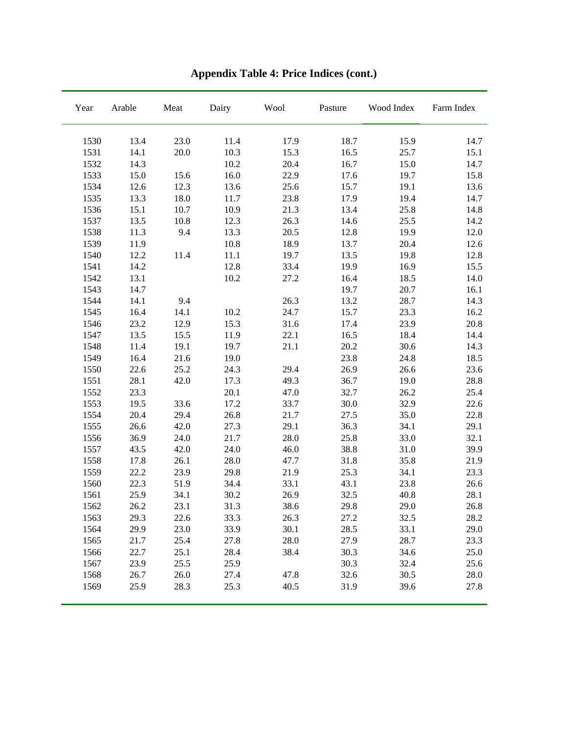**Appendix Table 4: Price Indices (cont.)**

| Year | Arable | Meat | Dairy | Wool | Pasture | Wood Index | Farm Index |
|---|---|---|---|---|---|---|---|
| 1530 | 13.4 | 23.0 | 11.4 | 17.9 | 18.7 | 15.9 | 14.7 |
| 1531 | 14.1 | 20.0 | 10.3 | 15.3 | 16.5 | 25.7 | 15.1 |
| 1532 | 14.3 | | 10.2 | 20.4 | 16.7 | 15.0 | 14.7 |
| 1533 | 15.0 | 15.6 | 16.0 | 22.9 | 17.6 | 19.7 | 15.8 |
| 1534 | 12.6 | 12.3 | 13.6 | 25.6 | 15.7 | 19.1 | 13.6 |
| 1535 | 13.3 | 18.0 | 11.7 | 23.8 | 17.9 | 19.4 | 14.7 |
| 1536 | 15.1 | 10.7 | 10.9 | 21.3 | 13.4 | 25.8 | 14.8 |
| 1537 | 13.5 | 10.8 | 12.3 | 26.3 | 14.6 | 25.5 | 14.2 |
| 1538 | 11.3 | 9.4 | 13.3 | 20.5 | 12.8 | 19.9 | 12.0 |
| 1539 | 11.9 | | 10.8 | 18.9 | 13.7 | 20.4 | 12.6 |
| 1540 | 12.2 | 11.4 | 11.1 | 19.7 | 13.5 | 19.8 | 12.8 |
| 1541 | 14.2 | | 12.8 | 33.4 | 19.9 | 16.9 | 15.5 |
| 1542 | 13.1 | | 10.2 | 27.2 | 16.4 | 18.5 | 14.0 |
| 1543 | 14.7 | | | | 19.7 | 20.7 | 16.1 |
| 1544 | 14.1 | 9.4 | | 26.3 | 13.2 | 28.7 | 14.3 |
| 1545 | 16.4 | 14.1 | 10.2 | 24.7 | 15.7 | 23.3 | 16.2 |
| 1546 | 23.2 | 12.9 | 15.3 | 31.6 | 17.4 | 23.9 | 20.8 |
| 1547 | 13.5 | 15.5 | 11.9 | 22.1 | 16.5 | 18.4 | 14.4 |
| 1548 | 11.4 | 19.1 | 19.7 | 21.1 | 20.2 | 30.6 | 14.3 |
| 1549 | 16.4 | 21.6 | 19.0 | | 23.8 | 24.8 | 18.5 |
| 1550 | 22.6 | 25.2 | 24.3 | 29.4 | 26.9 | 26.6 | 23.6 |
| 1551 | 28.1 | 42.0 | 17.3 | 49.3 | 36.7 | 19.0 | 28.8 |
| 1552 | 23.3 | | 20.1 | 47.0 | 32.7 | 26.2 | 25.4 |
| 1553 | 19.5 | 33.6 | 17.2 | 33.7 | 30.0 | 32.9 | 22.6 |
| 1554 | 20.4 | 29.4 | 26.8 | 21.7 | 27.5 | 35.0 | 22.8 |
| 1555 | 26.6 | 42.0 | 27.3 | 29.1 | 36.3 | 34.1 | 29.1 |
| 1556 | 36.9 | 24.0 | 21.7 | 28.0 | 25.8 | 33.0 | 32.1 |
| 1557 | 43.5 | 42.0 | 24.0 | 46.0 | 38.8 | 31.0 | 39.9 |
| 1558 | 17.8 | 26.1 | 28.0 | 47.7 | 31.8 | 35.8 | 21.9 |
| 1559 | 22.2 | 23.9 | 29.8 | 21.9 | 25.3 | 34.1 | 23.3 |
| 1560 | 22.3 | 51.9 | 34.4 | 33.1 | 43.1 | 23.8 | 26.6 |
| 1561 | 25.9 | 34.1 | 30.2 | 26.9 | 32.5 | 40.8 | 28.1 |
| 1562 | 26.2 | 23.1 | 31.3 | 38.6 | 29.8 | 29.0 | 26.8 |
| 1563 | 29.3 | 22.6 | 33.3 | 26.3 | 27.2 | 32.5 | 28.2 |
| 1564 | 29.9 | 23.0 | 33.9 | 30.1 | 28.5 | 33.1 | 29.0 |
| 1565 | 21.7 | 25.4 | 27.8 | 28.0 | 27.9 | 28.7 | 23.3 |
| 1566 | 22.7 | 25.1 | 28.4 | 38.4 | 30.3 | 34.6 | 25.0 |
| 1567 | 23.9 | 25.5 | 25.9 | | 30.3 | 32.4 | 25.6 |
| 1568 | 26.7 | 26.0 | 27.4 | 47.8 | 32.6 | 30.5 | 28.0 |
| 1569 | 25.9 | 28.3 | 25.3 | 40.5 | 31.9 | 39.6 | 27.8 |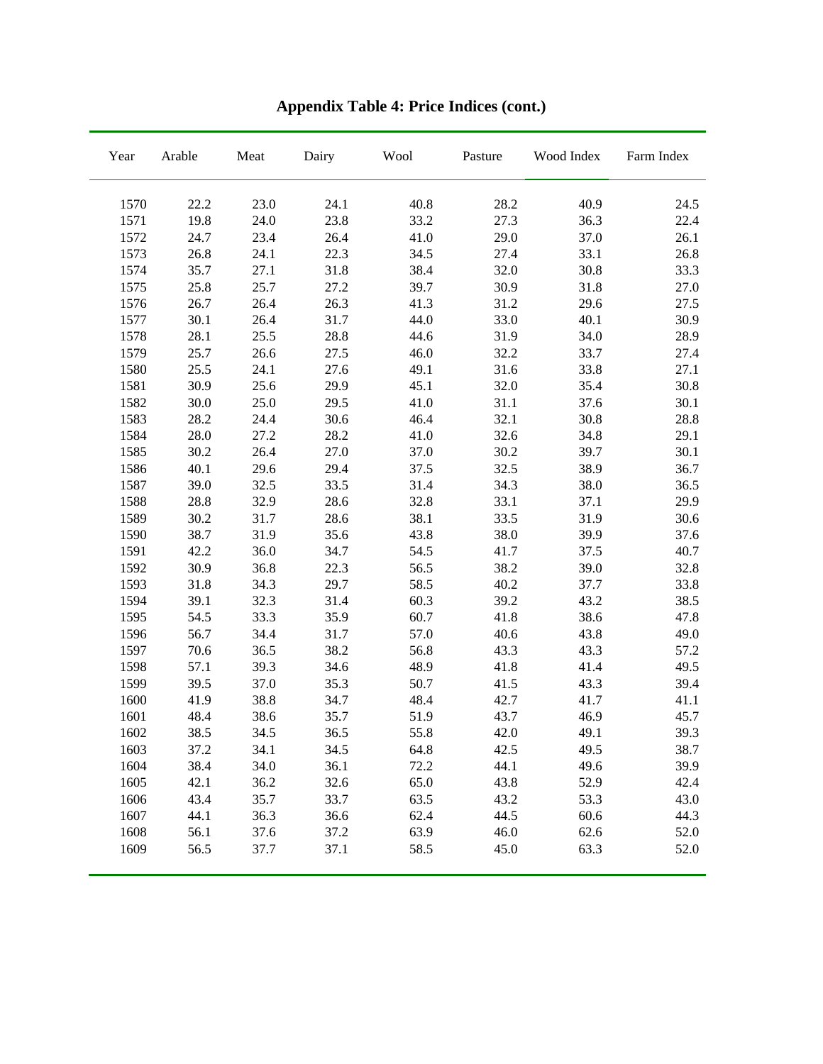# Appendix Table 4: Price Indices (cont.)

| Year | Arable | Meat | Dairy | Wool | Pasture | Wood Index | Farm Index |
|---|---|---|---|---|---|---|---|
| 1570 | 22.2 | 23.0 | 24.1 | 40.8 | 28.2 | 40.9 | 24.5 |
| 1571 | 19.8 | 24.0 | 23.8 | 33.2 | 27.3 | 36.3 | 22.4 |
| 1572 | 24.7 | 23.4 | 26.4 | 41.0 | 29.0 | 37.0 | 26.1 |
| 1573 | 26.8 | 24.1 | 22.3 | 34.5 | 27.4 | 33.1 | 26.8 |
| 1574 | 35.7 | 27.1 | 31.8 | 38.4 | 32.0 | 30.8 | 33.3 |
| 1575 | 25.8 | 25.7 | 27.2 | 39.7 | 30.9 | 31.8 | 27.0 |
| 1576 | 26.7 | 26.4 | 26.3 | 41.3 | 31.2 | 29.6 | 27.5 |
| 1577 | 30.1 | 26.4 | 31.7 | 44.0 | 33.0 | 40.1 | 30.9 |
| 1578 | 28.1 | 25.5 | 28.8 | 44.6 | 31.9 | 34.0 | 28.9 |
| 1579 | 25.7 | 26.6 | 27.5 | 46.0 | 32.2 | 33.7 | 27.4 |
| 1580 | 25.5 | 24.1 | 27.6 | 49.1 | 31.6 | 33.8 | 27.1 |
| 1581 | 30.9 | 25.6 | 29.9 | 45.1 | 32.0 | 35.4 | 30.8 |
| 1582 | 30.0 | 25.0 | 29.5 | 41.0 | 31.1 | 37.6 | 30.1 |
| 1583 | 28.2 | 24.4 | 30.6 | 46.4 | 32.1 | 30.8 | 28.8 |
| 1584 | 28.0 | 27.2 | 28.2 | 41.0 | 32.6 | 34.8 | 29.1 |
| 1585 | 30.2 | 26.4 | 27.0 | 37.0 | 30.2 | 39.7 | 30.1 |
| 1586 | 40.1 | 29.6 | 29.4 | 37.5 | 32.5 | 38.9 | 36.7 |
| 1587 | 39.0 | 32.5 | 33.5 | 31.4 | 34.3 | 38.0 | 36.5 |
| 1588 | 28.8 | 32.9 | 28.6 | 32.8 | 33.1 | 37.1 | 29.9 |
| 1589 | 30.2 | 31.7 | 28.6 | 38.1 | 33.5 | 31.9 | 30.6 |
| 1590 | 38.7 | 31.9 | 35.6 | 43.8 | 38.0 | 39.9 | 37.6 |
| 1591 | 42.2 | 36.0 | 34.7 | 54.5 | 41.7 | 37.5 | 40.7 |
| 1592 | 30.9 | 36.8 | 22.3 | 56.5 | 38.2 | 39.0 | 32.8 |
| 1593 | 31.8 | 34.3 | 29.7 | 58.5 | 40.2 | 37.7 | 33.8 |
| 1594 | 39.1 | 32.3 | 31.4 | 60.3 | 39.2 | 43.2 | 38.5 |
| 1595 | 54.5 | 33.3 | 35.9 | 60.7 | 41.8 | 38.6 | 47.8 |
| 1596 | 56.7 | 34.4 | 31.7 | 57.0 | 40.6 | 43.8 | 49.0 |
| 1597 | 70.6 | 36.5 | 38.2 | 56.8 | 43.3 | 43.3 | 57.2 |
| 1598 | 57.1 | 39.3 | 34.6 | 48.9 | 41.8 | 41.4 | 49.5 |
| 1599 | 39.5 | 37.0 | 35.3 | 50.7 | 41.5 | 43.3 | 39.4 |
| 1600 | 41.9 | 38.8 | 34.7 | 48.4 | 42.7 | 41.7 | 41.1 |
| 1601 | 48.4 | 38.6 | 35.7 | 51.9 | 43.7 | 46.9 | 45.7 |
| 1602 | 38.5 | 34.5 | 36.5 | 55.8 | 42.0 | 49.1 | 39.3 |
| 1603 | 37.2 | 34.1 | 34.5 | 64.8 | 42.5 | 49.5 | 38.7 |
| 1604 | 38.4 | 34.0 | 36.1 | 72.2 | 44.1 | 49.6 | 39.9 |
| 1605 | 42.1 | 36.2 | 32.6 | 65.0 | 43.8 | 52.9 | 42.4 |
| 1606 | 43.4 | 35.7 | 33.7 | 63.5 | 43.2 | 53.3 | 43.0 |
| 1607 | 44.1 | 36.3 | 36.6 | 62.4 | 44.5 | 60.6 | 44.3 |
| 1608 | 56.1 | 37.6 | 37.2 | 63.9 | 46.0 | 62.6 | 52.0 |
| 1609 | 56.5 | 37.7 | 37.1 | 58.5 | 45.0 | 63.3 | 52.0 |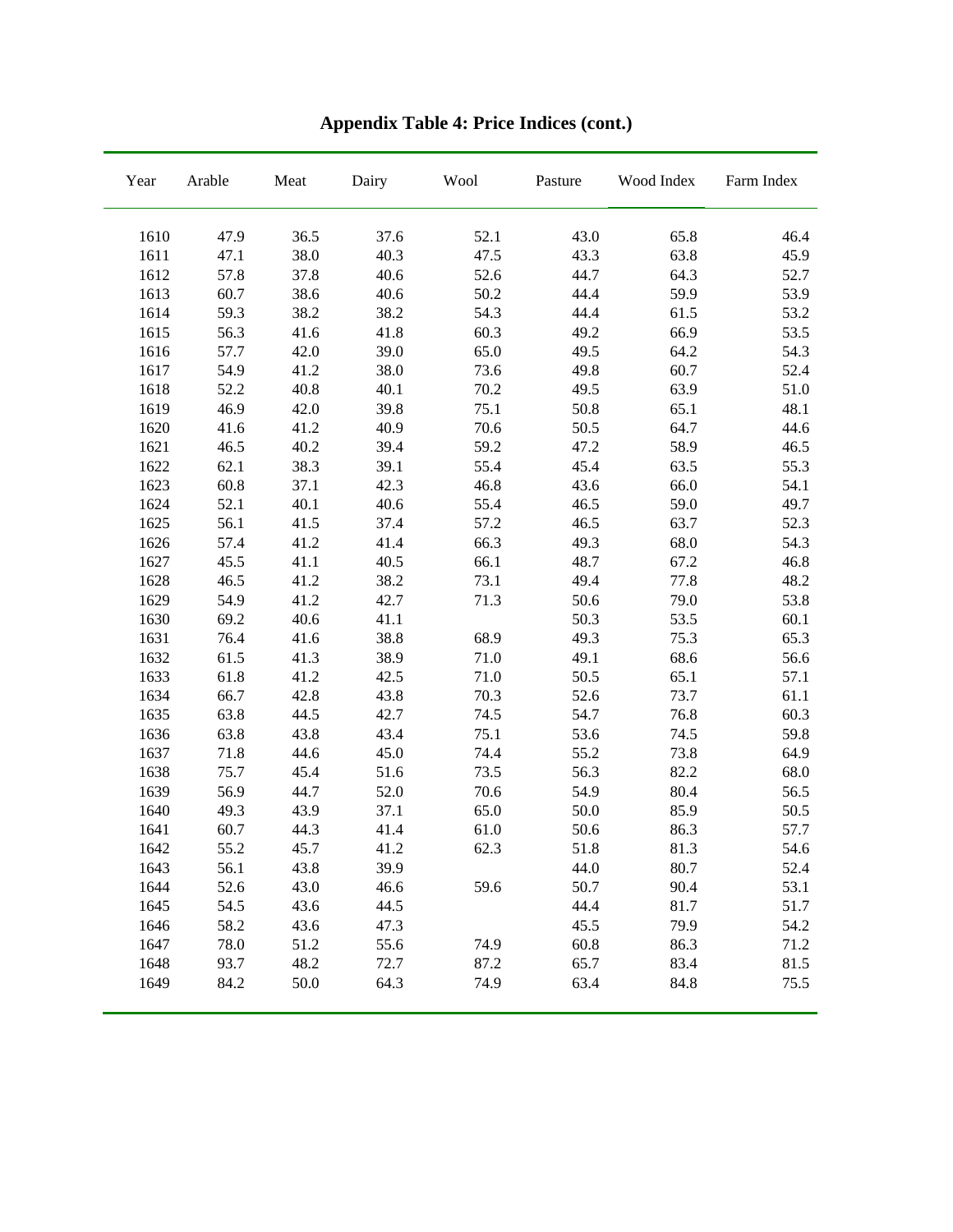**Appendix Table 4: Price Indices (cont.)**

| Year | Arable | Meat | Dairy | Wool | Pasture | Wood Index | Farm Index |
|---|---|---|---|---|---|---|---|
| 1610 | 47.9 | 36.5 | 37.6 | 52.1 | 43.0 | 65.8 | 46.4 |
| 1611 | 47.1 | 38.0 | 40.3 | 47.5 | 43.3 | 63.8 | 45.9 |
| 1612 | 57.8 | 37.8 | 40.6 | 52.6 | 44.7 | 64.3 | 52.7 |
| 1613 | 60.7 | 38.6 | 40.6 | 50.2 | 44.4 | 59.9 | 53.9 |
| 1614 | 59.3 | 38.2 | 38.2 | 54.3 | 44.4 | 61.5 | 53.2 |
| 1615 | 56.3 | 41.6 | 41.8 | 60.3 | 49.2 | 66.9 | 53.5 |
| 1616 | 57.7 | 42.0 | 39.0 | 65.0 | 49.5 | 64.2 | 54.3 |
| 1617 | 54.9 | 41.2 | 38.0 | 73.6 | 49.8 | 60.7 | 52.4 |
| 1618 | 52.2 | 40.8 | 40.1 | 70.2 | 49.5 | 63.9 | 51.0 |
| 1619 | 46.9 | 42.0 | 39.8 | 75.1 | 50.8 | 65.1 | 48.1 |
| 1620 | 41.6 | 41.2 | 40.9 | 70.6 | 50.5 | 64.7 | 44.6 |
| 1621 | 46.5 | 40.2 | 39.4 | 59.2 | 47.2 | 58.9 | 46.5 |
| 1622 | 62.1 | 38.3 | 39.1 | 55.4 | 45.4 | 63.5 | 55.3 |
| 1623 | 60.8 | 37.1 | 42.3 | 46.8 | 43.6 | 66.0 | 54.1 |
| 1624 | 52.1 | 40.1 | 40.6 | 55.4 | 46.5 | 59.0 | 49.7 |
| 1625 | 56.1 | 41.5 | 37.4 | 57.2 | 46.5 | 63.7 | 52.3 |
| 1626 | 57.4 | 41.2 | 41.4 | 66.3 | 49.3 | 68.0 | 54.3 |
| 1627 | 45.5 | 41.1 | 40.5 | 66.1 | 48.7 | 67.2 | 46.8 |
| 1628 | 46.5 | 41.2 | 38.2 | 73.1 | 49.4 | 77.8 | 48.2 |
| 1629 | 54.9 | 41.2 | 42.7 | 71.3 | 50.6 | 79.0 | 53.8 |
| 1630 | 69.2 | 40.6 | 41.1 | | 50.3 | 53.5 | 60.1 |
| 1631 | 76.4 | 41.6 | 38.8 | 68.9 | 49.3 | 75.3 | 65.3 |
| 1632 | 61.5 | 41.3 | 38.9 | 71.0 | 49.1 | 68.6 | 56.6 |
| 1633 | 61.8 | 41.2 | 42.5 | 71.0 | 50.5 | 65.1 | 57.1 |
| 1634 | 66.7 | 42.8 | 43.8 | 70.3 | 52.6 | 73.7 | 61.1 |
| 1635 | 63.8 | 44.5 | 42.7 | 74.5 | 54.7 | 76.8 | 60.3 |
| 1636 | 63.8 | 43.8 | 43.4 | 75.1 | 53.6 | 74.5 | 59.8 |
| 1637 | 71.8 | 44.6 | 45.0 | 74.4 | 55.2 | 73.8 | 64.9 |
| 1638 | 75.7 | 45.4 | 51.6 | 73.5 | 56.3 | 82.2 | 68.0 |
| 1639 | 56.9 | 44.7 | 52.0 | 70.6 | 54.9 | 80.4 | 56.5 |
| 1640 | 49.3 | 43.9 | 37.1 | 65.0 | 50.0 | 85.9 | 50.5 |
| 1641 | 60.7 | 44.3 | 41.4 | 61.0 | 50.6 | 86.3 | 57.7 |
| 1642 | 55.2 | 45.7 | 41.2 | 62.3 | 51.8 | 81.3 | 54.6 |
| 1643 | 56.1 | 43.8 | 39.9 | | 44.0 | 80.7 | 52.4 |
| 1644 | 52.6 | 43.0 | 46.6 | 59.6 | 50.7 | 90.4 | 53.1 |
| 1645 | 54.5 | 43.6 | 44.5 | | 44.4 | 81.7 | 51.7 |
| 1646 | 58.2 | 43.6 | 47.3 | | 45.5 | 79.9 | 54.2 |
| 1647 | 78.0 | 51.2 | 55.6 | 74.9 | 60.8 | 86.3 | 71.2 |
| 1648 | 93.7 | 48.2 | 72.7 | 87.2 | 65.7 | 83.4 | 81.5 |
| 1649 | 84.2 | 50.0 | 64.3 | 74.9 | 63.4 | 84.8 | 75.5 |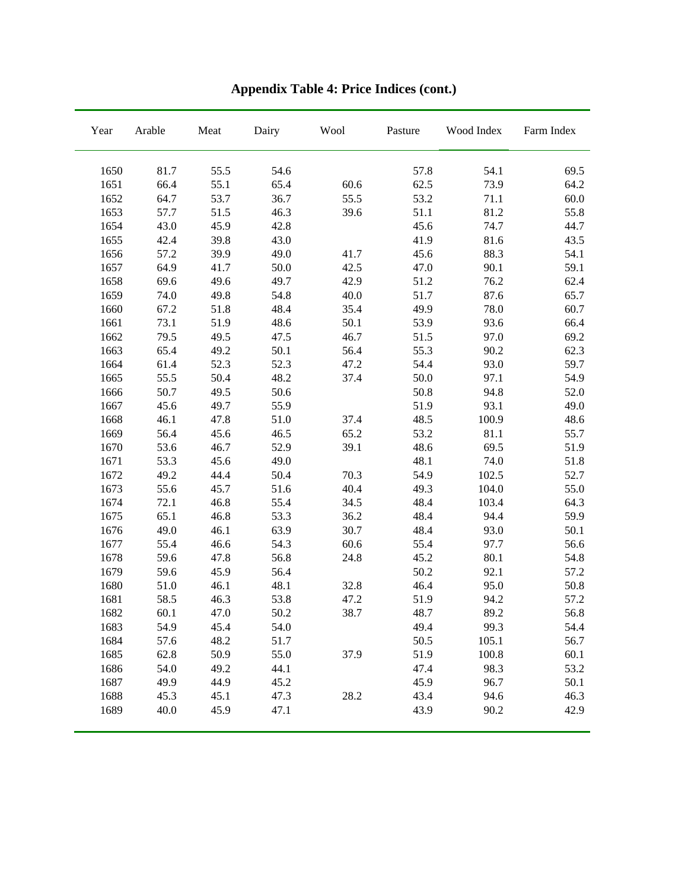**Appendix Table 4: Price Indices (cont.)**

| Year | Arable | Meat | Dairy | Wool | Pasture | Wood Index | Farm Index |
|---|---|---|---|---|---|---|---|
| 1650 | 81.7 | 55.5 | 54.6 | | 57.8 | 54.1 | 69.5 |
| 1651 | 66.4 | 55.1 | 65.4 | 60.6 | 62.5 | 73.9 | 64.2 |
| 1652 | 64.7 | 53.7 | 36.7 | 55.5 | 53.2 | 71.1 | 60.0 |
| 1653 | 57.7 | 51.5 | 46.3 | 39.6 | 51.1 | 81.2 | 55.8 |
| 1654 | 43.0 | 45.9 | 42.8 | | 45.6 | 74.7 | 44.7 |
| 1655 | 42.4 | 39.8 | 43.0 | | 41.9 | 81.6 | 43.5 |
| 1656 | 57.2 | 39.9 | 49.0 | 41.7 | 45.6 | 88.3 | 54.1 |
| 1657 | 64.9 | 41.7 | 50.0 | 42.5 | 47.0 | 90.1 | 59.1 |
| 1658 | 69.6 | 49.6 | 49.7 | 42.9 | 51.2 | 76.2 | 62.4 |
| 1659 | 74.0 | 49.8 | 54.8 | 40.0 | 51.7 | 87.6 | 65.7 |
| 1660 | 67.2 | 51.8 | 48.4 | 35.4 | 49.9 | 78.0 | 60.7 |
| 1661 | 73.1 | 51.9 | 48.6 | 50.1 | 53.9 | 93.6 | 66.4 |
| 1662 | 79.5 | 49.5 | 47.5 | 46.7 | 51.5 | 97.0 | 69.2 |
| 1663 | 65.4 | 49.2 | 50.1 | 56.4 | 55.3 | 90.2 | 62.3 |
| 1664 | 61.4 | 52.3 | 52.3 | 47.2 | 54.4 | 93.0 | 59.7 |
| 1665 | 55.5 | 50.4 | 48.2 | 37.4 | 50.0 | 97.1 | 54.9 |
| 1666 | 50.7 | 49.5 | 50.6 | | 50.8 | 94.8 | 52.0 |
| 1667 | 45.6 | 49.7 | 55.9 | | 51.9 | 93.1 | 49.0 |
| 1668 | 46.1 | 47.8 | 51.0 | 37.4 | 48.5 | 100.9 | 48.6 |
| 1669 | 56.4 | 45.6 | 46.5 | 65.2 | 53.2 | 81.1 | 55.7 |
| 1670 | 53.6 | 46.7 | 52.9 | 39.1 | 48.6 | 69.5 | 51.9 |
| 1671 | 53.3 | 45.6 | 49.0 | | 48.1 | 74.0 | 51.8 |
| 1672 | 49.2 | 44.4 | 50.4 | 70.3 | 54.9 | 102.5 | 52.7 |
| 1673 | 55.6 | 45.7 | 51.6 | 40.4 | 49.3 | 104.0 | 55.0 |
| 1674 | 72.1 | 46.8 | 55.4 | 34.5 | 48.4 | 103.4 | 64.3 |
| 1675 | 65.1 | 46.8 | 53.3 | 36.2 | 48.4 | 94.4 | 59.9 |
| 1676 | 49.0 | 46.1 | 63.9 | 30.7 | 48.4 | 93.0 | 50.1 |
| 1677 | 55.4 | 46.6 | 54.3 | 60.6 | 55.4 | 97.7 | 56.6 |
| 1678 | 59.6 | 47.8 | 56.8 | 24.8 | 45.2 | 80.1 | 54.8 |
| 1679 | 59.6 | 45.9 | 56.4 | | 50.2 | 92.1 | 57.2 |
| 1680 | 51.0 | 46.1 | 48.1 | 32.8 | 46.4 | 95.0 | 50.8 |
| 1681 | 58.5 | 46.3 | 53.8 | 47.2 | 51.9 | 94.2 | 57.2 |
| 1682 | 60.1 | 47.0 | 50.2 | 38.7 | 48.7 | 89.2 | 56.8 |
| 1683 | 54.9 | 45.4 | 54.0 | | 49.4 | 99.3 | 54.4 |
| 1684 | 57.6 | 48.2 | 51.7 | | 50.5 | 105.1 | 56.7 |
| 1685 | 62.8 | 50.9 | 55.0 | 37.9 | 51.9 | 100.8 | 60.1 |
| 1686 | 54.0 | 49.2 | 44.1 | | 47.4 | 98.3 | 53.2 |
| 1687 | 49.9 | 44.9 | 45.2 | | 45.9 | 96.7 | 50.1 |
| 1688 | 45.3 | 45.1 | 47.3 | 28.2 | 43.4 | 94.6 | 46.3 |
| 1689 | 40.0 | 45.9 | 47.1 | | 43.9 | 90.2 | 42.9 |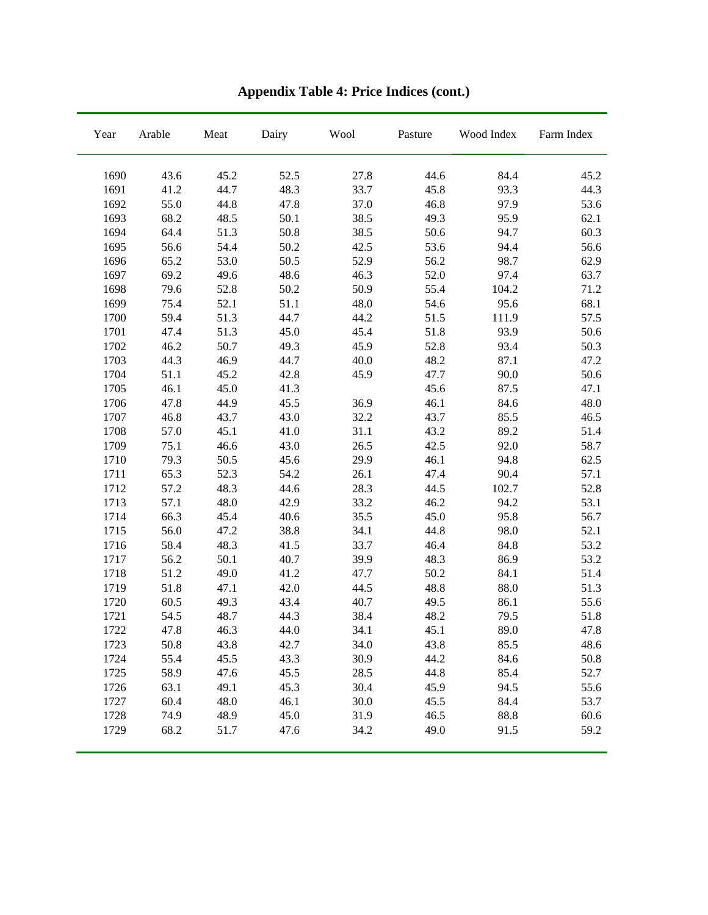## Appendix Table 4: Price Indices (cont.)

| Year | Arable | Meat | Dairy | Wool | Pasture | Wood Index | Farm Index |
|---|---|---|---|---|---|---|---|
| 1690 | 43.6 | 45.2 | 52.5 | 27.8 | 44.6 | 84.4 | 45.2 |
| 1691 | 41.2 | 44.7 | 48.3 | 33.7 | 45.8 | 93.3 | 44.3 |
| 1692 | 55.0 | 44.8 | 47.8 | 37.0 | 46.8 | 97.9 | 53.6 |
| 1693 | 68.2 | 48.5 | 50.1 | 38.5 | 49.3 | 95.9 | 62.1 |
| 1694 | 64.4 | 51.3 | 50.8 | 38.5 | 50.6 | 94.7 | 60.3 |
| 1695 | 56.6 | 54.4 | 50.2 | 42.5 | 53.6 | 94.4 | 56.6 |
| 1696 | 65.2 | 53.0 | 50.5 | 52.9 | 56.2 | 98.7 | 62.9 |
| 1697 | 69.2 | 49.6 | 48.6 | 46.3 | 52.0 | 97.4 | 63.7 |
| 1698 | 79.6 | 52.8 | 50.2 | 50.9 | 55.4 | 104.2 | 71.2 |
| 1699 | 75.4 | 52.1 | 51.1 | 48.0 | 54.6 | 95.6 | 68.1 |
| 1700 | 59.4 | 51.3 | 44.7 | 44.2 | 51.5 | 111.9 | 57.5 |
| 1701 | 47.4 | 51.3 | 45.0 | 45.4 | 51.8 | 93.9 | 50.6 |
| 1702 | 46.2 | 50.7 | 49.3 | 45.9 | 52.8 | 93.4 | 50.3 |
| 1703 | 44.3 | 46.9 | 44.7 | 40.0 | 48.2 | 87.1 | 47.2 |
| 1704 | 51.1 | 45.2 | 42.8 | 45.9 | 47.7 | 90.0 | 50.6 |
| 1705 | 46.1 | 45.0 | 41.3 | | 45.6 | 87.5 | 47.1 |
| 1706 | 47.8 | 44.9 | 45.5 | 36.9 | 46.1 | 84.6 | 48.0 |
| 1707 | 46.8 | 43.7 | 43.0 | 32.2 | 43.7 | 85.5 | 46.5 |
| 1708 | 57.0 | 45.1 | 41.0 | 31.1 | 43.2 | 89.2 | 51.4 |
| 1709 | 75.1 | 46.6 | 43.0 | 26.5 | 42.5 | 92.0 | 58.7 |
| 1710 | 79.3 | 50.5 | 45.6 | 29.9 | 46.1 | 94.8 | 62.5 |
| 1711 | 65.3 | 52.3 | 54.2 | 26.1 | 47.4 | 90.4 | 57.1 |
| 1712 | 57.2 | 48.3 | 44.6 | 28.3 | 44.5 | 102.7 | 52.8 |
| 1713 | 57.1 | 48.0 | 42.9 | 33.2 | 46.2 | 94.2 | 53.1 |
| 1714 | 66.3 | 45.4 | 40.6 | 35.5 | 45.0 | 95.8 | 56.7 |
| 1715 | 56.0 | 47.2 | 38.8 | 34.1 | 44.8 | 98.0 | 52.1 |
| 1716 | 58.4 | 48.3 | 41.5 | 33.7 | 46.4 | 84.8 | 53.2 |
| 1717 | 56.2 | 50.1 | 40.7 | 39.9 | 48.3 | 86.9 | 53.2 |
| 1718 | 51.2 | 49.0 | 41.2 | 47.7 | 50.2 | 84.1 | 51.4 |
| 1719 | 51.8 | 47.1 | 42.0 | 44.5 | 48.8 | 88.0 | 51.3 |
| 1720 | 60.5 | 49.3 | 43.4 | 40.7 | 49.5 | 86.1 | 55.6 |
| 1721 | 54.5 | 48.7 | 44.3 | 38.4 | 48.2 | 79.5 | 51.8 |
| 1722 | 47.8 | 46.3 | 44.0 | 34.1 | 45.1 | 89.0 | 47.8 |
| 1723 | 50.8 | 43.8 | 42.7 | 34.0 | 43.8 | 85.5 | 48.6 |
| 1724 | 55.4 | 45.5 | 43.3 | 30.9 | 44.2 | 84.6 | 50.8 |
| 1725 | 58.9 | 47.6 | 45.5 | 28.5 | 44.8 | 85.4 | 52.7 |
| 1726 | 63.1 | 49.1 | 45.3 | 30.4 | 45.9 | 94.5 | 55.6 |
| 1727 | 60.4 | 48.0 | 46.1 | 30.0 | 45.5 | 84.4 | 53.7 |
| 1728 | 74.9 | 48.9 | 45.0 | 31.9 | 46.5 | 88.8 | 60.6 |
| 1729 | 68.2 | 51.7 | 47.6 | 34.2 | 49.0 | 91.5 | 59.2 |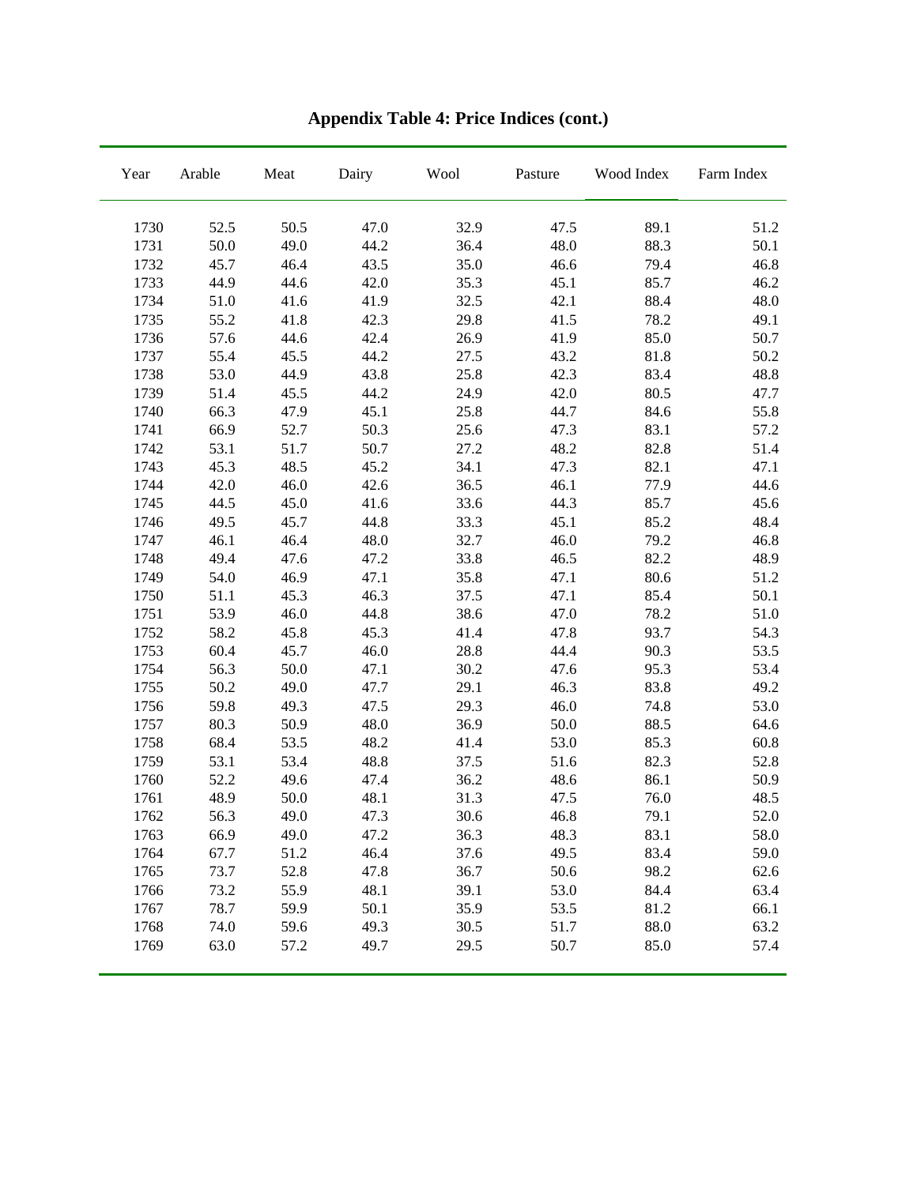**Appendix Table 4: Price Indices (cont.)**

| Year | Arable | Meat | Dairy | Wool | Pasture | Wood Index | Farm Index |
|---|---|---|---|---|---|---|---|
| 1730 | 52.5 | 50.5 | 47.0 | 32.9 | 47.5 | 89.1 | 51.2 |
| 1731 | 50.0 | 49.0 | 44.2 | 36.4 | 48.0 | 88.3 | 50.1 |
| 1732 | 45.7 | 46.4 | 43.5 | 35.0 | 46.6 | 79.4 | 46.8 |
| 1733 | 44.9 | 44.6 | 42.0 | 35.3 | 45.1 | 85.7 | 46.2 |
| 1734 | 51.0 | 41.6 | 41.9 | 32.5 | 42.1 | 88.4 | 48.0 |
| 1735 | 55.2 | 41.8 | 42.3 | 29.8 | 41.5 | 78.2 | 49.1 |
| 1736 | 57.6 | 44.6 | 42.4 | 26.9 | 41.9 | 85.0 | 50.7 |
| 1737 | 55.4 | 45.5 | 44.2 | 27.5 | 43.2 | 81.8 | 50.2 |
| 1738 | 53.0 | 44.9 | 43.8 | 25.8 | 42.3 | 83.4 | 48.8 |
| 1739 | 51.4 | 45.5 | 44.2 | 24.9 | 42.0 | 80.5 | 47.7 |
| 1740 | 66.3 | 47.9 | 45.1 | 25.8 | 44.7 | 84.6 | 55.8 |
| 1741 | 66.9 | 52.7 | 50.3 | 25.6 | 47.3 | 83.1 | 57.2 |
| 1742 | 53.1 | 51.7 | 50.7 | 27.2 | 48.2 | 82.8 | 51.4 |
| 1743 | 45.3 | 48.5 | 45.2 | 34.1 | 47.3 | 82.1 | 47.1 |
| 1744 | 42.0 | 46.0 | 42.6 | 36.5 | 46.1 | 77.9 | 44.6 |
| 1745 | 44.5 | 45.0 | 41.6 | 33.6 | 44.3 | 85.7 | 45.6 |
| 1746 | 49.5 | 45.7 | 44.8 | 33.3 | 45.1 | 85.2 | 48.4 |
| 1747 | 46.1 | 46.4 | 48.0 | 32.7 | 46.0 | 79.2 | 46.8 |
| 1748 | 49.4 | 47.6 | 47.2 | 33.8 | 46.5 | 82.2 | 48.9 |
| 1749 | 54.0 | 46.9 | 47.1 | 35.8 | 47.1 | 80.6 | 51.2 |
| 1750 | 51.1 | 45.3 | 46.3 | 37.5 | 47.1 | 85.4 | 50.1 |
| 1751 | 53.9 | 46.0 | 44.8 | 38.6 | 47.0 | 78.2 | 51.0 |
| 1752 | 58.2 | 45.8 | 45.3 | 41.4 | 47.8 | 93.7 | 54.3 |
| 1753 | 60.4 | 45.7 | 46.0 | 28.8 | 44.4 | 90.3 | 53.5 |
| 1754 | 56.3 | 50.0 | 47.1 | 30.2 | 47.6 | 95.3 | 53.4 |
| 1755 | 50.2 | 49.0 | 47.7 | 29.1 | 46.3 | 83.8 | 49.2 |
| 1756 | 59.8 | 49.3 | 47.5 | 29.3 | 46.0 | 74.8 | 53.0 |
| 1757 | 80.3 | 50.9 | 48.0 | 36.9 | 50.0 | 88.5 | 64.6 |
| 1758 | 68.4 | 53.5 | 48.2 | 41.4 | 53.0 | 85.3 | 60.8 |
| 1759 | 53.1 | 53.4 | 48.8 | 37.5 | 51.6 | 82.3 | 52.8 |
| 1760 | 52.2 | 49.6 | 47.4 | 36.2 | 48.6 | 86.1 | 50.9 |
| 1761 | 48.9 | 50.0 | 48.1 | 31.3 | 47.5 | 76.0 | 48.5 |
| 1762 | 56.3 | 49.0 | 47.3 | 30.6 | 46.8 | 79.1 | 52.0 |
| 1763 | 66.9 | 49.0 | 47.2 | 36.3 | 48.3 | 83.1 | 58.0 |
| 1764 | 67.7 | 51.2 | 46.4 | 37.6 | 49.5 | 83.4 | 59.0 |
| 1765 | 73.7 | 52.8 | 47.8 | 36.7 | 50.6 | 98.2 | 62.6 |
| 1766 | 73.2 | 55.9 | 48.1 | 39.1 | 53.0 | 84.4 | 63.4 |
| 1767 | 78.7 | 59.9 | 50.1 | 35.9 | 53.5 | 81.2 | 66.1 |
| 1768 | 74.0 | 59.6 | 49.3 | 30.5 | 51.7 | 88.0 | 63.2 |
| 1769 | 63.0 | 57.2 | 49.7 | 29.5 | 50.7 | 85.0 | 57.4 |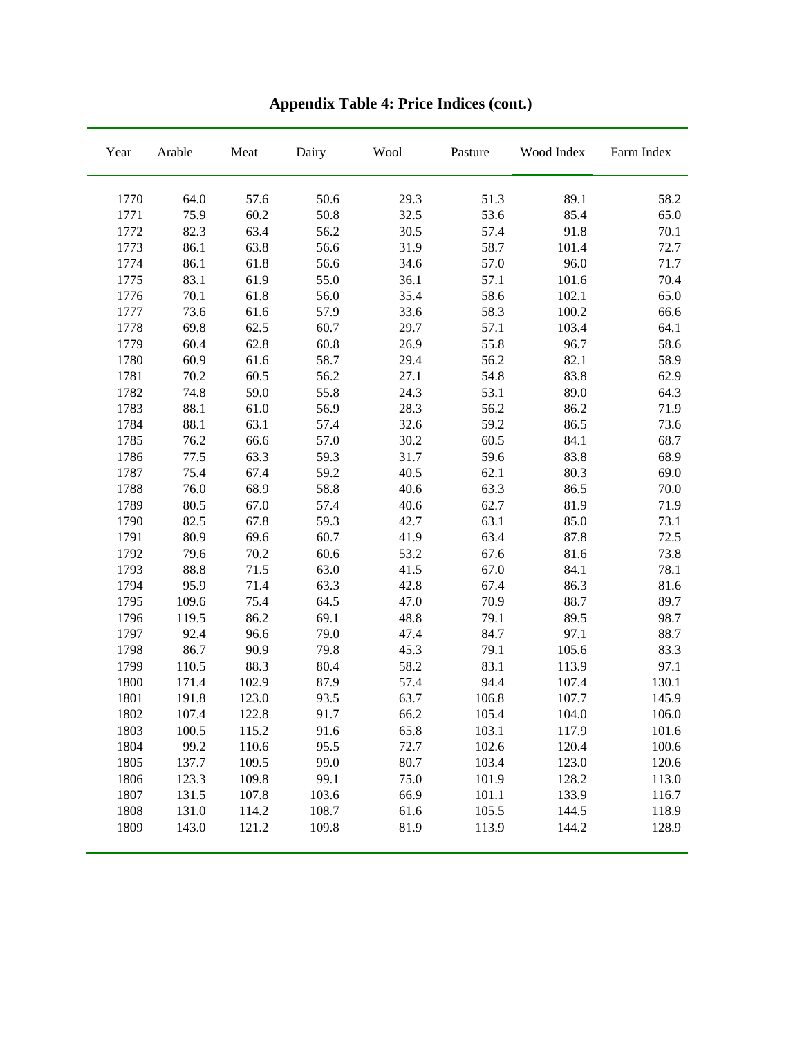# Appendix Table 4: Price Indices (cont.)

| Year | Arable | Meat | Dairy | Wool | Pasture | Wood Index | Farm Index |
|---|---|---|---|---|---|---|---|
| 1770 | 64.0 | 57.6 | 50.6 | 29.3 | 51.3 | 89.1 | 58.2 |
| 1771 | 75.9 | 60.2 | 50.8 | 32.5 | 53.6 | 85.4 | 65.0 |
| 1772 | 82.3 | 63.4 | 56.2 | 30.5 | 57.4 | 91.8 | 70.1 |
| 1773 | 86.1 | 63.8 | 56.6 | 31.9 | 58.7 | 101.4 | 72.7 |
| 1774 | 86.1 | 61.8 | 56.6 | 34.6 | 57.0 | 96.0 | 71.7 |
| 1775 | 83.1 | 61.9 | 55.0 | 36.1 | 57.1 | 101.6 | 70.4 |
| 1776 | 70.1 | 61.8 | 56.0 | 35.4 | 58.6 | 102.1 | 65.0 |
| 1777 | 73.6 | 61.6 | 57.9 | 33.6 | 58.3 | 100.2 | 66.6 |
| 1778 | 69.8 | 62.5 | 60.7 | 29.7 | 57.1 | 103.4 | 64.1 |
| 1779 | 60.4 | 62.8 | 60.8 | 26.9 | 55.8 | 96.7 | 58.6 |
| 1780 | 60.9 | 61.6 | 58.7 | 29.4 | 56.2 | 82.1 | 58.9 |
| 1781 | 70.2 | 60.5 | 56.2 | 27.1 | 54.8 | 83.8 | 62.9 |
| 1782 | 74.8 | 59.0 | 55.8 | 24.3 | 53.1 | 89.0 | 64.3 |
| 1783 | 88.1 | 61.0 | 56.9 | 28.3 | 56.2 | 86.2 | 71.9 |
| 1784 | 88.1 | 63.1 | 57.4 | 32.6 | 59.2 | 86.5 | 73.6 |
| 1785 | 76.2 | 66.6 | 57.0 | 30.2 | 60.5 | 84.1 | 68.7 |
| 1786 | 77.5 | 63.3 | 59.3 | 31.7 | 59.6 | 83.8 | 68.9 |
| 1787 | 75.4 | 67.4 | 59.2 | 40.5 | 62.1 | 80.3 | 69.0 |
| 1788 | 76.0 | 68.9 | 58.8 | 40.6 | 63.3 | 86.5 | 70.0 |
| 1789 | 80.5 | 67.0 | 57.4 | 40.6 | 62.7 | 81.9 | 71.9 |
| 1790 | 82.5 | 67.8 | 59.3 | 42.7 | 63.1 | 85.0 | 73.1 |
| 1791 | 80.9 | 69.6 | 60.7 | 41.9 | 63.4 | 87.8 | 72.5 |
| 1792 | 79.6 | 70.2 | 60.6 | 53.2 | 67.6 | 81.6 | 73.8 |
| 1793 | 88.8 | 71.5 | 63.0 | 41.5 | 67.0 | 84.1 | 78.1 |
| 1794 | 95.9 | 71.4 | 63.3 | 42.8 | 67.4 | 86.3 | 81.6 |
| 1795 | 109.6 | 75.4 | 64.5 | 47.0 | 70.9 | 88.7 | 89.7 |
| 1796 | 119.5 | 86.2 | 69.1 | 48.8 | 79.1 | 89.5 | 98.7 |
| 1797 | 92.4 | 96.6 | 79.0 | 47.4 | 84.7 | 97.1 | 88.7 |
| 1798 | 86.7 | 90.9 | 79.8 | 45.3 | 79.1 | 105.6 | 83.3 |
| 1799 | 110.5 | 88.3 | 80.4 | 58.2 | 83.1 | 113.9 | 97.1 |
| 1800 | 171.4 | 102.9 | 87.9 | 57.4 | 94.4 | 107.4 | 130.1 |
| 1801 | 191.8 | 123.0 | 93.5 | 63.7 | 106.8 | 107.7 | 145.9 |
| 1802 | 107.4 | 122.8 | 91.7 | 66.2 | 105.4 | 104.0 | 106.0 |
| 1803 | 100.5 | 115.2 | 91.6 | 65.8 | 103.1 | 117.9 | 101.6 |
| 1804 | 99.2 | 110.6 | 95.5 | 72.7 | 102.6 | 120.4 | 100.6 |
| 1805 | 137.7 | 109.5 | 99.0 | 80.7 | 103.4 | 123.0 | 120.6 |
| 1806 | 123.3 | 109.8 | 99.1 | 75.0 | 101.9 | 128.2 | 113.0 |
| 1807 | 131.5 | 107.8 | 103.6 | 66.9 | 101.1 | 133.9 | 116.7 |
| 1808 | 131.0 | 114.2 | 108.7 | 61.6 | 105.5 | 144.5 | 118.9 |
| 1809 | 143.0 | 121.2 | 109.8 | 81.9 | 113.9 | 144.2 | 128.9 |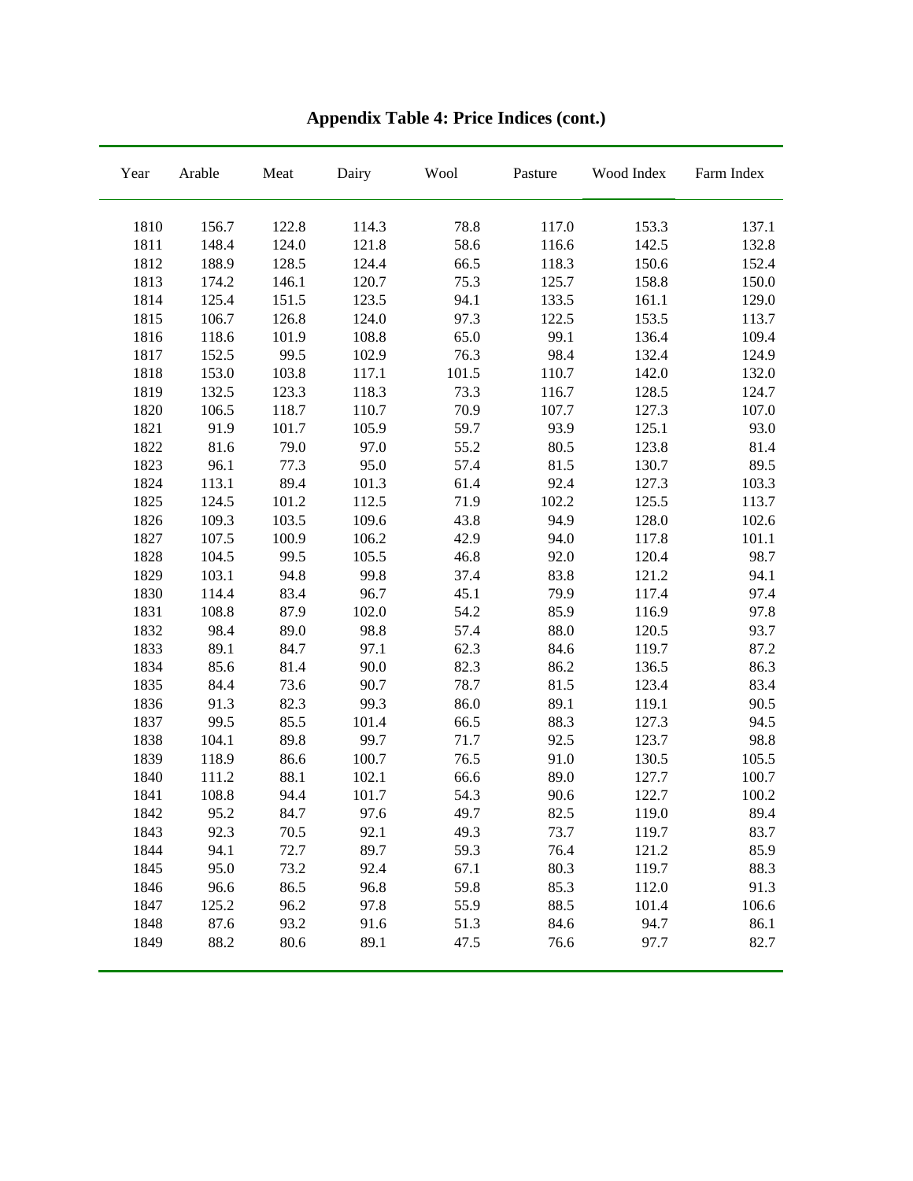## Appendix Table 4: Price Indices (cont.)

| Year | Arable | Meat | Dairy | Wool | Pasture | Wood Index | Farm Index |
|---|---|---|---|---|---|---|---|
| 1810 | 156.7 | 122.8 | 114.3 | 78.8 | 117.0 | 153.3 | 137.1 |
| 1811 | 148.4 | 124.0 | 121.8 | 58.6 | 116.6 | 142.5 | 132.8 |
| 1812 | 188.9 | 128.5 | 124.4 | 66.5 | 118.3 | 150.6 | 152.4 |
| 1813 | 174.2 | 146.1 | 120.7 | 75.3 | 125.7 | 158.8 | 150.0 |
| 1814 | 125.4 | 151.5 | 123.5 | 94.1 | 133.5 | 161.1 | 129.0 |
| 1815 | 106.7 | 126.8 | 124.0 | 97.3 | 122.5 | 153.5 | 113.7 |
| 1816 | 118.6 | 101.9 | 108.8 | 65.0 | 99.1 | 136.4 | 109.4 |
| 1817 | 152.5 | 99.5 | 102.9 | 76.3 | 98.4 | 132.4 | 124.9 |
| 1818 | 153.0 | 103.8 | 117.1 | 101.5 | 110.7 | 142.0 | 132.0 |
| 1819 | 132.5 | 123.3 | 118.3 | 73.3 | 116.7 | 128.5 | 124.7 |
| 1820 | 106.5 | 118.7 | 110.7 | 70.9 | 107.7 | 127.3 | 107.0 |
| 1821 | 91.9 | 101.7 | 105.9 | 59.7 | 93.9 | 125.1 | 93.0 |
| 1822 | 81.6 | 79.0 | 97.0 | 55.2 | 80.5 | 123.8 | 81.4 |
| 1823 | 96.1 | 77.3 | 95.0 | 57.4 | 81.5 | 130.7 | 89.5 |
| 1824 | 113.1 | 89.4 | 101.3 | 61.4 | 92.4 | 127.3 | 103.3 |
| 1825 | 124.5 | 101.2 | 112.5 | 71.9 | 102.2 | 125.5 | 113.7 |
| 1826 | 109.3 | 103.5 | 109.6 | 43.8 | 94.9 | 128.0 | 102.6 |
| 1827 | 107.5 | 100.9 | 106.2 | 42.9 | 94.0 | 117.8 | 101.1 |
| 1828 | 104.5 | 99.5 | 105.5 | 46.8 | 92.0 | 120.4 | 98.7 |
| 1829 | 103.1 | 94.8 | 99.8 | 37.4 | 83.8 | 121.2 | 94.1 |
| 1830 | 114.4 | 83.4 | 96.7 | 45.1 | 79.9 | 117.4 | 97.4 |
| 1831 | 108.8 | 87.9 | 102.0 | 54.2 | 85.9 | 116.9 | 97.8 |
| 1832 | 98.4 | 89.0 | 98.8 | 57.4 | 88.0 | 120.5 | 93.7 |
| 1833 | 89.1 | 84.7 | 97.1 | 62.3 | 84.6 | 119.7 | 87.2 |
| 1834 | 85.6 | 81.4 | 90.0 | 82.3 | 86.2 | 136.5 | 86.3 |
| 1835 | 84.4 | 73.6 | 90.7 | 78.7 | 81.5 | 123.4 | 83.4 |
| 1836 | 91.3 | 82.3 | 99.3 | 86.0 | 89.1 | 119.1 | 90.5 |
| 1837 | 99.5 | 85.5 | 101.4 | 66.5 | 88.3 | 127.3 | 94.5 |
| 1838 | 104.1 | 89.8 | 99.7 | 71.7 | 92.5 | 123.7 | 98.8 |
| 1839 | 118.9 | 86.6 | 100.7 | 76.5 | 91.0 | 130.5 | 105.5 |
| 1840 | 111.2 | 88.1 | 102.1 | 66.6 | 89.0 | 127.7 | 100.7 |
| 1841 | 108.8 | 94.4 | 101.7 | 54.3 | 90.6 | 122.7 | 100.2 |
| 1842 | 95.2 | 84.7 | 97.6 | 49.7 | 82.5 | 119.0 | 89.4 |
| 1843 | 92.3 | 70.5 | 92.1 | 49.3 | 73.7 | 119.7 | 83.7 |
| 1844 | 94.1 | 72.7 | 89.7 | 59.3 | 76.4 | 121.2 | 85.9 |
| 1845 | 95.0 | 73.2 | 92.4 | 67.1 | 80.3 | 119.7 | 88.3 |
| 1846 | 96.6 | 86.5 | 96.8 | 59.8 | 85.3 | 112.0 | 91.3 |
| 1847 | 125.2 | 96.2 | 97.8 | 55.9 | 88.5 | 101.4 | 106.6 |
| 1848 | 87.6 | 93.2 | 91.6 | 51.3 | 84.6 | 94.7 | 86.1 |
| 1849 | 88.2 | 80.6 | 89.1 | 47.5 | 76.6 | 97.7 | 82.7 |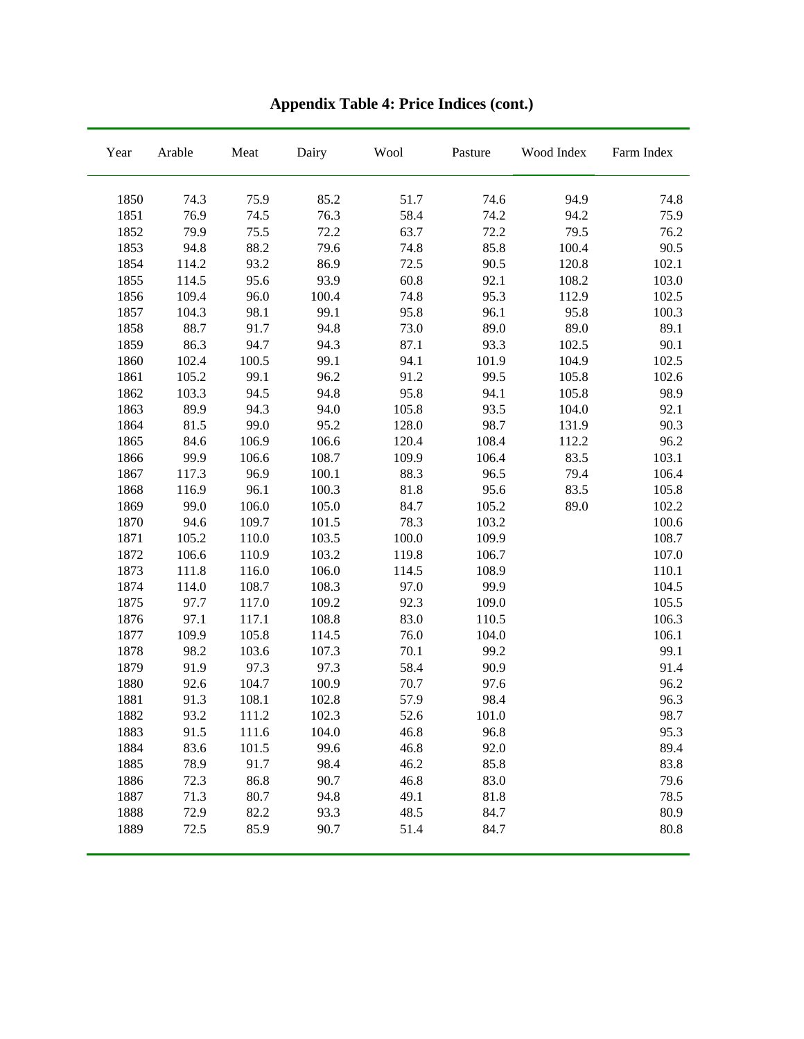**Appendix Table 4: Price Indices (cont.)**

| Year | Arable | Meat | Dairy | Wool | Pasture | Wood Index | Farm Index |
|---|---|---|---|---|---|---|---|
| 1850 | 74.3 | 75.9 | 85.2 | 51.7 | 74.6 | 94.9 | 74.8 |
| 1851 | 76.9 | 74.5 | 76.3 | 58.4 | 74.2 | 94.2 | 75.9 |
| 1852 | 79.9 | 75.5 | 72.2 | 63.7 | 72.2 | 79.5 | 76.2 |
| 1853 | 94.8 | 88.2 | 79.6 | 74.8 | 85.8 | 100.4 | 90.5 |
| 1854 | 114.2 | 93.2 | 86.9 | 72.5 | 90.5 | 120.8 | 102.1 |
| 1855 | 114.5 | 95.6 | 93.9 | 60.8 | 92.1 | 108.2 | 103.0 |
| 1856 | 109.4 | 96.0 | 100.4 | 74.8 | 95.3 | 112.9 | 102.5 |
| 1857 | 104.3 | 98.1 | 99.1 | 95.8 | 96.1 | 95.8 | 100.3 |
| 1858 | 88.7 | 91.7 | 94.8 | 73.0 | 89.0 | 89.0 | 89.1 |
| 1859 | 86.3 | 94.7 | 94.3 | 87.1 | 93.3 | 102.5 | 90.1 |
| 1860 | 102.4 | 100.5 | 99.1 | 94.1 | 101.9 | 104.9 | 102.5 |
| 1861 | 105.2 | 99.1 | 96.2 | 91.2 | 99.5 | 105.8 | 102.6 |
| 1862 | 103.3 | 94.5 | 94.8 | 95.8 | 94.1 | 105.8 | 98.9 |
| 1863 | 89.9 | 94.3 | 94.0 | 105.8 | 93.5 | 104.0 | 92.1 |
| 1864 | 81.5 | 99.0 | 95.2 | 128.0 | 98.7 | 131.9 | 90.3 |
| 1865 | 84.6 | 106.9 | 106.6 | 120.4 | 108.4 | 112.2 | 96.2 |
| 1866 | 99.9 | 106.6 | 108.7 | 109.9 | 106.4 | 83.5 | 103.1 |
| 1867 | 117.3 | 96.9 | 100.1 | 88.3 | 96.5 | 79.4 | 106.4 |
| 1868 | 116.9 | 96.1 | 100.3 | 81.8 | 95.6 | 83.5 | 105.8 |
| 1869 | 99.0 | 106.0 | 105.0 | 84.7 | 105.2 | 89.0 | 102.2 |
| 1870 | 94.6 | 109.7 | 101.5 | 78.3 | 103.2 | | 100.6 |
| 1871 | 105.2 | 110.0 | 103.5 | 100.0 | 109.9 | | 108.7 |
| 1872 | 106.6 | 110.9 | 103.2 | 119.8 | 106.7 | | 107.0 |
| 1873 | 111.8 | 116.0 | 106.0 | 114.5 | 108.9 | | 110.1 |
| 1874 | 114.0 | 108.7 | 108.3 | 97.0 | 99.9 | | 104.5 |
| 1875 | 97.7 | 117.0 | 109.2 | 92.3 | 109.0 | | 105.5 |
| 1876 | 97.1 | 117.1 | 108.8 | 83.0 | 110.5 | | 106.3 |
| 1877 | 109.9 | 105.8 | 114.5 | 76.0 | 104.0 | | 106.1 |
| 1878 | 98.2 | 103.6 | 107.3 | 70.1 | 99.2 | | 99.1 |
| 1879 | 91.9 | 97.3 | 97.3 | 58.4 | 90.9 | | 91.4 |
| 1880 | 92.6 | 104.7 | 100.9 | 70.7 | 97.6 | | 96.2 |
| 1881 | 91.3 | 108.1 | 102.8 | 57.9 | 98.4 | | 96.3 |
| 1882 | 93.2 | 111.2 | 102.3 | 52.6 | 101.0 | | 98.7 |
| 1883 | 91.5 | 111.6 | 104.0 | 46.8 | 96.8 | | 95.3 |
| 1884 | 83.6 | 101.5 | 99.6 | 46.8 | 92.0 | | 89.4 |
| 1885 | 78.9 | 91.7 | 98.4 | 46.2 | 85.8 | | 83.8 |
| 1886 | 72.3 | 86.8 | 90.7 | 46.8 | 83.0 | | 79.6 |
| 1887 | 71.3 | 80.7 | 94.8 | 49.1 | 81.8 | | 78.5 |
| 1888 | 72.9 | 82.2 | 93.3 | 48.5 | 84.7 | | 80.9 |
| 1889 | 72.5 | 85.9 | 90.7 | 51.4 | 84.7 | | 80.8 |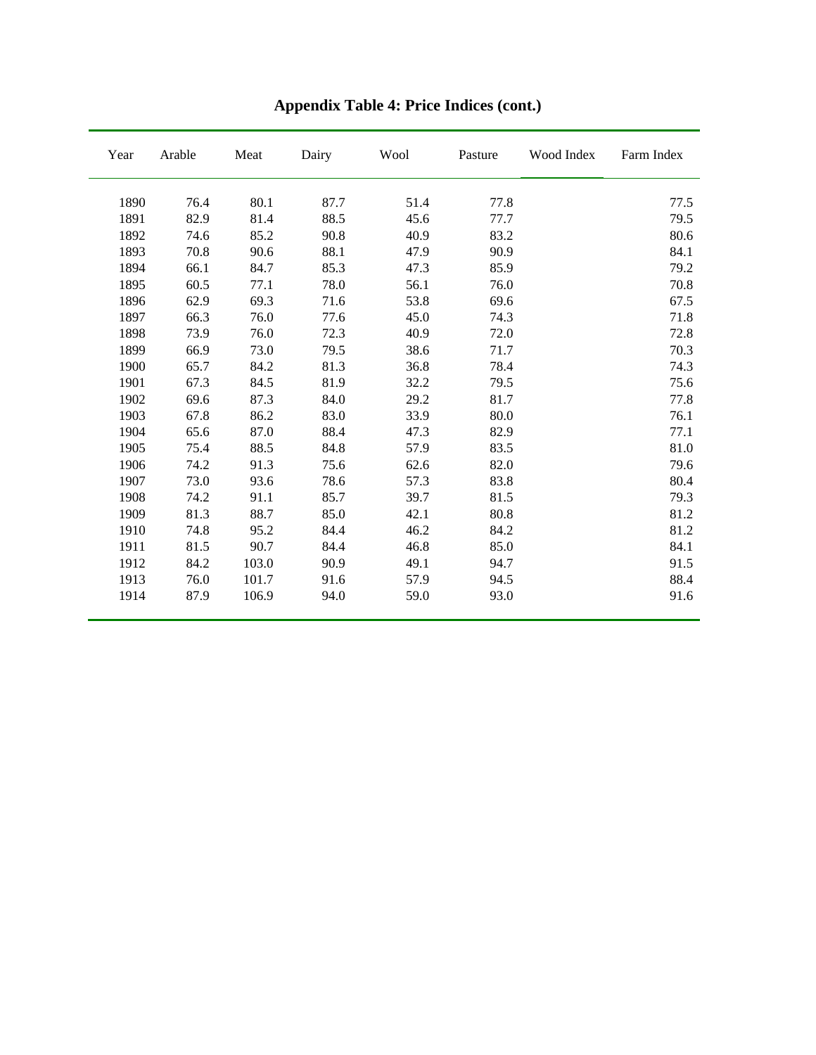# Appendix Table 4: Price Indices (cont.)

| Year | Arable | Meat | Dairy | Wool | Pasture | Wood Index | Farm Index |
|---|---|---|---|---|---|---|---|
| 1890 | 76.4 | 80.1 | 87.7 | 51.4 | 77.8 | | 77.5 |
| 1891 | 82.9 | 81.4 | 88.5 | 45.6 | 77.7 | | 79.5 |
| 1892 | 74.6 | 85.2 | 90.8 | 40.9 | 83.2 | | 80.6 |
| 1893 | 70.8 | 90.6 | 88.1 | 47.9 | 90.9 | | 84.1 |
| 1894 | 66.1 | 84.7 | 85.3 | 47.3 | 85.9 | | 79.2 |
| 1895 | 60.5 | 77.1 | 78.0 | 56.1 | 76.0 | | 70.8 |
| 1896 | 62.9 | 69.3 | 71.6 | 53.8 | 69.6 | | 67.5 |
| 1897 | 66.3 | 76.0 | 77.6 | 45.0 | 74.3 | | 71.8 |
| 1898 | 73.9 | 76.0 | 72.3 | 40.9 | 72.0 | | 72.8 |
| 1899 | 66.9 | 73.0 | 79.5 | 38.6 | 71.7 | | 70.3 |
| 1900 | 65.7 | 84.2 | 81.3 | 36.8 | 78.4 | | 74.3 |
| 1901 | 67.3 | 84.5 | 81.9 | 32.2 | 79.5 | | 75.6 |
| 1902 | 69.6 | 87.3 | 84.0 | 29.2 | 81.7 | | 77.8 |
| 1903 | 67.8 | 86.2 | 83.0 | 33.9 | 80.0 | | 76.1 |
| 1904 | 65.6 | 87.0 | 88.4 | 47.3 | 82.9 | | 77.1 |
| 1905 | 75.4 | 88.5 | 84.8 | 57.9 | 83.5 | | 81.0 |
| 1906 | 74.2 | 91.3 | 75.6 | 62.6 | 82.0 | | 79.6 |
| 1907 | 73.0 | 93.6 | 78.6 | 57.3 | 83.8 | | 80.4 |
| 1908 | 74.2 | 91.1 | 85.7 | 39.7 | 81.5 | | 79.3 |
| 1909 | 81.3 | 88.7 | 85.0 | 42.1 | 80.8 | | 81.2 |
| 1910 | 74.8 | 95.2 | 84.4 | 46.2 | 84.2 | | 81.2 |
| 1911 | 81.5 | 90.7 | 84.4 | 46.8 | 85.0 | | 84.1 |
| 1912 | 84.2 | 103.0 | 90.9 | 49.1 | 94.7 | | 91.5 |
| 1913 | 76.0 | 101.7 | 91.6 | 57.9 | 94.5 | | 88.4 |
| 1914 | 87.9 | 106.9 | 94.0 | 59.0 | 93.0 | | 91.6 |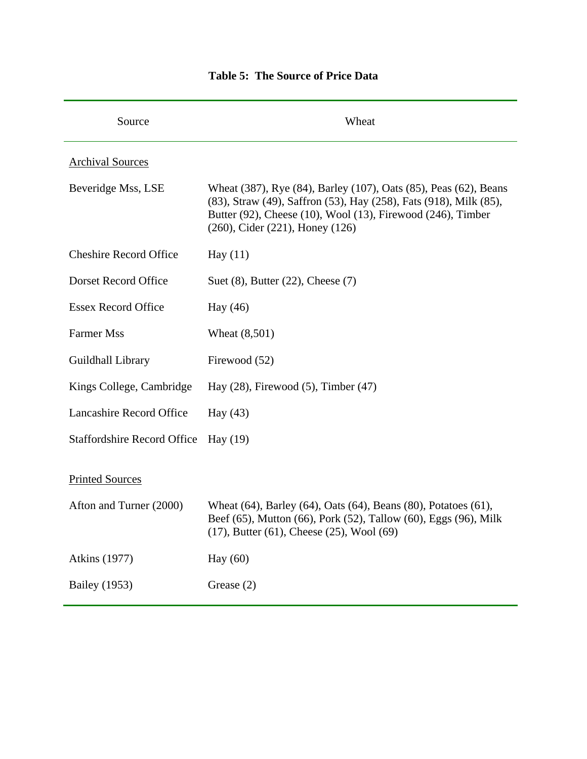**Table 5: The Source of Price Data**

| Source | Wheat |
|---|---|
| Archival Sources | |
| Beveridge Mss, LSE | Wheat (387), Rye (84), Barley (107), Oats (85), Peas (62), Beans (83), Straw (49), Saffron (53), Hay (258), Fats (918), Milk (85), Butter (92), Cheese (10), Wool (13), Firewood (246), Timber (260), Cider (221), Honey (126) |
| Cheshire Record Office | Hay (11) |
| Dorset Record Office | Suet (8), Butter (22), Cheese (7) |
| Essex Record Office | Hay (46) |
| Farmer Mss | Wheat (8,501) |
| Guildhall Library | Firewood (52) |
| Kings College, Cambridge | Hay (28), Firewood (5), Timber (47) |
| Lancashire Record Office | Hay (43) |
| Staffordshire Record Office | Hay (19) |
| Printed Sources | |
| Afton and Turner (2000) | Wheat (64), Barley (64), Oats (64), Beans (80), Potatoes (61), Beef (65), Mutton (66), Pork (52), Tallow (60), Eggs (96), Milk (17), Butter (61), Cheese (25), Wool (69) |
| Atkins (1977) | Hay (60) |
| Bailey (1953) | Grease (2) |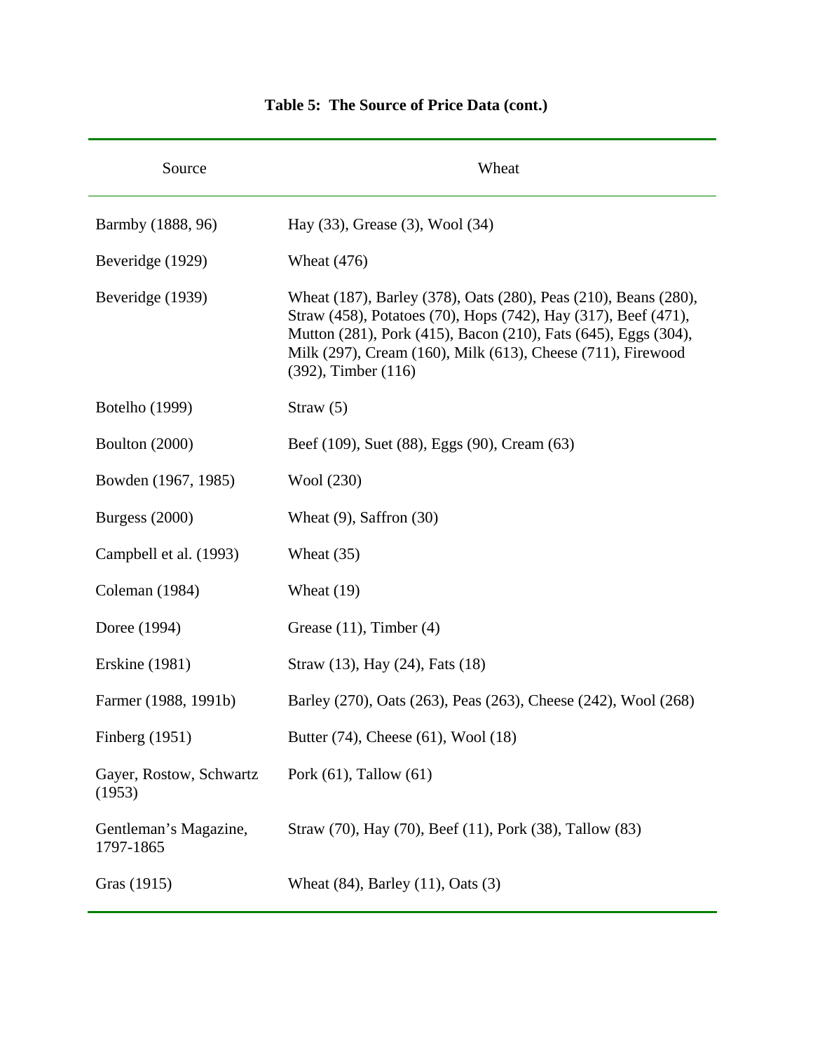**Table 5: The Source of Price Data (cont.)**

| Source | Wheat |
|---|---|
| Barmby (1888, 96) | Hay (33), Grease (3), Wool (34) |
| Beveridge (1929) | Wheat (476) |
| Beveridge (1939) | Wheat (187), Barley (378), Oats (280), Peas (210), Beans (280), Straw (458), Potatoes (70), Hops (742), Hay (317), Beef (471), Mutton (281), Pork (415), Bacon (210), Fats (645), Eggs (304), Milk (297), Cream (160), Milk (613), Cheese (711), Firewood (392), Timber (116) |
| Botelho (1999) | Straw (5) |
| Boulton (2000) | Beef (109), Suet (88), Eggs (90), Cream (63) |
| Bowden (1967, 1985) | Wool (230) |
| Burgess (2000) | Wheat (9), Saffron (30) |
| Campbell et al. (1993) | Wheat (35) |
| Coleman (1984) | Wheat (19) |
| Doree (1994) | Grease (11), Timber (4) |
| Erskine (1981) | Straw (13), Hay (24), Fats (18) |
| Farmer (1988, 1991b) | Barley (270), Oats (263), Peas (263), Cheese (242), Wool (268) |
| Finberg (1951) | Butter (74), Cheese (61), Wool (18) |
| Gayer, Rostow, Schwartz (1953) | Pork (61), Tallow (61) |
| Gentleman's Magazine, 1797-1865 | Straw (70), Hay (70), Beef (11), Pork (38), Tallow (83) |
| Gras (1915) | Wheat (84), Barley (11), Oats (3) |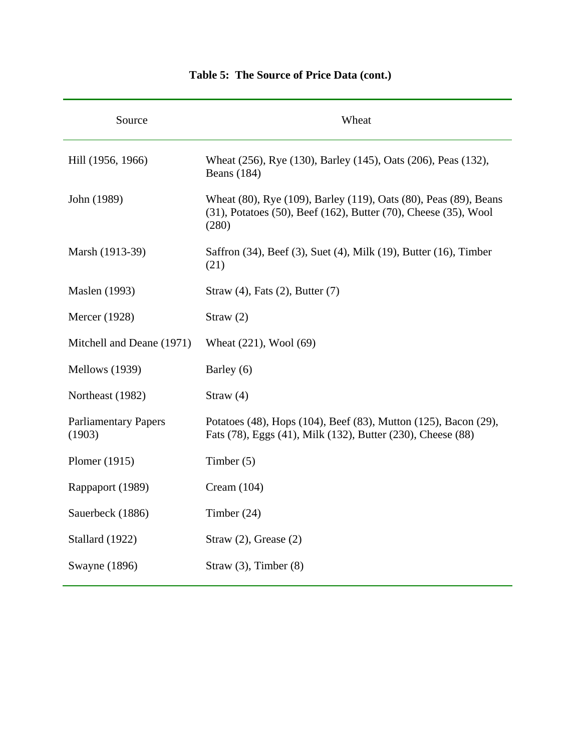**Table 5: The Source of Price Data (cont.)**

| Source | Wheat |
|---|---|
| Hill (1956, 1966) | Wheat (256), Rye (130), Barley (145), Oats (206), Peas (132), Beans (184) |
| John (1989) | Wheat (80), Rye (109), Barley (119), Oats (80), Peas (89), Beans (31), Potatoes (50), Beef (162), Butter (70), Cheese (35), Wool (280) |
| Marsh (1913-39) | Saffron (34), Beef (3), Suet (4), Milk (19), Butter (16), Timber (21) |
| Maslen (1993) | Straw (4), Fats (2), Butter (7) |
| Mercer (1928) | Straw (2) |
| Mitchell and Deane (1971) | Wheat (221), Wool (69) |
| Mellows (1939) | Barley (6) |
| Northeast (1982) | Straw (4) |
| Parliamentary Papers (1903) | Potatoes (48), Hops (104), Beef (83), Mutton (125), Bacon (29), Fats (78), Eggs (41), Milk (132), Butter (230), Cheese (88) |
| Plomer (1915) | Timber (5) |
| Rappaport (1989) | Cream (104) |
| Sauerbeck (1886) | Timber (24) |
| Stallard (1922) | Straw (2), Grease (2) |
| Swayne (1896) | Straw (3), Timber (8) |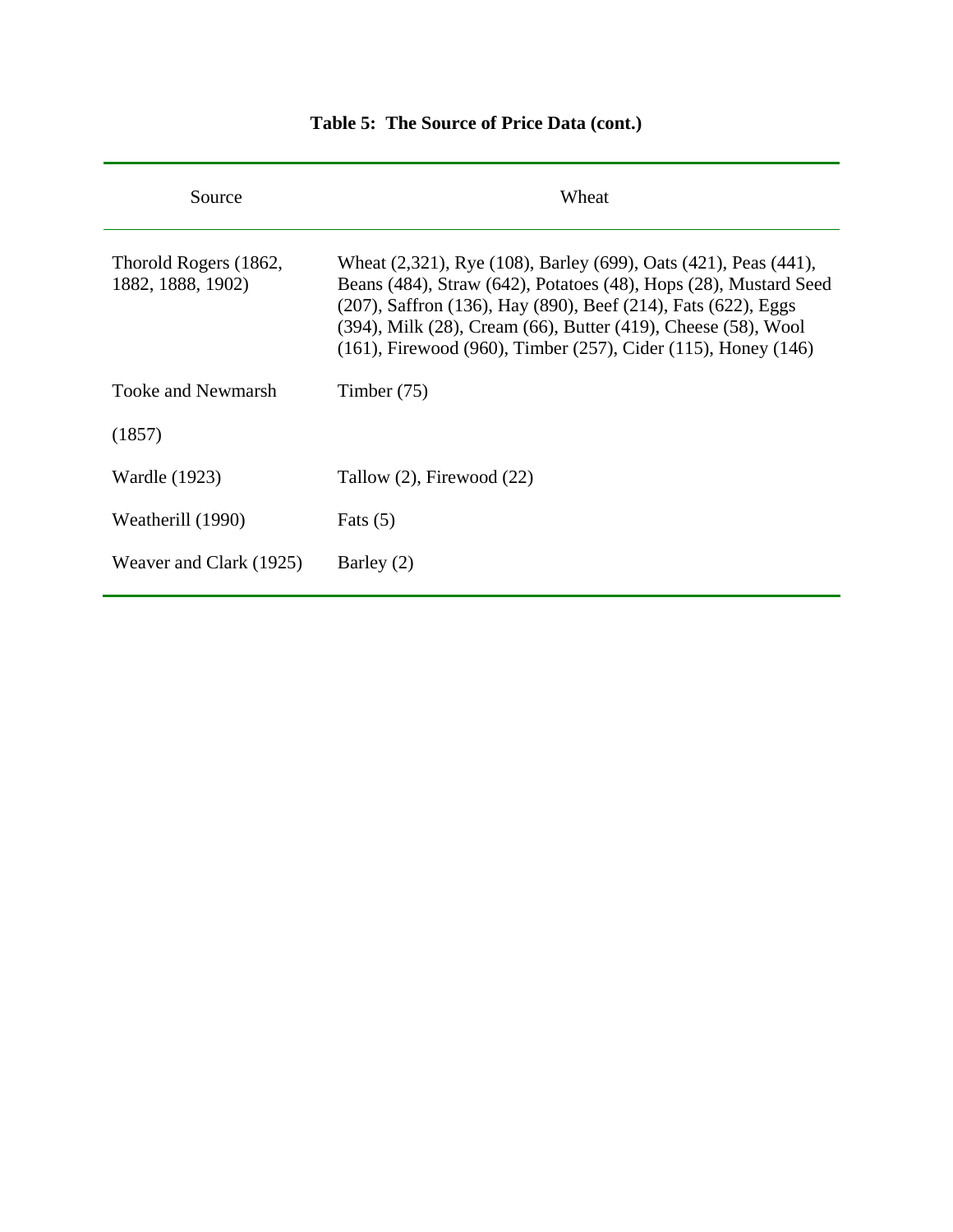**Table 5: The Source of Price Data (cont.)**

| Source | Wheat |
|---|---|
| Thorold Rogers (1862, 1882, 1888, 1902) | Wheat (2,321), Rye (108), Barley (699), Oats (421), Peas (441), Beans (484), Straw (642), Potatoes (48), Hops (28), Mustard Seed (207), Saffron (136), Hay (890), Beef (214), Fats (622), Eggs (394), Milk (28), Cream (66), Butter (419), Cheese (58), Wool (161), Firewood (960), Timber (257), Cider (115), Honey (146) |
| Tooke and Newmarsh (1857) | Timber (75) |
| Wardle (1923) | Tallow (2), Firewood (22) |
| Weatherill (1990) | Fats (5) |
| Weaver and Clark (1925) | Barley (2) |